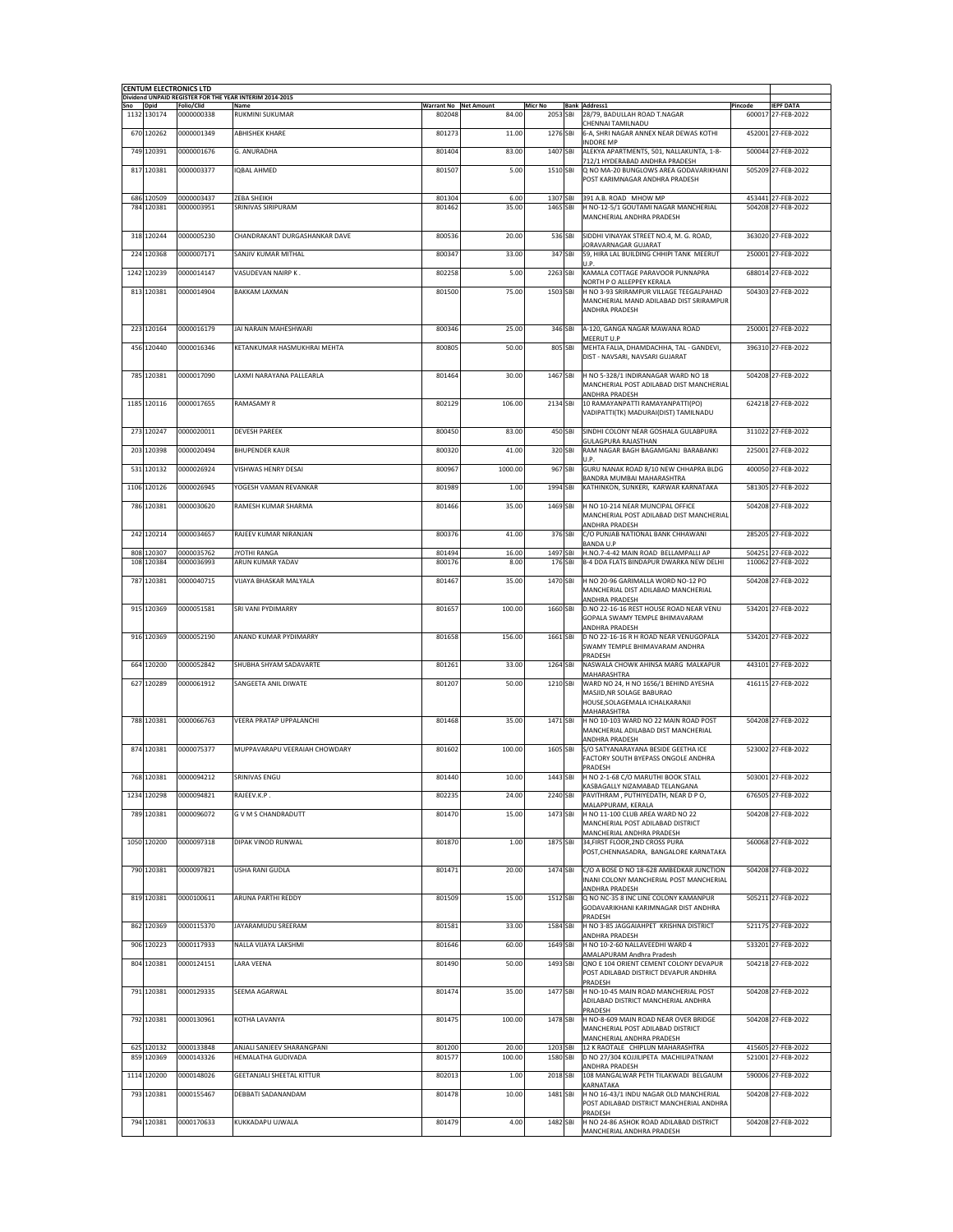**CENTUM ELECTRONICS LTD**

Dividend UNPAID REGISTER FOR THE YEAR INTERIM 2014-2015

| Sno | Dpid | Folio/Clid | Name | Warrant No | Net Amount | Micr No | Bank | Address1 | Pincode | IEPF DATA |
|---|---|---|---|---|---|---|---|---|---|---|
| 1132 | 130174 | 0000000338 | RUKMINI SUKUMAR | 802048 | 84.00 | 2053 | SBI | 28/79, BADULLAH ROAD T.NAGAR CHENNAI TAMILNADU | 600017 | 27-FEB-2022 |
| 670 | 120262 | 0000001349 | ABHISHEK KHARE | 801273 | 11.00 | 1276 | SBI | 6-A, SHRI NAGAR ANNEX NEAR DEWAS KOTHI INDORE MP | 452001 | 27-FEB-2022 |
| 749 | 120391 | 0000001676 | G. ANURADHA | 801404 | 83.00 | 1407 | SBI | ALEKYA APARTMENTS, 501, NALLAKUNTA, 1-8-712/1 HYDERABAD ANDHRA PRADESH | 500044 | 27-FEB-2022 |
| 817 | 120381 | 0000003377 | IQBAL AHMED | 801507 | 5.00 | 1510 | SBI | Q NO MA-20 BUNGLOWS AREA GODAVARIKHANI POST KARIMNAGAR ANDHRA PRADESH | 505209 | 27-FEB-2022 |
| 686 | 120509 | 0000003437 | ZEBA SHEIKH | 801304 | 6.00 | 1307 | SBI | 391 A.B. ROAD MHOW MP | 453441 | 27-FEB-2022 |
| 784 | 120381 | 0000003951 | SRINIVAS SIRIPURAM | 801462 | 35.00 | 1465 | SBI | H NO-12-5/1 GOUTAMI NAGAR MANCHERIAL MANCHERIAL ANDHRA PRADESH | 504208 | 27-FEB-2022 |
| 318 | 120244 | 0000005230 | CHANDRAKANT DURGASHANKAR DAVE | 800536 | 20.00 | 536 | SBI | SIDDHI VINAYAK STREET NO.4, M. G. ROAD, JORAVARNAGAR GUJARAT | 363020 | 27-FEB-2022 |
| 224 | 120368 | 0000007171 | SANJIV KUMAR MITHAL | 800347 | 33.00 | 347 | SBI | 59, HIRA LAL BUILDING CHHIPI TANK MEERUT U.P | 250001 | 27-FEB-2022 |
| 1242 | 120239 | 0000014147 | VASUDEVAN NAIRP K . | 802258 | 5.00 | 2263 | SBI | KAMALA COTTAGE PARAVOOR PUNNAPRA NORTH P O ALLEPPEY KERALA | 688014 | 27-FEB-2022 |
| 813 | 120381 | 0000014904 | BAKKAM LAXMAN | 801500 | 75.00 | 1503 | SBI | H NO 3-93 SRIRAMPUR VILLAGE TEEGALPAHAD MANCHERIAL MAND ADILABAD DIST SRIRAMPUR ANDHRA PRADESH | 504303 | 27-FEB-2022 |
| 223 | 120164 | 0000016179 | JAI NARAIN MAHESHWARI | 800346 | 25.00 | 346 | SBI | A-120, GANGA NAGAR MAWANA ROAD MEERUT U.P | 250001 | 27-FEB-2022 |
| 456 | 120440 | 0000016346 | KETANKUMAR HASMUKHRAI MEHTA | 800805 | 50.00 | 805 | SBI | MEHTA FALIA, DHAMDACHHA, TAL - GANDEVI, DIST - NAVSARI, NAVSARI GUJARAT | 396310 | 27-FEB-2022 |
| 785 | 120381 | 0000017090 | LAXMI NARAYANA PALLEARLA | 801464 | 30.00 | 1467 | SBI | H NO 5-328/1 INDIRANAGAR WARD NO 18 MANCHERIAL POST ADILABAD DIST MANCHERIAL ANDHRA PRADESH | 504208 | 27-FEB-2022 |
| 1185 | 120116 | 0000017655 | RAMASAMY R | 802129 | 106.00 | 2134 | SBI | 10 RAMAYANPATTI RAMAYANPATTI(PO) VADIPATTI(TK) MADURAI(DIST) TAMILNADU | 624218 | 27-FEB-2022 |
| 273 | 120247 | 0000020011 | DEVESH PAREEK | 800450 | 83.00 | 450 | SBI | SINDHI COLONY NEAR GOSHALA GULABPURA GULAGPURA RAJASTHAN | 311022 | 27-FEB-2022 |
| 203 | 120398 | 0000020494 | BHUPENDER KAUR | 800320 | 41.00 | 320 | SBI | RAM NAGAR BAGH BAGAMGANJ BARABANKI U.P. | 225001 | 27-FEB-2022 |
| 531 | 120132 | 0000026924 | VISHWAS HENRY DESAI | 800967 | 1000.00 | 967 | SBI | GURU NANAK ROAD 8/10 NEW CHHAPRA BLDG BANDRA MUMBAI MAHARASHTRA | 400050 | 27-FEB-2022 |
| 1106 | 120126 | 0000026945 | YOGESH VAMAN REVANKAR | 801989 | 1.00 | 1994 | SBI | KATHINKON, SUNKERI, KARWAR KARNATAKA | 581305 | 27-FEB-2022 |
| 786 | 120381 | 0000030620 | RAMESH KUMAR SHARMA | 801466 | 35.00 | 1469 | SBI | H NO 10-214 NEAR MUNCIPAL OFFICE MANCHERIAL POST ADILABAD DIST MANCHERIAL ANDHRA PRADESH | 504208 | 27-FEB-2022 |
| 242 | 120214 | 0000034657 | RAJEEV KUMAR NIRANJAN | 800376 | 41.00 | 376 | SBI | C/O PUNJAB NATIONAL BANK CHHAWANI BANDA U.P | 285205 | 27-FEB-2022 |
| 808 | 120307 | 0000035762 | JYOTHI RANGA | 801494 | 16.00 | 1497 | SBI | H.NO.7-4-42 MAIN ROAD BELLAMPALLI AP | 504251 | 27-FEB-2022 |
| 108 | 120384 | 0000036993 | ARUN KUMAR YADAV | 800176 | 8.00 | 176 | SBI | B-4 DDA FLATS BINDAPUR DWARKA NEW DELHI | 110062 | 27-FEB-2022 |
| 787 | 120381 | 0000040715 | VIJAYA BHASKAR MALYALA | 801467 | 35.00 | 1470 | SBI | H NO 20-96 GARIMALLA WORD NO-12 PO MANCHERIAL DIST ADILABAD MANCHERIAL ANDHRA PRADESH | 504208 | 27-FEB-2022 |
| 915 | 120369 | 0000051581 | SRI VANI PYDIMARRY | 801657 | 100.00 | 1660 | SBI | D.NO 22-16-16 REST HOUSE ROAD NEAR VENU GOPALA SWAMY TEMPLE BHIMAVARAM ANDHRA PRADESH | 534201 | 27-FEB-2022 |
| 916 | 120369 | 0000052190 | ANAND KUMAR PYDIMARRY | 801658 | 156.00 | 1661 | SBI | D NO 22-16-16 R H ROAD NEAR VENUGOPALA SWAMY TEMPLE BHIMAVARAM ANDHRA PRADESH | 534201 | 27-FEB-2022 |
| 664 | 120200 | 0000052842 | SHUBHA SHYAM SADAVARTE | 801261 | 33.00 | 1264 | SBI | NASWALA CHOWK AHINSA MARG MALKAPUR MAHARASHTRA | 443101 | 27-FEB-2022 |
| 627 | 120289 | 0000061912 | SANGEETA ANIL DIWATE | 801207 | 50.00 | 1210 | SBI | WARD NO 24, H NO 1656/1 BEHIND AYESHA MASJID,NR SOLAGE BABURAO HOUSE,SOLAGEMALA ICHALKARANJI MAHARASHTRA | 416115 | 27-FEB-2022 |
| 788 | 120381 | 0000066763 | VEERA PRATAP UPPALANCHI | 801468 | 35.00 | 1471 | SBI | H NO 10-103 WARD NO 22 MAIN ROAD POST MANCHERIAL ADILABAD DIST MANCHERIAL ANDHRA PRADESH | 504208 | 27-FEB-2022 |
| 874 | 120381 | 0000075377 | MUPPAVARAPU VEERAIAH CHOWDARY | 801602 | 100.00 | 1605 | SBI | S/O SATYANARAYANA BESIDE GEETHA ICE FACTORY SOUTH BYEPASS ONGOLE ANDHRA PRADESH | 523002 | 27-FEB-2022 |
| 768 | 120381 | 0000094212 | SRINIVAS ENGU | 801440 | 10.00 | 1443 | SBI | H NO 2-1-68 C/O MARUTHI BOOK STALL KASBAGALLY NIZAMABAD TELANGANA | 503001 | 27-FEB-2022 |
| 1234 | 120298 | 0000094821 | RAJEEV.K.P . | 802235 | 24.00 | 2240 | SBI | PAVITHRAM , PUTHIYEDATH, NEAR D P O, MALAPPURAM, KERALA | 676505 | 27-FEB-2022 |
| 789 | 120381 | 0000096072 | G V M S CHANDRADUTT | 801470 | 15.00 | 1473 | SBI | H NO 11-100 CLUB AREA WARD NO 22 MANCHERIAL POST ADILABAD DISTRICT MANCHERIAL ANDHRA PRADESH | 504208 | 27-FEB-2022 |
| 1050 | 120200 | 0000097318 | DIPAK VINOD RUNWAL | 801870 | 1.00 | 1875 | SBI | 34,FIRST FLOOR,2ND CROSS PURA POST,CHENNASADRA, BANGALORE KARNATAKA | 560068 | 27-FEB-2022 |
| 790 | 120381 | 0000097821 | USHA RANI GUDLA | 801471 | 20.00 | 1474 | SBI | C/O A BOSE D NO 18-628 AMBEDKAR JUNCTION INANI COLONY MANCHERIAL POST MANCHERIAL ANDHRA PRADESH | 504208 | 27-FEB-2022 |
| 819 | 120381 | 0000100611 | ARUNA PARTHI REDDY | 801509 | 15.00 | 1512 | SBI | Q NO NC-35 8 INC LINE COLONY KAMANPUR GODAVARIKHANI KARIMNAGAR DIST ANDHRA PRADESH | 505211 | 27-FEB-2022 |
| 862 | 120369 | 0000115370 | JAYARAMUDU SREERAM | 801581 | 33.00 | 1584 | SBI | H NO 3-85 JAGGAIAHPET KRISHNA DISTRICT ANDHRA PRADESH | 521175 | 27-FEB-2022 |
| 906 | 120223 | 0000117933 | NALLA VIJAYA LAKSHMI | 801646 | 60.00 | 1649 | SBI | H NO 10-2-60 NALLAVEEDHI WARD 4 AMALAPURAM Andhra Pradesh | 533201 | 27-FEB-2022 |
| 804 | 120381 | 0000124151 | LARA VEENA | 801490 | 50.00 | 1493 | SBI | QNO E 104 ORIENT CEMENT COLONY DEVAPUR POST ADILABAD DISTRICT DEVAPUR ANDHRA PRADESH | 504218 | 27-FEB-2022 |
| 791 | 120381 | 0000129335 | SEEMA AGARWAL | 801474 | 35.00 | 1477 | SBI | H NO-10-45 MAIN ROAD MANCHERIAL POST ADILABAD DISTRICT MANCHERIAL ANDHRA PRADESH | 504208 | 27-FEB-2022 |
| 792 | 120381 | 0000130961 | KOTHA LAVANYA | 801475 | 100.00 | 1478 | SBI | H NO-8-609 MAIN ROAD NEAR OVER BRIDGE MANCHERIAL POST ADILABAD DISTRICT MANCHERIAL ANDHRA PRADESH | 504208 | 27-FEB-2022 |
| 625 | 120132 | 0000133848 | ANJALI SANJEEV SHARANGPANI | 801200 | 20.00 | 1203 | SBI | 12 K RAOTALE CHIPLUN MAHARASHTRA | 415605 | 27-FEB-2022 |
| 859 | 120369 | 0000143326 | HEMALATHA GUDIVADA | 801577 | 100.00 | 1580 | SBI | D NO 27/304 KOJJILIPETA MACHILIPATNAM ANDHRA PRADESH | 521001 | 27-FEB-2022 |
| 1114 | 120200 | 0000148026 | GEETANJALI SHEETAL KITTUR | 802013 | 1.00 | 2018 | SBI | 108 MANGALWAR PETH TILAKWADI BELGAUM KARNATAKA | 590006 | 27-FEB-2022 |
| 793 | 120381 | 0000155467 | DEBBATI SADANANDAM | 801478 | 10.00 | 1481 | SBI | H NO 16-43/1 INDU NAGAR OLD MANCHERIAL POST ADILABAD DISTRICT MANCHERIAL ANDHRA PRADESH | 504208 | 27-FEB-2022 |
| 794 | 120381 | 0000170633 | KUKKADAPU UJWALA | 801479 | 4.00 | 1482 | SBI | H NO 24-86 ASHOK ROAD ADILABAD DISTRICT MANCHERIAL ANDHRA PRADESH | 504208 | 27-FEB-2022 |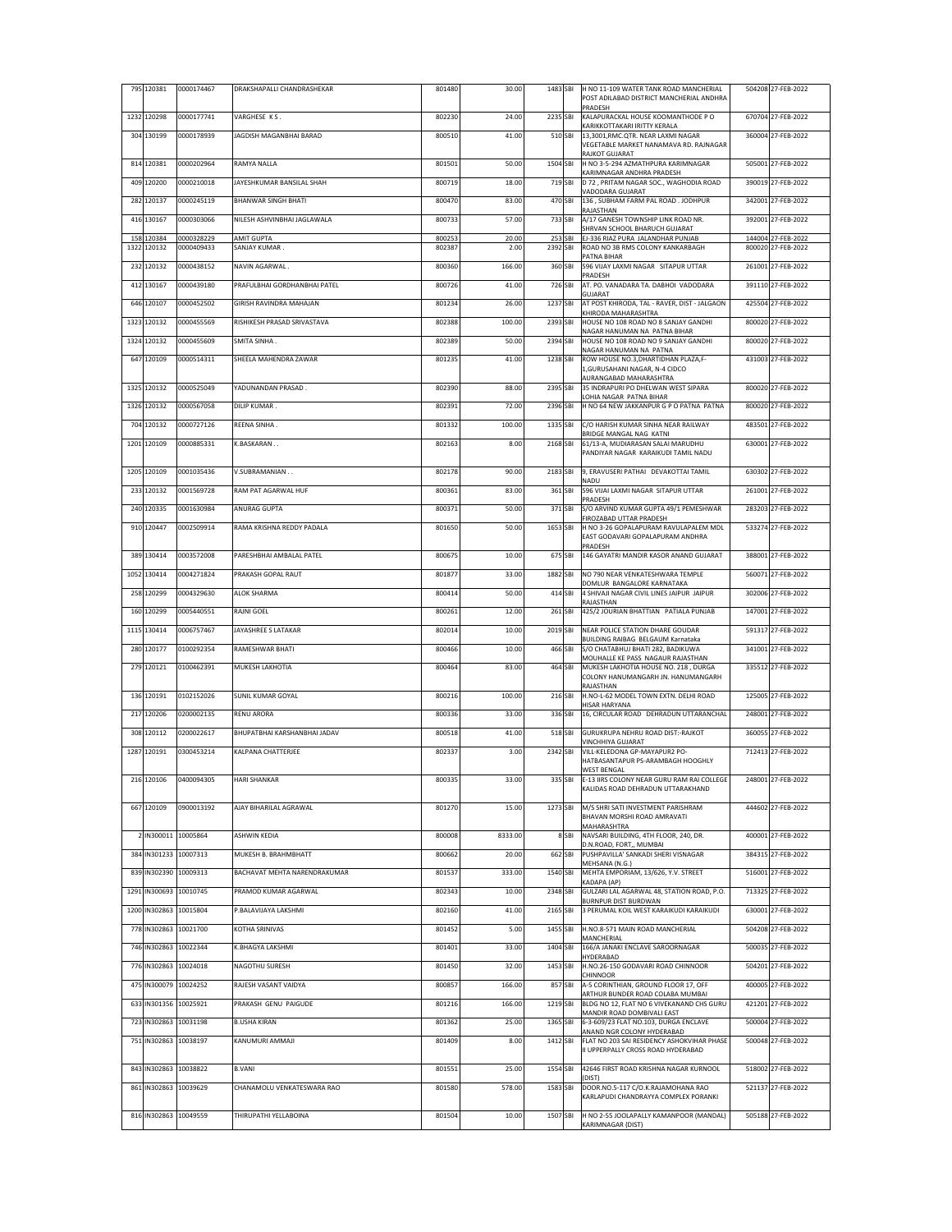| | | | | | | | | | | |
|---|---|---|---|---|---|---|---|---|---|---|
| 795 | 120381 | 0000174467 | DRAKSHAPALLI CHANDRASHEKAR | 801480 | 30.00 | 1483 | SBI | H NO 11-109 WATER TANK ROAD MANCHERIAL POST ADILABAD DISTRICT MANCHERIAL ANDHRA PRADESH | 504208 | 27-FEB-2022 |
| 1232 | 120298 | 0000177741 | VARGHESE K S . | 802230 | 24.00 | 2235 | SBI | KALAPURACKAL HOUSE KOOMANTHODE P O KARIKKOTTAKARI IRITTY KERALA | 670704 | 27-FEB-2022 |
| 304 | 130199 | 0000178939 | JAGDISH MAGANBHAI BARAD | 800510 | 41.00 | 510 | SBI | 13,3001,RMC.QTR. NEAR LAXMI NAGAR VEGETABLE MARKET NANAMAVA RD. RAJNAGAR RAJKOT GUJARAT | 360004 | 27-FEB-2022 |
| 814 | 120381 | 0000202964 | RAMYA NALLA | 801501 | 50.00 | 1504 | SBI | H NO 3-5-294 AZMATHPURA KARIMNAGAR KARIMNAGAR ANDHRA PRADESH | 505001 | 27-FEB-2022 |
| 409 | 120200 | 0000210018 | JAYESHKUMAR BANSILAL SHAH | 800719 | 18.00 | 719 | SBI | D 72 , PRITAM NAGAR SOC., WAGHODIA ROAD VADODARA GUJARAT | 390019 | 27-FEB-2022 |
| 282 | 120137 | 0000245119 | BHANWAR SINGH BHATI | 800470 | 83.00 | 470 | SBI | 136 , SUBHAM FARM PAL ROAD . JODHPUR RAJASTHAN | 342001 | 27-FEB-2022 |
| 416 | 130167 | 0000303066 | NILESH ASHVINBHAI JAGLAWALA | 800733 | 57.00 | 733 | SBI | A/17 GANESH TOWNSHIP LINK ROAD NR. SHRVAN SCHOOL BHARUCH GUJARAT | 392001 | 27-FEB-2022 |
| 158 | 120384 | 0000328229 | AMIT GUPTA | 800253 | 20.00 | 253 | SBI | EJ-336 RIAZ PURA JALANDHAR PUNJAB | 144004 | 27-FEB-2022 |
| 1322 | 120132 | 0000409433 | SANJAY KUMAR . | 802387 | 2.00 | 2392 | SBI | ROAD NO 3B RMS COLONY KANKARBAGH PATNA BIHAR | 800020 | 27-FEB-2022 |
| 232 | 120132 | 0000438152 | NAVIN AGARWAL . | 800360 | 166.00 | 360 | SBI | 596 VIJAY LAXMI NAGAR SITAPUR UTTAR PRADESH | 261001 | 27-FEB-2022 |
| 412 | 130167 | 0000439180 | PRAFULBHAI GORDHANBHAI PATEL | 800726 | 41.00 | 726 | SBI | AT. PO. VANADARA TA. DABHOI VADODARA GUJARAT | 391110 | 27-FEB-2022 |
| 646 | 120107 | 0000452502 | GIRISH RAVINDRA MAHAJAN | 801234 | 26.00 | 1237 | SBI | AT POST KHIRODA, TAL - RAVER, DIST - JALGAON KHIRODA MAHARASHTRA | 425504 | 27-FEB-2022 |
| 1323 | 120132 | 0000455569 | RISHIKESH PRASAD SRIVASTAVA | 802388 | 100.00 | 2393 | SBI | HOUSE NO 108 ROAD NO 8 SANJAY GANDHI NAGAR HANUMAN NA PATNA BIHAR | 800020 | 27-FEB-2022 |
| 1324 | 120132 | 0000455609 | SMITA SINHA . | 802389 | 50.00 | 2394 | SBI | HOUSE NO 108 ROAD NO 9 SANJAY GANDHI NAGAR HANUMAN NA PATNA | 800020 | 27-FEB-2022 |
| 647 | 120109 | 0000514311 | SHEELA MAHENDRA ZAWAR | 801235 | 41.00 | 1238 | SBI | ROW HOUSE NO.3,DHARTIDHAN PLAZA,F-1,GURUSAHANI NAGAR, N-4 CIDCO AURANGABAD MAHARASHTRA | 431003 | 27-FEB-2022 |
| 1325 | 120132 | 0000525049 | YADUNANDAN PRASAD . | 802390 | 88.00 | 2395 | SBI | 35 INDRAPURI PO DHELWAN WEST SIPARA LOHIA NAGAR PATNA BIHAR | 800020 | 27-FEB-2022 |
| 1326 | 120132 | 0000567058 | DILIP KUMAR . | 802391 | 72.00 | 2396 | SBI | H NO 64 NEW JAKKANPUR G P O PATNA PATNA | 800020 | 27-FEB-2022 |
| 704 | 120132 | 0000727126 | REENA SINHA . | 801332 | 100.00 | 1335 | SBI | C/O HARISH KUMAR SINHA NEAR RAILWAY BRIDGE MANGAL NAG KATNI | 483501 | 27-FEB-2022 |
| 1201 | 120109 | 0000885331 | K.BASKARAN . . | 802163 | 8.00 | 2168 | SBI | 61/13-A, MUDIARASAN SALAI MARUDHU PANDIYAR NAGAR KARAIKUDI TAMIL NADU | 630001 | 27-FEB-2022 |
| 1205 | 120109 | 0001035436 | V.SUBRAMANIAN . . | 802178 | 90.00 | 2183 | SBI | 9, ERAVUSERI PATHAI DEVAKOTTAI TAMIL NADU | 630302 | 27-FEB-2022 |
| 233 | 120132 | 0001569728 | RAM PAT AGARWAL HUF | 800361 | 83.00 | 361 | SBI | 596 VIJAI LAXMI NAGAR SITAPUR UTTAR PRADESH | 261001 | 27-FEB-2022 |
| 240 | 120335 | 0001630984 | ANURAG GUPTA | 800371 | 50.00 | 371 | SBI | S/O ARVIND KUMAR GUPTA 49/1 PEMESHWAR FIROZABAD UTTAR PRADESH | 283203 | 27-FEB-2022 |
| 910 | 120447 | 0002509914 | RAMA KRISHNA REDDY PADALA | 801650 | 50.00 | 1653 | SBI | H NO 3-26 GOPALAPURAM RAVULAPALEM MDL EAST GODAVARI GOPALAPURAM ANDHRA PRADESH | 533274 | 27-FEB-2022 |
| 389 | 130414 | 0003572008 | PARESHBHAI AMBALAL PATEL | 800675 | 10.00 | 675 | SBI | 146 GAYATRI MANDIR KASOR ANAND GUJARAT | 388001 | 27-FEB-2022 |
| 1052 | 130414 | 0004271824 | PRAKASH GOPAL RAUT | 801877 | 33.00 | 1882 | SBI | NO 790 NEAR VENKATESHWARA TEMPLE DOMLUR BANGALORE KARNATAKA | 560071 | 27-FEB-2022 |
| 258 | 120299 | 0004329630 | ALOK SHARMA | 800414 | 50.00 | 414 | SBI | 4 SHIVAJI NAGAR CIVIL LINES JAIPUR JAIPUR RAJASTHAN | 302006 | 27-FEB-2022 |
| 160 | 120299 | 0005440551 | RAJNI GOEL | 800261 | 12.00 | 261 | SBI | 425/2 JOURIAN BHATTIAN PATIALA PUNJAB | 147001 | 27-FEB-2022 |
| 1115 | 130414 | 0006757467 | JAYASHREE S LATAKAR | 802014 | 10.00 | 2019 | SBI | NEAR POLICE STATION DHARE GOUDAR BUILDING RAIBAG BELGAUM Karnataka | 591317 | 27-FEB-2022 |
| 280 | 120177 | 0100292354 | RAMESHWAR BHATI | 800466 | 10.00 | 466 | SBI | S/O CHATABHUJ BHATI 282, BADIKUWA MOUHALLE KE PASS NAGAUR RAJASTHAN | 341001 | 27-FEB-2022 |
| 279 | 120121 | 0100462391 | MUKESH LAKHOTIA | 800464 | 83.00 | 464 | SBI | MUKESH LAKHOTIA HOUSE NO. 218 , DURGA COLONY HANUMANGARH JN. HANUMANGARH RAJASTHAN | 335512 | 27-FEB-2022 |
| 136 | 120191 | 0102152026 | SUNIL KUMAR GOYAL | 800216 | 100.00 | 216 | SBI | H.NO-L-62 MODEL TOWN EXTN. DELHI ROAD HISAR HARYANA | 125005 | 27-FEB-2022 |
| 217 | 120206 | 0200002135 | RENU ARORA | 800336 | 33.00 | 336 | SBI | 16, CIRCULAR ROAD DEHRADUN UTTARANCHAL | 248001 | 27-FEB-2022 |
| 308 | 120112 | 0200022617 | BHUPATBHAI KARSHANBHAI JADAV | 800518 | 41.00 | 518 | SBI | GURUKRUPA NEHRU ROAD DIST:-RAJKOT VINCHHIYA GUJARAT | 360055 | 27-FEB-2022 |
| 1287 | 120191 | 0300453214 | KALPANA CHATTERJEE | 802337 | 3.00 | 2342 | SBI | VILL-KELEDONA GP-MAYAPUR2 PO-HATBASANTAPUR PS-ARAMBAGH HOOGHLY WEST BENGAL | 712413 | 27-FEB-2022 |
| 216 | 120106 | 0400094305 | HARI SHANKAR | 800335 | 33.00 | 335 | SBI | E-13 IIRS COLONY NEAR GURU RAM RAI COLLEGE KALIDAS ROAD DEHRADUN UTTARAKHAND | 248001 | 27-FEB-2022 |
| 667 | 120109 | 0900013192 | AJAY BIHARILAL AGRAWAL | 801270 | 15.00 | 1273 | SBI | M/S SHRI SATI INVESTMENT PARISHRAM BHAVAN MORSHI ROAD AMRAVATI MAHARASHTRA | 444602 | 27-FEB-2022 |
| 2 | IN300011 | 10005864 | ASHWIN KEDIA | 800008 | 8333.00 | 8 | SBI | NAVSARI BUILDING, 4TH FLOOR, 240, DR. D.N.ROAD, FORT,, MUMBAI | 400001 | 27-FEB-2022 |
| 384 | IN301233 | 10007313 | MUKESH B. BRAHMBHATT | 800662 | 20.00 | 662 | SBI | PUSHPAVILLA' SANKADI SHERI VISNAGAR MEHSANA (N.G.) | 384315 | 27-FEB-2022 |
| 839 | IN302390 | 10009313 | BACHAVAT MEHTA NARENDRAKUMAR | 801537 | 333.00 | 1540 | SBI | MEHTA EMPORIAM, 13/626, Y.V. STREET KADAPA (AP) | 516001 | 27-FEB-2022 |
| 1291 | IN300693 | 10010745 | PRAMOD KUMAR AGARWAL | 802343 | 10.00 | 2348 | SBI | GULZARI LAL AGARWAL 48, STATION ROAD, P.O. BURNPUR DIST BURDWAN | 713325 | 27-FEB-2022 |
| 1200 | IN302863 | 10015804 | P.BALAVIJAYA LAKSHMI | 802160 | 41.00 | 2165 | SBI | 3 PERUMAL KOIL WEST KARAIKUDI KARAIKUDI | 630001 | 27-FEB-2022 |
| 778 | IN302863 | 10021700 | KOTHA SRINIVAS | 801452 | 5.00 | 1455 | SBI | H.NO.8-571 MAIN ROAD MANCHERIAL MANCHERIAL | 504208 | 27-FEB-2022 |
| 746 | IN302863 | 10022344 | K.BHAGYA LAKSHMI | 801401 | 33.00 | 1404 | SBI | 166/A JANAKI ENCLAVE SAROORNAGAR HYDERABAD | 500035 | 27-FEB-2022 |
| 776 | IN302863 | 10024018 | NAGOTHU SURESH | 801450 | 32.00 | 1453 | SBI | H.NO.26-150 GODAVARI ROAD CHINNOOR CHINNOOR | 504201 | 27-FEB-2022 |
| 475 | IN300079 | 10024252 | RAJESH VASANT VAIDYA | 800857 | 166.00 | 857 | SBI | A-5 CORINTHIAN, GROUND FLOOR 17, OFF ARTHUR BUNDER ROAD COLABA MUMBAI | 400005 | 27-FEB-2022 |
| 633 | IN301356 | 10025921 | PRAKASH GENU PAIGUDE | 801216 | 166.00 | 1219 | SBI | BLDG NO 12, FLAT NO 6 VIVEKANAND CHS GURU MANDIR ROAD DOMBIVALI EAST | 421201 | 27-FEB-2022 |
| 723 | IN302863 | 10031198 | B.USHA KIRAN | 801362 | 25.00 | 1365 | SBI | 6-3-609/23 FLAT NO.103, DURGA ENCLAVE ANAND NGR COLONY HYDERABAD | 500004 | 27-FEB-2022 |
| 751 | IN302863 | 10038197 | KANUMURI AMMAJI | 801409 | 8.00 | 1412 | SBI | FLAT NO 203 SAI RESIDENCY ASHOKVIHAR PHASE II UPPERPALLY CROSS ROAD HYDERABAD | 500048 | 27-FEB-2022 |
| 843 | IN302863 | 10038822 | B.VANI | 801551 | 25.00 | 1554 | SBI | 42646 FIRST ROAD KRISHNA NAGAR KURNOOL (DIST) | 518002 | 27-FEB-2022 |
| 861 | IN302863 | 10039629 | CHANAMOLU VENKATESWARA RAO | 801580 | 578.00 | 1583 | SBI | DOOR.NO.5-117 C/O.K.RAJAMOHANA RAO KARLAPUDI CHANDRAYYA COMPLEX PORANKI | 521137 | 27-FEB-2022 |
| 816 | IN302863 | 10049559 | THIRUPATHI YELLABOINA | 801504 | 10.00 | 1507 | SBI | H NO 2-55 JOOLAPALLY KAMANPOOR (MANDAL) KARIMNAGAR (DIST) | 505188 | 27-FEB-2022 |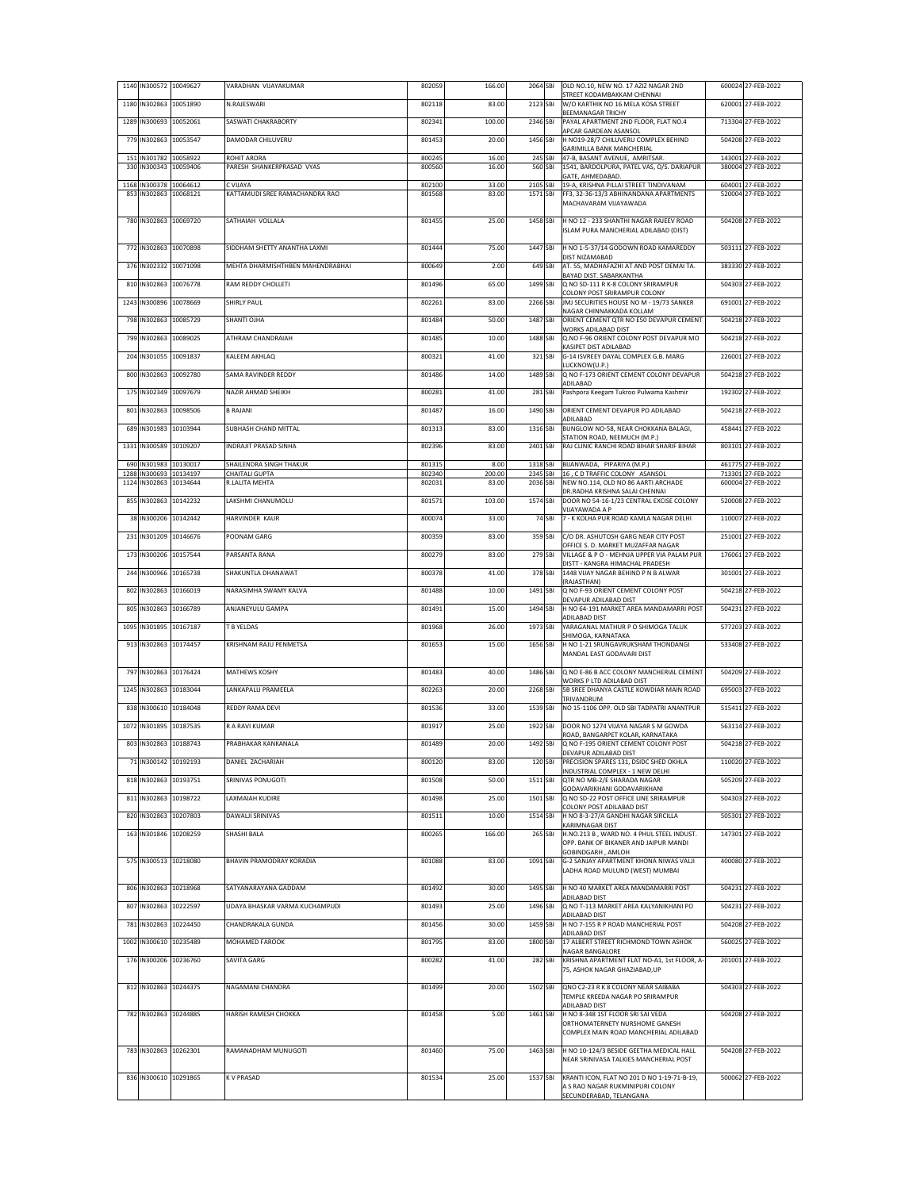| | | | | | | | | | | |
|---|---|---|---|---|---|---|---|---|---|---|
| 1140 | IN300572 | 10049627 | VARADHAN VIJAYAKUMAR | 802059 | 166.00 | 2064 | SBI | OLD NO.10, NEW NO. 17 AZIZ NAGAR 2ND STREET KODAMBAKKAM CHENNAI | 600024 | 27-FEB-2022 |
| 1180 | IN302863 | 10051890 | N.RAJESWARI | 802118 | 83.00 | 2123 | SBI | W/O KARTHIK NO 16 MELA KOSA STREET BEEMANAGAR TRICHY | 620001 | 27-FEB-2022 |
| 1289 | IN300693 | 10052061 | SASWATI CHAKRABORTY | 802341 | 100.00 | 2346 | SBI | PAYAL APARTMENT 2ND FLOOR, FLAT NO.4 APCAR GARDEAN ASANSOL | 713304 | 27-FEB-2022 |
| 779 | IN302863 | 10053547 | DAMODAR CHILUVERU | 801453 | 20.00 | 1456 | SBI | H NO19-28/7 CHILUVERU COMPLEX BEHIND GARIMILLA BANK MANCHERIAL | 504208 | 27-FEB-2022 |
| 151 | IN301782 | 10058922 | ROHIT ARORA | 800245 | 16.00 | 245 | SBI | 47-B, BASANT AVENUE, AMRITSAR. | 143001 | 27-FEB-2022 |
| 330 | IN300343 | 10059406 | PARESH SHANKERPRASAD VYAS | 800560 | 16.00 | 560 | SBI | 1541, BARDOLPURA, PATEL VAS, O/S. DARIAPUR GATE, AHMEDABAD. | 380004 | 27-FEB-2022 |
| 1168 | IN300378 | 10064612 | C VIJAYA | 802100 | 33.00 | 2105 | SBI | 19-A, KRISHNA PILLAI STREET TINDIVANAM | 604001 | 27-FEB-2022 |
| 853 | IN302863 | 10068121 | KATTAMUDI SREE RAMACHANDRA RAO | 801568 | 83.00 | 1571 | SBI | FF3, 32-36-13/3 ABHINANDANA APARTMENTS MACHAVARAM VIJAYAWADA | 520004 | 27-FEB-2022 |
| 780 | IN302863 | 10069720 | SATHAIAH VOLLALA | 801455 | 25.00 | 1458 | SBI | H NO 12 - 233 SHANTHI NAGAR RAJEEV ROAD ISLAM PURA MANCHERIAL ADILABAD (DIST) | 504208 | 27-FEB-2022 |
| 772 | IN302863 | 10070898 | SIDDHAM SHETTY ANANTHA LAXMI | 801444 | 75.00 | 1447 | SBI | H NO 1-5-37/14 GODOWN ROAD KAMAREDDY DIST NIZAMABAD | 503111 | 27-FEB-2022 |
| 376 | IN302332 | 10071098 | MEHTA DHARMISHTHBEN MAHENDRABHAI | 800649 | 2.00 | 649 | SBI | AT. 55, MADHAFAZHI AT AND POST DEMAI TA. BAYAD DIST. SABARKANTHA | 383330 | 27-FEB-2022 |
| 810 | IN302863 | 10076778 | RAM REDDY CHOLLETI | 801496 | 65.00 | 1499 | SBI | Q NO SD-111 R K-8 COLONY SRIRAMPUR COLONY POST SRIRAMPUR COLONY | 504303 | 27-FEB-2022 |
| 1243 | IN300896 | 10078669 | SHIRLY PAUL | 802261 | 83.00 | 2266 | SBI | JMJ SECURITIES HOUSE NO M - 19/73 SANKER NAGAR CHINNAKKADA KOLLAM | 691001 | 27-FEB-2022 |
| 798 | IN302863 | 10085729 | SHANTI OJHA | 801484 | 50.00 | 1487 | SBI | ORIENT CEMENT QTR NO E50 DEVAPUR CEMENT WORKS ADILABAD DIST | 504218 | 27-FEB-2022 |
| 799 | IN302863 | 10089025 | ATHRAM CHANDRAIAH | 801485 | 10.00 | 1488 | SBI | Q.NO F-96 ORIENT COLONY POST DEVAPUR MO KASIPET DIST ADILABAD | 504218 | 27-FEB-2022 |
| 204 | IN301055 | 10091837 | KALEEM AKHLAQ | 800321 | 41.00 | 321 | SBI | G-14 ISVREEY DAYAL COMPLEX G.B. MARG LUCKNOW(U.P.) | 226001 | 27-FEB-2022 |
| 800 | IN302863 | 10092780 | SAMA RAVINDER REDDY | 801486 | 14.00 | 1489 | SBI | Q NO F-173 ORIENT CEMENT COLONY DEVAPUR ADILABAD | 504218 | 27-FEB-2022 |
| 175 | IN302349 | 10097679 | NAZIR AHMAD SHEIKH | 800281 | 41.00 | 281 | SBI | Pashpora Keegam Tukroo Pulwama Kashmir | 192302 | 27-FEB-2022 |
| 801 | IN302863 | 10098506 | B RAJANI | 801487 | 16.00 | 1490 | SBI | ORIENT CEMENT DEVAPUR PO ADILABAD ADILABAD | 504218 | 27-FEB-2022 |
| 689 | IN301983 | 10103944 | SUBHASH CHAND MITTAL | 801313 | 83.00 | 1316 | SBI | BUNGLOW NO-58, NEAR CHOKKANA BALAGI, STATION ROAD, NEEMUCH (M.P.) | 458441 | 27-FEB-2022 |
| 1331 | IN300589 | 10109207 | INDRAJIT PRASAD SINHA | 802396 | 83.00 | 2401 | SBI | RAJ CLINIC RANCHI ROAD BIHAR SHARIF BIHAR | 803101 | 27-FEB-2022 |
| 690 | IN301983 | 10130017 | SHAILENDRA SINGH THAKUR | 801315 | 8.00 | 1318 | SBI | BIJANWADA, PIPARIYA (M.P.) | 461775 | 27-FEB-2022 |
| 1288 | IN300693 | 10134197 | CHAITALI GUPTA | 802340 | 200.00 | 2345 | SBI | 16 , C D TRAFFIC COLONY ASANSOL | 713301 | 27-FEB-2022 |
| 1124 | IN302863 | 10134644 | R.LALITA MEHTA | 802031 | 83.00 | 2036 | SBI | NEW NO.114, OLD NO 86 AARTI ARCHADE DR.RADHA KRISHNA SALAI CHENNAI | 600004 | 27-FEB-2022 |
| 855 | IN302863 | 10142232 | LAKSHMI CHANUMOLU | 801571 | 103.00 | 1574 | SBI | DOOR NO 54-16-1/23 CENTRAL EXCISE COLONY VIJAYAWADA A P | 520008 | 27-FEB-2022 |
| 38 | IN300206 | 10142442 | HARVINDER KAUR | 800074 | 33.00 | 74 | SBI | 7 - K KOLHA PUR ROAD KAMLA NAGAR DELHI | 110007 | 27-FEB-2022 |
| 231 | IN301209 | 10146676 | POONAM GARG | 800359 | 83.00 | 359 | SBI | C/O DR. ASHUTOSH GARG NEAR CITY POST OFFICE S. D. MARKET MUZAFFAR NAGAR | 251001 | 27-FEB-2022 |
| 173 | IN300206 | 10157544 | PARSANTA RANA | 800279 | 83.00 | 279 | SBI | VILLAGE & P O - MEHNJA UPPER VIA PALAM PUR DISTT - KANGRA HIMACHAL PRADESH | 176061 | 27-FEB-2022 |
| 244 | IN300966 | 10165738 | SHAKUNTLA DHANAWAT | 800378 | 41.00 | 378 | SBI | 1448 VIJAY NAGAR BEHIND P N B ALWAR (RAJASTHAN) | 301001 | 27-FEB-2022 |
| 802 | IN302863 | 10166019 | NARASIMHA SWAMY KALVA | 801488 | 10.00 | 1491 | SBI | Q NO F-93 ORIENT CEMENT COLONY POST DEVAPUR ADILABAD DIST | 504218 | 27-FEB-2022 |
| 805 | IN302863 | 10166789 | ANJANEYULU GAMPA | 801491 | 15.00 | 1494 | SBI | H NO 64-191 MARKET AREA MANDAMARRI POST ADILABAD DIST | 504231 | 27-FEB-2022 |
| 1095 | IN301895 | 10167187 | T B YELDAS | 801968 | 26.00 | 1973 | SBI | YARAGANAL MATHUR P O SHIMOGA TALUK SHIMOGA, KARNATAKA | 577203 | 27-FEB-2022 |
| 913 | IN302863 | 10174457 | KRISHNAM RAJU PENMETSA | 801653 | 15.00 | 1656 | SBI | H NO 1-21 SRUNGAVRUKSHAM THONDANGI MANDAL EAST GODAVARI DIST | 533408 | 27-FEB-2022 |
| 797 | IN302863 | 10176424 | MATHEWS KOSHY | 801483 | 40.00 | 1486 | SBI | Q NO E-86 B ACC COLONY MANCHERIAL CEMENT WORKS P LTD ADILABAD DIST | 504209 | 27-FEB-2022 |
| 1245 | IN302863 | 10183044 | LANKAPALLI PRAMEELA | 802263 | 20.00 | 2268 | SBI | 5B SREE DHANYA CASTLE KOWDIAR MAIN ROAD TRIVANDRUM | 695003 | 27-FEB-2022 |
| 838 | IN300610 | 10184048 | REDDY RAMA DEVI | 801536 | 33.00 | 1539 | SBI | NO 15-1106 OPP. OLD SBI TADPATRI ANANTPUR | 515411 | 27-FEB-2022 |
| 1072 | IN301895 | 10187535 | R A RAVI KUMAR | 801917 | 25.00 | 1922 | SBI | DOOR NO 1274 VIJAYA NAGAR S M GOWDA ROAD, BANGARPET KOLAR, KARNATAKA | 563114 | 27-FEB-2022 |
| 803 | IN302863 | 10188743 | PRABHAKAR KANKANALA | 801489 | 20.00 | 1492 | SBI | Q NO F-195 ORIENT CEMENT COLONY POST DEVAPUR ADILABAD DIST | 504218 | 27-FEB-2022 |
| 71 | IN300142 | 10192193 | DANIEL ZACHARIAH | 800120 | 83.00 | 120 | SBI | PRECISION SPARES 131, DSIDC SHED OKHLA INDUSTRIAL COMPLEX - 1 NEW DELHI | 110020 | 27-FEB-2022 |
| 818 | IN302863 | 10193751 | SRINIVAS PONUGOTI | 801508 | 50.00 | 1511 | SBI | QTR NO MB-2/E SHARADA NAGAR GODAVARIKHANI GODAVARIKHANI | 505209 | 27-FEB-2022 |
| 811 | IN302863 | 10198722 | LAXMAIAH KUDIRE | 801498 | 25.00 | 1501 | SBI | Q NO SD-22 POST OFFICE LINE SRIRAMPUR COLONY POST ADILABAD DIST | 504303 | 27-FEB-2022 |
| 820 | IN302863 | 10207803 | DAWALJI SRINIVAS | 801511 | 10.00 | 1514 | SBI | H NO 8-3-27/A GANDHI NAGAR SIRCILLA KARIMNAGAR DIST | 505301 | 27-FEB-2022 |
| 163 | IN301846 | 10208259 | SHASHI BALA | 800265 | 166.00 | 265 | SBI | H.NO.213 B , WARD NO. 4 PHUL STEEL INDUST. OPP. BANK OF BIKANER AND JAIPUR MANDI GOBINDGARH , AMLOH | 147301 | 27-FEB-2022 |
| 575 | IN300513 | 10218080 | BHAVIN PRAMODRAY KORADIA | 801088 | 83.00 | 1091 | SBI | G-2 SANJAY APARTMENT KHONA NIWAS VALJI LADHA ROAD MULUND (WEST) MUMBAI | 400080 | 27-FEB-2022 |
| 806 | IN302863 | 10218968 | SATYANARAYANA GADDAM | 801492 | 30.00 | 1495 | SBI | H NO 40 MARKET AREA MANDAMARRI POST ADILABAD DIST | 504231 | 27-FEB-2022 |
| 807 | IN302863 | 10222597 | UDAYA BHASKAR VARMA KUCHAMPUDI | 801493 | 25.00 | 1496 | SBI | Q NO T-113 MARKET AREA KALYANIKHANI PO ADILABAD DIST | 504231 | 27-FEB-2022 |
| 781 | IN302863 | 10224450 | CHANDRAKALA GUNDA | 801456 | 30.00 | 1459 | SBI | H NO 7-155 R P ROAD MANCHERIAL POST ADILABAD DIST | 504208 | 27-FEB-2022 |
| 1002 | IN300610 | 10235489 | MOHAMED FAROOK | 801795 | 83.00 | 1800 | SBI | 17 ALBERT STREET RICHMOND TOWN ASHOK NAGAR BANGALORE | 560025 | 27-FEB-2022 |
| 176 | IN300206 | 10236760 | SAVITA GARG | 800282 | 41.00 | 282 | SBI | KRISHNA APARTMENT FLAT NO-A1, 1st FLOOR, A-75, ASHOK NAGAR GHAZIABAD,UP | 201001 | 27-FEB-2022 |
| 812 | IN302863 | 10244375 | NAGAMANI CHANDRA | 801499 | 20.00 | 1502 | SBI | QNO C2-23 R K 8 COLONY NEAR SAIBABA TEMPLE KREEDA NAGAR PO SRIRAMPUR ADILABAD DIST | 504303 | 27-FEB-2022 |
| 782 | IN302863 | 10244885 | HARISH RAMESH CHOKKA | 801458 | 5.00 | 1461 | SBI | H NO 8-348 1ST FLOOR SRI SAI VEDA ORTHOMATERNETY NURSHOME GANESH COMPLEX MAIN ROAD MANCHERIAL ADILABAD | 504208 | 27-FEB-2022 |
| 783 | IN302863 | 10262301 | RAMANADHAM MUNUGOTI | 801460 | 75.00 | 1463 | SBI | H NO 10-124/3 BESIDE GEETHA MEDICAL HALL NEAR SRINIVASA TALKIES MANCHERIAL POST | 504208 | 27-FEB-2022 |
| 836 | IN300610 | 10291865 | K V PRASAD | 801534 | 25.00 | 1537 | SBI | KRANTI ICON, FLAT NO 201 D NO 1-19-71-B-19, A S RAO NAGAR RUKMINIPURI COLONY SECUNDERABAD, TELANGANA | 500062 | 27-FEB-2022 |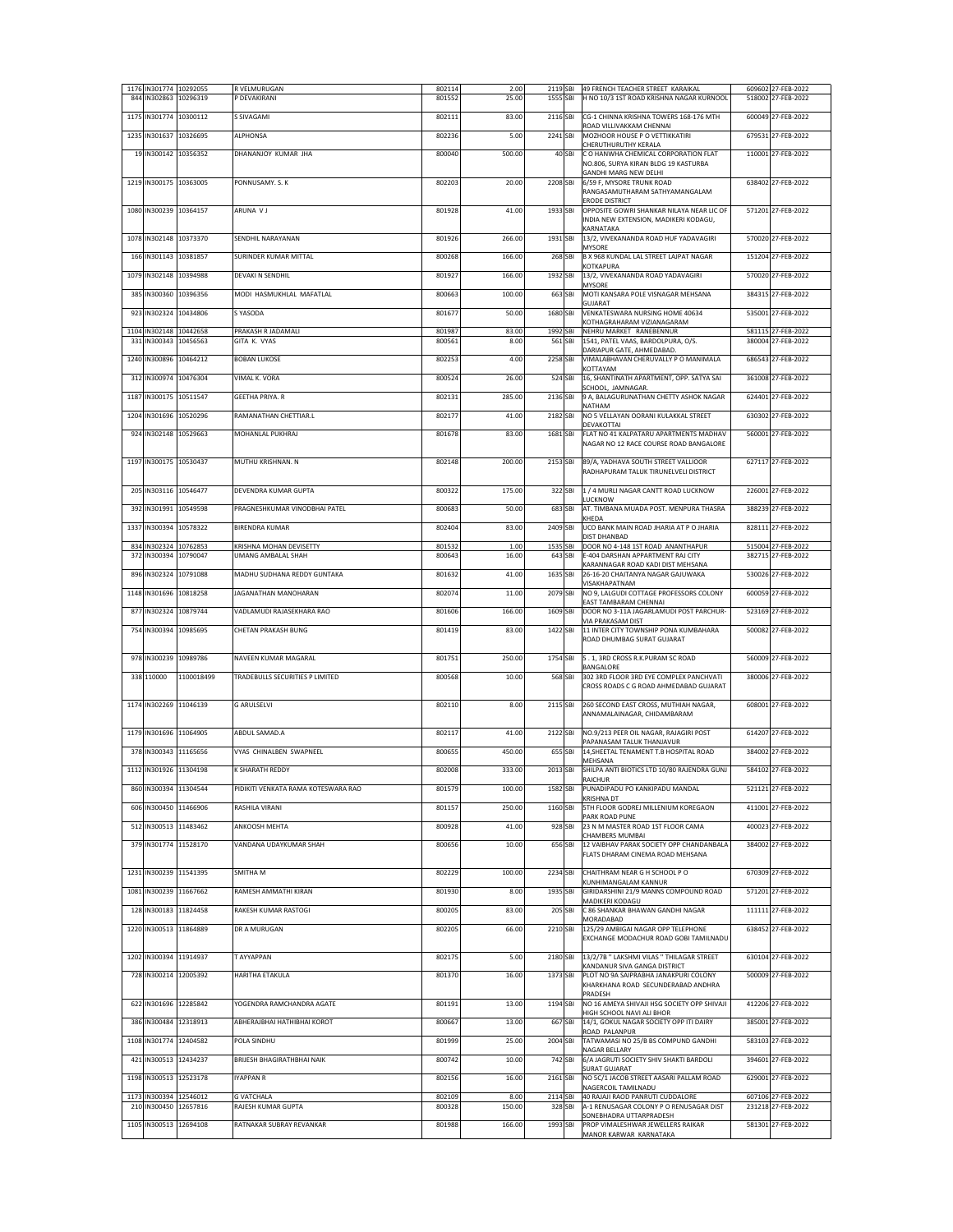| | | | | | | | | | | |
|---|---|---|---|---|---|---|---|---|---|---|
| 1176 | IN301774 | 10292055 | R VELMURUGAN | 802114 | 2.00 | 2119 | SBI | 49 FRENCH TEACHER STREET KARAIKAL | 609602 | 27-FEB-2022 |
| 844 | IN302863 | 10296319 | P DEVAKIRANI | 801552 | 25.00 | 1555 | SBI | H NO 10/3 1ST ROAD KRISHNA NAGAR KURNOOL | 518002 | 27-FEB-2022 |
| 1175 | IN301774 | 10300112 | S SIVAGAMI | 802111 | 83.00 | 2116 | SBI | CG-1 CHINNA KRISHNA TOWERS 168-176 MTH ROAD VILLIVAKKAM CHENNAI | 600049 | 27-FEB-2022 |
| 1235 | IN301637 | 10326695 | ALPHONSA | 802236 | 5.00 | 2241 | SBI | MOZHOOR HOUSE P O VETTIKKATIRI CHERUTHURUTHY KERALA | 679531 | 27-FEB-2022 |
| 19 | IN300142 | 10356352 | DHANANJOY KUMAR JHA | 800040 | 500.00 | 40 | SBI | C O HANWHA CHEMICAL CORPORATION FLAT NO.806, SURYA KIRAN BLDG 19 KASTURBA GANDHI MARG NEW DELHI | 110001 | 27-FEB-2022 |
| 1219 | IN300175 | 10363005 | PONNUSAMY. S. K | 802203 | 20.00 | 2208 | SBI | 6/59 F, MYSORE TRUNK ROAD RANGASAMUTHARAM SATHYAMANGALAM ERODE DISTRICT | 638402 | 27-FEB-2022 |
| 1080 | IN300239 | 10364157 | ARUNA V J | 801928 | 41.00 | 1933 | SBI | OPPOSITE GOWRI SHANKAR NILAYA NEAR LIC OF INDIA NEW EXTENSION, MADIKERI KODAGU, KARNATAKA | 571201 | 27-FEB-2022 |
| 1078 | IN302148 | 10373370 | SENDHIL NARAYANAN | 801926 | 266.00 | 1931 | SBI | 13/2, VIVEKANANDA ROAD HUF YADAVAGIRI MYSORE | 570020 | 27-FEB-2022 |
| 166 | IN301143 | 10381857 | SURINDER KUMAR MITTAL | 800268 | 166.00 | 268 | SBI | B X 968 KUNDAL LAL STREET LAJPAT NAGAR KOTKAPURA | 151204 | 27-FEB-2022 |
| 1079 | IN302148 | 10394988 | DEVAKI N SENDHIL | 801927 | 166.00 | 1932 | SBI | 13/2, VIVEKANANDA ROAD YADAVAGIRI MYSORE | 570020 | 27-FEB-2022 |
| 385 | IN300360 | 10396356 | MODI HASMUKHLAL MAFATLAL | 800663 | 100.00 | 663 | SBI | MOTI KANSARA POLE VISNAGAR MEHSANA GUJARAT | 384315 | 27-FEB-2022 |
| 923 | IN302324 | 10434806 | S YASODA | 801677 | 50.00 | 1680 | SBI | VENKATESWARA NURSING HOME 40634 KOTHAGRAHARAM VIZIANAGARAM | 535001 | 27-FEB-2022 |
| 1104 | IN302148 | 10442658 | PRAKASH R JADAMALI | 801987 | 83.00 | 1992 | SBI | NEHRU MARKET RANEBENNUR | 581115 | 27-FEB-2022 |
| 331 | IN300343 | 10456563 | GITA K. VYAS | 800561 | 8.00 | 561 | SBI | 1541, PATEL VAAS, BARDOLPURA, O/S. DARIAPUR GATE, AHMEDABAD. | 380004 | 27-FEB-2022 |
| 1240 | IN300896 | 10464212 | BOBAN LUKOSE | 802253 | 4.00 | 2258 | SBI | VIMALABHAVAN CHERUVALLY P O MANIMALA KOTTAYAM | 686543 | 27-FEB-2022 |
| 312 | IN300974 | 10476304 | VIMAL K. VORA | 800524 | 26.00 | 524 | SBI | 16, SHANTINATH APARTMENT, OPP. SATYA SAI SCHOOL, JAMNAGAR. | 361008 | 27-FEB-2022 |
| 1187 | IN300175 | 10511547 | GEETHA PRIYA. R | 802131 | 285.00 | 2136 | SBI | 9 A, BALAGURUNATHAN CHETTY ASHOK NAGAR NATHAM | 624401 | 27-FEB-2022 |
| 1204 | IN301696 | 10520296 | RAMANATHAN CHETTIAR.L | 802177 | 41.00 | 2182 | SBI | NO 5 VELLAYAN OORANI KULAKKAL STREET DEVAKOTTAI | 630302 | 27-FEB-2022 |
| 924 | IN302148 | 10529663 | MOHANLAL PUKHRAJ | 801678 | 83.00 | 1681 | SBI | FLAT NO 41 KALPATARU APARTMENTS MADHAV NAGAR NO 12 RACE COURSE ROAD BANGALORE | 560001 | 27-FEB-2022 |
| 1197 | IN300175 | 10530437 | MUTHU KRISHNAN. N | 802148 | 200.00 | 2153 | SBI | 89/A, YADHAVA SOUTH STREET VALLIOOR RADHAPURAM TALUK TIRUNELVELI DISTRICT | 627117 | 27-FEB-2022 |
| 205 | IN303116 | 10546477 | DEVENDRA KUMAR GUPTA | 800322 | 175.00 | 322 | SBI | 1 / 4 MURLI NAGAR CANTT ROAD LUCKNOW LUCKNOW | 226001 | 27-FEB-2022 |
| 392 | IN301991 | 10549598 | PRAGNESHKUMAR VINODBHAI PATEL | 800683 | 50.00 | 683 | SBI | AT. TIMBANA MUADA POST. MENPURA THASRA KHEDA | 388239 | 27-FEB-2022 |
| 1337 | IN300394 | 10578322 | BIRENDRA KUMAR | 802404 | 83.00 | 2409 | SBI | UCO BANK MAIN ROAD JHARIA AT P O JHARIA DIST DHANBAD | 828111 | 27-FEB-2022 |
| 834 | IN302324 | 10762853 | KRISHNA MOHAN DEVISETTY | 801532 | 1.00 | 1535 | SBI | DOOR NO 4-148 1ST ROAD ANANTHAPUR | 515004 | 27-FEB-2022 |
| 372 | IN300394 | 10790047 | UMANG AMBALAL SHAH | 800643 | 16.00 | 643 | SBI | E-404 DARSHAN APPARTMENT RAJ CITY KARANNAGAR ROAD KADI DIST MEHSANA | 382715 | 27-FEB-2022 |
| 896 | IN302324 | 10791088 | MADHU SUDHANA REDDY GUNTAKA | 801632 | 41.00 | 1635 | SBI | 26-16-20 CHAITANYA NAGAR GAJUWAKA VISAKHAPATNAM | 530026 | 27-FEB-2022 |
| 1148 | IN301696 | 10818258 | JAGANATHAN MANOHARAN | 802074 | 11.00 | 2079 | SBI | NO 9, LALGUDI COTTAGE PROFESSORS COLONY EAST TAMBARAM CHENNAI | 600059 | 27-FEB-2022 |
| 877 | IN302324 | 10879744 | VADLAMUDI RAJASEKHARA RAO | 801606 | 166.00 | 1609 | SBI | DOOR NO 3-11A JAGARLAMUDI POST PARCHUR-VIA PRAKASAM DIST | 523169 | 27-FEB-2022 |
| 754 | IN300394 | 10985695 | CHETAN PRAKASH BUNG | 801419 | 83.00 | 1422 | SBI | 11 INTER CITY TOWNSHIP PONA KUMBAHARA ROAD DHUMBAG SURAT GUJARAT | 500082 | 27-FEB-2022 |
| 978 | IN300239 | 10989786 | NAVEEN KUMAR MAGARAL | 801751 | 250.00 | 1754 | SBI | 5 . 1, 3RD CROSS R.K.PURAM SC ROAD BANGALORE | 560009 | 27-FEB-2022 |
| 338 | 110000 | 1100018499 | TRADEBULLS SECURITIES P LIMITED | 800568 | 10.00 | 568 | SBI | 302 3RD FLOOR 3RD EYE COMPLEX PANCHVATI CROSS ROADS C G ROAD AHMEDABAD GUJARAT | 380006 | 27-FEB-2022 |
| 1174 | IN302269 | 11046139 | G ARULSELVI | 802110 | 8.00 | 2115 | SBI | 260 SECOND EAST CROSS, MUTHIAH NAGAR, ANNAMALAINAGAR, CHIDAMBARAM | 608001 | 27-FEB-2022 |
| 1179 | IN301696 | 11064905 | ABDUL SAMAD.A | 802117 | 41.00 | 2122 | SBI | NO.9/213 PEER OIL NAGAR, RAJAGIRI POST PAPANASAM TALUK THANJAVUR | 614207 | 27-FEB-2022 |
| 378 | IN300343 | 11165656 | VYAS CHINALBEN SWAPNEEL | 800655 | 450.00 | 655 | SBI | 14,SHEETAL TENAMENT T.B HOSPITAL ROAD MEHSANA | 384002 | 27-FEB-2022 |
| 1112 | IN301926 | 11304198 | K SHARATH REDDY | 802008 | 333.00 | 2013 | SBI | SHILPA ANTI BIOTICS LTD 10/80 RAJENDRA GUNJ RAICHUR | 584102 | 27-FEB-2022 |
| 860 | IN300394 | 11304544 | PIDIKITI VENKATA RAMA KOTESWARA RAO | 801579 | 100.00 | 1582 | SBI | PUNADIPADU PO KANKIPADU MANDAL KRISHNA DT | 521121 | 27-FEB-2022 |
| 606 | IN300450 | 11466906 | RASHILA VIRANI | 801157 | 250.00 | 1160 | SBI | 5TH FLOOR GODREJ MILLENIUM KOREGAON PARK ROAD PUNE | 411001 | 27-FEB-2022 |
| 512 | IN300513 | 11483462 | ANKOOSH MEHTA | 800928 | 41.00 | 928 | SBI | 23 N M MASTER ROAD 1ST FLOOR CAMA CHAMBERS MUMBAI | 400023 | 27-FEB-2022 |
| 379 | IN301774 | 11528170 | VANDANA UDAYKUMAR SHAH | 800656 | 10.00 | 656 | SBI | 12 VAIBHAV PARAK SOCIETY OPP CHANDANBALA FLATS DHARAM CINEMA ROAD MEHSANA | 384002 | 27-FEB-2022 |
| 1231 | IN300239 | 11541395 | SMITHA M | 802229 | 100.00 | 2234 | SBI | CHAITHRAM NEAR G H SCHOOL P O KUNHIMANGALAM KANNUR | 670309 | 27-FEB-2022 |
| 1081 | IN300239 | 11667662 | RAMESH AMMATHI KIRAN | 801930 | 8.00 | 1935 | SBI | GIRIDARSHINI 21/9 MANNS COMPOUND ROAD MADIKERI KODAGU | 571201 | 27-FEB-2022 |
| 128 | IN300183 | 11824458 | RAKESH KUMAR RASTOGI | 800205 | 83.00 | 205 | SBI | C 86 SHANKAR BHAWAN GANDHI NAGAR MORADABAD | 111111 | 27-FEB-2022 |
| 1220 | IN300513 | 11864889 | DR A MURUGAN | 802205 | 66.00 | 2210 | SBI | 125/29 AMBIGAI NAGAR OPP TELEPHONE EXCHANGE MODACHUR ROAD GOBI TAMILNADU | 638452 | 27-FEB-2022 |
| 1202 | IN300394 | 11914937 | T AYYAPPAN | 802175 | 5.00 | 2180 | SBI | 13/2/7B " LAKSHMI VILAS " THILAGAR STREET KANDANUR SIVA GANGA DISTRICT | 630104 | 27-FEB-2022 |
| 728 | IN300214 | 12005392 | HARITHA ETAKULA | 801370 | 16.00 | 1373 | SBI | PLOT NO 9A SAIPRABHA JANAKPURI COLONY KHARKHANA ROAD SECUNDERABAD ANDHRA PRADESH | 500009 | 27-FEB-2022 |
| 622 | IN301696 | 12285842 | YOGENDRA RAMCHANDRA AGATE | 801191 | 13.00 | 1194 | SBI | NO 16 AMEYA SHIVAJI HSG SOCIETY OPP SHIVAJI HIGH SCHOOL NAVI ALI BHOR | 412206 | 27-FEB-2022 |
| 386 | IN300484 | 12318913 | ABHERAJBHAI HATHIBHAI KOROT | 800667 | 13.00 | 667 | SBI | 14/1, GOKUL NAGAR SOCIETY OPP ITI DAIRY ROAD PALANPUR | 385001 | 27-FEB-2022 |
| 1108 | IN301774 | 12404582 | POLA SINDHU | 801999 | 25.00 | 2004 | SBI | TATWAMASI NO 25/B BS COMPUND GANDHI NAGAR BELLARY | 583103 | 27-FEB-2022 |
| 421 | IN300513 | 12434237 | BRIJESH BHAGIRATHBHAI NAIK | 800742 | 10.00 | 742 | SBI | 6/A JAGRUTI SOCIETY SHIV SHAKTI BARDOLI SURAT GUJARAT | 394601 | 27-FEB-2022 |
| 1198 | IN300513 | 12523178 | IYAPPAN R | 802156 | 16.00 | 2161 | SBI | NO 5C/1 JACOB STREET AASARI PALLAM ROAD NAGERCOIL TAMILNADU | 629001 | 27-FEB-2022 |
| 1173 | IN300394 | 12546012 | G VATCHALA | 802109 | 8.00 | 2114 | SBI | 40 RAJAJI RAOD PANRUTI CUDDALORE | 607106 | 27-FEB-2022 |
| 210 | IN300450 | 12657816 | RAJESH KUMAR GUPTA | 800328 | 150.00 | 328 | SBI | A-1 RENUSAGAR COLONY P O RENUSAGAR DIST SONEBHADRA UTTARPRADESH | 231218 | 27-FEB-2022 |
| 1105 | IN300513 | 12694108 | RATNAKAR SUBRAY REVANKAR | 801988 | 166.00 | 1993 | SBI | PROP VIMALESHWAR JEWELLERS RAIKAR MANOR KARWAR KARNATAKA | 581301 | 27-FEB-2022 |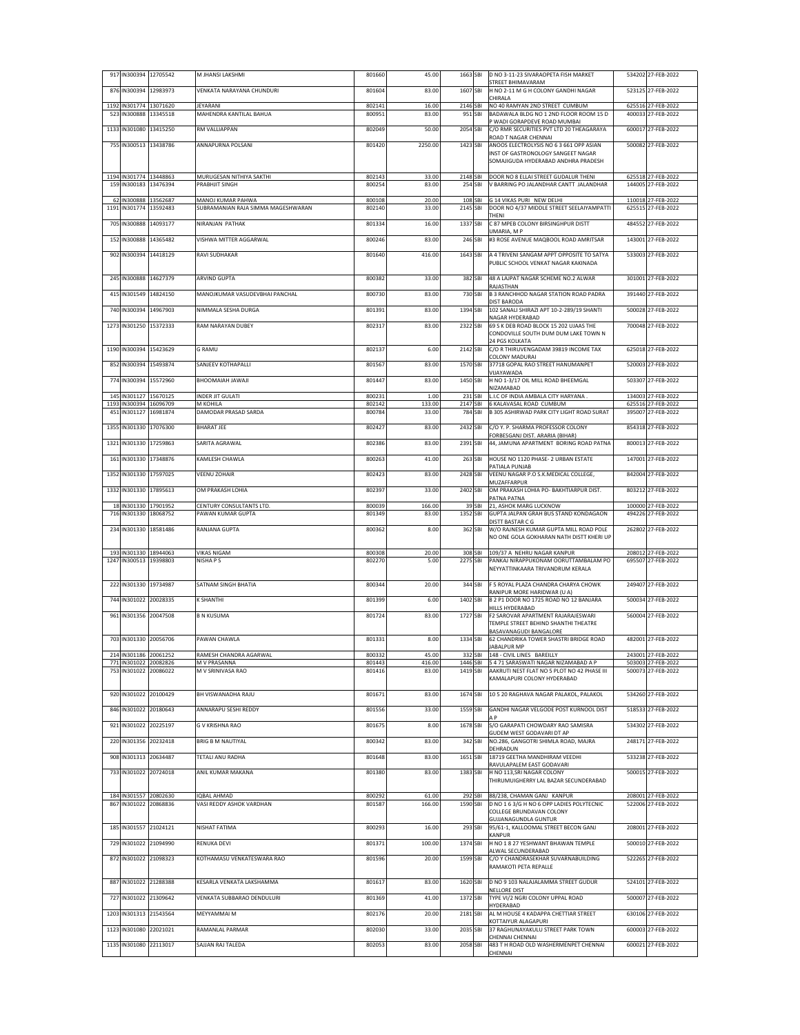| | | | | | | | | | | |
|---|---|---|---|---|---|---|---|---|---|---|
| 917 | IN300394 | 12705542 | M JHANSI LAKSHMI | 801660 | 45.00 | 1663 | SBI | D NO 3-11-23 SIVARAOPETA FISH MARKET STREET BHIMAVARAM | 534202 | 27-FEB-2022 |
| 876 | IN300394 | 12983973 | VENKATA NARAYANA CHUNDURI | 801604 | 83.00 | 1607 | SBI | H NO 2-11 M G H COLONY GANDHI NAGAR CHIRALA | 523125 | 27-FEB-2022 |
| 1192 | IN301774 | 13071620 | JEYARANI | 802141 | 16.00 | 2146 | SBI | NO 40 RAMYAN 2ND STREET CUMBUM | 625516 | 27-FEB-2022 |
| 523 | IN300888 | 13345518 | MAHENDRA KANTILAL BAHUA | 800951 | 83.00 | 951 | SBI | BADAWALA BLDG NO 1 2ND FLOOR ROOM 15 D P WADI GORAPDEVE ROAD MUMBAI | 400033 | 27-FEB-2022 |
| 1133 | IN301080 | 13415250 | RM VALLIAPPAN | 802049 | 50.00 | 2054 | SBI | C/O RMR SECURITIES PVT LTD 20 THEAGARAYA ROAD T NAGAR CHENNAI | 600017 | 27-FEB-2022 |
| 755 | IN300513 | 13438786 | ANNAPURNA POLSANI | 801420 | 2250.00 | 1423 | SBI | ANOOS ELECTROLYSIS NO 6 3 661 OPP ASIAN INST OF GASTRONOLOGY SANGEET NAGAR SOMAJIGUDA HYDERABAD ANDHRA PRADESH | 500082 | 27-FEB-2022 |
| 1194 | IN301774 | 13448863 | MURUGESAN NITHIYA SAKTHI | 802143 | 33.00 | 2148 | SBI | DOOR NO 8 ELLAI STREET GUDALUR THENI | 625518 | 27-FEB-2022 |
| 159 | IN300183 | 13476394 | PRABHJIT SINGH | 800254 | 83.00 | 254 | SBI | V BARRING PO JALANDHAR CANTT JALANDHAR | 144005 | 27-FEB-2022 |
| 62 | IN300888 | 13562687 | MANOJ KUMAR PAHWA | 800108 | 20.00 | 108 | SBI | G 14 VIKAS PURI NEW DELHI | 110018 | 27-FEB-2022 |
| 1191 | IN301774 | 13592483 | SUBRAMANIAN RAJA SIMMA MAGESHWARAN | 802140 | 33.00 | 2145 | SBI | DOOR NO 4/37 MIDDLE STREET SEELAIYAMPATTI THENI | 625515 | 27-FEB-2022 |
| 705 | IN300888 | 14093177 | NIRANJAN PATHAK | 801334 | 16.00 | 1337 | SBI | C 87 MPEB COLONY BIRSINGHPUR DISTT UMARIA, M P | 484552 | 27-FEB-2022 |
| 152 | IN300888 | 14365482 | VISHWA MITTER AGGARWAL | 800246 | 83.00 | 246 | SBI | #3 ROSE AVENUE MAQBOOL ROAD AMRITSAR | 143001 | 27-FEB-2022 |
| 902 | IN300394 | 14418129 | RAVI SUDHAKAR | 801640 | 416.00 | 1643 | SBI | A 4 TRIVENI SANGAM APPT OPPOSITE TO SATYA PUBLIC SCHOOL VENKAT NAGAR KAKINADA | 533003 | 27-FEB-2022 |
| 245 | IN300888 | 14627379 | ARVIND GUPTA | 800382 | 33.00 | 382 | SBI | 48 A LAJPAT NAGAR SCHEME NO.2 ALWAR RAJASTHAN | 301001 | 27-FEB-2022 |
| 415 | IN301549 | 14824150 | MANOJKUMAR VASUDEVBHAI PANCHAL | 800730 | 83.00 | 730 | SBI | B 3 RANCHHOD NAGAR STATION ROAD PADRA DIST BARODA | 391440 | 27-FEB-2022 |
| 740 | IN300394 | 14967903 | NIMMALA SESHA DURGA | 801391 | 83.00 | 1394 | SBI | 102 SANALI SHIRAZI APT 10-2-289/19 SHANTI NAGAR HYDERABAD | 500028 | 27-FEB-2022 |
| 1273 | IN301250 | 15372333 | RAM NARAYAN DUBEY | 802317 | 83.00 | 2322 | SBI | 69 S K DEB ROAD BLOCK 15 202 UJAAS THE CONDOVILLE SOUTH DUM DUM LAKE TOWN N 24 PGS KOLKATA | 700048 | 27-FEB-2022 |
| 1190 | IN300394 | 15423629 | G RAMU | 802137 | 6.00 | 2142 | SBI | C/O R THIRUVENGADAM 39819 INCOME TAX COLONY MADURAI | 625018 | 27-FEB-2022 |
| 852 | IN300394 | 15493874 | SANJEEV KOTHAPALLI | 801567 | 83.00 | 1570 | SBI | 37718 GOPAL RAO STREET HANUMANPET VIJAYAWADA | 520003 | 27-FEB-2022 |
| 774 | IN300394 | 15572960 | BHOOMAIAH JAWAJI | 801447 | 83.00 | 1450 | SBI | H NO 1-3/17 OIL MILL ROAD BHEEMGAL NIZAMABAD | 503307 | 27-FEB-2022 |
| 145 | IN301127 | 15670125 | INDER JIT GULATI | 800231 | 1.00 | 231 | SBI | L.I.C OF INDIA AMBALA CITY HARYANA . | 134003 | 27-FEB-2022 |
| 1193 | IN300394 | 16096709 | M KOHILA | 802142 | 133.00 | 2147 | SBI | 6 KALAVASAL ROAD CUMBUM | 625516 | 27-FEB-2022 |
| 451 | IN301127 | 16981874 | DAMODAR PRASAD SARDA | 800784 | 33.00 | 784 | SBI | B 305 ASHIRWAD PARK CITY LIGHT ROAD SURAT | 395007 | 27-FEB-2022 |
| 1355 | IN301330 | 17076300 | BHARAT JEE | 802427 | 83.00 | 2432 | SBI | C/O Y. P. SHARMA PROFESSOR COLONY FORBESGANJ DIST. ARARIA (BIHAR) | 854318 | 27-FEB-2022 |
| 1321 | IN301330 | 17259863 | SARITA AGRAWAL | 802386 | 83.00 | 2391 | SBI | 44, JAMUNA APARTMENT BORING ROAD PATNA | 800013 | 27-FEB-2022 |
| 161 | IN301330 | 17348876 | KAMLESH CHAWLA | 800263 | 41.00 | 263 | SBI | HOUSE NO 1120 PHASE- 2 URBAN ESTATE PATIALA PUNJAB | 147001 | 27-FEB-2022 |
| 1352 | IN301330 | 17597025 | VEENU ZOHAIR | 802423 | 83.00 | 2428 | SBI | VEENU NAGAR P.O S.K.MEDICAL COLLEGE, MUZAFFARPUR | 842004 | 27-FEB-2022 |
| 1332 | IN301330 | 17895613 | OM PRAKASH LOHIA | 802397 | 33.00 | 2402 | SBI | OM PRAKASH LOHIA PO- BAKHTIARPUR DIST. PATNA PATNA | 803212 | 27-FEB-2022 |
| 18 | IN301330 | 17901952 | CENTURY CONSULTANTS LTD. | 800039 | 166.00 | 39 | SBI | 21, ASHOK MARG LUCKNOW | 100000 | 27-FEB-2022 |
| 716 | IN301330 | 18068752 | PAWAN KUMAR GUPTA | 801349 | 83.00 | 1352 | SBI | GUPTA JALPAN GRAH BUS STAND KONDAGAON DISTT BASTAR C G | 494226 | 27-FEB-2022 |
| 234 | IN301330 | 18581486 | RANJANA GUPTA | 800362 | 8.00 | 362 | SBI | W/O RAJNESH KUMAR GUPTA MILL ROAD POLE NO ONE GOLA GOKHARAN NATH DISTT KHERI UP | 262802 | 27-FEB-2022 |
| 193 | IN301330 | 18944063 | VIKAS NIGAM | 800308 | 20.00 | 308 | SBI | 109/37 A NEHRU NAGAR KANPUR | 208012 | 27-FEB-2022 |
| 1247 | IN300513 | 19398803 | NISHA P S | 802270 | 5.00 | 2275 | SBI | PANKAJ NIRAPPUKONAM OORUTTAMBALAM PO NEYYATTINKAARA TRIVANDRUM KERALA | 695507 | 27-FEB-2022 |
| 222 | IN301330 | 19734987 | SATNAM SINGH BHATIA | 800344 | 20.00 | 344 | SBI | F 5 ROYAL PLAZA CHANDRA CHARYA CHOWK RANIPUR MORE HARIDWAR (U A) | 249407 | 27-FEB-2022 |
| 744 | IN301022 | 20028335 | K SHANTHI | 801399 | 6.00 | 1402 | SBI | 8 2 P1 DOOR NO 1725 ROAD NO 12 BANJARA HILLS HYDERABAD | 500034 | 27-FEB-2022 |
| 961 | IN301356 | 20047508 | B N KUSUMA | 801724 | 83.00 | 1727 | SBI | F2 SAROVAR APARTMENT RAJARAJESWARI TEMPLE STREET BEHIND SHANTHI THEATRE BASAVANAGUDI BANGALORE | 560004 | 27-FEB-2022 |
| 703 | IN301330 | 20056706 | PAWAN CHAWLA | 801331 | 8.00 | 1334 | SBI | 62 CHANDRIKA TOWER SHASTRI BRIDGE ROAD JABALPUR MP | 482001 | 27-FEB-2022 |
| 214 | IN301186 | 20061252 | RAMESH CHANDRA AGARWAL | 800332 | 45.00 | 332 | SBI | 148 - CIVIL LINES BAREILLY | 243001 | 27-FEB-2022 |
| 771 | IN301022 | 20082826 | M V PRASANNA | 801443 | 416.00 | 1446 | SBI | 5 4 71 SARASWATI NAGAR NIZAMABAD A P | 503003 | 27-FEB-2022 |
| 753 | IN301022 | 20086022 | M V SRINIVASA RAO | 801416 | 83.00 | 1419 | SBI | AAKRUTI NEST FLAT NO 5 PLOT NO 42 PHASE III KAMALAPURI COLONY HYDERABAD | 500073 | 27-FEB-2022 |
| 920 | IN301022 | 20100429 | BH VISWANADHA RAJU | 801671 | 83.00 | 1674 | SBI | 10 5 20 RAGHAVA NAGAR PALAKOL, PALAKOL | 534260 | 27-FEB-2022 |
| 846 | IN301022 | 20180643 | ANNARAPU SESHI REDDY | 801556 | 33.00 | 1559 | SBI | GANDHI NAGAR VELGODE POST KURNOOL DIST A P | 518533 | 27-FEB-2022 |
| 921 | IN301022 | 20225197 | G V KRISHNA RAO | 801675 | 8.00 | 1678 | SBI | S/O GARAPATI CHOWDARY RAO SAMISRA GUDEM WEST GODAVARI DT AP | 534302 | 27-FEB-2022 |
| 220 | IN301356 | 20232418 | BRIG B M NAUTIYAL | 800342 | 83.00 | 342 | SBI | NO.286, GANGOTRI SHIMLA ROAD, MAJRA DEHRADUN | 248171 | 27-FEB-2022 |
| 908 | IN301313 | 20634487 | TETALI ANU RADHA | 801648 | 83.00 | 1651 | SBI | 18719 GEETHA MANDHIRAM VEEDHI RAVULAPALEM EAST GODAVARI | 533238 | 27-FEB-2022 |
| 733 | IN301022 | 20724018 | ANIL KUMAR MAKANA | 801380 | 83.00 | 1383 | SBI | H NO 113,SRI NAGAR COLONY THIRUMUIGHERRY LAL BAZAR SECUNDERABAD | 500015 | 27-FEB-2022 |
| 184 | IN301557 | 20802630 | IQBAL AHMAD | 800292 | 61.00 | 292 | SBI | 88/238, CHAMAN GANJ KANPUR | 208001 | 27-FEB-2022 |
| 867 | IN301022 | 20868836 | VASI REDDY ASHOK VARDHAN | 801587 | 166.00 | 1590 | SBI | D NO 1 6 3/G H NO 6 OPP LADIES POLYTECNIC COLLEGE BRUNDAVAN COLONY GUJJANAGUNDLA GUNTUR | 522006 | 27-FEB-2022 |
| 185 | IN301557 | 21024121 | NISHAT FATIMA | 800293 | 16.00 | 293 | SBI | 95/61-1, KALLOOMAL STREET BECON GANJ KANPUR | 208001 | 27-FEB-2022 |
| 729 | IN301022 | 21094990 | RENUKA DEVI | 801371 | 100.00 | 1374 | SBI | H NO 1 8 27 YESHWANT BHAWAN TEMPLE ALWAL SECUNDERABAD | 500010 | 27-FEB-2022 |
| 872 | IN301022 | 21098323 | KOTHAMASU VENKATESWARA RAO | 801596 | 20.00 | 1599 | SBI | C/O Y CHANDRASEKHAR SUVARNABUILDING RAMAKOTI PETA REPALLE | 522265 | 27-FEB-2022 |
| 887 | IN301022 | 21288388 | KESARLA VENKATA LAKSHAMMA | 801617 | 83.00 | 1620 | SBI | D NO 9 103 NALAJALAMMA STREET GUDUR NELLORE DIST | 524101 | 27-FEB-2022 |
| 727 | IN301022 | 21309642 | VENKATA SUBBARAO DENDULURI | 801369 | 41.00 | 1372 | SBI | TYPE VI/2 NGRI COLONY UPPAL ROAD HYDERABAD | 500007 | 27-FEB-2022 |
| 1203 | IN301313 | 21543564 | MEYYAMMAI M | 802176 | 20.00 | 2181 | SBI | AL M HOUSE 4 KADAPPA CHETTIAR STREET KOTTAIYUR ALAGAPURI | 630106 | 27-FEB-2022 |
| 1123 | IN301080 | 22021021 | RAMANLAL PARMAR | 802030 | 33.00 | 2035 | SBI | 37 RAGHUNAYAKULU STREET PARK TOWN CHENNAI CHENNAI | 600003 | 27-FEB-2022 |
| 1135 | IN301080 | 22113017 | SAJJAN RAJ TALEDA | 802053 | 83.00 | 2058 | SBI | 483 T H ROAD OLD WASHERMENPET CHENNAI CHENNAI | 600021 | 27-FEB-2022 |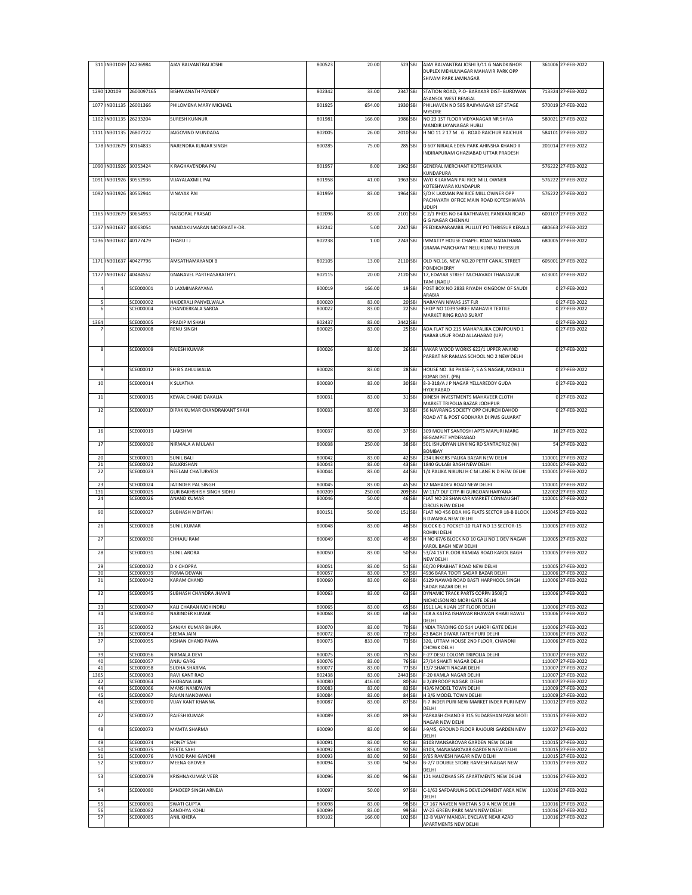| | | | | | | | | | | |
|---|---|---|---|---|---|---|---|---|---|---|
| 311 | IN301039 | 24236984 | AJAY BALVANTRAI JOSHI | 800523 | 20.00 | 523 | SBI | AJAY BALVANTRAI JOSHI 3/11 G NANDKISHOR DUPLEX MEHULNAGAR MAHAVIR PARK OPP SHIVAM PARK JAMNAGAR | 361006 | 27-FEB-2022 |
| 1290 | 120109 | 2600097165 | BISHWANATH PANDEY | 802342 | 33.00 | 2347 | SBI | STATION ROAD, P.O- BARAKAR DIST- BURDWAN ASANSOL WEST BENGAL | 713324 | 27-FEB-2022 |
| 1077 | IN301135 | 26001366 | PHILOMENA MARY MICHAEL | 801925 | 654.00 | 1930 | SBI | PHILHAVEN NO 585 RAJIVNAGAR 1ST STAGE MYSORE | 570019 | 27-FEB-2022 |
| 1102 | IN301135 | 26233204 | SURESH KUNNUR | 801981 | 166.00 | 1986 | SBI | NO 23 1ST FLOOR VIDYANAGAR NR SHIVA MANDIR JAYANAGAR HUBLI | 580021 | 27-FEB-2022 |
| 1111 | IN301135 | 26807222 | JAIGOVIND MUNDADA | 802005 | 26.00 | 2010 | SBI | H NO 11 2 17 M . G . ROAD RAICHUR RAICHUR | 584101 | 27-FEB-2022 |
| 178 | IN302679 | 30164833 | NARENDRA KUMAR SINGH | 800285 | 75.00 | 285 | SBI | D 607 NIRALA EDEN PARK AHINSHA KHAND II INDIRAPURAM GHAZIABAD UTTAR PRADESH | 201014 | 27-FEB-2022 |
| 1090 | IN301926 | 30353424 | K RAGHAVENDRA PAI | 801957 | 8.00 | 1962 | SBI | GENERAL MERCHANT KOTESHWARA KUNDAPURA | 576222 | 27-FEB-2022 |
| 1091 | IN301926 | 30552936 | VIJAYALAXMI L PAI | 801958 | 41.00 | 1963 | SBI | W/O K LAXMAN PAI RICE MILL OWNER KOTESHWARA KUNDAPUR | 576222 | 27-FEB-2022 |
| 1092 | IN301926 | 30552944 | VINAYAK PAI | 801959 | 83.00 | 1964 | SBI | S/O K LAXMAN PAI RICE MILL OWNER OPP PACHAYATH OFFICE MAIN ROAD KOTESHWARA UDUPI | 576222 | 27-FEB-2022 |
| 1165 | IN302679 | 30654953 | RAJGOPAL PRASAD | 802096 | 83.00 | 2101 | SBI | C 2/1 PHOS NO 64 RATHNAVEL PANDIAN ROAD G G NAGAR CHENNAI | 600107 | 27-FEB-2022 |
| 1237 | IN301637 | 40063054 | NANDAKUMARAN MOORKATH-DR. | 802242 | 5.00 | 2247 | SBI | PEEDIKAPARAMBIL PULLUT PO THRISSUR KERALA | 680663 | 27-FEB-2022 |
| 1236 | IN301637 | 40177479 | THARU I J | 802238 | 1.00 | 2243 | SBI | IMMATTY HOUSE CHAPEL ROAD NADATHARA GRAMA PANCHAYAT NELLIKUNNU THRISSUR | 680005 | 27-FEB-2022 |
| 1171 | IN301637 | 40427796 | AMSATHAMAYANDI B | 802105 | 13.00 | 2110 | SBI | OLD NO.16, NEW NO.20 PETIT CANAL STREET PONDICHERRY | 605001 | 27-FEB-2022 |
| 1177 | IN301637 | 40484552 | GNANAVEL PARTHASARATHY L | 802115 | 20.00 | 2120 | SBI | 17, EDAYAR STREET M.CHAVADI THANJAVUR TAMILNADU | 613001 | 27-FEB-2022 |
| 4 | | SCE000001 | D LAXMINARAYANA | 800019 | 166.00 | 19 | SBI | POST BOX NO 2833 RIYADH KINGDOM OF SAUDI ARABIA | 0 | 27-FEB-2022 |
| 5 | | SCE000002 | HAIDERALI PANVELWALA | 800020 | 83.00 | 20 | SBI | NARAYAN NIWAS 1ST FLR | 0 | 27-FEB-2022 |
| 6 | | SCE000004 | CHANDERKALA SARDA | 800022 | 83.00 | 22 | SBI | SHOP NO 1039 SHREE MAHAVIR TEXTILE MARKET RING ROAD SURAT | 0 | 27-FEB-2022 |
| 1364 | | SCE000005 | PRADIP M SHAH | 802437 | 83.00 | 2442 | SBI | | 0 | 27-FEB-2022 |
| 7 | | SCE000008 | RENU SINGH | 800025 | 83.00 | 25 | SBI | ADA FLAT NO 215 MAHAPALIKA COMPOUND 1 NABAB USUF ROAD ALLAHABAD (UP) | 0 | 27-FEB-2022 |
| 8 | | SCE000009 | RAJESH KUMAR | 800026 | 83.00 | 26 | SBI | AAKAR WOOD WORKS 622/1 UPPER ANAND PARBAT NR RAMJAS SCHOOL NO 2 NEW DELHI | 0 | 27-FEB-2022 |
| 9 | | SCE000012 | SH B S AHLUWALIA | 800028 | 83.00 | 28 | SBI | HOUSE NO. 34 PHASE-7, S A S NAGAR, MOHALI ROPAR DIST. (PB) | 0 | 27-FEB-2022 |
| 10 | | SCE000014 | K SUJATHA | 800030 | 83.00 | 30 | SBI | 8-3-318/A J P NAGAR YELLAREDDY GUDA HYDERABAD | 0 | 27-FEB-2022 |
| 11 | | SCE000015 | KEWAL CHAND DAKALIA | 800031 | 83.00 | 31 | SBI | DINESH INVESTMENTS MAHAVEER CLOTH MARKET TRIPOLIA BAZAR JODHPUR | 0 | 27-FEB-2022 |
| 12 | | SCE000017 | DIPAK KUMAR CHANDRAKANT SHAH | 800033 | 83.00 | 33 | SBI | 56 NAVRANG SOCIETY OPP CHURCH DAHOD ROAD AT & POST GODHARA DI PMS GUJARAT | 0 | 27-FEB-2022 |
| 16 | | SCE000019 | I LAKSHMI | 800037 | 83.00 | 37 | SBI | 309 MOUNT SANTOSHI APTS MAYURI MARG BEGAMPET HYDERABAD | 16 | 27-FEB-2022 |
| 17 | | SCE000020 | NIRMALA A MULANI | 800038 | 250.00 | 38 | SBI | 501 ISHUDIYAN LINKING RD SANTACRUZ (W) BOMBAY | 54 | 27-FEB-2022 |
| 20 | | SCE000021 | SUNIL BALI | 800042 | 83.00 | 42 | SBI | 234 LINKERS PALIKA BAZAR NEW DELHI | 110001 | 27-FEB-2022 |
| 21 | | SCE000022 | BALKRISHAN | 800043 | 83.00 | 43 | SBI | 1840 GULABI BAGH NEW DELHI | 110001 | 27-FEB-2022 |
| 22 | | SCE000023 | NEELAM CHATURVEDI | 800044 | 83.00 | 44 | SBI | 1/4 PALIKA NIKUNJ H C M LANE N D NEW DELHI | 110001 | 27-FEB-2022 |
| 23 | | SCE000024 | JATINDER PAL SINGH | 800045 | 83.00 | 45 | SBI | 12 MAHADEV ROAD NEW DELHI | 110001 | 27-FEB-2022 |
| 131 | | SCE000025 | GUR BAKHSHISH SINGH SIDHU | 800209 | 250.00 | 209 | SBI | W-11/7 DLF CITY-III GURGOAN HARYANA | 122002 | 27-FEB-2022 |
| 24 | | SCE000026 | ANAND KUMAR | 800046 | 50.00 | 46 | SBI | FLAT NO 28 SHANKAR MARKET CONNAUGHT CIRCUS NEW DELHI | 110001 | 27-FEB-2022 |
| 90 | | SCE000027 | SUBHASH MEHTANI | 800151 | 50.00 | 151 | SBI | FLAT NO 456 DDA HIG FLATS SECTOR 18-B BLOCK B DWARKA NEW DELHI | 110045 | 27-FEB-2022 |
| 26 | | SCE000028 | SUNIL KUMAR | 800048 | 83.00 | 48 | SBI | BLOCK E-1 POCKET-10 FLAT NO 13 SECTOR-15 ROHINI DELHI | 110005 | 27-FEB-2022 |
| 27 | | SCE000030 | CHHAJU RAM | 800049 | 83.00 | 49 | SBI | H NO 67/6 BLOCK NO 10 GALI NO 1 DEV NAGAR KAROL BAGH NEW DELHI | 110005 | 27-FEB-2022 |
| 28 | | SCE000031 | SUNIL ARORA | 800050 | 83.00 | 50 | SBI | 53/24 1ST FLOOR RAMJAS ROAD KAROL BAGH NEW DELHI | 110005 | 27-FEB-2022 |
| 29 | | SCE000032 | D K CHOPRA | 800051 | 83.00 | 51 | SBI | 60/20 PRABHAT ROAD NEW DELHI | 110005 | 27-FEB-2022 |
| 30 | | SCE000039 | ROMA DEWAN | 800057 | 83.00 | 57 | SBI | 4936 BARA TOOTI SADAR BAZAR DELHI | 110006 | 27-FEB-2022 |
| 31 | | SCE000042 | KARAM CHAND | 800060 | 83.00 | 60 | SBI | 6129 NAWAB ROAD BASTI HARPHOOL SINGH SADAR BAZAR DELHI | 110006 | 27-FEB-2022 |
| 32 | | SCE000045 | SUBHASH CHANDRA JHAMB | 800063 | 83.00 | 63 | SBI | DYNAMIC TRACK PARTS CORPN 3508/2 NICHOLSON RD MORI GATE DELHI | 110006 | 27-FEB-2022 |
| 33 | | SCE000047 | KALI CHARAN MOHINDRU | 800065 | 83.00 | 65 | SBI | 1911 LAL KUAN 1ST FLOOR DELHI | 110006 | 27-FEB-2022 |
| 34 | | SCE000050 | NARINDER KUMAR | 800068 | 83.00 | 68 | SBI | 508 A KATRA ISHAWAR BHAWAN KHARI BAWLI DELHI | 110006 | 27-FEB-2022 |
| 35 | | SCE000052 | SANJAY KUMAR BHURA | 800070 | 83.00 | 70 | SBI | INDIA TRADING CO 514 LAHORI GATE DELHI | 110006 | 27-FEB-2022 |
| 36 | | SCE000054 | SEEMA JAIN | 800072 | 83.00 | 72 | SBI | 43 BAGH DIWAR FATEH PURI DELHI | 110006 | 27-FEB-2022 |
| 37 | | SCE000055 | KISHAN CHAND PAWA | 800073 | 833.00 | 73 | SBI | 320, UTTAM HOUSE 2ND FLOOR, CHANDNI CHOWK DELHI | 110006 | 27-FEB-2022 |
| 39 | | SCE000056 | NIRMALA DEVI | 800075 | 83.00 | 75 | SBI | F-27 DESU COLONY TRIPOLIA DELHI | 110007 | 27-FEB-2022 |
| 40 | | SCE000057 | ANJU GARG | 800076 | 83.00 | 76 | SBI | 27/14 SHAKTI NAGAR DELHI | 110007 | 27-FEB-2022 |
| 41 | | SCE000058 | SUDHA SHARMA | 800077 | 83.00 | 77 | SBI | 13/7 SHAKTI NAGAR DELHI | 110007 | 27-FEB-2022 |
| 1365 | | SCE000063 | RAVI KANT RAO | 802438 | 83.00 | 2443 | SBI | F-20 KAMLA NAGAR DELHI | 110007 | 27-FEB-2022 |
| 42 | | SCE000064 | SHOBANA JAIN | 800080 | 416.00 | 80 | SBI | # 2/49 ROOP NAGAR DELHI | 110007 | 27-FEB-2022 |
| 44 | | SCE000066 | MANSI NANDWANI | 800083 | 83.00 | 83 | SBI | H3/6 MODEL TOWN DELHI | 110009 | 27-FEB-2022 |
| 45 | | SCE000067 | RAJAN NANDWANI | 800084 | 83.00 | 84 | SBI | H 3/6 MODEL TOWN DELHI | 110009 | 27-FEB-2022 |
| 46 | | SCE000070 | VIJAY KANT KHANNA | 800087 | 83.00 | 87 | SBI | R-7 INDER PURI NEW MARKET INDER PURI NEW DELHI | 110012 | 27-FEB-2022 |
| 47 | | SCE000072 | RAJESH KUMAR | 800089 | 83.00 | 89 | SBI | PARKASH CHAND B 315 SUDARSHAN PARK MOTI NAGAR NEW DELHI | 110015 | 27-FEB-2022 |
| 48 | | SCE000073 | MAMTA SHARMA | 800090 | 83.00 | 90 | SBI | J-9/45, GROUND FLOOR RAJOURI GARDEN NEW DELHI | 110027 | 27-FEB-2022 |
| 49 | | SCE000074 | HONEY SAHI | 800091 | 83.00 | 91 | SBI | B103 MANSAROVAR GARDEN NEW DELHI | 110015 | 27-FEB-2022 |
| 50 | | SCE000075 | REETA SAHI | 800092 | 83.00 | 92 | SBI | B103, MANASAROVAR GARDEN NEW DELHI | 110015 | 27-FEB-2022 |
| 51 | | SCE000076 | VINOD RANI GANDHI | 800093 | 83.00 | 93 | SBI | 9/65 RAMESH NAGAR NEW DELHI | 110015 | 27-FEB-2022 |
| 52 | | SCE000077 | MEENA GROVER | 800094 | 33.00 | 94 | SBI | B-7/7 DOUBLE STORE RAMESH NAGAR NEW DELHI | 110015 | 27-FEB-2022 |
| 53 | | SCE000079 | KRISHNAKUMAR VEER | 800096 | 83.00 | 96 | SBI | 121 HAUZKHAS SFS APARTMENTS NEW DELHI | 110016 | 27-FEB-2022 |
| 54 | | SCE000080 | SANDEEP SINGH ARNEJA | 800097 | 50.00 | 97 | SBI | C-1/63 SAFDARJUNG DEVELOPMENT AREA NEW DELHI | 110016 | 27-FEB-2022 |
| 55 | | SCE000081 | SWATI GUPTA | 800098 | 83.00 | 98 | SBI | C7 167 NAVEEN NIKETAN S D A NEW DELHI | 110016 | 27-FEB-2022 |
| 56 | | SCE000082 | SANDHYA KOHLI | 800099 | 83.00 | 99 | SBI | W-23 GREEN PARK MAIN NEW DELHI | 110016 | 27-FEB-2022 |
| 57 | | SCE000085 | ANIL KHERA | 800102 | 166.00 | 102 | SBI | 12-B VIJAY MANDAL ENCLAVE NEAR AZAD APARTMENTS NEW DELHI | 110016 | 27-FEB-2022 |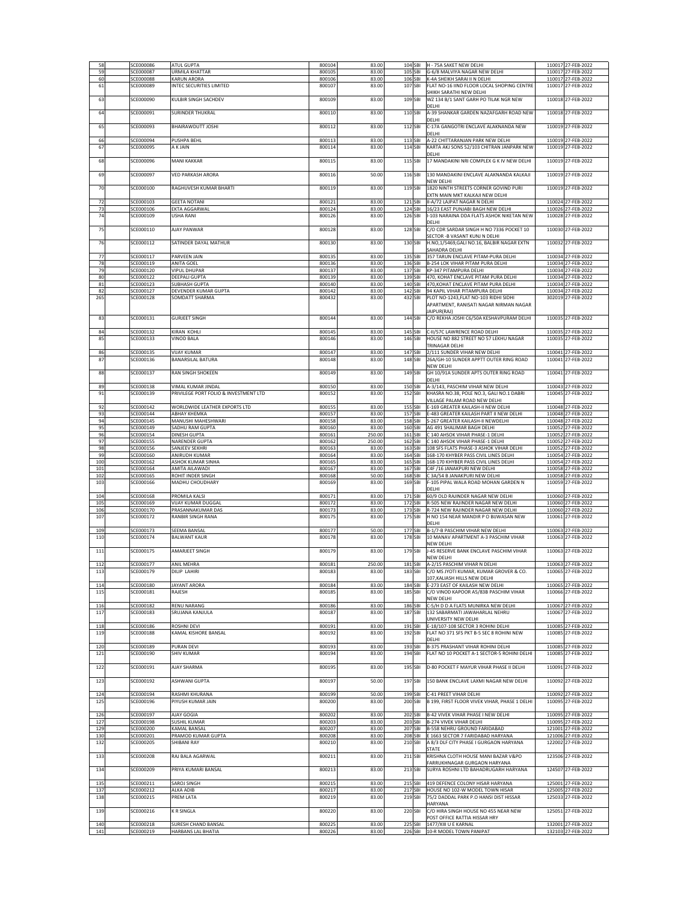| 58 | SCE000086 | ATUL GUPTA | 800104 | 83.00 | 104 | SBI | H - 75A SAKET NEW DELHI | 110017 | 27-FEB-2022 |
|---|---|---|---|---|---|---|---|---|---|
| 59 | SCE000087 | URMILA KHATTAR | 800105 | 83.00 | 105 | SBI | G-6/8 MALVIYA NAGAR NEW DELHI | 110017 | 27-FEB-2022 |
| 60 | SCE000088 | KARUN ARORA | 800106 | 83.00 | 106 | SBI | K-4A SHEIKH SARAI II N DELHI | 110017 | 27-FEB-2022 |
| 61 | SCE000089 | INTEC SECURITIES LIMITED | 800107 | 83.00 | 107 | SBI | FLAT NO-16 IIND FLOOR LOCAL SHOPING CENTRE SHIKH SARATHI NEW DELHI | 110017 | 27-FEB-2022 |
| 63 | SCE000090 | KULBIR SINGH SACHDEV | 800109 | 83.00 | 109 | SBI | WZ 134 B/1 SANT GARH PO TILAK NGR NEW DELHI | 110018 | 27-FEB-2022 |
| 64 | SCE000091 | SURINDER THUKRAL | 800110 | 83.00 | 110 | SBI | A-39 SHANKAR GARDEN NAZAFGARH ROAD NEW DELHI | 110018 | 27-FEB-2022 |
| 65 | SCE000093 | BHAIRAWDUTT JOSHI | 800112 | 83.00 | 112 | SBI | C-17A GANGOTRI ENCLAVE ALAKNANDA NEW DELHI | 110019 | 27-FEB-2022 |
| 66 | SCE000094 | PUSHPA BEHL | 800113 | 83.00 | 113 | SBI | A-22 CHITTARANJAN PARK NEW DELHI | 110019 | 27-FEB-2022 |
| 67 | SCE000095 | A K JAIN | 800114 | 83.00 | 114 | SBI | KARTA AKJ SONS 52/103 CHITRAN JANPARK NEW DELHI | 110019 | 27-FEB-2022 |
| 68 | SCE000096 | MANI KAKKAR | 800115 | 83.00 | 115 | SBI | 17 MANDAKINI NRI COMPLEX G K IV NEW DELHI | 110019 | 27-FEB-2022 |
| 69 | SCE000097 | VED PARKASH ARORA | 800116 | 50.00 | 116 | SBI | 130 MANDAKINI ENCLAVE ALAKNANDA KALKAJI NEW DELHI | 110019 | 27-FEB-2022 |
| 70 | SCE000100 | RAGHUVESH KUMAR BHARTI | 800119 | 83.00 | 119 | SBI | 1820 NINTH STREETS CORNER GOVIND PURI EXTN MAIN MKT KALKAJI NEW DELHI | 110019 | 27-FEB-2022 |
| 72 | SCE000103 | GEETA NOTANI | 800121 | 83.00 | 121 | SBI | II-A/72 LAJPAT NAGAR N DELHI | 110024 | 27-FEB-2022 |
| 73 | SCE000106 | EKTA AGGARWAL | 800124 | 83.00 | 124 | SBI | 16/23 EAST PUNJABI BAGH NEW DELHI | 110026 | 27-FEB-2022 |
| 74 | SCE000109 | USHA RANI | 800126 | 83.00 | 126 | SBI | I-103 NARAINA DDA FLATS ASHOK NIKETAN NEW DELHI | 110028 | 27-FEB-2022 |
| 75 | SCE000110 | AJAY PANWAR | 800128 | 83.00 | 128 | SBI | C/O CDR SARDAR SINGH H NO 7336 POCKET 10 SECTOR -B VASANT KUNJ N DELHI | 110030 | 27-FEB-2022 |
| 76 | SCE000112 | SATINDER DAYAL MATHUR | 800130 | 83.00 | 130 | SBI | H.NO,1/5469,GALI NO.16, BALBIR NAGAR EXTN SAHADRA DELHI | 110032 | 27-FEB-2022 |
| 77 | SCE000117 | PARVEEN JAIN | 800135 | 83.00 | 135 | SBI | 357 TARUN ENCLAVE PITAM-PURA DELHI | 110034 | 27-FEB-2022 |
| 78 | SCE000119 | ANITA GOEL | 800136 | 83.00 | 136 | SBI | B-254 LOK VIHAR PITAM PURA DELHI | 110034 | 27-FEB-2022 |
| 79 | SCE000120 | VIPUL DHUPAR | 800137 | 83.00 | 137 | SBI | KP-347 PITAMPURA DELHI | 110034 | 27-FEB-2022 |
| 80 | SCE000122 | DEEPALI GUPTA | 800139 | 83.00 | 139 | SBI | 470, KOHAT ENCLAVE PITAM PURA DELHI | 110034 | 27-FEB-2022 |
| 81 | SCE000123 | SUBHASH GUPTA | 800140 | 83.00 | 140 | SBI | 470,KOHAT ENCLAVE PITAM PURA DELHI | 110034 | 27-FEB-2022 |
| 82 | SCE000127 | DEVENDER KUMAR GUPTA | 800142 | 83.00 | 142 | SBI | 94 KAPIL VIHAR PITAMPURA DELHI | 110034 | 27-FEB-2022 |
| 265 | SCE000128 | SOMDATT SHARMA | 800432 | 83.00 | 432 | SBI | PLOT NO-1243,FLAT NO-103 RIDHI SIDHI APARTMENT, RANISATI NAGAR NIRMAN NAGAR JAIPUR(RAJ) | 302019 | 27-FEB-2022 |
| 83 | SCE000131 | GURJEET SINGH | 800144 | 83.00 | 144 | SBI | C/O REKHA JOSHI C6/50A KESHAVPURAM DELHI | 110035 | 27-FEB-2022 |
| 84 | SCE000132 | KIRAN KOHLI | 800145 | 83.00 | 145 | SBI | C-II/57C LAWRENCE ROAD DELHI | 110035 | 27-FEB-2022 |
| 85 | SCE000133 | VINOD BALA | 800146 | 83.00 | 146 | SBI | HOUSE NO 882 STREET NO 57 LEKHU NAGAR TRINAGAR DELHI | 110035 | 27-FEB-2022 |
| 86 | SCE000135 | VIJAY KUMAR | 800147 | 83.00 | 147 | SBI | 2/111 SUNDER VIHAR NEW DELHI | 110041 | 27-FEB-2022 |
| 87 | SCE000136 | BANARSILAL BATURA | 800148 | 83.00 | 148 | SBI | 26A/GH-10 SUNDER APPTT OUTER RING ROAD NEW DELHI | 110041 | 27-FEB-2022 |
| 88 | SCE000137 | RAN SINGH SHOKEEN | 800149 | 83.00 | 149 | SBI | GH 10/91A SUNDER APTS OUTER RING ROAD DELHI | 110041 | 27-FEB-2022 |
| 89 | SCE000138 | VIMAL KUMAR JINDAL | 800150 | 83.00 | 150 | SBI | A-3/143, PASCHIM VIHAR NEW DELHI | 110043 | 27-FEB-2022 |
| 91 | SCE000139 | PRIVILEGE PORT FOLIO & INVESTMENT LTD | 800152 | 83.00 | 152 | SBI | KHASRA NO.38, POLE NO.3, GALI NO.1 DABRI VILLAGE PALAM ROAD NEW DELHI | 110045 | 27-FEB-2022 |
| 92 | SCE000142 | WORLDWIDE LEATHER EXPORTS LTD | 800155 | 83.00 | 155 | SBI | E-169 GREATER KAILASH-II NEW DELHI | 110048 | 27-FEB-2022 |
| 93 | SCE000144 | ABHAY KHEMKA | 800157 | 83.00 | 157 | SBI | E-483 GREATER KAILASH PART II NEW DELHI | 110048 | 27-FEB-2022 |
| 94 | SCE000145 | MANUSHI MAHESHWARI | 800158 | 83.00 | 158 | SBI | S-267 GREATER KAILASH-II NEWDELHI | 110048 | 27-FEB-2022 |
| 95 | SCE000149 | SADHU RAM GUPTA | 800160 | 83.00 | 160 | SBI | AG 491 SHALIMAR BAGH DELHI | 110052 | 27-FEB-2022 |
| 96 | SCE000154 | DINESH GUPTA | 800161 | 250.00 | 161 | SBI | C 140 AHSOK VIHAR PHASE-1 DELHI | 110052 | 27-FEB-2022 |
| 97 | SCE000155 | NARENDER GUPTA | 800162 | 250.00 | 162 | SBI | C 140 AHSOK VIHAR PHASE-1 DELHI | 110052 | 27-FEB-2022 |
| 98 | SCE000156 | SANJEEV SEKHRI | 800163 | 83.00 | 163 | SBI | 108 SFS FLATS PHASE-3 ASHOK VIHAR DELHI | 110052 | 27-FEB-2022 |
| 99 | SCE000160 | ANIRUDH KUMAR | 800164 | 83.00 | 164 | SBI | 168-170 KHYBER PASS CIVIL LINES DELHI | 110054 | 27-FEB-2022 |
| 100 | SCE000162 | ASHOK KUMAR SINHA | 800165 | 83.00 | 165 | SBI | 168-170 KHYBER PASS CIVIL LINES DELHI | 110054 | 27-FEB-2022 |
| 101 | SCE000164 | AMITA AILAWADI | 800167 | 83.00 | 167 | SBI | C4F /16 JANAKPURI NEW DELHI | 110058 | 27-FEB-2022 |
| 102 | SCE000165 | ROHIT INDER SINGH | 800168 | 50.00 | 168 | SBI | C 3A/54 B JANAKPURI NEW DELHI | 110058 | 27-FEB-2022 |
| 103 | SCE000166 | MADHU CHOUDHARY | 800169 | 83.00 | 169 | SBI | F-105 PIPAL WALA ROAD MOHAN GARDEN N DELHI | 110059 | 27-FEB-2022 |
| 104 | SCE000168 | PROMILA KALSI | 800171 | 83.00 | 171 | SBI | 60/9 OLD RAJINDER NAGAR NEW DELHI | 110060 | 27-FEB-2022 |
| 105 | SCE000169 | VIJAY KUMAR DUGGAL | 800172 | 83.00 | 172 | SBI | R-505 NEW RAJINDER NAGAR NEW DELHI | 110060 | 27-FEB-2022 |
| 106 | SCE000170 | PRASANNAKUMAR DAS | 800173 | 83.00 | 173 | SBI | R-724 NEW RAJINDER NAGAR NEW DELHI | 110060 | 27-FEB-2022 |
| 107 | SCE000172 | RANBIR SINGH RANA | 800175 | 83.00 | 175 | SBI | H NO 154 NEAR MANDIR P O BIJWASAN NEW DELHI | 110061 | 27-FEB-2022 |
| 109 | SCE000173 | SEEMA BANSAL | 800177 | 50.00 | 177 | SBI | B-1/7-B PASCHIM VIHAR NEW DELHI | 110063 | 27-FEB-2022 |
| 110 | SCE000174 | BALWANT KAUR | 800178 | 83.00 | 178 | SBI | 10 MANAV APARTMENT A-3 PASCHIM VIHAR NEW DELHI | 110063 | 27-FEB-2022 |
| 111 | SCE000175 | AMARJEET SINGH | 800179 | 83.00 | 179 | SBI | J-45 RESERVE BANK ENCLAVE PASCHIM VIHAR NEW DELHI | 110063 | 27-FEB-2022 |
| 112 | SCE000177 | ANIL MEHRA | 800181 | 250.00 | 181 | SBI | A-2/15 PASCHIM VIHAR N DELHI | 110063 | 27-FEB-2022 |
| 113 | SCE000179 | DILIP LAHIRI | 800183 | 83.00 | 183 | SBI | C/O MS JYOTI KUMAR, KUMAR GROVER & CO. 107,KALIASH HILLS NEW DELHI | 110065 | 27-FEB-2022 |
| 114 | SCE000180 | JAYANT ARORA | 800184 | 83.00 | 184 | SBI | E-273 EAST OF KAILASH NEW DELHI | 110065 | 27-FEB-2022 |
| 115 | SCE000181 | RAJESH | 800185 | 83.00 | 185 | SBI | C/O VINOD KAPOOR A5/83B PASCHIM VIHAR NEW DELHI | 110066 | 27-FEB-2022 |
| 116 | SCE000182 | RENU NARANG | 800186 | 83.00 | 186 | SBI | C-5/H D D A FLATS MUNIRKA NEW DELHI | 110067 | 27-FEB-2022 |
| 117 | SCE000183 | SRUJANA KANJULA | 800187 | 83.00 | 187 | SBI | 132 SABARMATI JAWAHARLAL NEHRU UNIVERSITY NEW DELHI | 110067 | 27-FEB-2022 |
| 118 | SCE000186 | ROSHNI DEVI | 800191 | 83.00 | 191 | SBI | E-18/107-108 SECTOR 3 ROHINI DELHI | 110085 | 27-FEB-2022 |
| 119 | SCE000188 | KAMAL KISHORE BANSAL | 800192 | 83.00 | 192 | SBI | FLAT NO 371 SFS PKT B-5 SEC 8 ROHINI NEW DELHI | 110085 | 27-FEB-2022 |
| 120 | SCE000189 | PURAN DEVI | 800193 | 83.00 | 193 | SBI | B-375 PRASHANT VIHAR ROHINI DELHI | 110085 | 27-FEB-2022 |
| 121 | SCE000190 | SHIV KUMAR | 800194 | 83.00 | 194 | SBI | FLAT NO 10 POCKET A-1 SECTOR-5 ROHINI DELHI | 110085 | 27-FEB-2022 |
| 122 | SCE000191 | AJAY SHARMA | 800195 | 83.00 | 195 | SBI | D-80 POCKET F MAYUR VIHAR PHASE II DELHI | 110091 | 27-FEB-2022 |
| 123 | SCE000192 | ASHWANI GUPTA | 800197 | 50.00 | 197 | SBI | 150 BANK ENCLAVE LAXMI NAGAR NEW DELHI | 110092 | 27-FEB-2022 |
| 124 | SCE000194 | RASHMI KHURANA | 800199 | 50.00 | 199 | SBI | C-41 PREET VIHAR DELHI | 110092 | 27-FEB-2022 |
| 125 | SCE000196 | PIYUSH KUMAR JAIN | 800200 | 83.00 | 200 | SBI | B 199, FIRST FLOOR VIVEK VIHAR, PHASE 1 DELHI | 110095 | 27-FEB-2022 |
| 126 | SCE000197 | AJAY GOGIA | 800202 | 83.00 | 202 | SBI | B-42 VIVEK VIHAR PHASE I NEW DELHI | 110095 | 27-FEB-2022 |
| 127 | SCE000198 | SUSHIL KUMAR | 800203 | 83.00 | 203 | SBI | B-274 VIVEK VIHAR DELHI | 110095 | 27-FEB-2022 |
| 129 | SCE000200 | KAMAL BANSAL | 800207 | 83.00 | 207 | SBI | B-558 NEHRU GROUND FARIDABAD | 121001 | 27-FEB-2022 |
| 130 | SCE000201 | PRAMOD KUMAR GUPTA | 800208 | 83.00 | 208 | SBI | E 1663 SECTOR 7 FARIDABAD HARYANA | 121006 | 27-FEB-2022 |
| 132 | SCE000205 | SHIBANI RAY | 800210 | 83.00 | 210 | SBI | A 8/3 DLF CITY PHASE I GURGAON HARYANA STATE | 122002 | 27-FEB-2022 |
| 133 | SCE000208 | RAJ BALA AGARWAL | 800211 | 83.00 | 211 | SBI | KRISHNA CLOTH HOUSE MANI BAZAR V&PO FARRUKHNAGAR GURGAON HARYANA | 123506 | 27-FEB-2022 |
| 134 | SCE000209 | PRIYA KUMARI BANSAL | 800213 | 83.00 | 213 | SBI | SURYA ROSHNI LTD BAHADRUGARH HARYANA | 124507 | 27-FEB-2022 |
| 135 | SCE000211 | SAROJ SINGH | 800215 | 83.00 | 215 | SBI | 419 DEFENCE COLONY HISAR HARYANA | 125001 | 27-FEB-2022 |
| 137 | SCE000212 | ALKA ADIB | 800217 | 83.00 | 217 | SBI | HOUSE NO 102-W MODEL TOWN HISAR | 125005 | 27-FEB-2022 |
| 138 | SCE000215 | PREM LATA | 800219 | 83.00 | 219 | SBI | 75/2 DADDAL PARK P.O HANSI DIST HISSAR HARYANA | 125033 | 27-FEB-2022 |
| 139 | SCE000216 | K R SINGLA | 800220 | 83.00 | 220 | SBI | C/O HIRA SINGH HOUSE NO 455 NEAR NEW POST OFFICE RATTIA HISSAR HRY | 125051 | 27-FEB-2022 |
| 140 | SCE000218 | SURESH CHAND BANSAL | 800225 | 83.00 | 225 | SBI | 1477/XIII U E KARNAL | 132001 | 27-FEB-2022 |
| 141 | SCE000219 | HARBANS LAL BHATIA | 800226 | 83.00 | 226 | SBI | 10-R MODEL TOWN PANIPAT | 132103 | 27-FEB-2022 |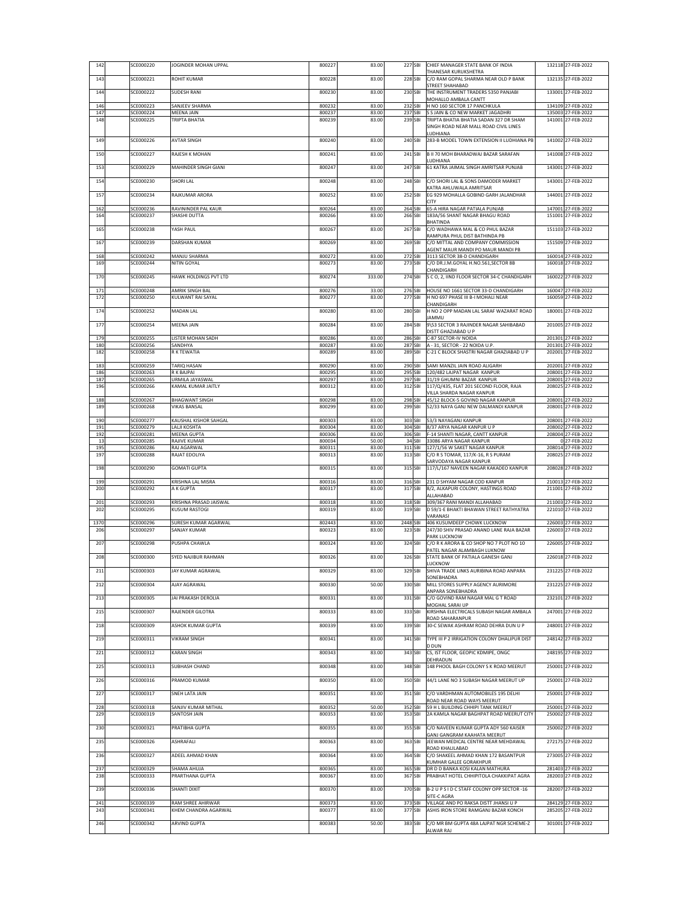| | | | | | | | | |
|---|---|---|---|---|---|---|---|---|
| 142 | SCE000220 | JOGINDER MOHAN UPPAL | 800227 | 83.00 | 227 | SBI | CHIEF MANAGER STATE BANK OF INDIA THANESAR KURUKSHETRA | 132118 | 27-FEB-2022 |
| 143 | SCE000221 | ROHIT KUMAR | 800228 | 83.00 | 228 | SBI | C/O RAM GOPAL SHARMA NEAR OLD P BANK STREET SHAHABAD | 132135 | 27-FEB-2022 |
| 144 | SCE000222 | SUDESH RANI | 800230 | 83.00 | 230 | SBI | THE INSTRUMENT TRADERS 5350 PANJABI MOHALLO AMBALA CANTT | 133001 | 27-FEB-2022 |
| 146 | SCE000223 | SANJEEV SHARMA | 800232 | 83.00 | 232 | SBI | H NO 160 SECTOR 17 PANCHKULA | 134109 | 27-FEB-2022 |
| 147 | SCE000224 | MEENA JAIN | 800237 | 83.00 | 237 | SBI | S S JAIN & CO NEW MARKET JAGADHRI | 135003 | 27-FEB-2022 |
| 148 | SCE000225 | TRIPTA BHATIA | 800239 | 83.00 | 239 | SBI | TRIPTA BHATIA BHATIA SADAN 327 DR SHAM SINGH ROAD NEAR MALL ROAD CIVIL LINES LUDHIANA | 141001 | 27-FEB-2022 |
| 149 | SCE000226 | AVTAR SINGH | 800240 | 83.00 | 240 | SBI | 283-B MODEL TOWN EXTENSION II LUDHIANA PB | 141002 | 27-FEB-2022 |
| 150 | SCE000227 | RAJESH K MOHAN | 800241 | 83.00 | 241 | SBI | B II 70 MOH BHARADWAJ BAZAR SARAFAN LUDHIANA | 141008 | 27-FEB-2022 |
| 153 | SCE000229 | MAHINDER SINGH GIANI | 800247 | 83.00 | 247 | SBI | 61 KATRA JAIMAL SINGH AMRITSAR PUNJAB | 143001 | 27-FEB-2022 |
| 154 | SCE000230 | SHORI LAL | 800248 | 83.00 | 248 | SBI | C/O SHORI LAL & SONS DAMODER MARKET KATRA AHLUWALA AMRITSAR | 143001 | 27-FEB-2022 |
| 157 | SCE000234 | RAJKUMAR ARORA | 800252 | 83.00 | 252 | SBI | EG 929 MOHALLA GOBIND GARH JALANDHAR CITY | 144001 | 27-FEB-2022 |
| 162 | SCE000236 | RAVININDER PAL KAUR | 800264 | 83.00 | 264 | SBI | 65-A HIRA NAGAR PATIALA PUNJAB | 147001 | 27-FEB-2022 |
| 164 | SCE000237 | SHASHI DUTTA | 800266 | 83.00 | 266 | SBI | 183A/56 SHANT NAGAR BHAGU ROAD BHATINDA | 151001 | 27-FEB-2022 |
| 165 | SCE000238 | YASH PAUL | 800267 | 83.00 | 267 | SBI | C/O WADHAWA MAL & CO PHUL BAZAR RAMPURA PHUL DIST BATHINDA PB | 151103 | 27-FEB-2022 |
| 167 | SCE000239 | DARSHAN KUMAR | 800269 | 83.00 | 269 | SBI | C/O MITTAL AND COMPANY COMMISSION AGENT MAUR MANDI PO MAUR MANDI PB | 151509 | 27-FEB-2022 |
| 168 | SCE000242 | MANJU SHARMA | 800272 | 83.00 | 272 | SBI | 3113 SECTOR 38-D CHANDIGARH | 160014 | 27-FEB-2022 |
| 169 | SCE000244 | NITIN GOYAL | 800273 | 83.00 | 273 | SBI | C/O DR.J.M.GOYAL H.NO.561,SECTOR 8B CHANDIGARH | 160018 | 27-FEB-2022 |
| 170 | SCE000245 | HAWK HOLDINGS PVT LTD | 800274 | 333.00 | 274 | SBI | S C O, 2, IIND FLOOR SECTOR 34-C CHANDIGARH | 160022 | 27-FEB-2022 |
| 171 | SCE000248 | AMRIK SINGH BAL | 800276 | 33.00 | 276 | SBI | HOUSE NO 1661 SECTOR 33-D CHANDIGARH | 160047 | 27-FEB-2022 |
| 172 | SCE000250 | KULWANT RAI SAYAL | 800277 | 83.00 | 277 | SBI | H NO 697 PHASE III B-I MOHALI NEAR CHANDIGARH | 160059 | 27-FEB-2022 |
| 174 | SCE000252 | MADAN LAL | 800280 | 83.00 | 280 | SBI | H NO 2 OPP MADAN LAL SARAF WAZARAT ROAD JAMMU | 180001 | 27-FEB-2022 |
| 177 | SCE000254 | MEENA JAIN | 800284 | 83.00 | 284 | SBI | 9\53 SECTOR 3 RAJINDER NAGAR SAHIBABAD DISTT GHAZIABAD U P | 201005 | 27-FEB-2022 |
| 179 | SCE000255 | LISTER MOHAN SADH | 800286 | 83.00 | 286 | SBI | C-87 SECTOR-IV NOIDA | 201301 | 27-FEB-2022 |
| 180 | SCE000256 | SANDHYA | 800287 | 83.00 | 287 | SBI | A - 31, SECTOR - 22 NOIDA U.P. | 201301 | 27-FEB-2022 |
| 182 | SCE000258 | R K TEWATIA | 800289 | 83.00 | 289 | SBI | C-21 C BLOCK SHASTRI NAGAR GHAZIABAD U P | 202001 | 27-FEB-2022 |
| 183 | SCE000259 | TARIQ HASAN | 800290 | 83.00 | 290 | SBI | SAMI MANZIL JAIN ROAD ALIGARH | 202001 | 27-FEB-2022 |
| 186 | SCE000263 | R K BAJPAI | 800295 | 83.00 | 295 | SBI | 120/482 LAJPAT NAGAR KANPUR | 208001 | 27-FEB-2022 |
| 187 | SCE000265 | URMILA JAYASWAL | 800297 | 83.00 | 297 | SBI | 31/19 GHUMNI BAZAR KANPUR | 208001 | 27-FEB-2022 |
| 196 | SCE000266 | KAMAL KUMAR JAITLY | 800312 | 83.00 | 312 | SBI | 117/Q/435, FLAT 201 SECOND FLOOR, RAJA VILLA SHARDA NAGAR KANPUR | 208025 | 27-FEB-2022 |
| 188 | SCE000267 | BHAGWANT SINGH | 800298 | 83.00 | 298 | SBI | 45/12 BLOCK-5 GOVIND NAGAR KANPUR | 208001 | 27-FEB-2022 |
| 189 | SCE000268 | VIKAS BANSAL | 800299 | 83.00 | 299 | SBI | 52/33 NAYA GANJ NEW DALMANDI KANPUR | 208001 | 27-FEB-2022 |
| 190 | SCE000277 | KAUSHAL KISHOR SAHGAL | 800303 | 83.00 | 303 | SBI | 53/3 NAYAGANJ KANPUR | 208001 | 27-FEB-2022 |
| 191 | SCE000279 | LALJI KOSHTA | 800304 | 83.00 | 304 | SBI | 8/37 ARYA NAGAR KANPUR U P | 208002 | 27-FEB-2022 |
| 192 | SCE000281 | MEENA GUPTA | 800306 | 83.00 | 306 | SBI | F-14 SHANTI NAGAR, CANTT KANPUR | 208004 | 27-FEB-2022 |
| 13 | SCE000285 | RAJIVE KUMAR | 800034 | 50.00 | 34 | SBI | 33086 ARYA NAGAR KANPUR | 0 | 27-FEB-2022 |
| 195 | SCE000286 | RAJ AGARWAL | 800311 | 83.00 | 311 | SBI | 127/1/56 W SAKET NAGAR KANPUR | 208014 | 27-FEB-2022 |
| 197 | SCE000288 | RAJAT EDOLIYA | 800313 | 83.00 | 313 | SBI | C/O R S TOMAR, 117/K-16, R S PURAM SARVODAYA NAGAR KANPUR | 208025 | 27-FEB-2022 |
| 198 | SCE000290 | GOMATI GUPTA | 800315 | 83.00 | 315 | SBI | 117/L/167 NAVEEN NAGAR KAKADEO KANPUR | 208028 | 27-FEB-2022 |
| 199 | SCE000291 | KRISHNA LAL MISRA | 800316 | 83.00 | 316 | SBI | 231 D SHYAM NAGAR COD KANPUR | 210013 | 27-FEB-2022 |
| 200 | SCE000292 | A K GUPTA | 800317 | 83.00 | 317 | SBI | 8/2, ALKAPURI COLONY, HASTINGS ROAD ALLAHABAD | 211001 | 27-FEB-2022 |
| 201 | SCE000293 | KRISHNA PRASAD JAISWAL | 800318 | 83.00 | 318 | SBI | 309/367 RANI MANDI ALLAHABAD | 211003 | 27-FEB-2022 |
| 202 | SCE000295 | KUSUM RASTOGI | 800319 | 83.00 | 319 | SBI | D 59/1-E BHAKTI BHAWAN STREET RATHYATRA VARANASI | 221010 | 27-FEB-2022 |
| 1370 | SCE000296 | SURESH KUMAR AGARWAL | 802443 | 83.00 | 2448 | SBI | 406 KUSUMDEEP CHOWK LUCKNOW | 226003 | 27-FEB-2022 |
| 206 | SCE000297 | SANJAY KUMAR | 800323 | 83.00 | 323 | SBI | 247/30 SHIV PRASAD ANAND LANE RAJA BAZAR PARK LUCKNOW | 226003 | 27-FEB-2022 |
| 207 | SCE000298 | PUSHPA CHAWLA | 800324 | 83.00 | 324 | SBI | C/O R K ARORA & CO SHOP NO 7 PLOT NO 10 PATEL NAGAR ALAMBAGH LUKNOW | 226005 | 27-FEB-2022 |
| 208 | SCE000300 | SYED NAJIBUR RAHMAN | 800326 | 83.00 | 326 | SBI | STATE BANK OF PATIALA GANESH GANJ LUCKNOW | 226018 | 27-FEB-2022 |
| 211 | SCE000303 | JAY KUMAR AGRAWAL | 800329 | 83.00 | 329 | SBI | SHIVA TRADE LINKS AURIBINA ROAD ANPARA SONEBHADRA | 231225 | 27-FEB-2022 |
| 212 | SCE000304 | AJAY AGRAWAL | 800330 | 50.00 | 330 | SBI | MILL STORES SUPPLY AGENCY AURIMORE ANPARA SONEBHADRA | 231225 | 27-FEB-2022 |
| 213 | SCE000305 | JAI PRAKASH DEROLIA | 800331 | 83.00 | 331 | SBI | C/O GOVIND RAM NAGAR MAL G T ROAD MOGHAL SARAI UP | 232101 | 27-FEB-2022 |
| 215 | SCE000307 | RAJENDER GILOTRA | 800333 | 83.00 | 333 | SBI | KIRSHNA ELECTRICALS SUBASH NAGAR AMBALA ROAD SAHARANPUR | 247001 | 27-FEB-2022 |
| 218 | SCE000309 | ASHOK KUMAR GUPTA | 800339 | 83.00 | 339 | SBI | 30-C SEWAK ASHRAM ROAD DEHRA DUN U P | 248001 | 27-FEB-2022 |
| 219 | SCE000311 | VIKRAM SINGH | 800341 | 83.00 | 341 | SBI | TYPE III P 2 IRRIGATION COLONY DHALIPUR DIST D DUN | 248142 | 27-FEB-2022 |
| 221 | SCE000312 | KARAN SINGH | 800343 | 83.00 | 343 | SBI | CS, IST FLOOR, GEOPIC KDMIPE, ONGC DEHRADUN | 248195 | 27-FEB-2022 |
| 225 | SCE000313 | SUBHASH CHAND | 800348 | 83.00 | 348 | SBI | 148 PHOOL BAGH COLONY S K ROAD MEERUT | 250001 | 27-FEB-2022 |
| 226 | SCE000316 | PRAMOD KUMAR | 800350 | 83.00 | 350 | SBI | 44/1 LANE NO 3 SUBASH NAGAR MEERUT UP | 250001 | 27-FEB-2022 |
| 227 | SCE000317 | SNEH LATA JAIN | 800351 | 83.00 | 351 | SBI | C/O VARDHMAN AUTOMOBILES 195 DELHI ROAD NEAR ROAD WAYS MEERUT | 250001 | 27-FEB-2022 |
| 228 | SCE000318 | SANJIV KUMAR MITHAL | 800352 | 50.00 | 352 | SBI | 59 H L BUILDING CHHIPI TANK MEERUT | 250001 | 27-FEB-2022 |
| 229 | SCE000319 | SANTOSH JAIN | 800353 | 83.00 | 353 | SBI | 2A KAMLA NAGAR BAGHPAT ROAD MEERUT CITY | 250002 | 27-FEB-2022 |
| 230 | SCE000321 | PRATIBHA GUPTA | 800355 | 83.00 | 355 | SBI | C/O NAVEEN KUMAR GUPTA ADY 560 KAISER GANJ GANGRAM KAAHATA MEERUT | 250002 | 27-FEB-2022 |
| 235 | SCE000326 | ASHRAFALI | 800363 | 83.00 | 363 | SBI | JEEWAN MEDICAL CENTRE NEAR MEHDAWAL ROAD KHALILABAD | 272175 | 27-FEB-2022 |
| 236 | SCE000327 | ADEEL AHMAD KHAN | 800364 | 83.00 | 364 | SBI | C/O SHAKEEL AHMAD KHAN 172 BASANTPUR KUMHAR GALEE GORAKHPUR | 273005 | 27-FEB-2022 |
| 237 | SCE000329 | SHAMA AHUJA | 800365 | 83.00 | 365 | SBI | DR D D BANKA KOSI KALAN MATHURA | 281403 | 27-FEB-2022 |
| 238 | SCE000333 | PRARTHANA GUPTA | 800367 | 83.00 | 367 | SBI | PRABHAT HOTEL CHHIPITOLA CHAKKIPAT AGRA | 282003 | 27-FEB-2022 |
| 239 | SCE000336 | SHANTI DIXIT | 800370 | 83.00 | 370 | SBI | B-2 U P S I D C STAFF COLONY OPP SECTOR -16 SITE-C AGRA | 282007 | 27-FEB-2022 |
| 241 | SCE000339 | RAM SHREE AHIRWAR | 800373 | 83.00 | 373 | SBI | VILLAGE AND PO RAKSA DISTT JHANSI U P | 284129 | 27-FEB-2022 |
| 243 | SCE000341 | KHEM CHANDRA AGARWAL | 800377 | 83.00 | 377 | SBI | ASHIS IRON STORE RAMGANJ BAZAR KONCH | 285205 | 27-FEB-2022 |
| 246 | SCE000342 | ARVIND GUPTA | 800383 | 50.00 | 383 | SBI | C/O MR BM GUPTA 48A LAJPAT NGR SCHEME-Z ALWAR RAJ | 301001 | 27-FEB-2022 |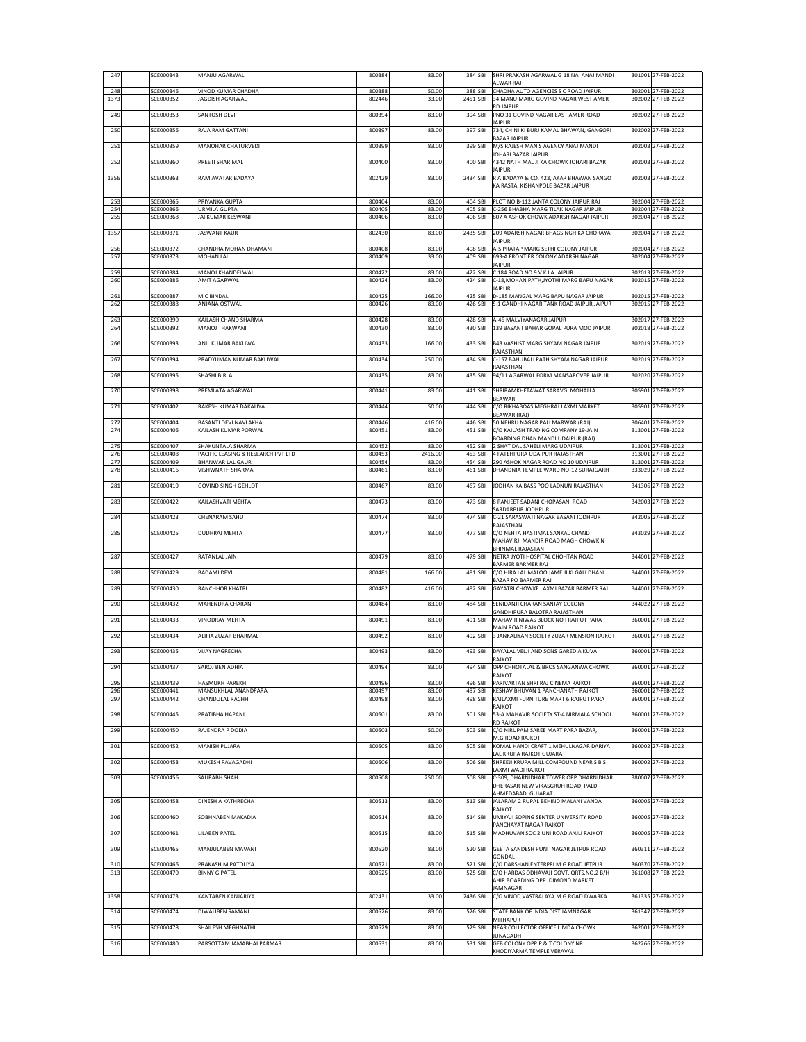| | | | | | | | | | |
|---|---|---|---|---|---|---|---|---|---|
| 247 | | SCE000343 | MANJU AGARWAL | 800384 | 83.00 | 384 | SBI | SHRI PRAKASH AGARWAL G 18 NAI ANAJ MANDI ALWAR RAJ | 301001 | 27-FEB-2022 |
| 248 | | SCE000346 | VINOD KUMAR CHADHA | 800388 | 50.00 | 388 | SBI | CHADHA AUTO AGENCIES S C ROAD JAIPUR | 302001 | 27-FEB-2022 |
| 1373 | | SCE000352 | JAGDISH AGARWAL | 802446 | 33.00 | 2451 | SBI | 34 MANU MARG GOVIND NAGAR WEST AMER RD JAIPUR | 302002 | 27-FEB-2022 |
| 249 | | SCE000353 | SANTOSH DEVI | 800394 | 83.00 | 394 | SBI | PNO 31 GOVIND NAGAR EAST AMER ROAD JAIPUR | 302002 | 27-FEB-2022 |
| 250 | | SCE000356 | RAJA RAM GATTANI | 800397 | 83.00 | 397 | SBI | 734, CHINI KI BURJ KAMAL BHAWAN, GANGORI BAZAR JAIPUR | 302002 | 27-FEB-2022 |
| 251 | | SCE000359 | MANOHAR CHATURVEDI | 800399 | 83.00 | 399 | SBI | M/S RAJESH MANIS AGENCY ANAJ MANDI JOHARI BAZAR JAIPUR | 302003 | 27-FEB-2022 |
| 252 | | SCE000360 | PREETI SHARIMAL | 800400 | 83.00 | 400 | SBI | 4342 NATH MAL JI KA CHOWK JOHARI BAZAR JAIPUR | 302003 | 27-FEB-2022 |
| 1356 | | SCE000363 | RAM AVATAR BADAYA | 802429 | 83.00 | 2434 | SBI | R A BADAYA & CO, 423, AKAR BHAWAN SANGO KA RASTA, KISHANPOLE BAZAR JAIPUR | 302003 | 27-FEB-2022 |
| 253 | | SCE000365 | PRIYANKA GUPTA | 800404 | 83.00 | 404 | SBI | PLOT NO B-112 JANTA COLONY JAIPUR RAJ | 302004 | 27-FEB-2022 |
| 254 | | SCE000366 | URMILA GUPTA | 800405 | 83.00 | 405 | SBI | C-256 BHABHA MARG TILAK NAGAR JAIPUR | 302004 | 27-FEB-2022 |
| 255 | | SCE000368 | JAI KUMAR KESWANI | 800406 | 83.00 | 406 | SBI | 807 A ASHOK CHOWK ADARSH NAGAR JAIPUR | 302004 | 27-FEB-2022 |
| 1357 | | SCE000371 | JASWANT KAUR | 802430 | 83.00 | 2435 | SBI | 209 ADARSH NAGAR BHAGSINGH KA CHORAYA JAIPUR | 302004 | 27-FEB-2022 |
| 256 | | SCE000372 | CHANDRA MOHAN DHAMANI | 800408 | 83.00 | 408 | SBI | A-5 PRATAP MARG SETHI COLONY JAIPUR | 302004 | 27-FEB-2022 |
| 257 | | SCE000373 | MOHAN LAL | 800409 | 33.00 | 409 | SBI | 693-A FRONTIER COLONY ADARSH NAGAR JAIPUR | 302004 | 27-FEB-2022 |
| 259 | | SCE000384 | MANOJ KHANDELWAL | 800422 | 83.00 | 422 | SBI | C 184 ROAD NO 9 V K I A JAIPUR | 302013 | 27-FEB-2022 |
| 260 | | SCE000386 | AMIT AGARWAL | 800424 | 83.00 | 424 | SBI | C-18,MOHAN PATH,JYOTHI MARG BAPU NAGAR JAIPUR | 302015 | 27-FEB-2022 |
| 261 | | SCE000387 | M C BINDAL | 800425 | 166.00 | 425 | SBI | D-185 MANGAL MARG BAPU NAGAR JAIPUR | 302015 | 27-FEB-2022 |
| 262 | | SCE000388 | ANJANA OSTWAL | 800426 | 83.00 | 426 | SBI | S-1 GANDHI NAGAR TANK ROAD JAIPUR JAIPUR | 302015 | 27-FEB-2022 |
| 263 | | SCE000390 | KAILASH CHAND SHARMA | 800428 | 83.00 | 428 | SBI | A-46 MALVIYANAGAR JAIPUR | 302017 | 27-FEB-2022 |
| 264 | | SCE000392 | MANOJ THAKWANI | 800430 | 83.00 | 430 | SBI | 139 BASANT BAHAR GOPAL PURA MOD JAIPUR | 302018 | 27-FEB-2022 |
| 266 | | SCE000393 | ANIL KUMAR BAKLIWAL | 800433 | 166.00 | 433 | SBI | B43 VASHIST MARG SHYAM NAGAR JAIPUR RAJASTHAN | 302019 | 27-FEB-2022 |
| 267 | | SCE000394 | PRADYUMAN KUMAR BAKLIWAL | 800434 | 250.00 | 434 | SBI | C-157 BAHUBALI PATH SHYAM NAGAR JAIPUR RAJASTHAN | 302019 | 27-FEB-2022 |
| 268 | | SCE000395 | SHASHI BIRLA | 800435 | 83.00 | 435 | SBI | 94/11 AGARWAL FORM MANSAROVER JAIPUR | 302020 | 27-FEB-2022 |
| 270 | | SCE000398 | PREMLATA AGARWAL | 800441 | 83.00 | 441 | SBI | SHRIRAMKHETAWAT SARAVGI MOHALLA BEAWAR | 305901 | 27-FEB-2022 |
| 271 | | SCE000402 | RAKESH KUMAR DAKALIYA | 800444 | 50.00 | 444 | SBI | C/O RIKHABOAS MEGHRAJ LAXMI MARKET BEAWAR (RAJ) | 305901 | 27-FEB-2022 |
| 272 | | SCE000404 | BASANTI DEVI NAVLAKHA | 800446 | 416.00 | 446 | SBI | 50 NEHRU NAGAR PALI MARWAR (RAJ) | 306401 | 27-FEB-2022 |
| 274 | | SCE000406 | KAILASH KUMAR PORWAL | 800451 | 83.00 | 451 | SBI | C/O KAILASH TRADING COMPANY 19-JAIN BOARDING DHAN MANDI UDAIPUR (RAJ) | 313001 | 27-FEB-2022 |
| 275 | | SCE000407 | SHAKUNTALA SHARMA | 800452 | 83.00 | 452 | SBI | 2 SHAT DAL SAHELI MARG UDAIPUR | 313001 | 27-FEB-2022 |
| 276 | | SCE000408 | PACIFIC LEASING & RESEARCH PVT LTD | 800453 | 2416.00 | 453 | SBI | 4 FATEHPURA UDAIPUR RAJASTHAN | 313001 | 27-FEB-2022 |
| 277 | | SCE000409 | BHANWAR LAL GAUR | 800454 | 83.00 | 454 | SBI | 290 ASHOK NAGAR ROAD NO 10 UDAIPUR | 313001 | 27-FEB-2022 |
| 278 | | SCE000416 | VISHWNATH SHARMA | 800461 | 83.00 | 461 | SBI | DHANDNIA TEMPLE WARD NO-12 SURAJGARH | 333029 | 27-FEB-2022 |
| 281 | | SCE000419 | GOVIND SINGH GEHLOT | 800467 | 83.00 | 467 | SBI | JODHAN KA BASS POO LADNUN RAJASTHAN | 341306 | 27-FEB-2022 |
| 283 | | SCE000422 | KAILASHVATI MEHTA | 800473 | 83.00 | 473 | SBI | 8 RANJEET SADANI CHOPASANI ROAD SARDARPUR JODHPUR | 342003 | 27-FEB-2022 |
| 284 | | SCE000423 | CHENARAM SAHU | 800474 | 83.00 | 474 | SBI | C-21 SARASWATI NAGAR BASANI JODHPUR RAJASTHAN | 342005 | 27-FEB-2022 |
| 285 | | SCE000425 | DUDHRAJ MEHTA | 800477 | 83.00 | 477 | SBI | C/O NEHTA HASTIMAL SANKAL CHAND MAHAVIRJI MANDIR ROAD MAGH CHOWK N BHINMAL RAJASTAN | 343029 | 27-FEB-2022 |
| 287 | | SCE000427 | RATANLAL JAIN | 800479 | 83.00 | 479 | SBI | NETRA JYOTI HOSPITAL CHOHTAN ROAD BARMER BARMER RAJ | 344001 | 27-FEB-2022 |
| 288 | | SCE000429 | BADAMI DEVI | 800481 | 166.00 | 481 | SBI | C/O HIRA LAL MALOO JAME JI KI GALI DHANI BAZAR PO BARMER RAJ | 344001 | 27-FEB-2022 |
| 289 | | SCE000430 | RANCHHOR KHATRI | 800482 | 416.00 | 482 | SBI | GAYATRI CHOWKE LAXMI BAZAR BARMER RAJ | 344001 | 27-FEB-2022 |
| 290 | | SCE000432 | MAHENDRA CHARAN | 800484 | 83.00 | 484 | SBI | SENIDANJI CHARAN SANJAY COLONY GANDHIPURA BALOTRA RAJASTHAN | 344022 | 27-FEB-2022 |
| 291 | | SCE000433 | VINODRAY MEHTA | 800491 | 83.00 | 491 | SBI | MAHAVIR NIWAS BLOCK NO I RAJPUT PARA MAIN ROAD RAJKOT | 360001 | 27-FEB-2022 |
| 292 | | SCE000434 | ALIFIA ZUZAR BHARMAL | 800492 | 83.00 | 492 | SBI | 3 JANKALIYAN SOCIETY ZUZAR MENSION RAJKOT | 360001 | 27-FEB-2022 |
| 293 | | SCE000435 | VIJAY NAGRECHA | 800493 | 83.00 | 493 | SBI | DAYALAL VELJI AND SONS GAREDIA KUVA RAJKOT | 360001 | 27-FEB-2022 |
| 294 | | SCE000437 | SAROJ BEN ADHIA | 800494 | 83.00 | 494 | SBI | OPP CHHOTALAL & BROS SANGANWA CHOWK RAJKOT | 360001 | 27-FEB-2022 |
| 295 | | SCE000439 | HASMUKH PAREKH | 800496 | 83.00 | 496 | SBI | PARIVARTAN SHRI RAJ CINEMA RAJKOT | 360001 | 27-FEB-2022 |
| 296 | | SCE000441 | MANSUKHLAL ANANDPARA | 800497 | 83.00 | 497 | SBI | KESHAV BHUVAN 1 PANCHANATH RAJKOT | 360001 | 27-FEB-2022 |
| 297 | | SCE000442 | CHANDULAL RACHH | 800498 | 83.00 | 498 | SBI | RAJLAXMI FURNITURE MART 6 RAJPUT PARA RAJKOT | 360001 | 27-FEB-2022 |
| 298 | | SCE000445 | PRATIBHA HAPANI | 800501 | 83.00 | 501 | SBI | 53-A MAHAVIR SOCIETY ST-4 NIRMALA SCHOOL RD RAJKOT | 360001 | 27-FEB-2022 |
| 299 | | SCE000450 | RAJENDRA P DODIA | 800503 | 50.00 | 503 | SBI | C/O NIRUPAM SAREE MART PARA BAZAR, M.G.ROAD RAJKOT | 360001 | 27-FEB-2022 |
| 301 | | SCE000452 | MANISH PUJARA | 800505 | 83.00 | 505 | SBI | KOMAL HANDI CRAFT 1 MEHULNAGAR DARIYA LAL KRUPA RAJKOT GUJARAT | 360002 | 27-FEB-2022 |
| 302 | | SCE000453 | MUKESH PAVAGADHI | 800506 | 83.00 | 506 | SBI | SHREEJI KRUPA MILL COMPOUND NEAR S B S LAXMI WADI RAJKOT | 360002 | 27-FEB-2022 |
| 303 | | SCE000456 | SAURABH SHAH | 800508 | 250.00 | 508 | SBI | C-309, DHARNIDHAR TOWER OPP DHARNIDHAR DHERASAR NEW VIKASGRUH ROAD, PALDI AHMEDABAD, GUJARAT | 380007 | 27-FEB-2022 |
| 305 | | SCE000458 | DINESH A KATHRECHA | 800513 | 83.00 | 513 | SBI | JALARAM 2 RUPAL BEHIND MALANI VANDA RAJKOT | 360005 | 27-FEB-2022 |
| 306 | | SCE000460 | SOBHNABEN MAKADIA | 800514 | 83.00 | 514 | SBI | UMIYAJI SOPING SENTER UNIVERSITY ROAD PANCHAYAT NAGAR RAJKOT | 360005 | 27-FEB-2022 |
| 307 | | SCE000461 | LILABEN PATEL | 800515 | 83.00 | 515 | SBI | MADHUVAN SOC 2 UNI ROAD ANJLI RAJKOT | 360005 | 27-FEB-2022 |
| 309 | | SCE000465 | MANJULABEN MAVANI | 800520 | 83.00 | 520 | SBI | GEETA SANDESH PUNITNAGAR JETPUR ROAD GONDAL | 360311 | 27-FEB-2022 |
| 310 | | SCE000466 | PRAKASH M PATOLIYA | 800521 | 83.00 | 521 | SBI | C/O DARSHAN ENTERPRI M G ROAD JETPUR | 360370 | 27-FEB-2022 |
| 313 | | SCE000470 | BINNY G PATEL | 800525 | 83.00 | 525 | SBI | C/O HARDAS ODHAVAJI GOVT. QRTS.NO.2 B/H AHIR BOARDING OPP. DIMOND MARKET JAMNAGAR | 361008 | 27-FEB-2022 |
| 1358 | | SCE000473 | KANTABEN KANJARIYA | 802431 | 33.00 | 2436 | SBI | C/O VINOD VASTRALAYA M G ROAD DWARKA | 361335 | 27-FEB-2022 |
| 314 | | SCE000474 | DIWALIBEN SAMANI | 800526 | 83.00 | 526 | SBI | STATE BANK OF INDIA DIST JAMNAGAR MITHAPUR | 361347 | 27-FEB-2022 |
| 315 | | SCE000478 | SHAILESH MEGHNATHI | 800529 | 83.00 | 529 | SBI | NEAR COLLECTOR OFFICE LIMDA CHOWK JUNAGADH | 362001 | 27-FEB-2022 |
| 316 | | SCE000480 | PARSOTTAM JAMABHAI PARMAR | 800531 | 83.00 | 531 | SBI | GEB COLONY OPP P & T COLONY NR KHODIYARMA TEMPLE VERAVAL | 362266 | 27-FEB-2022 |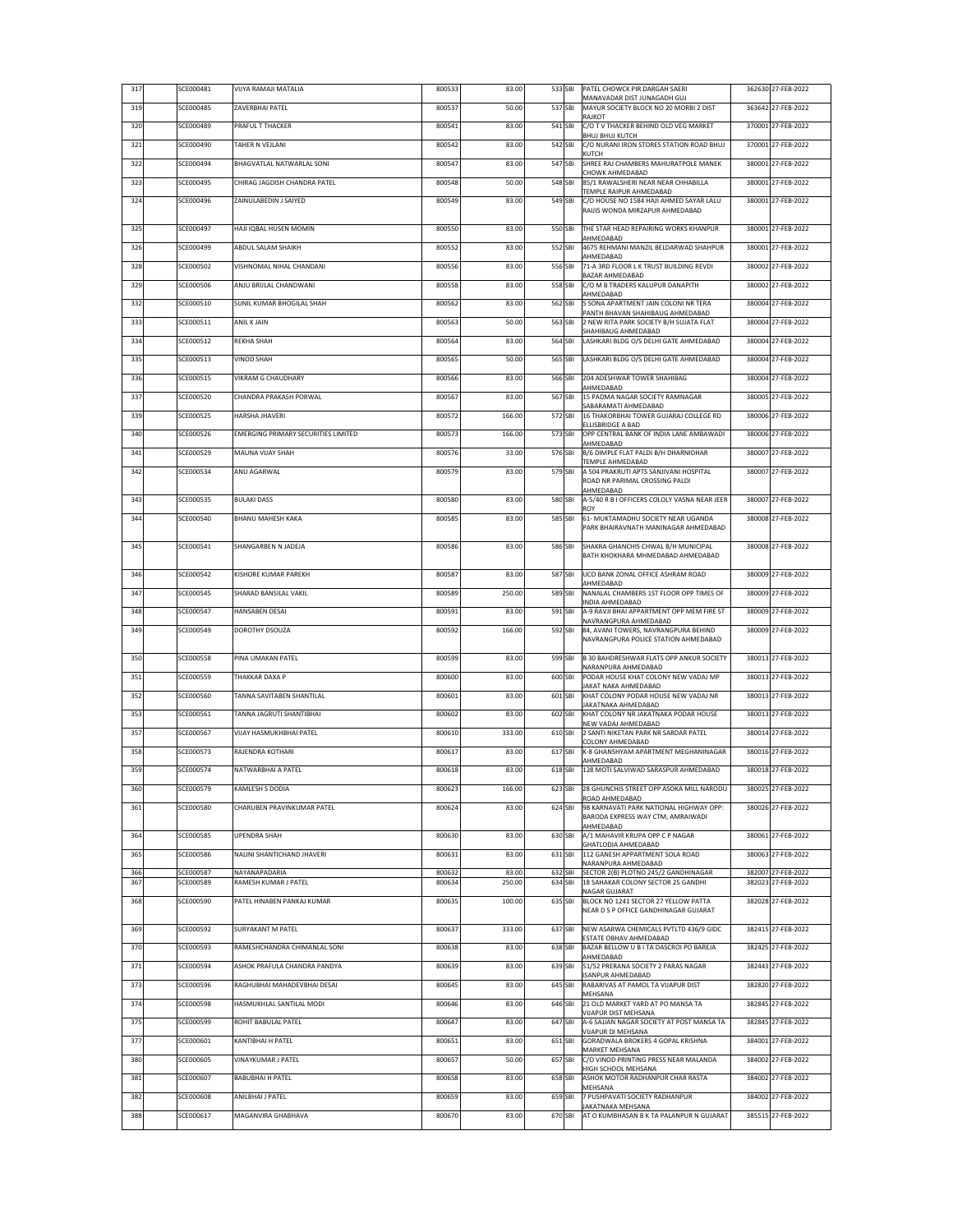| 317 | | SCE000481 | VIJYA RAMAJI MATALIA | 800533 | 83.00 | 533 | SBI | PATEL CHOWCK PIR DARGAH SAERI MANAVADAR DIST JUNAGADH GUJ | 362630 | 27-FEB-2022 |
|---|---|---|---|---|---|---|---|---|---|---|
| 319 | | SCE000485 | ZAVERBHAI PATEL | 800537 | 50.00 | 537 | SBI | MAYUR SOCIETY BLOCK NO 20 MORBI 2 DIST RAJKOT | 363642 | 27-FEB-2022 |
| 320 | | SCE000489 | PRAFUL T THACKER | 800541 | 83.00 | 541 | SBI | C/O T V THACKER BEHIND OLD VEG MARKET BHUJ BHUJ KUTCH | 370001 | 27-FEB-2022 |
| 321 | | SCE000490 | TAHER N VEJLANI | 800542 | 83.00 | 542 | SBI | C/O NURANI IRON STORES STATION ROAD BHUJ KUTCH | 370001 | 27-FEB-2022 |
| 322 | | SCE000494 | BHAGVATLAL NATWARLAL SONI | 800547 | 83.00 | 547 | SBI | SHREE RAJ CHAMBERS MAHURATPOLE MANEK CHOWK AHMEDABAD | 380001 | 27-FEB-2022 |
| 323 | | SCE000495 | CHIRAG JAGDISH CHANDRA PATEL | 800548 | 50.00 | 548 | SBI | 85/1 RAWALSHERI NEAR NEAR CHHABILLA TEMPLE RAIPUR AHMEDABAD | 380001 | 27-FEB-2022 |
| 324 | | SCE000496 | ZAINULABEDIN J SAIYED | 800549 | 83.00 | 549 | SBI | C/O HOUSE NO 1584 HAJI AHMED SAYAR LALU RAIJIS WONDA MIRZAPUR AHMEDABAD | 380001 | 27-FEB-2022 |
| 325 | | SCE000497 | HAJI IQBAL HUSEN MOMIN | 800550 | 83.00 | 550 | SBI | THE STAR HEAD REPAIRING WORKS KHANPUR AHMEDABAD | 380001 | 27-FEB-2022 |
| 326 | | SCE000499 | ABDUL SALAM SHAIKH | 800552 | 83.00 | 552 | SBI | 4675 REHMANI MANZIL BELDARWAD SHAHPUR AHMEDABAD | 380001 | 27-FEB-2022 |
| 328 | | SCE000502 | VISHNOMAL NIHAL CHANDANI | 800556 | 83.00 | 556 | SBI | 71-A 3RD FLOOR L K TRUST BUILDING REVDI BAZAR AHMEDABAD | 380002 | 27-FEB-2022 |
| 329 | | SCE000506 | ANJU BRIJLAL CHANDWANI | 800558 | 83.00 | 558 | SBI | C/O M B TRADERS KALUPUR DANAPITH AHMEDABAD | 380002 | 27-FEB-2022 |
| 332 | | SCE000510 | SUNIL KUMAR BHOGILAL SHAH | 800562 | 83.00 | 562 | SBI | 5 SONA APARTMENT JAIN COLONI NR TERA PANTH BHAVAN SHAHIBAUG AHMEDABAD | 380004 | 27-FEB-2022 |
| 333 | | SCE000511 | ANIL K JAIN | 800563 | 50.00 | 563 | SBI | 2 NEW RITA PARK SOCIETY B/H SUJATA FLAT SHAHIBAUG AHMEDABAD | 380004 | 27-FEB-2022 |
| 334 | | SCE000512 | REKHA SHAH | 800564 | 83.00 | 564 | SBI | LASHKARI BLDG O/S DELHI GATE AHMEDABAD | 380004 | 27-FEB-2022 |
| 335 | | SCE000513 | VINOD SHAH | 800565 | 50.00 | 565 | SBI | LASHKARI BLDG O/S DELHI GATE AHMEDABAD | 380004 | 27-FEB-2022 |
| 336 | | SCE000515 | VIKRAM G CHAUDHARY | 800566 | 83.00 | 566 | SBI | 204 ADESHWAR TOWER SHAHIBAG AHMEDABAD | 380004 | 27-FEB-2022 |
| 337 | | SCE000520 | CHANDRA PRAKASH PORWAL | 800567 | 83.00 | 567 | SBI | 15 PADMA NAGAR SOCIETY RAMNAGAR SABARAMATI AHMEDABAD | 380005 | 27-FEB-2022 |
| 339 | | SCE000525 | HARSHA JHAVERI | 800572 | 166.00 | 572 | SBI | 16 THAKORBHAI TOWER GUJARAJ COLLEGE RD ELLISBRIDGE A BAD | 380006 | 27-FEB-2022 |
| 340 | | SCE000526 | EMERGING PRIMARY SECURITIES LIMITED | 800573 | 166.00 | 573 | SBI | OPP CENTRAL BANK OF INDIA LANE AMBAWADI AHMEDABAD | 380006 | 27-FEB-2022 |
| 341 | | SCE000529 | MAUNA VIJAY SHAH | 800576 | 33.00 | 576 | SBI | B/6 DIMPLE FLAT PALDI B/H DHARNIDHAR TEMPLE AHMEDABAD | 380007 | 27-FEB-2022 |
| 342 | | SCE000534 | ANU AGARWAL | 800579 | 83.00 | 579 | SBI | A 504 PRAKRUTI APTS SANJIVANI HOSPITAL ROAD NR PARIMAL CROSSING PALDI AHMEDABAD | 380007 | 27-FEB-2022 |
| 343 | | SCE000535 | BULAKI DASS | 800580 | 83.00 | 580 | SBI | A-5/40 R B I OFFICERS COLOLY VASNA NEAR JEER ROY | 380007 | 27-FEB-2022 |
| 344 | | SCE000540 | BHANU MAHESH KAKA | 800585 | 83.00 | 585 | SBI | 61- MUKTAMADHU SOCIETY NEAR UGANDA PARK BHAIRAVNATH MANINAGAR AHMEDABAD | 380008 | 27-FEB-2022 |
| 345 | | SCE000541 | SHANGARBEN N JADEJA | 800586 | 83.00 | 586 | SBI | SHAKRA GHANCHIS CHWAL B/H MUNICIPAL BATH KHOKHARA MHMEDABAD AHMEDABAD | 380008 | 27-FEB-2022 |
| 346 | | SCE000542 | KISHORE KUMAR PAREKH | 800587 | 83.00 | 587 | SBI | UCO BANK ZONAL OFFICE ASHRAM ROAD AHMEDABAD | 380009 | 27-FEB-2022 |
| 347 | | SCE000545 | SHARAD BANSILAL VAKIL | 800589 | 250.00 | 589 | SBI | NANALAL CHAMBERS 1ST FLOOR OPP TIMES OF INDIA AHMEDABAD | 380009 | 27-FEB-2022 |
| 348 | | SCE000547 | HANSABEN DESAI | 800591 | 83.00 | 591 | SBI | A-9 RAVJI BHAI APPARTMENT OPP MEM FIRE ST NAVRANGPURA AHMEDABAD | 380009 | 27-FEB-2022 |
| 349 | | SCE000549 | DOROTHY DSOUZA | 800592 | 166.00 | 592 | SBI | 84, AVANI TOWERS, NAVRANGPURA BEHIND NAVRANGPURA POLICE STATION AHMEDABAD | 380009 | 27-FEB-2022 |
| 350 | | SCE000558 | PINA UMAKAN PATEL | 800599 | 83.00 | 599 | SBI | B 30 BAHDRESHWAR FLATS OPP ANKUR SOCIETY NARANPURA AHMEDABAD | 380013 | 27-FEB-2022 |
| 351 | | SCE000559 | THAKKAR DAXA P | 800600 | 83.00 | 600 | SBI | PODAR HOUSE KHAT COLONY NEW VADAJ MP JAKAT NAKA AHMEDABAD | 380013 | 27-FEB-2022 |
| 352 | | SCE000560 | TANNA SAVITABEN SHANTILAL | 800601 | 83.00 | 601 | SBI | KHAT COLONY PODAR HOUSE NEW VADAJ NR JAKATNAKA AHMEDABAD | 380013 | 27-FEB-2022 |
| 353 | | SCE000561 | TANNA JAGRUTI SHANTIBHAI | 800602 | 83.00 | 602 | SBI | KHAT COLONY NR JAKATNAKA PODAR HOUSE NEW VADAJ AHMEDABAD | 380013 | 27-FEB-2022 |
| 357 | | SCE000567 | VIJAY HASMUKHBHAI PATEL | 800610 | 333.00 | 610 | SBI | 2 SANTI NIKETAN PARK NR SARDAR PATEL COLONY AHMEDABAD | 380014 | 27-FEB-2022 |
| 358 | | SCE000573 | RAJENDRA KOTHARI | 800617 | 83.00 | 617 | SBI | K-8 GHANSHYAM APARTMENT MEGHANINAGAR AHMEDABAD | 380016 | 27-FEB-2022 |
| 359 | | SCE000574 | NATWARBHAI A PATEL | 800618 | 83.00 | 618 | SBI | 128 MOTI SALVIWAD SARASPUR AHMEDABAD | 380018 | 27-FEB-2022 |
| 360 | | SCE000579 | KAMLESH S DODIA | 800623 | 166.00 | 623 | SBI | 28 GHUNCHIS STREET OPP ASOKA MILL NARODU ROAD AHMEDABAD | 380025 | 27-FEB-2022 |
| 361 | | SCE000580 | CHARUBEN PRAVINKUMAR PATEL | 800624 | 83.00 | 624 | SBI | 98 KARNAVATI PARK NATIONAL HIGHWAY OPP: BARODA EXPRESS WAY CTM, AMRAIWADI AHMEDABAD | 380026 | 27-FEB-2022 |
| 364 | | SCE000585 | UPENDRA SHAH | 800630 | 83.00 | 630 | SBI | A/1 MAHAVIR KRUPA OPP C P NAGAR GHATLODIA AHMEDABAD | 380061 | 27-FEB-2022 |
| 365 | | SCE000586 | NALINI SHANTICHAND JHAVERI | 800631 | 83.00 | 631 | SBI | 112 GANESH APPARTMENT SOLA ROAD NARANPURA AHMEDABAD | 380063 | 27-FEB-2022 |
| 366 | | SCE000587 | NAYANAPADARIA | 800632 | 83.00 | 632 | SBI | SECTOR 2(B) PLOTNO 245/2 GANDHINAGAR | 382007 | 27-FEB-2022 |
| 367 | | SCE000589 | RAMESH KUMAR J PATEL | 800634 | 250.00 | 634 | SBI | 18 SAHAKAR COLONY SECTOR 25 GANDHI NAGAR GUJARAT | 382023 | 27-FEB-2022 |
| 368 | | SCE000590 | PATEL HINABEN PANKAJ KUMAR | 800635 | 100.00 | 635 | SBI | BLOCK NO 1241 SECTOR 27 YELLOW PATTA NEAR D S P OFFICE GANDHINAGAR GUJARAT | 382028 | 27-FEB-2022 |
| 369 | | SCE000592 | SURYAKANT M PATEL | 800637 | 333.00 | 637 | SBI | NEW ASARWA CHEMICALS PVTLTD 436/9 GIDC ESTATE OBHAV AHMEDABAD | 382415 | 27-FEB-2022 |
| 370 | | SCE000593 | RAMESHCHANDRA CHIMANLAL SONI | 800638 | 83.00 | 638 | SBI | BAZAR BELLOW U B I TA DASCROI PO BAREJA AHMEDABAD | 382425 | 27-FEB-2022 |
| 371 | | SCE000594 | ASHOK PRAFULA CHANDRA PANDYA | 800639 | 83.00 | 639 | SBI | 51/52 PRERANA SOCIETY 2 PARAS NAGAR ISANPUR AHMEDABAD | 382443 | 27-FEB-2022 |
| 373 | | SCE000596 | RAGHUBHAI MAHADEVBHAI DESAI | 800645 | 83.00 | 645 | SBI | RABARIVAS AT PAMOL TA VIJAPUR DIST MEHSANA | 382820 | 27-FEB-2022 |
| 374 | | SCE000598 | HASMUKHLAL SANTILAL MODI | 800646 | 83.00 | 646 | SBI | 21 OLD MARKET YARD AT PO MANSA TA VIJAPUR DIST MEHSANA | 382845 | 27-FEB-2022 |
| 375 | | SCE000599 | ROHIT BABULAL PATEL | 800647 | 83.00 | 647 | SBI | A-6 SAJJAN NAGAR SOCIETY AT POST MANSA TA VIJAPUR DI MEHSANA | 382845 | 27-FEB-2022 |
| 377 | | SCE000601 | KANTIBHAI H PATEL | 800651 | 83.00 | 651 | SBI | GORADWALA BROKERS 4 GOPAL KRISHNA MARKET MEHSANA | 384001 | 27-FEB-2022 |
| 380 | | SCE000605 | VINAYKUMAR J PATEL | 800657 | 50.00 | 657 | SBI | C/O VINOD PRINTING PRESS NEAR MALANDA HIGH SCHOOL MEHSANA | 384002 | 27-FEB-2022 |
| 381 | | SCE000607 | BABUBHAI H PATEL | 800658 | 83.00 | 658 | SBI | ASHOK MOTOR RADHANPUR CHAR RASTA MEHSANA | 384002 | 27-FEB-2022 |
| 382 | | SCE000608 | ANILBHAI J PATEL | 800659 | 83.00 | 659 | SBI | 7 PUSHPAVATI SOCIETY RADHANPUR JAKATNAKA MEHSANA | 384002 | 27-FEB-2022 |
| 388 | | SCE000617 | MAGANVIRA GHABHAVA | 800670 | 83.00 | 670 | SBI | AT O KUMBHASAN B K TA PALANPUR N GUJARAT | 385515 | 27-FEB-2022 |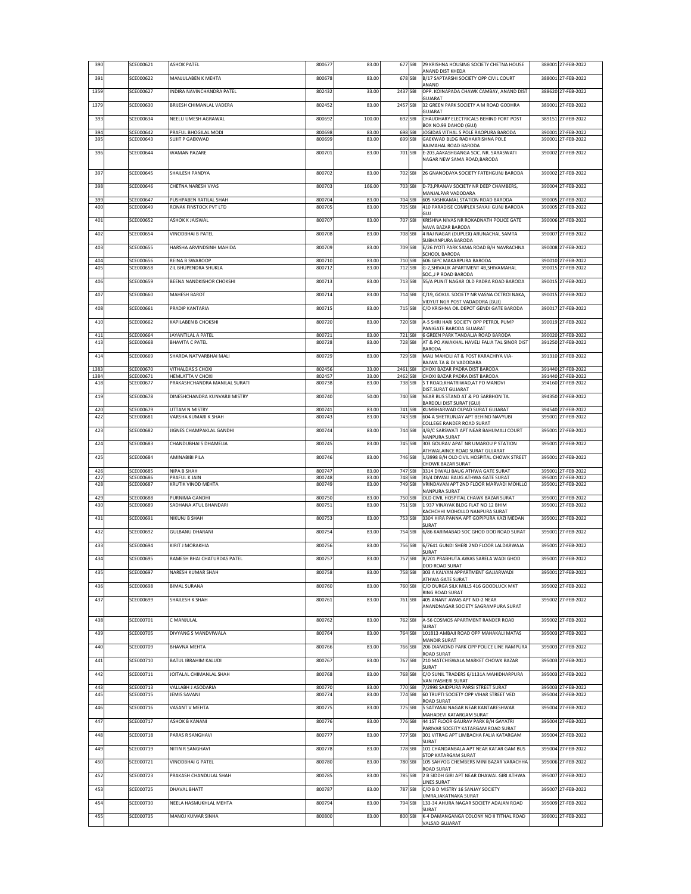| 390 | | SCE000621 | ASHOK PATEL | 800677 | 83.00 | 677 | SBI | 29 KRISHNA HOUSING SOCIETY CHETNA HOUSE ANAND DIST KHEDA | 388001 | 27-FEB-2022 |
|---|---|---|---|---|---|---|---|---|---|---|
| 391 | | SCE000622 | MANJULABEN K MEHTA | 800678 | 83.00 | 678 | SBI | B/17 SAPTARSHI SOCIETY OPP CIVIL COURT ANAND | 388001 | 27-FEB-2022 |
| 1359 | | SCE000627 | INDIRA NAVINCHANDRA PATEL | 802432 | 33.00 | 2437 | SBI | OPP. KOINAPADA CHAWK CAMBAY, ANAND DIST GUJARAT | 388620 | 27-FEB-2022 |
| 1379 | | SCE000630 | BRIJESH CHIMANLAL VADERA | 802452 | 83.00 | 2457 | SBI | 32 GREEN PARK SOCIETY A M ROAD GODHRA GUJARAT | 389001 | 27-FEB-2022 |
| 393 | | SCE000634 | NEELU UMESH AGRAWAL | 800692 | 100.00 | 692 | SBI | CHAUDHARY ELECTRICALS BEHIND FORT POST BOX NO.99 DAHOD (GUJ) | 389151 | 27-FEB-2022 |
| 394 | | SCE000642 | PRAFUL BHOGILAL MODI | 800698 | 83.00 | 698 | SBI | JOGIDAS VITHAL S POLE RAOPURA BARODA | 390001 | 27-FEB-2022 |
| 395 | | SCE000643 | SUJIT P GAEKWAD | 800699 | 83.00 | 699 | SBI | GAEKWAD BLDG RADHAKRISHNA POLE RAJMAHAL ROAD BARODA | 390001 | 27-FEB-2022 |
| 396 | | SCE000644 | WAMAN PAZARE | 800701 | 83.00 | 701 | SBI | E-203,AAKASHGANGA SOC. NR. SARASWATI NAGAR NEW SAMA ROAD,BARODA | 390002 | 27-FEB-2022 |
| 397 | | SCE000645 | SHAILESH PANDYA | 800702 | 83.00 | 702 | SBI | 26 GNANODAYA SOCIETY FATEHGUNJ BARODA | 390002 | 27-FEB-2022 |
| 398 | | SCE000646 | CHETNA NARESH VYAS | 800703 | 166.00 | 703 | SBI | D-73,PRANAV SOCIETY NR DEEP CHAMBERS, MANJALPAR VADODARA | 390004 | 27-FEB-2022 |
| 399 | | SCE000647 | PUSHPABEN RATILAL SHAH | 800704 | 83.00 | 704 | SBI | 605 YASHKAMAL STATION ROAD BARODA | 390005 | 27-FEB-2022 |
| 400 | | SCE000649 | RONAK FINSTOCK PVT LTD | 800705 | 83.00 | 705 | SBI | 410 PARADISE COMPLEX SAYAJI GUNJ BARODA GUJ | 390005 | 27-FEB-2022 |
| 401 | | SCE000652 | ASHOK K JAISWAL | 800707 | 83.00 | 707 | SBI | KRISHNA NIVAS NR ROKADNATH POLICE GATE NAVA BAZAR BARODA | 390006 | 27-FEB-2022 |
| 402 | | SCE000654 | VINODBHAI B PATEL | 800708 | 83.00 | 708 | SBI | 4 RAJ NAGAR (DUPLEX) ARUNACHAL SAMTA SUBHANPURA BARODA | 390007 | 27-FEB-2022 |
| 403 | | SCE000655 | HARSHA ARVINDSINH MAHIDA | 800709 | 83.00 | 709 | SBI | E/26 JYOTI PARK SAMA ROAD B/H NAVRACHNA SCHOOL BARODA | 390008 | 27-FEB-2022 |
| 404 | | SCE000656 | REINA B SWAROOP | 800710 | 83.00 | 710 | SBI | 606 GIPC MAKARPURA BARODA | 390010 | 27-FEB-2022 |
| 405 | | SCE000658 | ZIL BHUPENDRA SHUKLA | 800712 | 83.00 | 712 | SBI | G-2,SHIVALIK APARTMENT 4B,SHIVAMAHAL SOC.,J P ROAD BARODA | 390015 | 27-FEB-2022 |
| 406 | | SCE000659 | BEENA NANDKISHOR CHOKSHI | 800713 | 83.00 | 713 | SBI | 55/A PUNIT NAGAR OLD PADRA ROAD BARODA | 390015 | 27-FEB-2022 |
| 407 | | SCE000660 | MAHESH BAROT | 800714 | 83.00 | 714 | SBI | C/19, GOKUL SOCIETY NR VASNA OCTROI NAKA, VIDYUT NGR POST VADADORA (GUJ) | 390015 | 27-FEB-2022 |
| 408 | | SCE000661 | PRADIP KANTARIA | 800715 | 83.00 | 715 | SBI | C/O KRISHNA OIL DEPOT GENDI GATE BARODA | 390017 | 27-FEB-2022 |
| 410 | | SCE000662 | KAPILABEN B CHOKSHI | 800720 | 83.00 | 720 | SBI | A-5 SHRI HARI SOCIETY OPP PETROL PUMP PANIGATE BARODA GUJARAT | 390019 | 27-FEB-2022 |
| 411 | | SCE000664 | JAYANTILAL A PATEL | 800721 | 83.00 | 721 | SBI | 6 GREEN PARK TANDALJA ROAD BARODA | 390020 | 27-FEB-2022 |
| 413 | | SCE000668 | BHAVITA C PATEL | 800728 | 83.00 | 728 | SBI | AT & PO AWAKHAL HAVELI FALIA TAL SINOR DIST BARODA | 391250 | 27-FEB-2022 |
| 414 | | SCE000669 | SHARDA NATVARBHAI MALI | 800729 | 83.00 | 729 | SBI | MALI MAHOLI AT & POST KARACHIYA VIA-BAJWA TA & DI VADODARA | 391310 | 27-FEB-2022 |
| 1383 | | SCE000670 | VITHALDAS S CHOXI | 802456 | 33.00 | 2461 | SBI | CHOXI BAZAR PADRA DIST BARODA | 391440 | 27-FEB-2022 |
| 1384 | | SCE000671 | HEMLATTA V CHOXI | 802457 | 33.00 | 2462 | SBI | CHOXI BAZAR PADRA DIST BARODA | 391440 | 27-FEB-2022 |
| 418 | | SCE000677 | PRAKASHCHANDRA MANILAL SURATI | 800738 | 83.00 | 738 | SBI | S T ROAD,KHATRIWAD,AT PO MANDVI DIST.SURAT GUJARAT | 394160 | 27-FEB-2022 |
| 419 | | SCE000678 | DINESHCHANDRA KUNVARJI MISTRY | 800740 | 50.00 | 740 | SBI | NEAR BUS STAND AT & PO SARBHON TA. BARDOLI DIST SURAT (GUJ) | 394350 | 27-FEB-2022 |
| 420 | | SCE000679 | UTTAM N MISTRY | 800741 | 83.00 | 741 | SBI | KUMBHARWAD OLPAD SURAT GUJARAT | 394540 | 27-FEB-2022 |
| 422 | | SCE000681 | VARSHA KUMARI K SHAH | 800743 | 83.00 | 743 | SBI | 604 A SHETRUNJAY APT BEHIND NAVYUBI COLLEGE RANDER ROAD SURAT | 395001 | 27-FEB-2022 |
| 423 | | SCE000682 | JIGNES CHAMPAKLAL GANDHI | 800744 | 83.00 | 744 | SBI | 4/B/C SARSWATI APT NEAR BAHUMALI COURT NANPURA SURAT | 395001 | 27-FEB-2022 |
| 424 | | SCE000683 | CHANDUBHAI S DHAMELIA | 800745 | 83.00 | 745 | SBI | 303 GOURAV APAT NR UMAROU P STATION ATHWALAINCE ROAD SURAT GUJARAT | 395001 | 27-FEB-2022 |
| 425 | | SCE000684 | AMINABIBI PILA | 800746 | 83.00 | 746 | SBI | 1/3998 B/H OLD CIVIL HOSPITAL CHOWK STREET CHOWK BAZAR SURAT | 395001 | 27-FEB-2022 |
| 426 | | SCE000685 | NIPA B SHAH | 800747 | 83.00 | 747 | SBI | 3314 DIWALI BAUG ATHWA GATE SURAT | 395001 | 27-FEB-2022 |
| 427 | | SCE000686 | PRAFUL K JAIN | 800748 | 83.00 | 748 | SBI | 33/4 DIWALI BAUG ATHWA GATE SURAT | 395001 | 27-FEB-2022 |
| 428 | | SCE000687 | KRUTIK VINOD MEHTA | 800749 | 83.00 | 749 | SBI | VRINDAVAN APT 2ND FLOOR MARVADI MOHLLO NANPURA SURAT | 395001 | 27-FEB-2022 |
| 429 | | SCE000688 | PURNIMA GANDHI | 800750 | 83.00 | 750 | SBI | OLD CIVIL HOSPITAL CHAWK BAZAR SURAT | 395001 | 27-FEB-2022 |
| 430 | | SCE000689 | SADHANA ATUL BHANDARI | 800751 | 83.00 | 751 | SBI | 1 937 VINAYAK BLDG FLAT NO 12 BHIM KACHCHHI MOHOLLO NANPURA SURAT | 395001 | 27-FEB-2022 |
| 431 | | SCE000691 | NIKUNJ B SHAH | 800753 | 83.00 | 753 | SBI | 3304 HIRA PANNA APT GOPIPURA KAZI MEDAN SURAT | 395001 | 27-FEB-2022 |
| 432 | | SCE000692 | GULBANU DHARANI | 800754 | 83.00 | 754 | SBI | 6/86 KARIMABAD SOC GHOD DOD ROAD SURAT | 395001 | 27-FEB-2022 |
| 433 | | SCE000694 | KIRIT J MORAKHIA | 800756 | 83.00 | 756 | SBI | 6/7641 GUNDI SHERI 2ND FLOOR LALDARWAJA SURAT | 395001 | 27-FEB-2022 |
| 434 | | SCE000695 | RAMESH BHAI CHATURDAS PATEL | 800757 | 83.00 | 757 | SBI | B/201 PRABHUTA AWAS SARELA WADI GHOD DOD ROAD SURAT | 395001 | 27-FEB-2022 |
| 435 | | SCE000697 | NARESH KUMAR SHAH | 800758 | 83.00 | 758 | SBI | 303 A KALYAN APPARTMENT GAJJARWADI ATHWA GATE SURAT | 395001 | 27-FEB-2022 |
| 436 | | SCE000698 | BIMAL SURANA | 800760 | 83.00 | 760 | SBI | C/O DURGA SILK MILLS 416 GOODLUCK MKT RING ROAD SURAT | 395002 | 27-FEB-2022 |
| 437 | | SCE000699 | SHAILESH K SHAH | 800761 | 83.00 | 761 | SBI | 405 ANANT AWAS APT NO-2 NEAR ANANDNAGAR SOCIETY SAGRAMPURA SURAT | 395002 | 27-FEB-2022 |
| 438 | | SCE000701 | C MANJULAL | 800762 | 83.00 | 762 | SBI | A-56 COSMOS APARTMENT RANDER ROAD SURAT | 395002 | 27-FEB-2022 |
| 439 | | SCE000705 | DIVYANG S MANDVIWALA | 800764 | 83.00 | 764 | SBI | 101813 AMBAJI ROAD OPP MAHAKALI MATAS MANDIR SURAT | 395003 | 27-FEB-2022 |
| 440 | | SCE000709 | BHAVNA MEHTA | 800766 | 83.00 | 766 | SBI | 206 DIAMOND PARK OPP POLICE LINE RAMPURA ROAD SURAT | 395003 | 27-FEB-2022 |
| 441 | | SCE000710 | BATUL IBRAHIM KALUDI | 800767 | 83.00 | 767 | SBI | 210 MATCHISWALA MARKET CHOWK BAZAR SURAT | 395003 | 27-FEB-2022 |
| 442 | | SCE000711 | JOITALAL CHIMANLAL SHAH | 800768 | 83.00 | 768 | SBI | C/O SUNIL TRADERS 6/1131A MAHIDHARPURA VAN IYASHERI SURAT | 395003 | 27-FEB-2022 |
| 443 | | SCE000713 | VALLABH J ASODARIA | 800770 | 83.00 | 770 | SBI | 7/2998 SAIDPURA PARSI STREET SURAT | 395003 | 27-FEB-2022 |
| 445 | | SCE000715 | JEMIS SAVANI | 800774 | 83.00 | 774 | SBI | 60 TRUPTI SOCIETY OPP VIHAR STREET VED ROAD SURAT | 395004 | 27-FEB-2022 |
| 446 | | SCE000716 | VASANT V MEHTA | 800775 | 83.00 | 775 | SBI | 5 SATYASAI NAGAR NEAR KANTARESHWAR MAHADEVI KATARGAM SURAT | 395004 | 27-FEB-2022 |
| 447 | | SCE000717 | ASHOK B KANANI | 800776 | 83.00 | 776 | SBI | 44 1ST FLOOR GAURAV PARK B/H GAYATRI PARIVAR SOCEITY KATARGAM ROAD SURAT | 395004 | 27-FEB-2022 |
| 448 | | SCE000718 | PARAS R SANGHAVI | 800777 | 83.00 | 777 | SBI | 301 VITRAG APT LIMBACHA FALIA KATARGAM SURAT | 395004 | 27-FEB-2022 |
| 449 | | SCE000719 | NITIN R SANGHAVI | 800778 | 83.00 | 778 | SBI | 101 CHANDANBALA APT NEAR KATAR GAM BUS STOP KATARGAM SURAT | 395004 | 27-FEB-2022 |
| 450 | | SCE000721 | VINODBHAI G PATEL | 800780 | 83.00 | 780 | SBI | 105 SAHYOG CHEMBERS MINI BAZAR VARACHHA ROAD SURAT | 395006 | 27-FEB-2022 |
| 452 | | SCE000723 | PRAKASH CHANDULAL SHAH | 800785 | 83.00 | 785 | SBI | 2 B SIDDH GIRI APT NEAR DHAWAL GIRI ATHWA LINES SURAT | 395007 | 27-FEB-2022 |
| 453 | | SCE000725 | DHAVAL BHATT | 800787 | 83.00 | 787 | SBI | C/O B D MISTRY 16 SANJAY SOCIETY UMRA,JAKATNAKA SURAT | 395007 | 27-FEB-2022 |
| 454 | | SCE000730 | NEELA HASMUKHLAL MEHTA | 800794 | 83.00 | 794 | SBI | 133-34 AHURA NAGAR SOCIETY ADAJAN ROAD SURAT | 395009 | 27-FEB-2022 |
| 455 | | SCE000735 | MANOJ KUMAR SINHA | 800800 | 83.00 | 800 | SBI | K-4 DAMANGANGA COLONY NO II TITHAL ROAD VALSAD GUJARAT | 396001 | 27-FEB-2022 |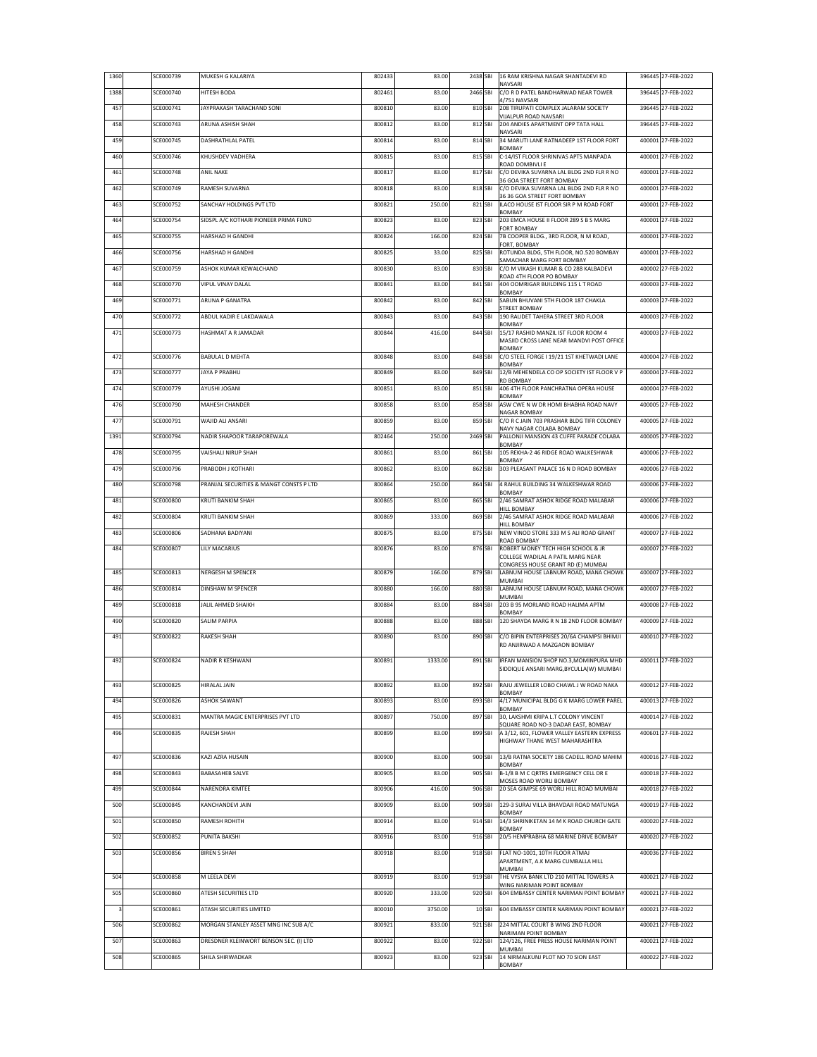| 1360 | | SCE000739 | MUKESH G KALARIYA | 802433 | 83.00 | 2438 | SBI | 16 RAM KRISHNA NAGAR SHANTADEVI RD NAVSARI | 396445 | 27-FEB-2022 |
|---|---|---|---|---|---|---|---|---|---|---|
| 1388 | | SCE000740 | HITESH BODA | 802461 | 83.00 | 2466 | SBI | C/O R D PATEL BANDHARWAD NEAR TOWER 4/751 NAVSARI | 396445 | 27-FEB-2022 |
| 457 | | SCE000741 | JAYPRAKASH TARACHAND SONI | 800810 | 83.00 | 810 | SBI | 208 TIRUPATI COMPLEX JALARAM SOCIETY VIJALPUR ROAD NAVSARI | 396445 | 27-FEB-2022 |
| 458 | | SCE000743 | ARUNA ASHISH SHAH | 800812 | 83.00 | 812 | SBI | 204 ANDIES APARTMENT OPP TATA HALL NAVSARI | 396445 | 27-FEB-2022 |
| 459 | | SCE000745 | DASHRATHLAL PATEL | 800814 | 83.00 | 814 | SBI | 34 MARUTI LANE RATNADEEP 1ST FLOOR FORT BOMBAY | 400001 | 27-FEB-2022 |
| 460 | | SCE000746 | KHUSHDEV VADHERA | 800815 | 83.00 | 815 | SBI | C-14/IST FLOOR SHRINIVAS APTS MANPADA ROAD DOMBIVLI E | 400001 | 27-FEB-2022 |
| 461 | | SCE000748 | ANIL NAKE | 800817 | 83.00 | 817 | SBI | C/O DEVIKA SUVARNA LAL BLDG 2ND FLR R NO 36 GOA STREET FORT BOMBAY | 400001 | 27-FEB-2022 |
| 462 | | SCE000749 | RAMESH SUVARNA | 800818 | 83.00 | 818 | SBI | C/O DEVIKA SUVARNA LAL BLDG 2ND FLR R NO 36 36 GOA STREET FORT BOMBAY | 400001 | 27-FEB-2022 |
| 463 | | SCE000752 | SANCHAY HOLDINGS PVT LTD | 800821 | 250.00 | 821 | SBI | ILACO HOUSE IST FLOOR SIR P M ROAD FORT BOMBAY | 400001 | 27-FEB-2022 |
| 464 | | SCE000754 | SIDSPL A/C KOTHARI PIONEER PRIMA FUND | 800823 | 83.00 | 823 | SBI | 203 EMCA HOUSE II FLOOR 289 S B S MARG FORT BOMBAY | 400001 | 27-FEB-2022 |
| 465 | | SCE000755 | HARSHAD H GANDHI | 800824 | 166.00 | 824 | SBI | 7B COOPER BLDG., 3RD FLOOR, N M ROAD, FORT, BOMBAY | 400001 | 27-FEB-2022 |
| 466 | | SCE000756 | HARSHAD H GANDHI | 800825 | 33.00 | 825 | SBI | ROTUNDA BLDG, 5TH FLOOR, NO.520 BOMBAY SAMACHAR MARG FORT BOMBAY | 400001 | 27-FEB-2022 |
| 467 | | SCE000759 | ASHOK KUMAR KEWALCHAND | 800830 | 83.00 | 830 | SBI | C/O M VIKASH KUMAR & CO 288 KALBADEVI ROAD 4TH FLOOR PO BOMBAY | 400002 | 27-FEB-2022 |
| 468 | | SCE000770 | VIPUL VINAY DALAL | 800841 | 83.00 | 841 | SBI | 404 OOMRIGAR BUILDING 115 L T ROAD BOMBAY | 400003 | 27-FEB-2022 |
| 469 | | SCE000771 | ARUNA P GANATRA | 800842 | 83.00 | 842 | SBI | SABUN BHUVANI 5TH FLOOR 187 CHAKLA STREET BOMBAY | 400003 | 27-FEB-2022 |
| 470 | | SCE000772 | ABDUL KADIR E LAKDAWALA | 800843 | 83.00 | 843 | SBI | 190 RAUDET TAHERA STREET 3RD FLOOR BOMBAY | 400003 | 27-FEB-2022 |
| 471 | | SCE000773 | HASHMAT A R JAMADAR | 800844 | 416.00 | 844 | SBI | 15/17 RASHID MANZIL IST FLOOR ROOM 4 MASJID CROSS LANE NEAR MANDVI POST OFFICE BOMBAY | 400003 | 27-FEB-2022 |
| 472 | | SCE000776 | BABULAL D MEHTA | 800848 | 83.00 | 848 | SBI | C/O STEEL FORGE I 19/21 1ST KHETWADI LANE BOMBAY | 400004 | 27-FEB-2022 |
| 473 | | SCE000777 | JAYA P PRABHU | 800849 | 83.00 | 849 | SBI | 12/B MEHENDELA CO OP SOCIETY IST FLOOR V P RD BOMBAY | 400004 | 27-FEB-2022 |
| 474 | | SCE000779 | AYUSHI JOGANI | 800851 | 83.00 | 851 | SBI | 406 4TH FLOOR PANCHRATNA OPERA HOUSE BOMBAY | 400004 | 27-FEB-2022 |
| 476 | | SCE000790 | MAHESH CHANDER | 800858 | 83.00 | 858 | SBI | ASW CWE N W DR HOMI BHABHA ROAD NAVY NAGAR BOMBAY | 400005 | 27-FEB-2022 |
| 477 | | SCE000791 | WAJID ALI ANSARI | 800859 | 83.00 | 859 | SBI | C/O R C JAIN 703 PRASHAR BLDG TIFR COLONEY NAVY NAGAR COLABA BOMBAY | 400005 | 27-FEB-2022 |
| 1391 | | SCE000794 | NADIR SHAPOOR TARAPOREWALA | 802464 | 250.00 | 2469 | SBI | PALLONJI MANSION 43 CUFFE PARADE COLABA BOMBAY | 400005 | 27-FEB-2022 |
| 478 | | SCE000795 | VAISHALI NIRUP SHAH | 800861 | 83.00 | 861 | SBI | 105 REKHA-2 46 RIDGE ROAD WALKESHWAR BOMBAY | 400006 | 27-FEB-2022 |
| 479 | | SCE000796 | PRABODH J KOTHARI | 800862 | 83.00 | 862 | SBI | 303 PLEASANT PALACE 16 N D ROAD BOMBAY | 400006 | 27-FEB-2022 |
| 480 | | SCE000798 | PRANJAL SECURITIES & MANGT CONSTS P LTD | 800864 | 250.00 | 864 | SBI | 4 RAHUL BUILDING 34 WALKESHWAR ROAD BOMBAY | 400006 | 27-FEB-2022 |
| 481 | | SCE000800 | KRUTI BANKIM SHAH | 800865 | 83.00 | 865 | SBI | 2/46 SAMRAT ASHOK RIDGE ROAD MALABAR HILL BOMBAY | 400006 | 27-FEB-2022 |
| 482 | | SCE000804 | KRUTI BANKIM SHAH | 800869 | 333.00 | 869 | SBI | 2/46 SAMRAT ASHOK RIDGE ROAD MALABAR HILL BOMBAY | 400006 | 27-FEB-2022 |
| 483 | | SCE000806 | SADHANA BADIYANI | 800875 | 83.00 | 875 | SBI | NEW VINOD STORE 333 M S ALI ROAD GRANT ROAD BOMBAY | 400007 | 27-FEB-2022 |
| 484 | | SCE000807 | LILY MACARIUS | 800876 | 83.00 | 876 | SBI | ROBERT MONEY TECH HIGH SCHOOL & JR COLLEGE WADILAL A PATIL MARG NEAR CONGRESS HOUSE GRANT RD (E) MUMBAI | 400007 | 27-FEB-2022 |
| 485 | | SCE000813 | NERGESH M SPENCER | 800879 | 166.00 | 879 | SBI | LABNUM HOUSE LABNUM ROAD, MANA CHOWK MUMBAI | 400007 | 27-FEB-2022 |
| 486 | | SCE000814 | DINSHAW M SPENCER | 800880 | 166.00 | 880 | SBI | LABNUM HOUSE LABNUM ROAD, MANA CHOWK MUMBAI | 400007 | 27-FEB-2022 |
| 489 | | SCE000818 | JALIL AHMED SHAIKH | 800884 | 83.00 | 884 | SBI | 203 B 95 MORLAND ROAD HALIMA APTM BOMBAY | 400008 | 27-FEB-2022 |
| 490 | | SCE000820 | SALIM PARPIA | 800888 | 83.00 | 888 | SBI | 120 SHAYDA MARG R N 18 2ND FLOOR BOMBAY | 400009 | 27-FEB-2022 |
| 491 | | SCE000822 | RAKESH SHAH | 800890 | 83.00 | 890 | SBI | C/O BIPIN ENTERPRISES 20/6A CHAMPSI BHIMJI RD ANJIRWAD A MAZGAON BOMBAY | 400010 | 27-FEB-2022 |
| 492 | | SCE000824 | NADIR R KESHWANI | 800891 | 1333.00 | 891 | SBI | IRFAN MANSION SHOP NO.3,MOMINPURA MHD SIDDIQUE ANSARI MARG,BYCULLA(W) MUMBAI | 400011 | 27-FEB-2022 |
| 493 | | SCE000825 | HIRALAL JAIN | 800892 | 83.00 | 892 | SBI | RAJU JEWELLER LOBO CHAWL J W ROAD NAKA BOMBAY | 400012 | 27-FEB-2022 |
| 494 | | SCE000826 | ASHOK SAWANT | 800893 | 83.00 | 893 | SBI | 4/17 MUNICIPAL BLDG G K MARG LOWER PAREL BOMBAY | 400013 | 27-FEB-2022 |
| 495 | | SCE000831 | MANTRA MAGIC ENTERPRISES PVT LTD | 800897 | 750.00 | 897 | SBI | 30, LAKSHMI KRIPA L.T COLONY VINCENT SQUARE ROAD NO-3 DADAR EAST, BOMBAY | 400014 | 27-FEB-2022 |
| 496 | | SCE000835 | RAJESH SHAH | 800899 | 83.00 | 899 | SBI | A 3/12, 601, FLOWER VALLEY EASTERN EXPRESS HIGHWAY THANE WEST MAHARASHTRA | 400601 | 27-FEB-2022 |
| 497 | | SCE000836 | KAZI AZRA HUSAIN | 800900 | 83.00 | 900 | SBI | 13/B RATNA SOCIETY 186 CADELL ROAD MAHIM BOMBAY | 400016 | 27-FEB-2022 |
| 498 | | SCE000843 | BABASAHEB SALVE | 800905 | 83.00 | 905 | SBI | B-1/8 B M C QRTRS EMERGENCY CELL DR E MOSES ROAD WORLI BOMBAY | 400018 | 27-FEB-2022 |
| 499 | | SCE000844 | NARENDRA KIMTEE | 800906 | 416.00 | 906 | SBI | 20 SEA GIMPSE 69 WORLI HILL ROAD MUMBAI | 400018 | 27-FEB-2022 |
| 500 | | SCE000845 | KANCHANDEVI JAIN | 800909 | 83.00 | 909 | SBI | 129-3 SURAJ VILLA BHAVDAJI ROAD MATUNGA BOMBAY | 400019 | 27-FEB-2022 |
| 501 | | SCE000850 | RAMESH ROHITH | 800914 | 83.00 | 914 | SBI | 14/3 SHRINIKETAN 14 M K ROAD CHURCH GATE BOMBAY | 400020 | 27-FEB-2022 |
| 502 | | SCE000852 | PUNITA BAKSHI | 800916 | 83.00 | 916 | SBI | 20/5 HEMPRABHA 68 MARINE DRIVE BOMBAY | 400020 | 27-FEB-2022 |
| 503 | | SCE000856 | BIREN S SHAH | 800918 | 83.00 | 918 | SBI | FLAT NO-1001, 10TH FLOOR ATMAJ APARTMENT, A.K MARG CUMBALLA HILL MUMBAI | 400036 | 27-FEB-2022 |
| 504 | | SCE000858 | M LEELA DEVI | 800919 | 83.00 | 919 | SBI | THE VYSYA BANK LTD 210 MITTAL TOWERS A WING NARIMAN POINT BOMBAY | 400021 | 27-FEB-2022 |
| 505 | | SCE000860 | ATESH SECURITIES LTD | 800920 | 333.00 | 920 | SBI | 604 EMBASSY CENTER NARIMAN POINT BOMBAY | 400021 | 27-FEB-2022 |
| 3 | | SCE000861 | ATASH SECURITIES LIMITED | 800010 | 3750.00 | 10 | SBI | 604 EMBASSY CENTER NARIMAN POINT BOMBAY | 400021 | 27-FEB-2022 |
| 506 | | SCE000862 | MORGAN STANLEY ASSET MNG INC SUB A/C | 800921 | 833.00 | 921 | SBI | 224 MITTAL COURT B WING 2ND FLOOR NARIMAN POINT BOMBAY | 400021 | 27-FEB-2022 |
| 507 | | SCE000863 | DRESDNER KLEINWORT BENSON SEC. (I) LTD | 800922 | 83.00 | 922 | SBI | 124/126, FREE PRESS HOUSE NARIMAN POINT MUMBAI | 400021 | 27-FEB-2022 |
| 508 | | SCE000865 | SHILA SHIRWADKAR | 800923 | 83.00 | 923 | SBI | 14 NIRMALKUNJ PLOT NO 70 SION EAST BOMBAY | 400022 | 27-FEB-2022 |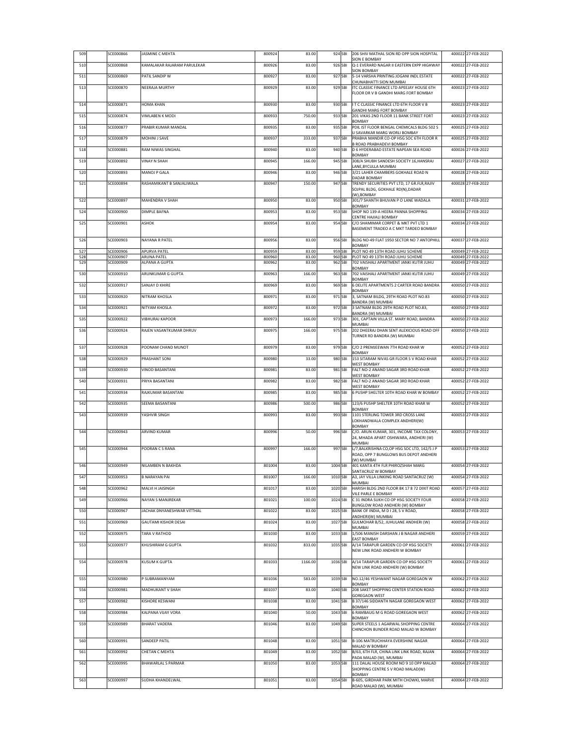| 509 | SCE000866 | JASMINE C MEHTA | 800924 | 83.00 | 924 | SBI | 206 SHIV MATHAL SION RD OPP SION HOSPITAL SION E BOMBAY | 400022 | 27-FEB-2022 |
|---|---|---|---|---|---|---|---|---|---|
| 510 | SCE000868 | KAMALAKAR RAJARAM PARULEKAR | 800926 | 83.00 | 926 | SBI | Q-1 EVERARD NAGAR II EASTERN EXPP HIGHWAY SION BOMBAY | 400022 | 27-FEB-2022 |
| 511 | SCE000869 | PATIL SANDIP W | 800927 | 83.00 | 927 | SBI | 5-14 VARSHA PRINTING JOGANI INDL ESTATE CHUNABHATTI SION MUMBAI | 400022 | 27-FEB-2022 |
| 513 | SCE000870 | NEERAJA MURTHY | 800929 | 83.00 | 929 | SBI | ITC CLASSIC FINANCE LTD APEEJAY HOUSE 6TH FLOOR DR V B GANDHI MARG FORT BOMBAY | 400023 | 27-FEB-2022 |
| 514 | SCE000871 | HOMA KHAN | 800930 | 83.00 | 930 | SBI | I T C CLASSIC FINANCE LTD 6TH FLOOR V B GANDHI MARG FORT BOMBAY | 400023 | 27-FEB-2022 |
| 515 | SCE000874 | VIMLABEN K MODI | 800933 | 750.00 | 933 | SBI | 201 VIKAS 2ND FLOOR 11 BANK STREET FORT BOMBAY | 400023 | 27-FEB-2022 |
| 516 | SCE000877 | PRABIR KUMAR MANDAL | 800935 | 83.00 | 935 | SBI | PDIL IST FLOOR BENGAL CHEMICALS BLDG 502 S U SAVARKAR MARG WORLI BOMBAY | 400025 | 27-FEB-2022 |
| 517 | SCE000879 | MOHINI J SAVE | 800937 | 333.00 | 937 | SBI | PRABHA MANDIR CO-OP HSG SOC 6TH FLOOR R B ROAD PRABHADEVI BOMBAY | 400025 | 27-FEB-2022 |
| 518 | SCE000881 | RAM NIWAS SINGHAL | 800940 | 83.00 | 940 | SBI | D 6 HYDERABAD ESTATE NAPEAN SEA ROAD BOMBAY | 400026 | 27-FEB-2022 |
| 519 | SCE000892 | VINAY N SHAH | 800945 | 166.00 | 945 | SBI | 308/A SHUBH SANDESH SOCIETY 16,HANSRAJ LANE,BYCULLA MUMBAI | 400027 | 27-FEB-2022 |
| 520 | SCE000893 | MANOJ P GALA | 800946 | 83.00 | 946 | SBI | 3/21 LAHER CHAMBERS GOKHALE ROAD N DADAR BOMBAY | 400028 | 27-FEB-2022 |
| 521 | SCE000894 | RASHAMIKANT B SANJALIWALA | 800947 | 150.00 | 947 | SBI | TRENDY SECURITIES PVT LTD, 17 GR.FLR,RAJIV SOJPAL BLDG, GOKHALE RD(N),DADAR (W),BOMBAY | 400028 | 27-FEB-2022 |
| 522 | SCE000897 | MAHENDRA V SHAH | 800950 | 83.00 | 950 | SBI | 301/7 SHANTH BHUVAN P O LANE WADALA BOMBAY | 400031 | 27-FEB-2022 |
| 524 | SCE000900 | DIMPLE BAFNA | 800953 | 83.00 | 953 | SBI | SHOP NO 139-A HEERA PANNA SHOPPING CENTRE HAJIALI BOMBAY | 400034 | 27-FEB-2022 |
| 525 | SCE000901 | ASHOK | 800954 | 83.00 | 954 | SBI | C/O SHAMIMAR CORPET & MKT PVT LTD 1 BASEMENT TRADEO A C MKT TARDEO BOMBAY | 400034 | 27-FEB-2022 |
| 526 | SCE000903 | NAYANA R PATEL | 800956 | 83.00 | 956 | SBI | BLDG NO-49 FLAT 1950 SECTOR NO 7 ANTOPHILL BOMBAY | 400037 | 27-FEB-2022 |
| 527 | SCE000906 | APURVA PATEL | 800959 | 83.00 | 959 | SBI | PLOT NO 49 13TH ROAD JUHU SCHEME | 400049 | 27-FEB-2022 |
| 528 | SCE000907 | ARUNA PATEL | 800960 | 83.00 | 960 | SBI | PLOT NO 49 13TH ROAD JUHU SCHEME | 400049 | 27-FEB-2022 |
| 529 | SCE000909 | ALPANA A GUPTA | 800962 | 83.00 | 962 | SBI | 702 VAISHALI APARTMENT JANKI KUTIR JUHU BOMBAY | 400049 | 27-FEB-2022 |
| 530 | SCE000910 | ARUNKUMAR G GUPTA | 800963 | 166.00 | 963 | SBI | 702 VAISHALI APARTMENT JANKI KUTIR JUHU BOMBAY | 400049 | 27-FEB-2022 |
| 532 | SCE000917 | SANJAY D KHIRE | 800969 | 83.00 | 969 | SBI | 6 DELITE APARTMENTS 2 CARTER ROAD BANDRA BOMBAY | 400050 | 27-FEB-2022 |
| 533 | SCE000920 | NITRAM KHOSLA | 800971 | 83.00 | 971 | SBI | 3, SATNAM BILDG, 29TH ROAD PLOT NO.83 BANDRA (W) MUMBAI | 400050 | 27-FEB-2022 |
| 534 | SCE000921 | NITYAM KHOSLA | 800972 | 83.00 | 972 | SBI | 3 SATNAM BLDG 29TH ROAD PLOT NO.83, BANDRA (W) MUMBAI | 400050 | 27-FEB-2022 |
| 535 | SCE000922 | VIBHURAJ KAPOOR | 800973 | 166.00 | 973 | SBI | 301, CAPTAIN VILLA ST. MARY ROAD, BANDRA MUMBAI | 400050 | 27-FEB-2022 |
| 536 | SCE000924 | RAJEN VASANTKUMAR DHRUV | 800975 | 166.00 | 975 | SBI | 202 DHEERAJ DHAN SENT ALEXICIOUS ROAD OFF TURNER RD BANDRA (W) MUMBAI | 400050 | 27-FEB-2022 |
| 537 | SCE000928 | POONAM CHAND MUNOT | 800979 | 83.00 | 979 | SBI | C/O 2 PREMJEEWAN 7TH ROAD KHAR W BOMBAY | 400052 | 27-FEB-2022 |
| 538 | SCE000929 | PRASHANT SONI | 800980 | 33.00 | 980 | SBI | 153 SITARAM NIVAS GR FLOOR S V ROAD KHAR WEST BOMBAY | 400052 | 27-FEB-2022 |
| 539 | SCE000930 | VINOD BASANTANI | 800981 | 83.00 | 981 | SBI | FALT NO-2 ANAND SAGAR 3RD ROAD KHAR WEST BOMBAY | 400052 | 27-FEB-2022 |
| 540 | SCE000931 | PRIYA BASANTANI | 800982 | 83.00 | 982 | SBI | FALT NO-2 ANAND SAGAR 3RD ROAD KHAR WEST BOMBAY | 400052 | 27-FEB-2022 |
| 541 | SCE000934 | RAJKUMAR BASANTANI | 800985 | 83.00 | 985 | SBI | 6 PUSHP SHELTER 10TH ROAD KHAR W BOMBAY | 400052 | 27-FEB-2022 |
| 542 | SCE000935 | SEEMA BASANTANI | 800986 | 500.00 | 986 | SBI | 123/6 PUSHP SHELTER 10TH ROAD KHAR W BOMBAY | 400052 | 27-FEB-2022 |
| 543 | SCE000939 | YASHVIR SINGH | 800993 | 83.00 | 993 | SBI | 1101 STERLING TOWER 3RD CROSS LANE LOKHANDWALA COMPLEX ANDHERI(W) BOMBAY | 400053 | 27-FEB-2022 |
| 544 | SCE000943 | ARVIND KUMAR | 800996 | 50.00 | 996 | SBI | C/O. ARUN KUMAR, 301, INCOME TAX COLONY, 24, MHADA APART OSHIWARA, ANDHERI (W) MUMBAI | 400053 | 27-FEB-2022 |
| 545 | SCE000944 | POORAN C S RANA | 800997 | 166.00 | 997 | SBI | L/7,BALKRISHNA CO,OP HSG SOC LTD, 142/5 J P ROAD, OPP 7 BUNGLOWS BUS DEPOT ANDHERI (W) MUMBAI | 400053 | 27-FEB-2022 |
| 546 | SCE000949 | NILAMBEN N BAKHDA | 801004 | 83.00 | 1004 | SBI | 401 KANTA 4TH FLR PHIROZSHAH MARG SANTACRUZ W BOMBAY | 400054 | 27-FEB-2022 |
| 547 | SCE000953 | B NARAYAN PAI | 801007 | 166.00 | 1010 | SBI | A3, JAY VILLA LINKING ROAD SANTACRUZ (W) MUMBAI | 400054 | 27-FEB-2022 |
| 548 | SCE000962 | MALVI H JAISINGH | 801017 | 83.00 | 1020 | SBI | HARISH BLDG 2ND FLOOR BK 17 8 72 DIXIT ROAD VILE PARLE E BOMBAY | 400057 | 27-FEB-2022 |
| 549 | SCE000966 | NAYAN S MANJREKAR | 801021 | 100.00 | 1024 | SBI | C 31 INDRA SUKH CO OP HSG SOCIETY FOUR BUNGLOW ROAD ANDHERI (W) BOMBAY | 400058 | 27-FEB-2022 |
| 550 | SCE000967 | JACHAK DNYANESHWAR VITTHAL | 801022 | 83.00 | 1025 | SBI | BANK OF INDIA, M D I 28, S V ROAD, ANDHERI(W) MUMBAI | 400058 | 27-FEB-2022 |
| 551 | SCE000969 | GAUTAMI KISHOR DESAI | 801024 | 83.00 | 1027 | SBI | GULMOHAR B/52, JUHULANE ANDHERI (W) MUMBAI | 400058 | 27-FEB-2022 |
| 552 | SCE000975 | TARA V RATHOD | 801030 | 83.00 | 1033 | SBI | 1/506 MANISH DARSHAN J B NAGAR ANDHERI EAST BOMBAY | 400059 | 27-FEB-2022 |
| 553 | SCE000977 | KHUSHIRAM G GUPTA | 801032 | 833.00 | 1035 | SBI | A/14 TARAPUR GARDEN CO OP HSG SOCIETY NEW LINK ROAD ANDHERI W BOMBAY | 400061 | 27-FEB-2022 |
| 554 | SCE000978 | KUSUM K GUPTA | 801033 | 1166.00 | 1036 | SBI | A/14 TARAPUR GARDEN CO OP HSG SOCIETY NEW LINK ROAD ANDHERI (W) BOMBAY | 400061 | 27-FEB-2022 |
| 555 | SCE000980 | P SUBRAMANYAM | 801036 | 583.00 | 1039 | SBI | NO.12/46 YESHWANT NAGAR GOREGAON W BOMBAY | 400062 | 27-FEB-2022 |
| 556 | SCE000981 | MADHUKANT V SHAH | 801037 | 83.00 | 1040 | SBI | 208 SAKET SHOPPING CENTER STATION ROAD GOREGAON WEST | 400062 | 27-FEB-2022 |
| 557 | SCE000982 | KISHORE KESWANI | 801038 | 83.00 | 1041 | SBI | B 37/146 SIDDANTH NAGAR GOREGAON WEST BOMBAY | 400062 | 27-FEB-2022 |
| 558 | SCE000984 | KALPANA VIJAY VORA | 801040 | 50.00 | 1043 | SBI | 6 RAMBAUG M G ROAD GOREGAON WEST BOMBAY | 400062 | 27-FEB-2022 |
| 559 | SCE000989 | BHARAT VADERA | 801046 | 83.00 | 1049 | SBI | SUPER STEELS 1 AGARWAL SHOPPING CENTRE CHINCHON BUNDER ROAD MALAD W BOMBAY | 400064 | 27-FEB-2022 |
| 560 | SCE000991 | SANDEEP PATIL | 801048 | 83.00 | 1051 | SBI | B-106 MATRUCHHAYA EVERSHINE NAGAR MALAD W BOMBAY | 400064 | 27-FEB-2022 |
| 561 | SCE000992 | CHETAN C MEHTA | 801049 | 83.00 | 1052 | SBI | B/63, 6TH FLR, CHINA LINK LINK ROAD, RAJAN PADA MALAD (W), MUMBAI | 400064 | 27-FEB-2022 |
| 562 | SCE000995 | BHAWARLAL S PARMAR | 801050 | 83.00 | 1053 | SBI | 111 DALAL HOUSE ROOM NO 9 10 OPP MALAD SHOPPING CENTRE S V ROAD MALAD(W) BOMBAY | 400064 | 27-FEB-2022 |
| 563 | SCE000997 | SUDHA KHANDELWAL | 801051 | 83.00 | 1054 | SBI | B-605, GIRDHAR PARK MITH CHOWKI, MARVE ROAD MALAD (W), MUMBAI | 400064 | 27-FEB-2022 |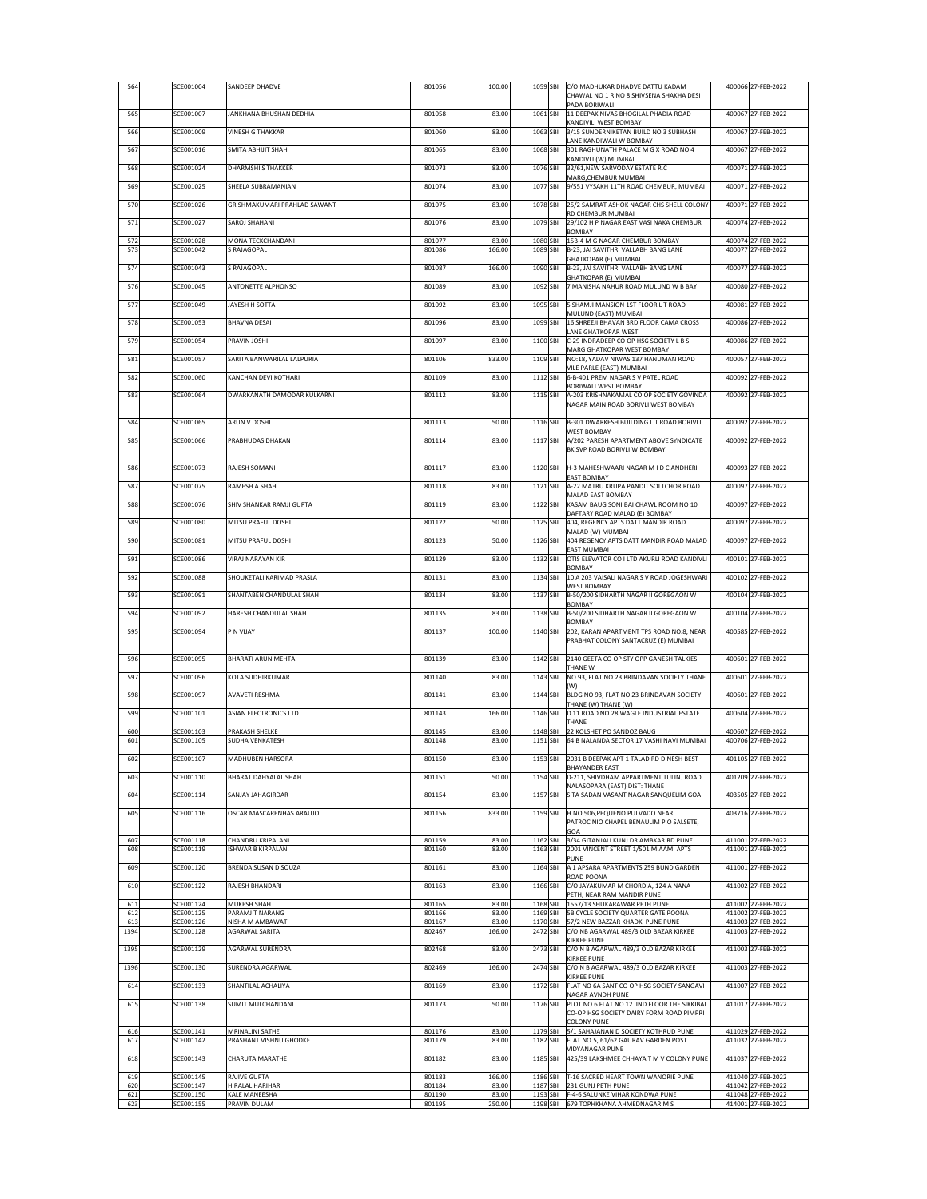| 564 | SCE001004 | SANDEEP DHADVE | 801056 | 100.00 | 1059 | SBI | C/O MADHUKAR DHADVE DATTU KADAM CHAWAL NO 1 R NO 8 SHIVSENA SHAKHA DESI PADA BORIWALI | 400066 | 27-FEB-2022 |
|---|---|---|---|---|---|---|---|---|---|
| 565 | SCE001007 | JANKHANA BHUSHAN DEDHIA | 801058 | 83.00 | 1061 | SBI | 11 DEEPAK NIVAS BHOGILAL PHADIA ROAD KANDIVILI WEST BOMBAY | 400067 | 27-FEB-2022 |
| 566 | SCE001009 | VINESH G THAKKAR | 801060 | 83.00 | 1063 | SBI | 3/15 SUNDERNIKETAN BUILD NO 3 SUBHASH LANE KANDIWALI W BOMBAY | 400067 | 27-FEB-2022 |
| 567 | SCE001016 | SMITA ABHIJIT SHAH | 801065 | 83.00 | 1068 | SBI | 301 RAGHUNATH PALACE M G X ROAD NO 4 KANDIVLI (W) MUMBAI | 400067 | 27-FEB-2022 |
| 568 | SCE001024 | DHARMSHI S THAKKER | 801073 | 83.00 | 1076 | SBI | 32/61,NEW SARVODAY ESTATE R.C MARG,CHEMBUR MUMBAI | 400071 | 27-FEB-2022 |
| 569 | SCE001025 | SHEELA SUBRAMANIAN | 801074 | 83.00 | 1077 | SBI | 9/551 VYSAKH 11TH ROAD CHEMBUR, MUMBAI | 400071 | 27-FEB-2022 |
| 570 | SCE001026 | GRISHMAKUMARI PRAHLAD SAWANT | 801075 | 83.00 | 1078 | SBI | 25/2 SAMRAT ASHOK NAGAR CHS SHELL COLONY RD CHEMBUR MUMBAI | 400071 | 27-FEB-2022 |
| 571 | SCE001027 | SAROJ SHAHANI | 801076 | 83.00 | 1079 | SBI | 29/102 H P NAGAR EAST VASI NAKA CHEMBUR BOMBAY | 400074 | 27-FEB-2022 |
| 572 | SCE001028 | MONA TECKCHANDANI | 801077 | 83.00 | 1080 | SBI | 15B-4 M G NAGAR CHEMBUR BOMBAY | 400074 | 27-FEB-2022 |
| 573 | SCE001042 | S RAJAGOPAL | 801086 | 166.00 | 1089 | SBI | B-23, JAI SAVITHRI VALLABH BANG LANE GHATKOPAR (E) MUMBAI | 400077 | 27-FEB-2022 |
| 574 | SCE001043 | S RAJAGOPAL | 801087 | 166.00 | 1090 | SBI | B-23, JAI SAVITHRI VALLABH BANG LANE GHATKOPAR (E) MUMBAI | 400077 | 27-FEB-2022 |
| 576 | SCE001045 | ANTONETTE ALPHONSO | 801089 | 83.00 | 1092 | SBI | 7 MANISHA NAHUR ROAD MULUND W B BAY | 400080 | 27-FEB-2022 |
| 577 | SCE001049 | JAYESH H SOTTA | 801092 | 83.00 | 1095 | SBI | 5 SHAMJI MANSION 1ST FLOOR L T ROAD MULUND (EAST) MUMBAI | 400081 | 27-FEB-2022 |
| 578 | SCE001053 | BHAVNA DESAI | 801096 | 83.00 | 1099 | SBI | 16 SHREEJI BHAVAN 3RD FLOOR CAMA CROSS LANE GHATKOPAR WEST | 400086 | 27-FEB-2022 |
| 579 | SCE001054 | PRAVIN JOSHI | 801097 | 83.00 | 1100 | SBI | C-29 INDRADEEP CO OP HSG SOCIETY L B S MARG GHATKOPAR WEST BOMBAY | 400086 | 27-FEB-2022 |
| 581 | SCE001057 | SARITA BANWARILAL LALPURIA | 801106 | 833.00 | 1109 | SBI | NO:18, YADAV NIWAS 137 HANUMAN ROAD VILE PARLE (EAST) MUMBAI | 400057 | 27-FEB-2022 |
| 582 | SCE001060 | KANCHAN DEVI KOTHARI | 801109 | 83.00 | 1112 | SBI | 6-B-401 PREM NAGAR S V PATEL ROAD BORIWALI WEST BOMBAY | 400092 | 27-FEB-2022 |
| 583 | SCE001064 | DWARKANATH DAMODAR KULKARNI | 801112 | 83.00 | 1115 | SBI | A-203 KRISHNAKAMAL CO OP SOCIETY GOVINDA NAGAR MAIN ROAD BORIVLI WEST BOMBAY | 400092 | 27-FEB-2022 |
| 584 | SCE001065 | ARUN V DOSHI | 801113 | 50.00 | 1116 | SBI | B-301 DWARKESH BUILDING L T ROAD BORIVLI WEST BOMBAY | 400092 | 27-FEB-2022 |
| 585 | SCE001066 | PRABHUDAS DHAKAN | 801114 | 83.00 | 1117 | SBI | A/202 PARESH APARTMENT ABOVE SYNDICATE BK SVP ROAD BORIVLI W BOMBAY | 400092 | 27-FEB-2022 |
| 586 | SCE001073 | RAJESH SOMANI | 801117 | 83.00 | 1120 | SBI | H-3 MAHESHWAARI NAGAR M I D C ANDHERI EAST BOMBAY | 400093 | 27-FEB-2022 |
| 587 | SCE001075 | RAMESH A SHAH | 801118 | 83.00 | 1121 | SBI | A-22 MATRU KRUPA PANDIT SOLTCHOR ROAD MALAD EAST BOMBAY | 400097 | 27-FEB-2022 |
| 588 | SCE001076 | SHIV SHANKAR RAMJI GUPTA | 801119 | 83.00 | 1122 | SBI | KASAM BAUG SONI BAI CHAWL ROOM NO 10 DAFTARY ROAD MALAD (E) BOMBAY | 400097 | 27-FEB-2022 |
| 589 | SCE001080 | MITSU PRAFUL DOSHI | 801122 | 50.00 | 1125 | SBI | 404, REGENCY APTS DATT MANDIR ROAD MALAD (W) MUMBAI | 400097 | 27-FEB-2022 |
| 590 | SCE001081 | MITSU PRAFUL DOSHI | 801123 | 50.00 | 1126 | SBI | 404 REGENCY APTS DATT MANDIR ROAD MALAD EAST MUMBAI | 400097 | 27-FEB-2022 |
| 591 | SCE001086 | VIRAJ NARAYAN KIR | 801129 | 83.00 | 1132 | SBI | OTIS ELEVATOR CO I LTD AKURLI ROAD KANDIVLI BOMBAY | 400101 | 27-FEB-2022 |
| 592 | SCE001088 | SHOUKETALI KARIMAD PRASLA | 801131 | 83.00 | 1134 | SBI | 10 A 203 VAISALI NAGAR S V ROAD JOGESHWARI WEST BOMBAY | 400102 | 27-FEB-2022 |
| 593 | SCE001091 | SHANTABEN CHANDULAL SHAH | 801134 | 83.00 | 1137 | SBI | B-50/200 SIDHARTH NAGAR II GOREGAON W BOMBAY | 400104 | 27-FEB-2022 |
| 594 | SCE001092 | HARESH CHANDULAL SHAH | 801135 | 83.00 | 1138 | SBI | B-50/200 SIDHARTH NAGAR II GOREGAON W BOMBAY | 400104 | 27-FEB-2022 |
| 595 | SCE001094 | P N VIJAY | 801137 | 100.00 | 1140 | SBI | 202, KARAN APARTMENT TPS ROAD NO.8, NEAR PRABHAT COLONY SANTACRUZ (E) MUMBAI | 400585 | 27-FEB-2022 |
| 596 | SCE001095 | BHARATI ARUN MEHTA | 801139 | 83.00 | 1142 | SBI | 2140 GEETA CO OP STY OPP GANESH TALKIES THANE W | 400601 | 27-FEB-2022 |
| 597 | SCE001096 | KOTA SUDHIRKUMAR | 801140 | 83.00 | 1143 | SBI | NO.93, FLAT NO.23 BRINDAVAN SOCIETY THANE (W) | 400601 | 27-FEB-2022 |
| 598 | SCE001097 | AVAVETI RESHMA | 801141 | 83.00 | 1144 | SBI | BLDG NO 93, FLAT NO 23 BRINDAVAN SOCIETY THANE (W) THANE (W) | 400601 | 27-FEB-2022 |
| 599 | SCE001101 | ASIAN ELECTRONICS LTD | 801143 | 166.00 | 1146 | SBI | D 11 ROAD NO 28 WAGLE INDUSTRIAL ESTATE THANE | 400604 | 27-FEB-2022 |
| 600 | SCE001103 | PRAKASH SHELKE | 801145 | 83.00 | 1148 | SBI | 22 KOLSHET PO SANDOZ BAUG | 400607 | 27-FEB-2022 |
| 601 | SCE001105 | SUDHA VENKATESH | 801148 | 83.00 | 1151 | SBI | 64 B NALANDA SECTOR 17 VASHI NAVI MUMBAI | 400706 | 27-FEB-2022 |
| 602 | SCE001107 | MADHUBEN HARSORA | 801150 | 83.00 | 1153 | SBI | 2031 B DEEPAK APT 1 TALAD RD DINESH BEST BHAYANDER EAST | 401105 | 27-FEB-2022 |
| 603 | SCE001110 | BHARAT DAHYALAL SHAH | 801151 | 50.00 | 1154 | SBI | D-211, SHIVDHAM APPARTMENT TULINJ ROAD NALASOPARA (EAST) DIST: THANE | 401209 | 27-FEB-2022 |
| 604 | SCE001114 | SANJAY JAHAGIRDAR | 801154 | 83.00 | 1157 | SBI | SITA SADAN VASANT NAGAR SANQUELIM GOA | 403505 | 27-FEB-2022 |
| 605 | SCE001116 | OSCAR MASCARENHAS ARAUJO | 801156 | 833.00 | 1159 | SBI | H.NO.506,PEQUENO PULVADO NEAR PATROCINIO CHAPEL BENAULIM P.O SALSETE, GOA | 403716 | 27-FEB-2022 |
| 607 | SCE001118 | CHANDRU KRIPALANI | 801159 | 83.00 | 1162 | SBI | 3/34 GITANJALI KUNJ DR AMBKAR RD PUNE | 411001 | 27-FEB-2022 |
| 608 | SCE001119 | ISHWAR B KIRPALANI | 801160 | 83.00 | 1163 | SBI | 2001 VINCENT STREET 1/501 MIAAMI APTS PUNE | 411001 | 27-FEB-2022 |
| 609 | SCE001120 | BRENDA SUSAN D SOUZA | 801161 | 83.00 | 1164 | SBI | A 1 APSARA APARTMENTS 259 BUND GARDEN ROAD POONA | 411001 | 27-FEB-2022 |
| 610 | SCE001122 | RAJESH BHANDARI | 801163 | 83.00 | 1166 | SBI | C/O JAYAKUMAR M CHORDIA, 124 A NANA PETH, NEAR RAM MANDIR PUNE | 411002 | 27-FEB-2022 |
| 611 | SCE001124 | MUKESH SHAH | 801165 | 83.00 | 1168 | SBI | 1557/13 SHUKARAWAR PETH PUNE | 411002 | 27-FEB-2022 |
| 612 | SCE001125 | PARAMJIT NARANG | 801166 | 83.00 | 1169 | SBI | 5B CYCLE SOCIETY QUARTER GATE POONA | 411002 | 27-FEB-2022 |
| 613 | SCE001126 | NISHA M AMBAWAT | 801167 | 83.00 | 1170 | SBI | 57/2 NEW BAZZAR KHADKI PUNE PUNE | 411003 | 27-FEB-2022 |
| 1394 | SCE001128 | AGARWAL SARITA | 802467 | 166.00 | 2472 | SBI | C/O NB AGARWAL 489/3 OLD BAZAR KIRKEE KIRKEE PUNE | 411003 | 27-FEB-2022 |
| 1395 | SCE001129 | AGARWAL SURENDRA | 802468 | 83.00 | 2473 | SBI | C/O N B AGARWAL 489/3 OLD BAZAR KIRKEE KIRKEE PUNE | 411003 | 27-FEB-2022 |
| 1396 | SCE001130 | SURENDRA AGARWAL | 802469 | 166.00 | 2474 | SBI | C/O N B AGARWAL 489/3 OLD BAZAR KIRKEE KIRKEE PUNE | 411003 | 27-FEB-2022 |
| 614 | SCE001133 | SHANTILAL ACHALIYA | 801169 | 83.00 | 1172 | SBI | FLAT NO 6A SANT CO OP HSG SOCIETY SANGAVI NAGAR AVNDH PUNE | 411007 | 27-FEB-2022 |
| 615 | SCE001138 | SUMIT MULCHANDANI | 801173 | 50.00 | 1176 | SBI | PLOT NO 6 FLAT NO 12 IIND FLOOR THE SIKKIBAI CO-OP HSG SOCIETY DAIRY FORM ROAD PIMPRI COLONY PUNE | 411017 | 27-FEB-2022 |
| 616 | SCE001141 | MRINALINI SATHE | 801176 | 83.00 | 1179 | SBI | 5/1 SAHAJANAN D SOCIETY KOTHRUD PUNE | 411029 | 27-FEB-2022 |
| 617 | SCE001142 | PRASHANT VISHNU GHODKE | 801179 | 83.00 | 1182 | SBI | FLAT NO.5, 61/62 GAURAV GARDEN POST VIDYANAGAR PUNE | 411032 | 27-FEB-2022 |
| 618 | SCE001143 | CHARUTA MARATHE | 801182 | 83.00 | 1185 | SBI | 425/39 LAKSHMEE CHHAYA T M V COLONY PUNE | 411037 | 27-FEB-2022 |
| 619 | SCE001145 | RAJIVE GUPTA | 801183 | 166.00 | 1186 | SBI | T-16 SACRED HEART TOWN WANORIE PUNE | 411040 | 27-FEB-2022 |
| 620 | SCE001147 | HIRALAL HARIHAR | 801184 | 83.00 | 1187 | SBI | 231 GUNJ PETH PUNE | 411042 | 27-FEB-2022 |
| 621 | SCE001150 | KALE MANEESHA | 801190 | 83.00 | 1193 | SBI | F-4-6 SALUNKE VIHAR KONDWA PUNE | 411048 | 27-FEB-2022 |
| 623 | SCE001155 | PRAVIN DULAM | 801195 | 250.00 | 1198 | SBI | 679 TOPHKHANA AHMEDNAGAR M S | 414001 | 27-FEB-2022 |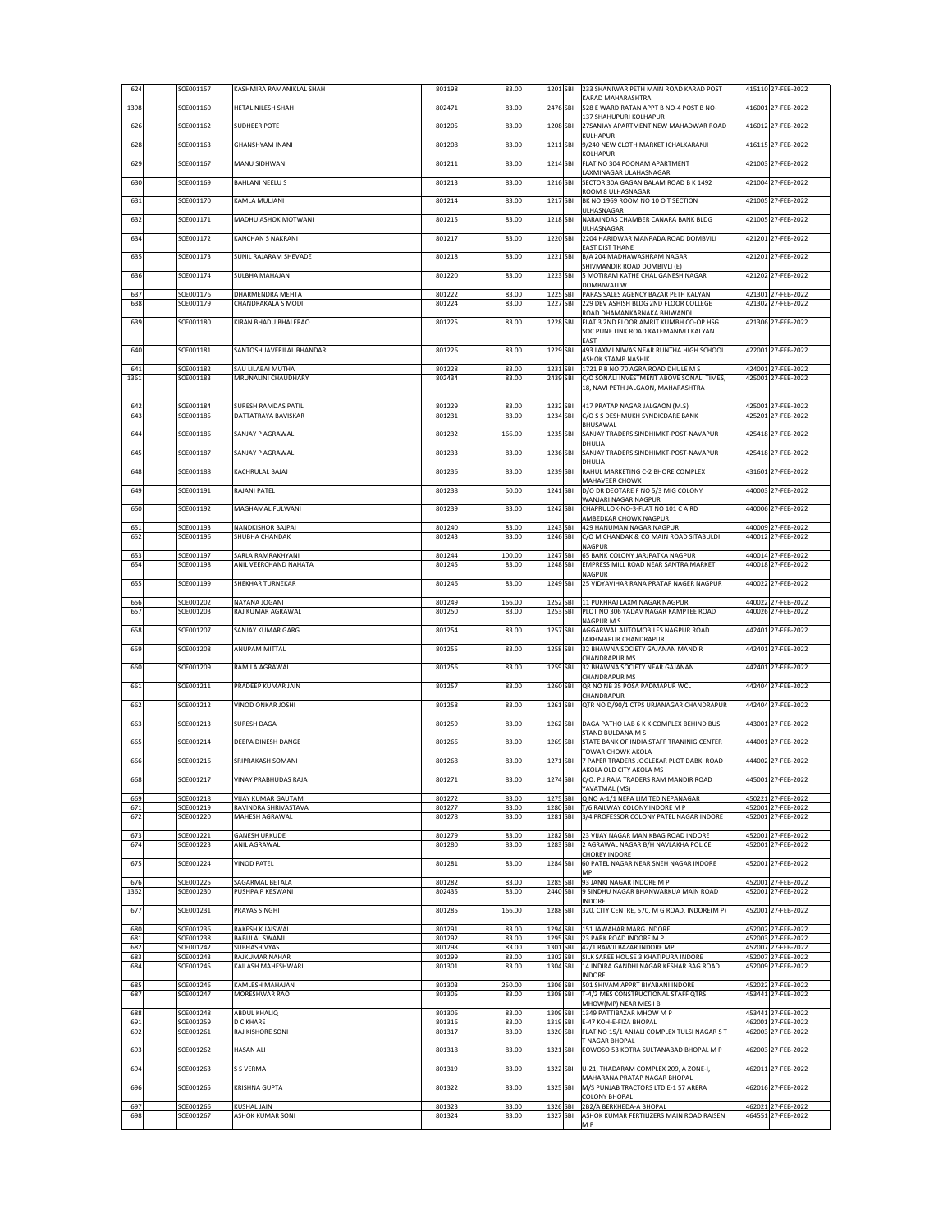| | | | | | | | | |
|---|---|---|---|---|---|---|---|---|
| 624 | SCE001157 | KASHMIRA RAMANIKLAL SHAH | 801198 | 83.00 | 1201 | SBI | 233 SHANIWAR PETH MAIN ROAD KARAD POST KARAD MAHARASHTRA | 415110 | 27-FEB-2022 |
| 1398 | SCE001160 | HETAL NILESH SHAH | 802471 | 83.00 | 2476 | SBI | 528 E WARD RATAN APPT B NO-4 POST B NO-137 SHAHUPURI KOLHAPUR | 416001 | 27-FEB-2022 |
| 626 | SCE001162 | SUDHEER POTE | 801205 | 83.00 | 1208 | SBI | 27SANJAY APARTMENT NEW MAHADWAR ROAD KULHAPUR | 416012 | 27-FEB-2022 |
| 628 | SCE001163 | GHANSHYAM INANI | 801208 | 83.00 | 1211 | SBI | 9/240 NEW CLOTH MARKET ICHALKARANJI KOLHAPUR | 416115 | 27-FEB-2022 |
| 629 | SCE001167 | MANU SIDHWANI | 801211 | 83.00 | 1214 | SBI | FLAT NO 304 POONAM APARTMENT LAXMINAGAR ULHASNAGAR | 421003 | 27-FEB-2022 |
| 630 | SCE001169 | BAHLANI NEELU S | 801213 | 83.00 | 1216 | SBI | SECTOR 30A GAGAN BALAM ROAD B K 1492 ROOM 8 ULHASNAGAR | 421004 | 27-FEB-2022 |
| 631 | SCE001170 | KAMLA MULJANI | 801214 | 83.00 | 1217 | SBI | BK NO 1969 ROOM NO 10 O T SECTION ULHASNAGAR | 421005 | 27-FEB-2022 |
| 632 | SCE001171 | MADHU ASHOK MOTWANI | 801215 | 83.00 | 1218 | SBI | NARAINDAS CHAMBER CANARA BANK BLDG ULHASNAGAR | 421005 | 27-FEB-2022 |
| 634 | SCE001172 | KANCHAN S NAKRANI | 801217 | 83.00 | 1220 | SBI | 2204 HARIDWAR MANPADA ROAD DOMBVILI EAST DIST THANE | 421201 | 27-FEB-2022 |
| 635 | SCE001173 | SUNIL RAJARAM SHEVADE | 801218 | 83.00 | 1221 | SBI | B/A 204 MADHAWASHRAM NAGAR SHIVMANDIR ROAD DOMBIVLI (E) | 421201 | 27-FEB-2022 |
| 636 | SCE001174 | SULBHA MAHAJAN | 801220 | 83.00 | 1223 | SBI | 5 MOTIRAM KATHE CHAL GANESH NAGAR DOMBIWALI W | 421202 | 27-FEB-2022 |
| 637 | SCE001176 | DHARMENDRA MEHTA | 801222 | 83.00 | 1225 | SBI | PARAS SALES AGENCY BAZAR PETH KALYAN | 421301 | 27-FEB-2022 |
| 638 | SCE001179 | CHANDRAKALA S MODI | 801224 | 83.00 | 1227 | SBI | 229 DEV ASHISH BLDG 2ND FLOOR COLLEGE ROAD DHAMANKARNAKA BHIWANDI | 421302 | 27-FEB-2022 |
| 639 | SCE001180 | KIRAN BHADU BHALERAO | 801225 | 83.00 | 1228 | SBI | FLAT 3 2ND FLOOR AMRIT KUMBH CO-OP HSG SOC PUNE LINK ROAD KATEMANIVLI KALYAN EAST | 421306 | 27-FEB-2022 |
| 640 | SCE001181 | SANTOSH JAVERILAL BHANDARI | 801226 | 83.00 | 1229 | SBI | 493 LAXMI NIWAS NEAR RUNTHA HIGH SCHOOL ASHOK STAMB NASHIK | 422001 | 27-FEB-2022 |
| 641 | SCE001182 | SAU LILABAI MUTHA | 801228 | 83.00 | 1231 | SBI | 1721 P B NO 70 AGRA ROAD DHULE M S | 424001 | 27-FEB-2022 |
| 1361 | SCE001183 | MRUNALINI CHAUDHARY | 802434 | 83.00 | 2439 | SBI | C/O SONALI INVESTMENT ABOVE SONALI TIMES, 18, NAVI PETH JALGAON, MAHARASHTRA | 425001 | 27-FEB-2022 |
| 642 | SCE001184 | SURESH RAMDAS PATIL | 801229 | 83.00 | 1232 | SBI | 417 PRATAP NAGAR JALGAON (M.S) | 425001 | 27-FEB-2022 |
| 643 | SCE001185 | DATTATRAYA BAVISKAR | 801231 | 83.00 | 1234 | SBI | C/O S S DESHMUKH SYNDICDARE BANK BHUSAWAL | 425201 | 27-FEB-2022 |
| 644 | SCE001186 | SANJAY P AGRAWAL | 801232 | 166.00 | 1235 | SBI | SANJAY TRADERS SINDHIMKT-POST-NAVAPUR DHULIA | 425418 | 27-FEB-2022 |
| 645 | SCE001187 | SANJAY P AGRAWAL | 801233 | 83.00 | 1236 | SBI | SANJAY TRADERS SINDHIMKT-POST-NAVAPUR DHULIA | 425418 | 27-FEB-2022 |
| 648 | SCE001188 | KACHRULAL BAJAJ | 801236 | 83.00 | 1239 | SBI | RAHUL MARKETING C-2 BHORE COMPLEX MAHAVEER CHOWK | 431601 | 27-FEB-2022 |
| 649 | SCE001191 | RAJANI PATEL | 801238 | 50.00 | 1241 | SBI | D/O DR DEOTARE F NO 5/3 MIG COLONY WANJARI NAGAR NAGPUR | 440003 | 27-FEB-2022 |
| 650 | SCE001192 | MAGHAMAL FULWANI | 801239 | 83.00 | 1242 | SBI | CHAPRULOK-NO-3-FLAT NO 101 C A RD AMBEDKAR CHOWK NAGPUR | 440006 | 27-FEB-2022 |
| 651 | SCE001193 | NANDKISHOR BAJPAI | 801240 | 83.00 | 1243 | SBI | 429 HANUMAN NAGAR NAGPUR | 440009 | 27-FEB-2022 |
| 652 | SCE001196 | SHUBHA CHANDAK | 801243 | 83.00 | 1246 | SBI | C/O M CHANDAK & CO MAIN ROAD SITABULDI NAGPUR | 440012 | 27-FEB-2022 |
| 653 | SCE001197 | SARLA RAMRAKHYANI | 801244 | 100.00 | 1247 | SBI | 65 BANK COLONY JARJPATKA NAGPUR | 440014 | 27-FEB-2022 |
| 654 | SCE001198 | ANIL VEERCHAND NAHATA | 801245 | 83.00 | 1248 | SBI | EMPRESS MILL ROAD NEAR SANTRA MARKET NAGPUR | 440018 | 27-FEB-2022 |
| 655 | SCE001199 | SHEKHAR TURNEKAR | 801246 | 83.00 | 1249 | SBI | 25 VIDYAVIHAR RANA PRATAP NAGER NAGPUR | 440022 | 27-FEB-2022 |
| 656 | SCE001202 | NAYANA JOGANI | 801249 | 166.00 | 1252 | SBI | 11 PUKHRAJ LAXMINAGAR NAGPUR | 440022 | 27-FEB-2022 |
| 657 | SCE001203 | RAJ KUMAR AGRAWAL | 801250 | 83.00 | 1253 | SBI | PLOT NO 306 YADAV NAGAR KAMPTEE ROAD NAGPUR M S | 440026 | 27-FEB-2022 |
| 658 | SCE001207 | SANJAY KUMAR GARG | 801254 | 83.00 | 1257 | SBI | AGGARWAL AUTOMOBILES NAGPUR ROAD LAKHMAPUR CHANDRAPUR | 442401 | 27-FEB-2022 |
| 659 | SCE001208 | ANUPAM MITTAL | 801255 | 83.00 | 1258 | SBI | 32 BHAWNA SOCIETY GAJANAN MANDIR CHANDRAPUR MS | 442401 | 27-FEB-2022 |
| 660 | SCE001209 | RAMILA AGRAWAL | 801256 | 83.00 | 1259 | SBI | 32 BHAWNA SOCIETY NEAR GAJANAN CHANDRAPUR MS | 442401 | 27-FEB-2022 |
| 661 | SCE001211 | PRADEEP KUMAR JAIN | 801257 | 83.00 | 1260 | SBI | QR NO NB 35 POSA PADMAPUR WCL CHANDRAPUR | 442404 | 27-FEB-2022 |
| 662 | SCE001212 | VINOD ONKAR JOSHI | 801258 | 83.00 | 1261 | SBI | QTR NO D/90/1 CTPS URJANAGAR CHANDRAPUR | 442404 | 27-FEB-2022 |
| 663 | SCE001213 | SURESH DAGA | 801259 | 83.00 | 1262 | SBI | DAGA PATHO LAB 6 K K COMPLEX BEHIND BUS STAND BULDANA M S | 443001 | 27-FEB-2022 |
| 665 | SCE001214 | DEEPA DINESH DANGE | 801266 | 83.00 | 1269 | SBI | STATE BANK OF INDIA STAFF TRANINIG CENTER TOWAR CHOWK AKOLA | 444001 | 27-FEB-2022 |
| 666 | SCE001216 | SRIPRAKASH SOMANI | 801268 | 83.00 | 1271 | SBI | 7 PAPER TRADERS JOGLEKAR PLOT DABKI ROAD AKOLA OLD CITY AKOLA MS | 444002 | 27-FEB-2022 |
| 668 | SCE001217 | VINAY PRABHUDAS RAJA | 801271 | 83.00 | 1274 | SBI | C/O. P.J.RAJA TRADERS RAM MANDIR ROAD YAVATMAL (MS) | 445001 | 27-FEB-2022 |
| 669 | SCE001218 | VIJAY KUMAR GAUTAM | 801272 | 83.00 | 1275 | SBI | Q NO A-1/1 NEPA LIMITED NEPANAGAR | 450221 | 27-FEB-2022 |
| 671 | SCE001219 | RAVINDRA SHRIVASTAVA | 801277 | 83.00 | 1280 | SBI | T/6 RAILWAY COLONY INDORE M P | 452001 | 27-FEB-2022 |
| 672 | SCE001220 | MAHESH AGRAWAL | 801278 | 83.00 | 1281 | SBI | 3/4 PROFESSOR COLONY PATEL NAGAR INDORE | 452001 | 27-FEB-2022 |
| 673 | SCE001221 | GANESH URKUDE | 801279 | 83.00 | 1282 | SBI | 23 VIJAY NAGAR MANIKBAG ROAD INDORE | 452001 | 27-FEB-2022 |
| 674 | SCE001223 | ANIL AGRAWAL | 801280 | 83.00 | 1283 | SBI | 2 AGRAWAL NAGAR B/H NAVLAKHA POLICE CHOREY INDORE | 452001 | 27-FEB-2022 |
| 675 | SCE001224 | VINOD PATEL | 801281 | 83.00 | 1284 | SBI | 60 PATEL NAGAR NEAR SNEH NAGAR INDORE MP | 452001 | 27-FEB-2022 |
| 676 | SCE001225 | SAGARMAL BETALA | 801282 | 83.00 | 1285 | SBI | 93 JANKI NAGAR INDORE M P | 452001 | 27-FEB-2022 |
| 1362 | SCE001230 | PUSHPA P KESWANI | 802435 | 83.00 | 2440 | SBI | 9 SINDHU NAGAR BHANWARKUA MAIN ROAD INDORE | 452001 | 27-FEB-2022 |
| 677 | SCE001231 | PRAYAS SINGHI | 801285 | 166.00 | 1288 | SBI | 320, CITY CENTRE, 570, M G ROAD, INDORE(M P) | 452001 | 27-FEB-2022 |
| 680 | SCE001236 | RAKESH K JAISWAL | 801291 | 83.00 | 1294 | SBI | 151 JAWAHAR MARG INDORE | 452002 | 27-FEB-2022 |
| 681 | SCE001238 | BABULAL SWAMI | 801292 | 83.00 | 1295 | SBI | 23 PARK ROAD INDORE M P | 452003 | 27-FEB-2022 |
| 682 | SCE001242 | SUBHASH VYAS | 801298 | 83.00 | 1301 | SBI | 42/1 RAWJI BAZAR INDORE MP | 452007 | 27-FEB-2022 |
| 683 | SCE001243 | RAJKUMAR NAHAR | 801299 | 83.00 | 1302 | SBI | SILK SAREE HOUSE 3 KHATIPURA INDORE | 452007 | 27-FEB-2022 |
| 684 | SCE001245 | KAILASH MAHESHWARI | 801301 | 83.00 | 1304 | SBI | 14 INDIRA GANDHI NAGAR KESHAR BAG ROAD INDORE | 452009 | 27-FEB-2022 |
| 685 | SCE001246 | KAMLESH MAHAJAN | 801303 | 250.00 | 1306 | SBI | 501 SHIVAM APPRT BIYABANI INDORE | 452022 | 27-FEB-2022 |
| 687 | SCE001247 | MORESHWAR RAO | 801305 | 83.00 | 1308 | SBI | T-4/2 MES CONSTRUCTIONAL STAFF QTRS MHOW(MP) NEAR MES I B | 453441 | 27-FEB-2022 |
| 688 | SCE001248 | ABDUL KHALIQ | 801306 | 83.00 | 1309 | SBI | 1349 PATTIBAZAR MHOW M P | 453441 | 27-FEB-2022 |
| 691 | SCE001259 | D C KHARE | 801316 | 83.00 | 1319 | SBI | E-47 KOH-E-FIZA BHOPAL | 462001 | 27-FEB-2022 |
| 692 | SCE001261 | RAJ KISHORE SONI | 801317 | 83.00 | 1320 | SBI | FLAT NO 15/1 ANJALI COMPLEX TULSI NAGAR S T T NAGAR BHOPAL | 462003 | 27-FEB-2022 |
| 693 | SCE001262 | HASAN ALI | 801318 | 83.00 | 1321 | SBI | EOWOSO 53 KOTRA SULTANABAD BHOPAL M P | 462003 | 27-FEB-2022 |
| 694 | SCE001263 | S S VERMA | 801319 | 83.00 | 1322 | SBI | U-21, THADARAM COMPLEX 209, A ZONE-I, MAHARANA PRATAP NAGAR BHOPAL | 462011 | 27-FEB-2022 |
| 696 | SCE001265 | KRISHNA GUPTA | 801322 | 83.00 | 1325 | SBI | M/S PUNJAB TRACTORS LTD E-1 57 ARERA COLONY BHOPAL | 462016 | 27-FEB-2022 |
| 697 | SCE001266 | KUSHAL JAIN | 801323 | 83.00 | 1326 | SBI | 2B2/A BERKHEDA-A BHOPAL | 462021 | 27-FEB-2022 |
| 698 | SCE001267 | ASHOK KUMAR SONI | 801324 | 83.00 | 1327 | SBI | ASHOK KUMAR FERTILIZERS MAIN ROAD RAISEN M P | 464551 | 27-FEB-2022 |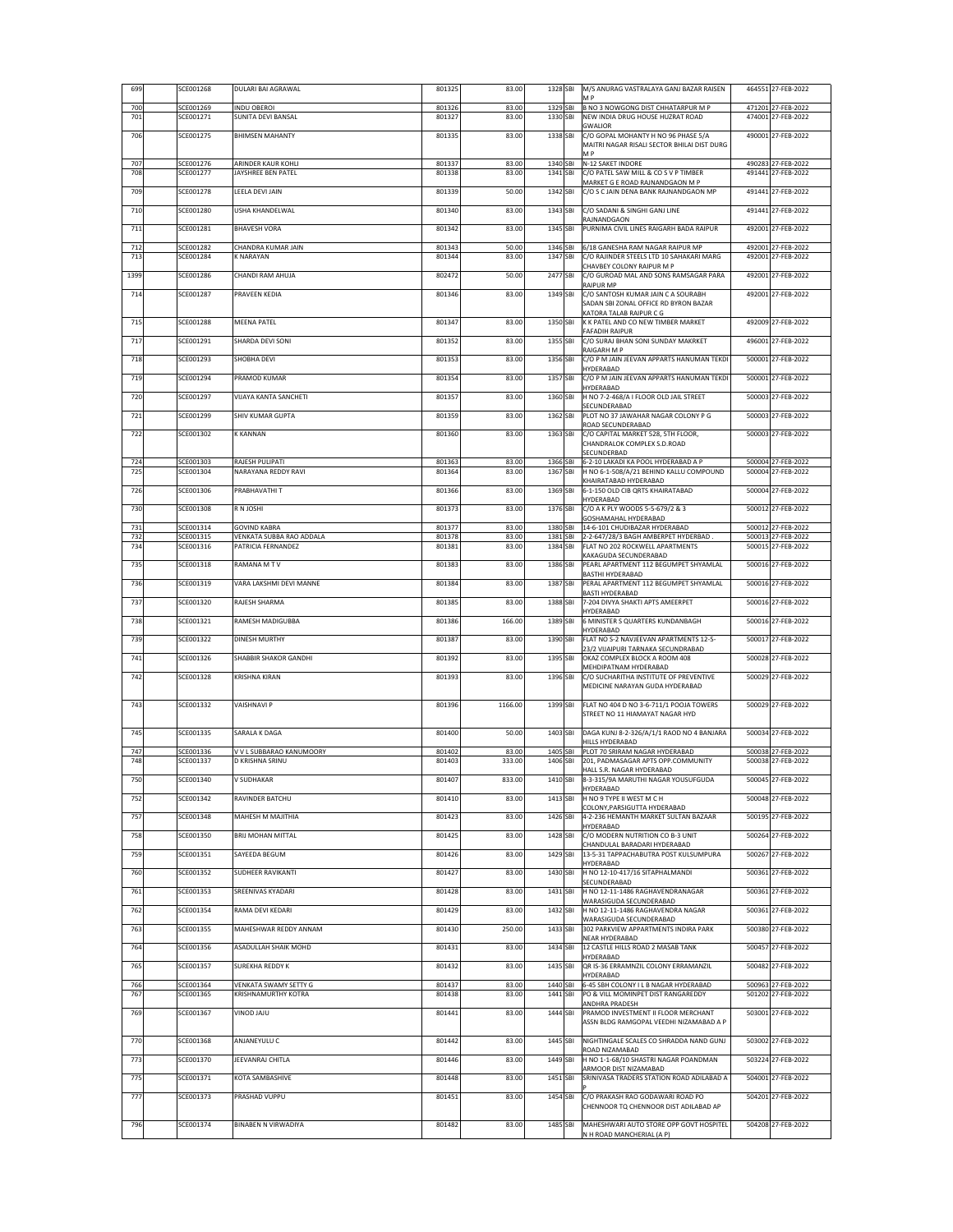| 699 | SCE001268 | DULARI BAI AGRAWAL | 801325 | 83.00 | 1328 | SBI | M/S ANURAG VASTRALAYA GANJ BAZAR RAISEN M P | 464551 | 27-FEB-2022 |
|---|---|---|---|---|---|---|---|---|---|
| 700 | SCE001269 | INDU OBEROI | 801326 | 83.00 | 1329 | SBI | B NO 3 NOWGONG DIST CHHATARPUR M P | 471201 | 27-FEB-2022 |
| 701 | SCE001271 | SUNITA DEVI BANSAL | 801327 | 83.00 | 1330 | SBI | NEW INDIA DRUG HOUSE HUZRAT ROAD GWALIOR | 474001 | 27-FEB-2022 |
| 706 | SCE001275 | BHIMSEN MAHANTY | 801335 | 83.00 | 1338 | SBI | C/O GOPAL MOHANTY H NO 96 PHASE 5/A MAITRI NAGAR RISALI SECTOR BHILAI DIST DURG M P | 490001 | 27-FEB-2022 |
| 707 | SCE001276 | ARINDER KAUR KOHLI | 801337 | 83.00 | 1340 | SBI | N-12 SAKET INDORE | 490283 | 27-FEB-2022 |
| 708 | SCE001277 | JAYSHREE BEN PATEL | 801338 | 83.00 | 1341 | SBI | C/O PATEL SAW MILL & CO S V P TIMBER MARKET G E ROAD RAJNANDGAON M P | 491441 | 27-FEB-2022 |
| 709 | SCE001278 | LEELA DEVI JAIN | 801339 | 50.00 | 1342 | SBI | C/O S C JAIN DENA BANK RAJNANDGAON MP | 491441 | 27-FEB-2022 |
| 710 | SCE001280 | USHA KHANDELWAL | 801340 | 83.00 | 1343 | SBI | C/O SADANI & SINGHI GANJ LINE RAJNANDGAON | 491441 | 27-FEB-2022 |
| 711 | SCE001281 | BHAVESH VORA | 801342 | 83.00 | 1345 | SBI | PURNIMA CIVIL LINES RAIGARH BADA RAIPUR | 492001 | 27-FEB-2022 |
| 712 | SCE001282 | CHANDRA KUMAR JAIN | 801343 | 50.00 | 1346 | SBI | 6/18 GANESHA RAM NAGAR RAIPUR MP | 492001 | 27-FEB-2022 |
| 713 | SCE001284 | K NARAYAN | 801344 | 83.00 | 1347 | SBI | C/O RAJINDER STEELS LTD 10 SAHAKARI MARG CHAVBEY COLONY RAIPUR M P | 492001 | 27-FEB-2022 |
| 1399 | SCE001286 | CHANDI RAM AHUJA | 802472 | 50.00 | 2477 | SBI | C/O GUROAD MAL AND SONS RAMSAGAR PARA RAIPUR MP | 492001 | 27-FEB-2022 |
| 714 | SCE001287 | PRAVEEN KEDIA | 801346 | 83.00 | 1349 | SBI | C/O SANTOSH KUMAR JAIN C A SOURABH SADAN SBI ZONAL OFFICE RD BYRON BAZAR KATORA TALAB RAIPUR C G | 492001 | 27-FEB-2022 |
| 715 | SCE001288 | MEENA PATEL | 801347 | 83.00 | 1350 | SBI | K K PATEL AND CO NEW TIMBER MARKET FAFADIH RAIPUR | 492009 | 27-FEB-2022 |
| 717 | SCE001291 | SHARDA DEVI SONI | 801352 | 83.00 | 1355 | SBI | C/O SURAJ BHAN SONI SUNDAY MAKRKET RAIGARH M P | 496001 | 27-FEB-2022 |
| 718 | SCE001293 | SHOBHA DEVI | 801353 | 83.00 | 1356 | SBI | C/O P M JAIN JEEVAN APPARTS HANUMAN TEKDI HYDERABAD | 500001 | 27-FEB-2022 |
| 719 | SCE001294 | PRAMOD KUMAR | 801354 | 83.00 | 1357 | SBI | C/O P M JAIN JEEVAN APPARTS HANUMAN TEKDI HYDERABAD | 500001 | 27-FEB-2022 |
| 720 | SCE001297 | VIJAYA KANTA SANCHETI | 801357 | 83.00 | 1360 | SBI | H NO 7-2-468/A I FLOOR OLD JAIL STREET SECUNDERABAD | 500003 | 27-FEB-2022 |
| 721 | SCE001299 | SHIV KUMAR GUPTA | 801359 | 83.00 | 1362 | SBI | PLOT NO 37 JAWAHAR NAGAR COLONY P G ROAD SECUNDERABAD | 500003 | 27-FEB-2022 |
| 722 | SCE001302 | K KANNAN | 801360 | 83.00 | 1363 | SBI | C/O CAPITAL MARKET 528, 5TH FLOOR, CHANDRALOK COMPLEX S.D.ROAD SECUNDERBAD | 500003 | 27-FEB-2022 |
| 724 | SCE001303 | RAJESH PULIPATI | 801363 | 83.00 | 1366 | SBI | 6-2-10 LAKADI KA POOL HYDERABAD A P | 500004 | 27-FEB-2022 |
| 725 | SCE001304 | NARAYANA REDDY RAVI | 801364 | 83.00 | 1367 | SBI | H NO 6-1-508/A/21 BEHIND KALLU COMPOUND KHAIRATABAD HYDERABAD | 500004 | 27-FEB-2022 |
| 726 | SCE001306 | PRABHAVATHI T | 801366 | 83.00 | 1369 | SBI | 6-1-150 OLD CIB QRTS KHAIRATABAD HYDERABAD | 500004 | 27-FEB-2022 |
| 730 | SCE001308 | R N JOSHI | 801373 | 83.00 | 1376 | SBI | C/O A K PLY WOODS 5-5-679/2 & 3 GOSHAMAHAL HYDERABAD | 500012 | 27-FEB-2022 |
| 731 | SCE001314 | GOVIND KABRA | 801377 | 83.00 | 1380 | SBI | 14-6-101 CHUDIBAZAR HYDERABAD | 500012 | 27-FEB-2022 |
| 732 | SCE001315 | VENKATA SUBBA RAO ADDALA | 801378 | 83.00 | 1381 | SBI | 2-2-647/28/3 BAGH AMBERPET HYDERBAD . | 500013 | 27-FEB-2022 |
| 734 | SCE001316 | PATRICIA FERNANDEZ | 801381 | 83.00 | 1384 | SBI | FLAT NO 202 ROCKWELL APARTMENTS KAKAGUDA SECUNDERABAD | 500015 | 27-FEB-2022 |
| 735 | SCE001318 | RAMANA M T V | 801383 | 83.00 | 1386 | SBI | PEARL APARTMENT 112 BEGUMPET SHYAMLAL BASTHI HYDERABAD | 500016 | 27-FEB-2022 |
| 736 | SCE001319 | VARA LAKSHMI DEVI MANNE | 801384 | 83.00 | 1387 | SBI | PERAL APARTMENT 112 BEGUMPET SHYAMLAL BASTI HYDERABAD | 500016 | 27-FEB-2022 |
| 737 | SCE001320 | RAJESH SHARMA | 801385 | 83.00 | 1388 | SBI | 7-204 DIVYA SHAKTI APTS AMEERPET HYDERABAD | 500016 | 27-FEB-2022 |
| 738 | SCE001321 | RAMESH MADIGUBBA | 801386 | 166.00 | 1389 | SBI | 6 MINISTER S QUARTERS KUNDANBAGH HYDERABAD | 500016 | 27-FEB-2022 |
| 739 | SCE001322 | DINESH MURTHY | 801387 | 83.00 | 1390 | SBI | FLAT NO S-2 NAVJEEVAN APARTMENTS 12-5-23/2 VIJAIPURI TARNAKA SECUNDRABAD | 500017 | 27-FEB-2022 |
| 741 | SCE001326 | SHABBIR SHAKOR GANDHI | 801392 | 83.00 | 1395 | SBI | OKAZ COMPLEX BLOCK A ROOM 408 MEHDIPATNAM HYDERABAD | 500028 | 27-FEB-2022 |
| 742 | SCE001328 | KRISHNA KIRAN | 801393 | 83.00 | 1396 | SBI | C/O SUCHARITHA INSTITUTE OF PREVENTIVE MEDICINE NARAYAN GUDA HYDERABAD | 500029 | 27-FEB-2022 |
| 743 | SCE001332 | VAISHNAVI P | 801396 | 1166.00 | 1399 | SBI | FLAT NO 404 D NO 3-6-711/1 POOJA TOWERS STREET NO 11 HIAMAYAT NAGAR HYD | 500029 | 27-FEB-2022 |
| 745 | SCE001335 | SARALA K DAGA | 801400 | 50.00 | 1403 | SBI | DAGA KUNJ 8-2-326/A/1/1 RAOD NO 4 BANJARA HILLS HYDERABAD | 500034 | 27-FEB-2022 |
| 747 | SCE001336 | V V L SUBBARAO KANUMOORY | 801402 | 83.00 | 1405 | SBI | PLOT 70 SRIRAM NAGAR HYDERABAD | 500038 | 27-FEB-2022 |
| 748 | SCE001337 | D KRISHNA SRINU | 801403 | 333.00 | 1406 | SBI | 201, PADMASAGAR APTS OPP.COMMUNITY HALL S.R. NAGAR HYDERABAD | 500038 | 27-FEB-2022 |
| 750 | SCE001340 | V SUDHAKAR | 801407 | 833.00 | 1410 | SBI | 8-3-315/9A MARUTHI NAGAR YOUSUFGUDA HYDERABAD | 500045 | 27-FEB-2022 |
| 752 | SCE001342 | RAVINDER BATCHU | 801410 | 83.00 | 1413 | SBI | H NO 9 TYPE II WEST M C H COLONY,PARSIGUTTA HYDERABAD | 500048 | 27-FEB-2022 |
| 757 | SCE001348 | MAHESH M MAJITHIA | 801423 | 83.00 | 1426 | SBI | 4-2-236 HEMANTH MARKET SULTAN BAZAAR HYDERABAD | 500195 | 27-FEB-2022 |
| 758 | SCE001350 | BRIJ MOHAN MITTAL | 801425 | 83.00 | 1428 | SBI | C/O MODERN NUTRITION CO B-3 UNIT CHANDULAL BARADARI HYDERABAD | 500264 | 27-FEB-2022 |
| 759 | SCE001351 | SAYEEDA BEGUM | 801426 | 83.00 | 1429 | SBI | 13-5-31 TAPPACHABUTRA POST KULSUMPURA HYDERABAD | 500267 | 27-FEB-2022 |
| 760 | SCE001352 | SUDHEER RAVIKANTI | 801427 | 83.00 | 1430 | SBI | H NO 12-10-417/16 SITAPHALMANDI SECUNDERABAD | 500361 | 27-FEB-2022 |
| 761 | SCE001353 | SREENIVAS KYADARI | 801428 | 83.00 | 1431 | SBI | H NO 12-11-1486 RAGHAVENDRANAGAR WARASIGUDA SECUNDERABAD | 500361 | 27-FEB-2022 |
| 762 | SCE001354 | RAMA DEVI KEDARI | 801429 | 83.00 | 1432 | SBI | H NO 12-11-1486 RAGHAVENDRA NAGAR WARASIGUDA SECUNDERABAD | 500361 | 27-FEB-2022 |
| 763 | SCE001355 | MAHESHWAR REDDY ANNAM | 801430 | 250.00 | 1433 | SBI | 302 PARKVIEW APPARTMENTS INDIRA PARK NEAR HYDERABAD | 500380 | 27-FEB-2022 |
| 764 | SCE001356 | ASADULLAH SHAIK MOHD | 801431 | 83.00 | 1434 | SBI | 12 CASTLE HILLS ROAD 2 MASAB TANK HYDERABAD | 500457 | 27-FEB-2022 |
| 765 | SCE001357 | SUREKHA REDDY K | 801432 | 83.00 | 1435 | SBI | QR IS-36 ERRAMNZIL COLONY ERRAMANZIL HYDERABAD | 500482 | 27-FEB-2022 |
| 766 | SCE001364 | VENKATA SWAMY SETTY G | 801437 | 83.00 | 1440 | SBI | 6-45 SBH COLONY I L B NAGAR HYDERABAD | 500963 | 27-FEB-2022 |
| 767 | SCE001365 | KRISHNAMURTHY KOTRA | 801438 | 83.00 | 1441 | SBI | PO & VILL MOMINPET DIST RANGAREDDY ANDHRA PRADESH | 501202 | 27-FEB-2022 |
| 769 | SCE001367 | VINOD JAJU | 801441 | 83.00 | 1444 | SBI | PRAMOD INVESTMENT II FLOOR MERCHANT ASSN BLDG RAMGOPAL VEEDHI NIZAMABAD A P | 503001 | 27-FEB-2022 |
| 770 | SCE001368 | ANJANEYULU C | 801442 | 83.00 | 1445 | SBI | NIGHTINGALE SCALES CO SHRADDA NAND GUNJ ROAD NIZAMABAD | 503002 | 27-FEB-2022 |
| 773 | SCE001370 | JEEVANRAJ CHITLA | 801446 | 83.00 | 1449 | SBI | H NO 1-1-68/10 SHASTRI NAGAR POANDMAN ARMOOR DIST NIZAMABAD | 503224 | 27-FEB-2022 |
| 775 | SCE001371 | KOTA SAMBASHIVE | 801448 | 83.00 | 1451 | SBI | SRINIVASA TRADERS STATION ROAD ADILABAD A P | 504001 | 27-FEB-2022 |
| 777 | SCE001373 | PRASHAD VUPPU | 801451 | 83.00 | 1454 | SBI | C/O PRAKASH RAO GODAWARI ROAD PO CHENNOOR TQ CHENNOOR DIST ADILABAD AP | 504201 | 27-FEB-2022 |
| 796 | SCE001374 | BINABEN N VIRWADIYA | 801482 | 83.00 | 1485 | SBI | MAHESHWARI AUTO STORE OPP GOVT HOSPITEL N H ROAD MANCHERIAL (A P) | 504208 | 27-FEB-2022 |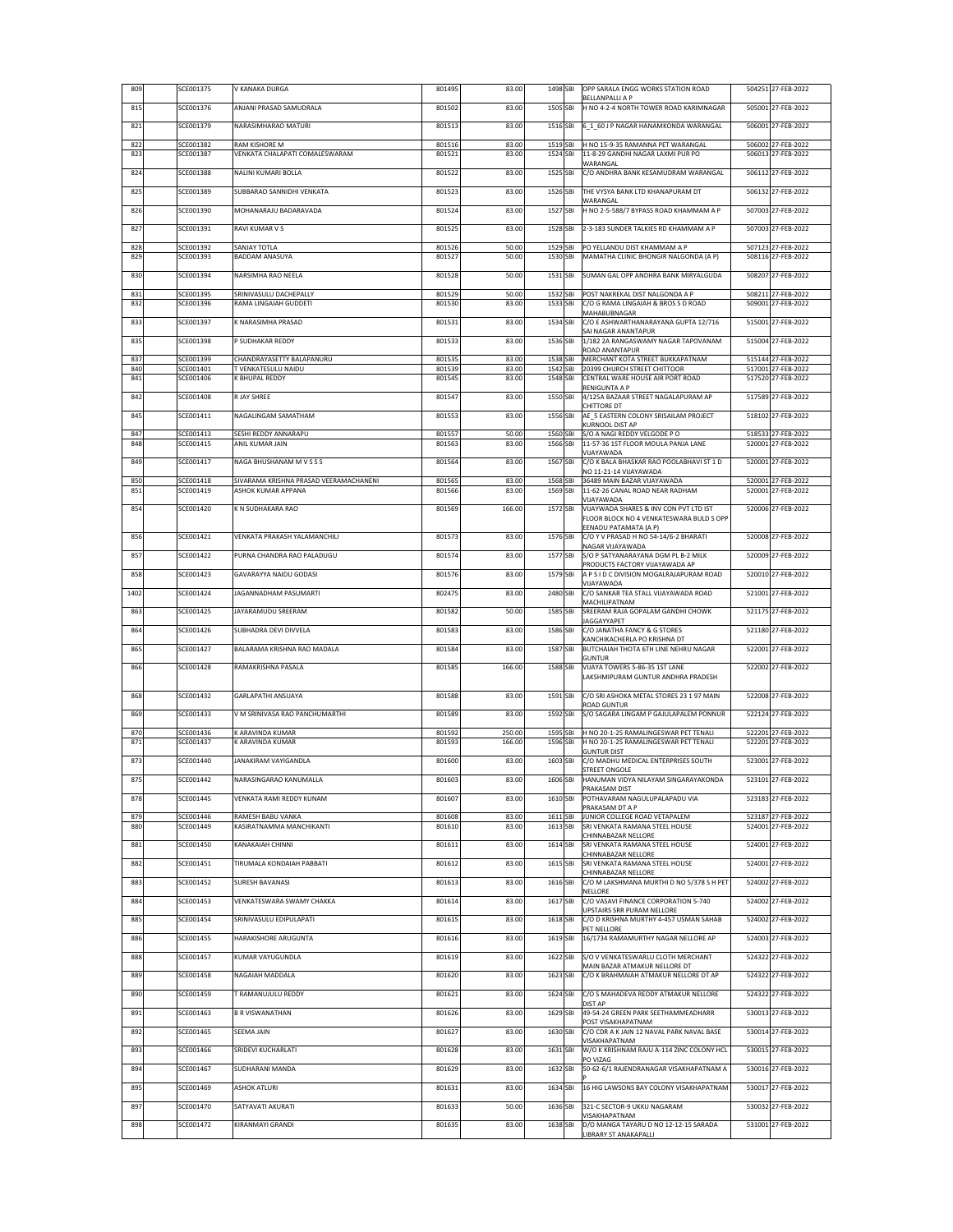| | | | | | | | | | |
|---|---|---|---|---|---|---|---|---|---|
| 809 | SCE001375 | V KANAKA DURGA | 801495 | 83.00 | 1498 | SBI | OPP SARALA ENGG WORKS STATION ROAD BELLANPALLI A P | 504251 | 27-FEB-2022 |
| 815 | SCE001376 | ANJANI PRASAD SAMUDRALA | 801502 | 83.00 | 1505 | SBI | H NO 4-2-4 NORTH TOWER ROAD KARIMNAGAR | 505001 | 27-FEB-2022 |
| 821 | SCE001379 | NARASIMHARAO MATURI | 801513 | 83.00 | 1516 | SBI | 6_1_60 J P NAGAR HANAMKONDA WARANGAL | 506001 | 27-FEB-2022 |
| 822 | SCE001382 | RAM KISHORE M | 801516 | 83.00 | 1519 | SBI | H NO 15-9-35 RAMANNA PET WARANGAL | 506002 | 27-FEB-2022 |
| 823 | SCE001387 | VENKATA CHALAPATI COMALESWARAM | 801521 | 83.00 | 1524 | SBI | 11-8-29 GANDHI NAGAR LAXMI PUR PO WARANGAL | 506013 | 27-FEB-2022 |
| 824 | SCE001388 | NALINI KUMARI BOLLA | 801522 | 83.00 | 1525 | SBI | C/O ANDHRA BANK KESAMUDRAM WARANGAL | 506112 | 27-FEB-2022 |
| 825 | SCE001389 | SUBBARAO SANNIDHI VENKATA | 801523 | 83.00 | 1526 | SBI | THE VYSYA BANK LTD KHANAPURAM DT WARANGAL | 506132 | 27-FEB-2022 |
| 826 | SCE001390 | MOHANARAJU BADARAVADA | 801524 | 83.00 | 1527 | SBI | H NO 2-5-588/7 BYPASS ROAD KHAMMAM A P | 507003 | 27-FEB-2022 |
| 827 | SCE001391 | RAVI KUMAR V S | 801525 | 83.00 | 1528 | SBI | 2-3-183 SUNDER TALKIES RD KHAMMAM A P | 507003 | 27-FEB-2022 |
| 828 | SCE001392 | SANJAY TOTLA | 801526 | 50.00 | 1529 | SBI | PO YELLANDU DIST KHAMMAM A P | 507123 | 27-FEB-2022 |
| 829 | SCE001393 | BADDAM ANASUYA | 801527 | 50.00 | 1530 | SBI | MAMATHA CLINIC BHONGIR NALGONDA (A P) | 508116 | 27-FEB-2022 |
| 830 | SCE001394 | NARSIMHA RAO NEELA | 801528 | 50.00 | 1531 | SBI | SUMAN GAL OPP ANDHRA BANK MIRYALGUDA | 508207 | 27-FEB-2022 |
| 831 | SCE001395 | SRINIVASULU DACHEPALLY | 801529 | 50.00 | 1532 | SBI | POST NAKREKAL DIST NALGONDA A P | 508211 | 27-FEB-2022 |
| 832 | SCE001396 | RAMA LINGAIAH GUDDETI | 801530 | 83.00 | 1533 | SBI | C/O G RAMA LINGAIAH & BROS S D ROAD MAHABUBNAGAR | 509001 | 27-FEB-2022 |
| 833 | SCE001397 | K NARASIMHA PRASAD | 801531 | 83.00 | 1534 | SBI | C/O E ASHWARTHANARAYANA GUPTA 12/716 SAI NAGAR ANANTAPUR | 515001 | 27-FEB-2022 |
| 835 | SCE001398 | P SUDHAKAR REDDY | 801533 | 83.00 | 1536 | SBI | 1/182 2A RANGASWAMY NAGAR TAPOVANAM ROAD ANANTAPUR | 515004 | 27-FEB-2022 |
| 837 | SCE001399 | CHANDRAYASETTY BALAPANURU | 801535 | 83.00 | 1538 | SBI | MERCHANT KOTA STREET BUKKAPATNAM | 515144 | 27-FEB-2022 |
| 840 | SCE001401 | T VENKATESULU NAIDU | 801539 | 83.00 | 1542 | SBI | 20399 CHURCH STREET CHITTOOR | 517001 | 27-FEB-2022 |
| 841 | SCE001406 | K BHUPAL REDDY | 801545 | 83.00 | 1548 | SBI | CENTRAL WARE HOUSE AIR PORT ROAD RENIGUNTA A P | 517520 | 27-FEB-2022 |
| 842 | SCE001408 | R JAY SHREE | 801547 | 83.00 | 1550 | SBI | 4/125A BAZAAR STREET NAGALAPURAM AP CHITTORE DT | 517589 | 27-FEB-2022 |
| 845 | SCE001411 | NAGALINGAM SAMATHAM | 801553 | 83.00 | 1556 | SBI | AE_5 EASTERN COLONY SRISAILAM PROJECT KURNOOL DIST AP | 518102 | 27-FEB-2022 |
| 847 | SCE001413 | SESHI REDDY ANNARAPU | 801557 | 50.00 | 1560 | SBI | S/O A NAGI REDDY VELGODE P O | 518533 | 27-FEB-2022 |
| 848 | SCE001415 | ANIL KUMAR JAIN | 801563 | 83.00 | 1566 | SBI | 11-57-36 1ST FLOOR MOULA PANJA LANE VIJAYAWADA | 520001 | 27-FEB-2022 |
| 849 | SCE001417 | NAGA BHUSHANAM M V S S S | 801564 | 83.00 | 1567 | SBI | C/O K BALA BHASKAR RAO POOLABHAVI ST 1 D NO 11-21-14 VIJAYAWADA | 520001 | 27-FEB-2022 |
| 850 | SCE001418 | SIVARAMA KRISHNA PRASAD VEERAMACHANENI | 801565 | 83.00 | 1568 | SBI | 36489 MAIN BAZAR VIJAYAWADA | 520001 | 27-FEB-2022 |
| 851 | SCE001419 | ASHOK KUMAR APPANA | 801566 | 83.00 | 1569 | SBI | 11-62-26 CANAL ROAD NEAR RADHAM VIJAYAWADA | 520001 | 27-FEB-2022 |
| 854 | SCE001420 | K N SUDHAKARA RAO | 801569 | 166.00 | 1572 | SBI | VIJAYWADA SHARES & INV CON PVT LTD IST FLOOR BLOCK NO 4 VENKATESWARA BULD S OPP EENADU PATAMATA (A P) | 520006 | 27-FEB-2022 |
| 856 | SCE001421 | VENKATA PRAKASH YALAMANCHILI | 801573 | 83.00 | 1576 | SBI | C/O Y V PRASAD H NO 54-14/6-2 BHARATI NAGAR VIJAYAWADA | 520008 | 27-FEB-2022 |
| 857 | SCE001422 | PURNA CHANDRA RAO PALADUGU | 801574 | 83.00 | 1577 | SBI | S/O P SATYANARAYANA DGM PL B-2 MILK PRODUCTS FACTORY VIJAYAWADA AP | 520009 | 27-FEB-2022 |
| 858 | SCE001423 | GAVARAYYA NAIDU GODASI | 801576 | 83.00 | 1579 | SBI | A P S I D C DIVISION MOGALRAJAPURAM ROAD VIJAYAWADA | 520010 | 27-FEB-2022 |
| 1402 | SCE001424 | JAGANNADHAM PASUMARTI | 802475 | 83.00 | 2480 | SBI | C/O SANKAR TEA STALL VIJAYAWADA ROAD MACHILIPATNAM | 521001 | 27-FEB-2022 |
| 863 | SCE001425 | JAYARAMUDU SREERAM | 801582 | 50.00 | 1585 | SBI | SREERAM RAJA GOPALAM GANDHI CHOWK JAGGAYYAPET | 521175 | 27-FEB-2022 |
| 864 | SCE001426 | SUBHADRA DEVI DIVVELA | 801583 | 83.00 | 1586 | SBI | C/O JANATHA FANCY & G STORES KANCHIKACHERLA PO KRISHNA DT | 521180 | 27-FEB-2022 |
| 865 | SCE001427 | BALARAMA KRISHNA RAO MADALA | 801584 | 83.00 | 1587 | SBI | BUTCHAIAH THOTA 6TH LINE NEHRU NAGAR GUNTUR | 522001 | 27-FEB-2022 |
| 866 | SCE001428 | RAMAKRISHNA PASALA | 801585 | 166.00 | 1588 | SBI | VIJAYA TOWERS 5-86-35 1ST LANE LAKSHMIPURAM GUNTUR ANDHRA PRADESH | 522002 | 27-FEB-2022 |
| 868 | SCE001432 | GARLAPATHI ANSUAYA | 801588 | 83.00 | 1591 | SBI | C/O SRI ASHOKA METAL STORES 23 1 97 MAIN ROAD GUNTUR | 522008 | 27-FEB-2022 |
| 869 | SCE001433 | V M SRINIVASA RAO PANCHUMARTHI | 801589 | 83.00 | 1592 | SBI | S/O SAGARA LINGAM P GAJULAPALEM PONNUR | 522124 | 27-FEB-2022 |
| 870 | SCE001436 | K ARAVINDA KUMAR | 801592 | 250.00 | 1595 | SBI | H NO 20-1-25 RAMALINGESWAR PET TENALI | 522201 | 27-FEB-2022 |
| 871 | SCE001437 | K ARAVINDA KUMAR | 801593 | 166.00 | 1596 | SBI | H NO 20-1-25 RAMALINGESWAR PET TENALI GUNTUR DIST | 522201 | 27-FEB-2022 |
| 873 | SCE001440 | JANAKIRAM VAYIGANDLA | 801600 | 83.00 | 1603 | SBI | C/O MADHU MEDICAL ENTERPRISES SOUTH STREET ONGOLE | 523001 | 27-FEB-2022 |
| 875 | SCE001442 | NARASINGARAO KANUMALLA | 801603 | 83.00 | 1606 | SBI | HANUMAN VIDYA NILAYAM SINGARAYAKONDA PRAKASAM DIST | 523101 | 27-FEB-2022 |
| 878 | SCE001445 | VENKATA RAMI REDDY KUNAM | 801607 | 83.00 | 1610 | SBI | POTHAVARAM NAGULUPALAPADU VIA PRAKASAM DT A P | 523183 | 27-FEB-2022 |
| 879 | SCE001446 | RAMESH BABU VANKA | 801608 | 83.00 | 1611 | SBI | JUNIOR COLLEGE ROAD VETAPALEM | 523187 | 27-FEB-2022 |
| 880 | SCE001449 | KASIRATNAMMA MANCHIKANTI | 801610 | 83.00 | 1613 | SBI | SRI VENKATA RAMANA STEEL HOUSE CHINNABAZAR NELLORE | 524001 | 27-FEB-2022 |
| 881 | SCE001450 | KANAKAIAH CHINNI | 801611 | 83.00 | 1614 | SBI | SRI VENKATA RAMANA STEEL HOUSE CHINNABAZAR NELLORE | 524001 | 27-FEB-2022 |
| 882 | SCE001451 | TIRUMALA KONDAIAH PABBATI | 801612 | 83.00 | 1615 | SBI | SRI VENKATA RAMANA STEEL HOUSE CHINNABAZAR NELLORE | 524001 | 27-FEB-2022 |
| 883 | SCE001452 | SURESH BAVANASI | 801613 | 83.00 | 1616 | SBI | C/O M LAKSHMANA MURTHI D NO 5/378 S H PET NELLORE | 524002 | 27-FEB-2022 |
| 884 | SCE001453 | VENKATESWARA SWAMY CHAKKA | 801614 | 83.00 | 1617 | SBI | C/O VASAVI FINANCE CORPORATION 5-740 UPSTAIRS SRR PURAM NELLORE | 524002 | 27-FEB-2022 |
| 885 | SCE001454 | SRINIVASULU EDIPULAPATI | 801615 | 83.00 | 1618 | SBI | C/O D KRISHNA MURTHY 4-457 USMAN SAHAB PET NELLORE | 524002 | 27-FEB-2022 |
| 886 | SCE001455 | HARAKISHORE ARUGUNTA | 801616 | 83.00 | 1619 | SBI | 16/1734 RAMAMURTHY NAGAR NELLORE AP | 524003 | 27-FEB-2022 |
| 888 | SCE001457 | KUMAR VAYUGUNDLA | 801619 | 83.00 | 1622 | SBI | S/O V VENKATESWARLU CLOTH MERCHANT MAIN BAZAR ATMAKUR NELLORE DT | 524322 | 27-FEB-2022 |
| 889 | SCE001458 | NAGAIAH MADDALA | 801620 | 83.00 | 1623 | SBI | C/O K BRAHMAIAH ATMAKUR NELLORE DT AP | 524322 | 27-FEB-2022 |
| 890 | SCE001459 | T RAMANUJULU REDDY | 801621 | 83.00 | 1624 | SBI | C/O S MAHADEVA REDDY ATMAKUR NELLORE DIST AP | 524322 | 27-FEB-2022 |
| 891 | SCE001463 | B R VISWANATHAN | 801626 | 83.00 | 1629 | SBI | 49-54-24 GREEN PARK SEETHAMMEADHARR POST VISAKHAPATNAM | 530013 | 27-FEB-2022 |
| 892 | SCE001465 | SEEMA JAIN | 801627 | 83.00 | 1630 | SBI | C/O CDR A K JAIN 12 NAVAL PARK NAVAL BASE VISAKHAPATNAM | 530014 | 27-FEB-2022 |
| 893 | SCE001466 | SRIDEVI KUCHARLATI | 801628 | 83.00 | 1631 | SBI | W/O K KRISHNAM RAJU A-114 ZINC COLONY HCL PO VIZAG | 530015 | 27-FEB-2022 |
| 894 | SCE001467 | SUDHARANI MANDA | 801629 | 83.00 | 1632 | SBI | 50-62-6/1 RAJENDRANAGAR VISAKHAPATNAM A P | 530016 | 27-FEB-2022 |
| 895 | SCE001469 | ASHOK ATLURI | 801631 | 83.00 | 1634 | SBI | 16 HIG LAWSONS BAY COLONY VISAKHAPATNAM | 530017 | 27-FEB-2022 |
| 897 | SCE001470 | SATYAVATI AKURATI | 801633 | 50.00 | 1636 | SBI | 321-C SECTOR-9 UKKU NAGARAM VISAKHAPATNAM | 530032 | 27-FEB-2022 |
| 898 | SCE001472 | KIRANMAYI GRANDI | 801635 | 83.00 | 1638 | SBI | D/O MANGA TAYARU D NO 12-12-15 SARADA LIBRARY ST ANAKAPALLI | 531001 | 27-FEB-2022 |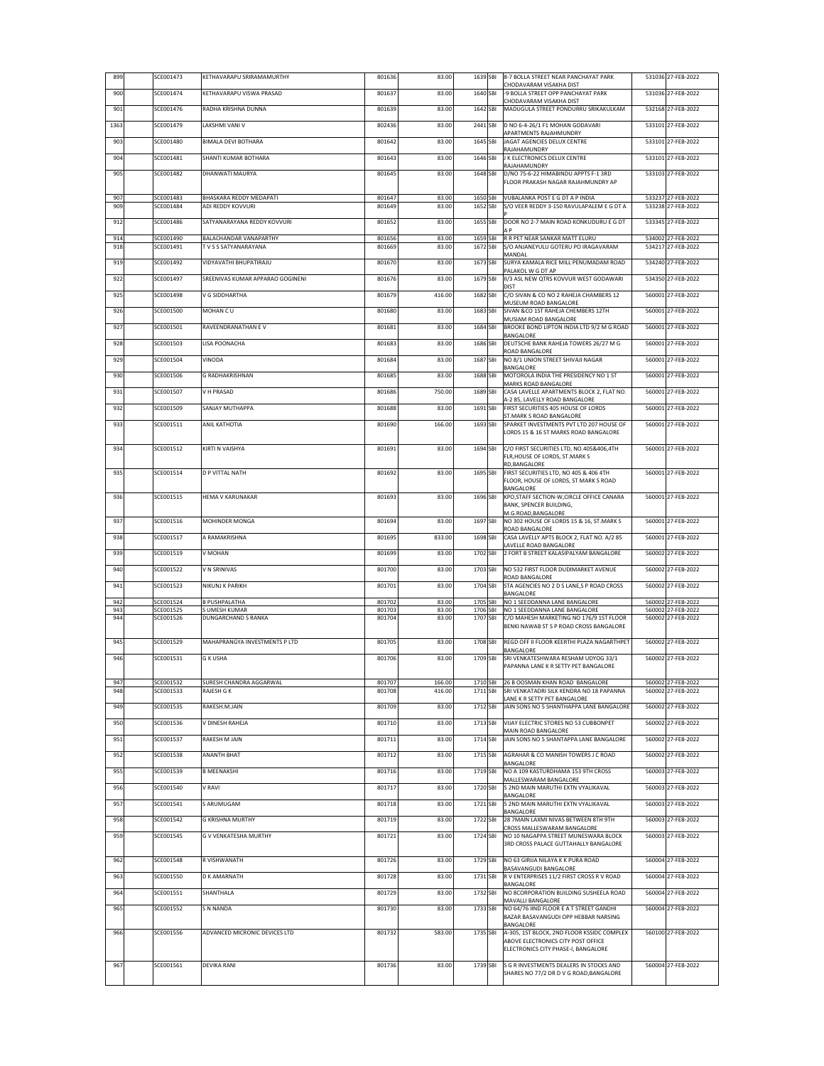| | | | | | | | | | |
|---|---|---|---|---|---|---|---|---|---|
| 899 | | SCE001473 | KETHAVARAPU SRIRAMAMURTHY | 801636 | 83.00 | 1639 | SBI | 8-7 BOLLA STREET NEAR PANCHAYAT PARK CHODAVARAM VISAKHA DIST | 531036 | 27-FEB-2022 |
| 900 | | SCE001474 | KETHAVARAPU VISWA PRASAD | 801637 | 83.00 | 1640 | SBI | -9 BOLLA STREET OPP PANCHAYAT PARK CHODAVARAM VISAKHA DIST | 531036 | 27-FEB-2022 |
| 901 | | SCE001476 | RADHA KRISHNA DUNNA | 801639 | 83.00 | 1642 | SBI | MADUGULA STREET PONDURRU SRIKAKULKAM | 532168 | 27-FEB-2022 |
| 1363 | | SCE001479 | LAKSHMI VANI V | 802436 | 83.00 | 2441 | SBI | D NO 6-4-26/1 F1 MOHAN GODAVARI APARTMENTS RAJAHMUNDRY | 533101 | 27-FEB-2022 |
| 903 | | SCE001480 | BIMALA DEVI BOTHARA | 801642 | 83.00 | 1645 | SBI | JAGAT AGENCIES DELUX CENTRE RAJAHAMUNDRY | 533101 | 27-FEB-2022 |
| 904 | | SCE001481 | SHANTI KUMAR BOTHARA | 801643 | 83.00 | 1646 | SBI | J K ELECTRONICS DELUX CENTRE RAJAHAMUNDRY | 533101 | 27-FEB-2022 |
| 905 | | SCE001482 | DHANWATI MAURYA | 801645 | 83.00 | 1648 | SBI | D/NO 75-6-22 HIMABINDU APPTS F-1 3RD FLOOR PRAKASH NAGAR RAJAHMUNDRY AP | 533103 | 27-FEB-2022 |
| 907 | | SCE001483 | BHASKARA REDDY MEDAPATI | 801647 | 83.00 | 1650 | SBI | VUBALANKA POST E G DT A P INDIA | 533237 | 27-FEB-2022 |
| 909 | | SCE001484 | ADI REDDY KOVVURI | 801649 | 83.00 | 1652 | SBI | S/O VEER REDDY 3-150 RAVULAPALEM E G DT A P | 533238 | 27-FEB-2022 |
| 912 | | SCE001486 | SATYANARAYANA REDDY KOVVURI | 801652 | 83.00 | 1655 | SBI | DOOR NO 2-7 MAIN ROAD KONKUDURU E G DT A P | 533345 | 27-FEB-2022 |
| 914 | | SCE001490 | BALACHANDAR VANAPARTHY | 801656 | 83.00 | 1659 | SBI | R R PET NEAR SANKAR MATT ELURU | 534002 | 27-FEB-2022 |
| 918 | | SCE001491 | T V S S SATYANARAYANA | 801669 | 83.00 | 1672 | SBI | S/O ANJANEYULU GOTERU PO IRAGAVARAM MANDAL | 534217 | 27-FEB-2022 |
| 919 | | SCE001492 | VIDYAVATHI BHUPATIRAJU | 801670 | 83.00 | 1673 | SBI | SURYA KAMALA RICE MILL PENUMADAM ROAD PALAKOL W G DT AP | 534240 | 27-FEB-2022 |
| 922 | | SCE001497 | SREENIVAS KUMAR APPARAO GOGINENI | 801676 | 83.00 | 1679 | SBI | II/3 ASL NEW QTRS KOVVUR WEST GODAVARI DIST | 534350 | 27-FEB-2022 |
| 925 | | SCE001498 | V G SIDDHARTHA | 801679 | 416.00 | 1682 | SBI | C/O SIVAN & CO NO 2 RAHEJA CHAMBERS 12 MUSEUM ROAD BANGALORE | 560001 | 27-FEB-2022 |
| 926 | | SCE001500 | MOHAN C U | 801680 | 83.00 | 1683 | SBI | SIVAN &CO 1ST RAHEJA CHEMBERS 12TH MUSIAM ROAD BANGALORE | 560001 | 27-FEB-2022 |
| 927 | | SCE001501 | RAVEENDRANATHAN E V | 801681 | 83.00 | 1684 | SBI | BROOKE BOND LIPTON INDIA LTD 9/2 M G ROAD BANGALORE | 560001 | 27-FEB-2022 |
| 928 | | SCE001503 | LISA POONACHA | 801683 | 83.00 | 1686 | SBI | DEUTSCHE BANK RAHEJA TOWERS 26/27 M G ROAD BANGALORE | 560001 | 27-FEB-2022 |
| 929 | | SCE001504 | VINODA | 801684 | 83.00 | 1687 | SBI | NO 8/1 UNION STREET SHIVAJI NAGAR BANGALORE | 560001 | 27-FEB-2022 |
| 930 | | SCE001506 | G RADHAKRISHNAN | 801685 | 83.00 | 1688 | SBI | MOTOROLA INDIA THE PRESIDENCY NO 1 ST MARKS ROAD BANGALORE | 560001 | 27-FEB-2022 |
| 931 | | SCE001507 | V H PRASAD | 801686 | 750.00 | 1689 | SBI | CASA LAVELLE APARTMENTS BLOCK 2, FLAT NO. A-2 85, LAVELLY ROAD BANGALORE | 560001 | 27-FEB-2022 |
| 932 | | SCE001509 | SANJAY MUTHAPPA | 801688 | 83.00 | 1691 | SBI | FIRST SECURITIES 405 HOUSE OF LORDS ST.MARK S ROAD BANGALORE | 560001 | 27-FEB-2022 |
| 933 | | SCE001511 | ANIL KATHOTIA | 801690 | 166.00 | 1693 | SBI | SPARKET INVESTMENTS PVT LTD 207 HOUSE OF LORDS 15 & 16 ST MARKS ROAD BANGALORE | 560001 | 27-FEB-2022 |
| 934 | | SCE001512 | KIRTI N VAISHYA | 801691 | 83.00 | 1694 | SBI | C/O FIRST SECURITIES LTD, NO.405&406,4TH FLR,HOUSE OF LORDS, ST.MARK S RD,BANGALORE | 560001 | 27-FEB-2022 |
| 935 | | SCE001514 | D P VITTAL NATH | 801692 | 83.00 | 1695 | SBI | FIRST SECURITIES LTD, NO 405 & 406 4TH FLOOR, HOUSE OF LORDS, ST MARK S ROAD BANGALORE | 560001 | 27-FEB-2022 |
| 936 | | SCE001515 | HEMA V KARUNAKAR | 801693 | 83.00 | 1696 | SBI | KPO,STAFF SECTION-W,CIRCLE OFFICE CANARA BANK, SPENCER BUILDING, M.G.ROAD,BANGALORE | 560001 | 27-FEB-2022 |
| 937 | | SCE001516 | MOHINDER MONGA | 801694 | 83.00 | 1697 | SBI | NO 302 HOUSE OF LORDS 15 & 16, ST.MARK S ROAD BANGALORE | 560001 | 27-FEB-2022 |
| 938 | | SCE001517 | A RAMAKRISHNA | 801695 | 833.00 | 1698 | SBI | CASA LAVELLY APTS BLOCK 2, FLAT NO. A/2 85 LAVELLE ROAD BANGALORE | 560001 | 27-FEB-2022 |
| 939 | | SCE001519 | V MOHAN | 801699 | 83.00 | 1702 | SBI | 2 FORT B STREET KALASIPALYAM BANGALORE | 560002 | 27-FEB-2022 |
| 940 | | SCE001522 | V N SRINIVAS | 801700 | 83.00 | 1703 | SBI | NO 532 FIRST FLOOR DUDIMARKET AVENUE ROAD BANGALORE | 560002 | 27-FEB-2022 |
| 941 | | SCE001523 | NIKUNJ K PARIKH | 801701 | 83.00 | 1704 | SBI | STA AGENCIES NO 2 D S LANE,S P ROAD CROSS BANGALORE | 560002 | 27-FEB-2022 |
| 942 | | SCE001524 | B PUSHPALATHA | 801702 | 83.00 | 1705 | SBI | NO 1 SEEDDANNA LANE BANGALORE | 560002 | 27-FEB-2022 |
| 943 | | SCE001525 | S UMESH KUMAR | 801703 | 83.00 | 1706 | SBI | NO 1 SEEDDANNA LANE BANGALORE | 560002 | 27-FEB-2022 |
| 944 | | SCE001526 | DUNGARCHAND S RANKA | 801704 | 83.00 | 1707 | SBI | C/O MAHESH MARKETING NO 176/9 1ST FLOOR BENKI NAWAB ST S P ROAD CROSS BANGALORE | 560002 | 27-FEB-2022 |
| 945 | | SCE001529 | MAHAPRANGYA INVESTMENTS P LTD | 801705 | 83.00 | 1708 | SBI | REGO OFF II FLOOR KEERTHI PLAZA NAGARTHPET BANGALORE | 560002 | 27-FEB-2022 |
| 946 | | SCE001531 | G K USHA | 801706 | 83.00 | 1709 | SBI | SRI VENKATESHWARA RESHAM UDYOG 33/1 PAPANNA LANE K R SETTY PET BANGALORE | 560002 | 27-FEB-2022 |
| 947 | | SCE001532 | SURESH CHANDRA AGGARWAL | 801707 | 166.00 | 1710 | SBI | 26 B OOSMAN KHAN ROAD BANGALORE | 560002 | 27-FEB-2022 |
| 948 | | SCE001533 | RAJESH G K | 801708 | 416.00 | 1711 | SBI | SRI VENKATADRI SILK KENDRA NO 18 PAPANNA LANE K R SETTY PET BANGALORE | 560002 | 27-FEB-2022 |
| 949 | | SCE001535 | RAKESH.M.JAIN | 801709 | 83.00 | 1712 | SBI | JAIN SONS NO 5 SHANTHAPPA LANE BANGALORE | 560002 | 27-FEB-2022 |
| 950 | | SCE001536 | V DINESH RAHEJA | 801710 | 83.00 | 1713 | SBI | VIJAY ELECTRIC STORES NO 53 CUBBONPET MAIN ROAD BANGALORE | 560002 | 27-FEB-2022 |
| 951 | | SCE001537 | RAKESH M JAIN | 801711 | 83.00 | 1714 | SBI | JAIN SONS NO 5 SHANTAPPA LANE BANGALORE | 560002 | 27-FEB-2022 |
| 952 | | SCE001538 | ANANTH BHAT | 801712 | 83.00 | 1715 | SBI | AGRAHAR & CO MANISH TOWERS J C ROAD BANGALORE | 560002 | 27-FEB-2022 |
| 955 | | SCE001539 | B MEENAKSHI | 801716 | 83.00 | 1719 | SBI | NO A 109 KASTURDHAMA 153 9TH CROSS MALLESWARAM BANGALORE | 560003 | 27-FEB-2022 |
| 956 | | SCE001540 | V RAVI | 801717 | 83.00 | 1720 | SBI | 5 2ND MAIN MARUTHI EXTN VYALIKAVAL BANGALORE | 560003 | 27-FEB-2022 |
| 957 | | SCE001541 | S ARUMUGAM | 801718 | 83.00 | 1721 | SBI | 5 2ND MAIN MARUTHI EXTN VYALIKAVAL BANGALORE | 560003 | 27-FEB-2022 |
| 958 | | SCE001542 | G KRISHNA MURTHY | 801719 | 83.00 | 1722 | SBI | 28 7MAIN LAXMI NIVAS BETWEEN 8TH 9TH CROSS MALLESWARAM BANGALORE | 560003 | 27-FEB-2022 |
| 959 | | SCE001545 | G V VENKATESHA MURTHY | 801721 | 83.00 | 1724 | SBI | NO 10 NAGAPPA STREET MUNESWARA BLOCK 3RD CROSS PALACE GUTTAHALLY BANGALORE | 560003 | 27-FEB-2022 |
| 962 | | SCE001548 | R VISHWANATH | 801726 | 83.00 | 1729 | SBI | NO 63 GIRIJA NILAYA K K PURA ROAD BASAVANGUDI BANGALORE | 560004 | 27-FEB-2022 |
| 963 | | SCE001550 | D K AMARNATH | 801728 | 83.00 | 1731 | SBI | R V ENTERPRISES 11/2 FIRST CROSS R V ROAD BANGALORE | 560004 | 27-FEB-2022 |
| 964 | | SCE001551 | SHANTHALA | 801729 | 83.00 | 1732 | SBI | NO 8CORPORATION BUILDING SUSHEELA ROAD MAVALLI BANGALORE | 560004 | 27-FEB-2022 |
| 965 | | SCE001552 | S N NANDA | 801730 | 83.00 | 1733 | SBI | NO 64/76 IIND FLOOR E A T STREET GANDHI BAZAR BASAVANGUDI OPP HEBBAR NARSING BANGALORE | 560004 | 27-FEB-2022 |
| 966 | | SCE001556 | ADVANCED MICRONIC DEVICES LTD | 801732 | 583.00 | 1735 | SBI | A-305, 1ST BLOCK, 2ND FLOOR KSSIDC COMPLEX ABOVE ELECTRONICS CITY POST OFFICE ELECTRONICS CITY PHASE-I, BANGALORE | 560100 | 27-FEB-2022 |
| 967 | | SCE001561 | DEVIKA RANI | 801736 | 83.00 | 1739 | SBI | S G R INVESTMENTS DEALERS IN STOCKS AND SHARES NO 77/2 DR D V G ROAD,BANGALORE | 560004 | 27-FEB-2022 |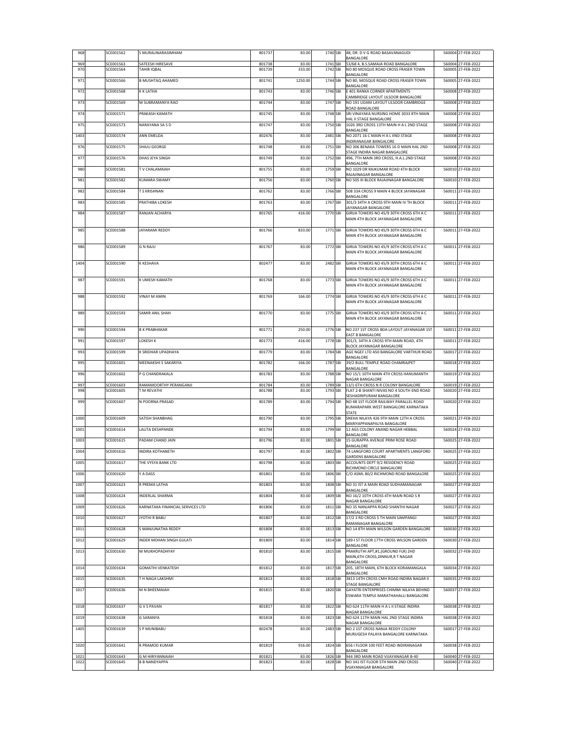| | | | | | | | | | |
|---|---|---|---|---|---|---|---|---|---|
| 968 | | SCE001562 | S MURALINARASIMHAM | 801737 | 83.00 | 1740 | SBI | 48, DR. D V G ROAD BASAVANAGUDI BANGALORE | 560004 | 27-FEB-2022 |
| 969 | | SCE001563 | SATEESH HIRESAVE | 801738 | 83.00 | 1741 | SBI | 53/68 4, B.S.SAMAJA ROAD BANGALORE | 560004 | 27-FEB-2022 |
| 970 | | SCE001564 | TAHIR IQBAL | 801739 | 333.00 | 1742 | SBI | NO 80 MOSQUE ROAD CROSS FRASER TOWN BANGALORE | 560005 | 27-FEB-2022 |
| 971 | | SCE001566 | B MUSHTAQ AHAMED | 801741 | 1250.00 | 1744 | SBI | NO 80, MOSQUE ROAD CROSS FRASER TOWN BANGALORE | 560005 | 27-FEB-2022 |
| 972 | | SCE001568 | K K LATHA | 801743 | 83.00 | 1746 | SBI | E 401 RANKA CORNER APARTMENTS CAMBRIDGE LAYOUT ULSOOR BANGALORE | 560008 | 27-FEB-2022 |
| 973 | | SCE001569 | M SUBRAMANYA RAO | 801744 | 83.00 | 1747 | SBI | NO 191 UDANI LAYOUT ULSOOR CAMBRIDGE ROAD BANGALORE | 560008 | 27-FEB-2022 |
| 974 | | SCE001571 | PRAKASH KAMATH | 801745 | 83.00 | 1748 | SBI | SRI VINAYAKA NURSING HOME 3033 8TH MAIN HAL II STAGE BANGALORE | 560008 | 27-FEB-2022 |
| 975 | | SCE001573 | NARAYANA SA S D | 801747 | 83.00 | 1750 | SBI | 1026 3RD CROSS 13TH MAIN H A L 2ND STAGE BANGALORE | 560008 | 27-FEB-2022 |
| 1403 | | SCE001574 | ANN EMELDA | 802476 | 83.00 | 2481 | SBI | NO 2071 16 C MAIN H A L IIND STAGE INDIRANAGAR BANGALORE | 560008 | 27-FEB-2022 |
| 976 | | SCE001575 | SHAJU GEORGE | 801748 | 83.00 | 1751 | SBI | NO 306 BENAKA TOWERS 16 D MAIN HAL 2ND STAGE INDIRA NAGAR BANGALORE | 560008 | 27-FEB-2022 |
| 977 | | SCE001576 | DHAS JEYA SINGH | 801749 | 83.00 | 1752 | SBI | 496, 7TH MAIN 3RD CROSS, H.A.L.2ND STAGE BANGALORE | 560008 | 27-FEB-2022 |
| 980 | | SCE001581 | T V CHALAMAIAH | 801755 | 83.00 | 1759 | SBI | NO 1029 DR RAJKUMAR ROAD 4TH BLOCK RAJAJINAGAR BANGALORE | 560010 | 27-FEB-2022 |
| 981 | | SCE001582 | KUMARA SWAMY | 801756 | 83.00 | 1760 | SBI | NO 505 III BLOCK RAJAJINAGAR BANGALORE | 560010 | 27-FEB-2022 |
| 982 | | SCE001584 | T S KRISHNAN | 801762 | 83.00 | 1766 | SBI | 508 33A CROSS 9 MAIN 4 BLOCK JAYANAGAR BANGALORE | 560011 | 27-FEB-2022 |
| 983 | | SCE001585 | PRATHIBA LOKESH | 801763 | 83.00 | 1767 | SBI | 301/3 34TH A CROSS 9TH MAIN IV TH BLOCK JAYANAGAR BANGALORE | 560011 | 27-FEB-2022 |
| 984 | | SCE001587 | RANJAN ACHARYA | 801765 | 416.00 | 1770 | SBI | GIRIJA TOWERS NO 45/9 30TH CROSS 6TH A C MAIN 4TH BLOCK JAYANAGAR BANGALORE | 560011 | 27-FEB-2022 |
| 985 | | SCE001588 | JAYARAMI REDDY | 801766 | 833.00 | 1771 | SBI | GIRIJA TOWERS NO 45/9 30TH CROSS 6TH A C MAIN 4TH BLOCK JAYANAGAR BANGALORE | 560011 | 27-FEB-2022 |
| 986 | | SCE001589 | G N RAJU | 801767 | 83.00 | 1772 | SBI | GIRIJA TOWERS NO 45/9 30TH CROSS 6TH A C MAIN 4TH BLOCK JAYANAGAR BANGALORE | 560011 | 27-FEB-2022 |
| 1404 | | SCE001590 | K KESHAVA | 802477 | 83.00 | 2482 | SBI | GIRIJA TOWERS NO 45/9 30TH CROSS 6TH A C MAIN 4TH BLOCK JAYANAGAR BANGALORE | 560011 | 27-FEB-2022 |
| 987 | | SCE001591 | K UMESH KAMATH | 801768 | 83.00 | 1773 | SBI | GIRIJA TOWERS NO 45/9 30TH CROSS 6TH A C MAIN 4TH BLOCK JAYANAGAR BANGALORE | 560011 | 27-FEB-2022 |
| 988 | | SCE001592 | VINAY M AMIN | 801769 | 166.00 | 1774 | SBI | GIRIJA TOWERS NO 45/9 30TH CROSS 6TH A C MAIN 4TH BLOCK JAYANAGAR BANGALORE | 560011 | 27-FEB-2022 |
| 989 | | SCE001593 | SAMIR ANIL SHAH | 801770 | 83.00 | 1775 | SBI | GIRIJA TOWERS NO 45/9 30TH CROSS 6TH A C MAIN 4TH BLOCK JAYANAGAR BANGALORE | 560011 | 27-FEB-2022 |
| 990 | | SCE001594 | B K PRABHAKAR | 801771 | 250.00 | 1776 | SBI | NO 237 1ST CROSS BDA LAYOUT JAYANAGAR 1ST EAST B BANGALORE | 560011 | 27-FEB-2022 |
| 991 | | SCE001597 | LOKESH K | 801773 | 416.00 | 1778 | SBI | 301/3, 34TH A CROSS 9TH MAIN ROAD, 4TH BLOCK JAYANAGAR BANGALORE | 560011 | 27-FEB-2022 |
| 993 | | SCE001599 | K SRIDHAR UPADHAYA | 801779 | 83.00 | 1784 | SBI | AGE NGEF LTD A50 BANGALORE VARTHUR ROAD BANGALORE | 560017 | 27-FEB-2022 |
| 995 | | SCE001601 | MEENAKSHI S SAKARIYA | 801782 | 166.00 | 1787 | SBI | 39/2 BULL TEMPLE ROAD CHAMRAJPET BANGALORE | 560018 | 27-FEB-2022 |
| 996 | | SCE001602 | P G CHANDRAKALA | 801783 | 83.00 | 1788 | SBI | NO 15/1 10TH MAIN 4TH CROSS HANUMANTH NAGAR BANGALORE | 560019 | 27-FEB-2022 |
| 997 | | SCE001603 | RAMAMOORTHY PERANGANJI | 801784 | 83.00 | 1789 | SBI | 13/1 6TH CROSS N R COLONY BANGALORE | 560019 | 27-FEB-2022 |
| 998 | | SCE001605 | T M REVATHI | 801788 | 83.00 | 1793 | SBI | FLAT 2-B SHANTI NIVAS NO 4 SOUTH END ROAD SESHADRIPURAM BANGALORE | 560020 | 27-FEB-2022 |
| 999 | | SCE001607 | N POORNA PRASAD | 801789 | 83.00 | 1794 | SBI | NO 48 1ST FLOOR RAILWAY PARALLEL ROAD KUMARAPARK WEST BANGALORE KARNATAKA STATE | 560020 | 27-FEB-2022 |
| 1000 | | SCE001609 | SATISH SHANBHAG | 801790 | 83.00 | 1795 | SBI | SNEHA NILAYA 426 9TH MAIN 12TH A CROSS MARIYAPPANAPALYA BANGALORE | 560021 | 27-FEB-2022 |
| 1001 | | SCE001614 | LALITA DESHPANDE | 801794 | 83.00 | 1799 | SBI | 12 AGS COLONY ANAND NAGAR HEBBAL BANGALORE | 560024 | 27-FEB-2022 |
| 1003 | | SCE001615 | PADAM CHAND JAIN | 801796 | 83.00 | 1801 | SBI | 15 GURAPPA AVENUE PRIM ROSE ROAD BANGALORE | 560025 | 27-FEB-2022 |
| 1004 | | SCE001616 | INDIRA KOTHANETH | 801797 | 83.00 | 1802 | SBI | 74 LANGFORD COURT APARTMENTS LANGFORD GARDENS BANGALORE | 560025 | 27-FEB-2022 |
| 1005 | | SCE001617 | THE VYSYA BANK LTD | 801798 | 83.00 | 1803 | SBI | ACCOUNTS DEPT 9/2 RESIDENCY ROAD RICHMOND CIRCLE BANGALORE | 560025 | 27-FEB-2022 |
| 1006 | | SCE001620 | Y A DASS | 801801 | 83.00 | 1806 | SBI | C/O ASML 80/2 RICHMOND ROAD BANGALORE | 560025 | 27-FEB-2022 |
| 1007 | | SCE001623 | R PREMA LATHA | 801803 | 83.00 | 1808 | SBI | NO 31 IST A MAIN ROAD SUDHAMANAGAR BANGALORE | 560027 | 27-FEB-2022 |
| 1008 | | SCE001624 | INDERLAL SHARMA | 801804 | 83.00 | 1809 | SBI | NO 16/2 10TH CROSS 4TH MAIN ROAD S R NAGAR BANGALORE | 560027 | 27-FEB-2022 |
| 1009 | | SCE001626 | KARNATAKA FINANCIAL SERVICES LTD | 801806 | 83.00 | 1811 | SBI | NO 35 NANJAPPA ROAD SHANTHI NAGAR BANGALORE | 560027 | 27-FEB-2022 |
| 1010 | | SCE001627 | JYOTHI R BABU | 801807 | 83.00 | 1812 | SBI | 17/2 3 RD CROSS 5 TH MAIN SAMPANGI RAMANAGAR BANGALORE | 560027 | 27-FEB-2022 |
| 1011 | | SCE001628 | S MANJUNATHA REDDY | 801808 | 83.00 | 1813 | SBI | NO 14 8TH MAIN WILSON GARDEN BANGALORE | 560030 | 27-FEB-2022 |
| 1012 | | SCE001629 | INDER MOHAN SINGH GULATI | 801809 | 83.00 | 1814 | SBI | 189-I ST FLOOR 17TH CROSS WILSON GARDEN BANGALORE | 560030 | 27-FEB-2022 |
| 1013 | | SCE001630 | M MUKHOPADHYAY | 801810 | 83.00 | 1815 | SBI | PRAKRUTHI APT,#1,(GROUND FLR) 2HD MAIN,6TH CROSS,DINNUR,R T NAGAR BANGALORE | 560032 | 27-FEB-2022 |
| 1014 | | SCE001634 | GOMATHI VENKATESH | 801812 | 83.00 | 1817 | SBI | 205, 18TH MAIN, 6TH BLOCK KORAMANGALA BANGALORE | 560034 | 27-FEB-2022 |
| 1015 | | SCE001635 | T H NAGA LAKSHMI | 801813 | 83.00 | 1818 | SBI | 3813 14TH CROSS CMH ROAD INDIRA NAGAR II STAGE BANGALORE | 560035 | 27-FEB-2022 |
| 1017 | | SCE001636 | M N BHEEMAIAH | 801815 | 83.00 | 1820 | SBI | GAYATRI ENTERPRISES CHIMMI NILAYA BEHIND ESWARA TEMPLE MARATHAHALLI BANGALORE | 560037 | 27-FEB-2022 |
| 1018 | | SCE001637 | G V S PAVAN | 801817 | 83.00 | 1822 | SBI | NO 624 11TH MAIN H A L II STAGE INDIRA NAGAR BANGALORE | 560038 | 27-FEB-2022 |
| 1019 | | SCE001638 | G SARANYA | 801818 | 83.00 | 1823 | SBI | NO 624 11TH MAIN HAL 2ND STAGE INDIRA NAGAR BANGALORE | 560038 | 27-FEB-2022 |
| 1405 | | SCE001639 | S P MUNIBABU | 802478 | 83.00 | 2483 | SBI | NO 2 1ST CROSS NANJA REDDY COLONY MURUGESH PALAYA BANGALORE KARNATAKA | 560017 | 27-FEB-2022 |
| 1020 | | SCE001641 | R PRAMOD KUMAR | 801819 | 916.00 | 1824 | SBI | 656 I FLOOR 100 FEET ROAD INDIRANAGAR BANGALORE | 560038 | 27-FEB-2022 |
| 1021 | | SCE001643 | G M HIRIYANNAIAH | 801821 | 83.00 | 1826 | SBI | 944 3RD MAIN ROAD VIJAYANAGAR B-40 | 560040 | 27-FEB-2022 |
| 1022 | | SCE001645 | B B NANDYAPPA | 801823 | 83.00 | 1828 | SBI | NO 341 IST FLOOR 5TH MAIN 2ND CROSS VIJAYANAGAR BANGALORE | 560040 | 27-FEB-2022 |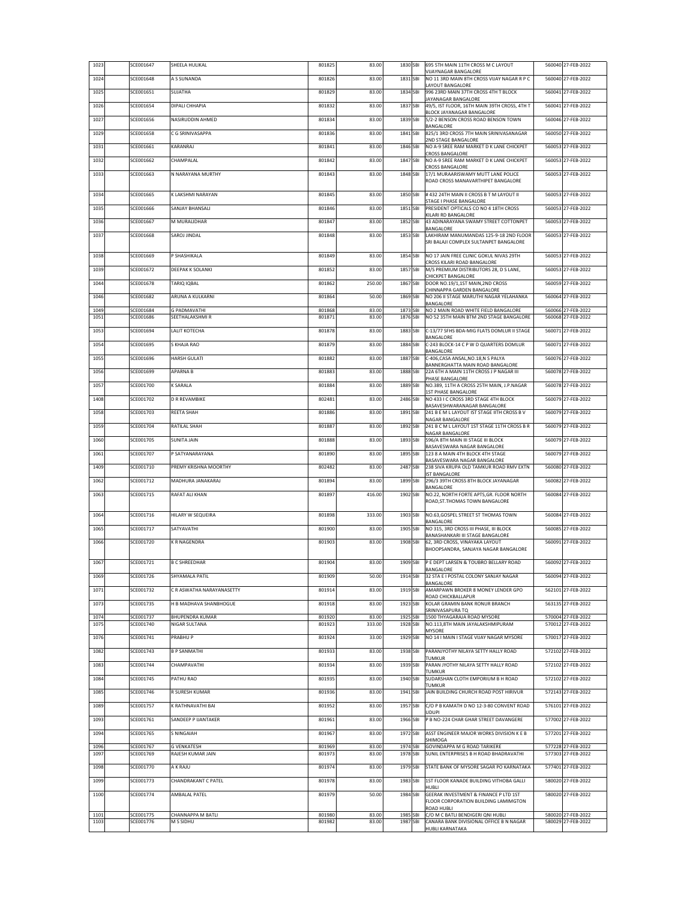| | | | | | | | | | |
|---|---|---|---|---|---|---|---|---|---|
| 1023 | SCE001647 | SHEELA HULIKAL | 801825 | 83.00 | 1830 | SBI | 695 5TH MAIN 11TH CROSS M C LAYOUT VIJAYNAGAR BANGALORE | 560040 | 27-FEB-2022 |
| 1024 | SCE001648 | A S SUNANDA | 801826 | 83.00 | 1831 | SBI | NO 11 3RD MAIN 8TH CROSS VIJAY NAGAR R P C LAYOUT BANGALORE | 560040 | 27-FEB-2022 |
| 1025 | SCE001651 | SUJATHA | 801829 | 83.00 | 1834 | SBI | 996 23RD MAIN 37TH CROSS 4TH T BLOCK JAYANAGAR BANGALORE | 560041 | 27-FEB-2022 |
| 1026 | SCE001654 | DIPALI CHHAPIA | 801832 | 83.00 | 1837 | SBI | 49/5, IST FLOOR, 16TH MAIN 39TH CROSS, 4TH T BLOCK JAYANAGAR BANGALORE | 560041 | 27-FEB-2022 |
| 1027 | SCE001656 | NASIRUDDIN AHMED | 801834 | 83.00 | 1839 | SBI | 5/2-2 BENSON CROSS ROAD BENSON TOWN BANGALORE | 560046 | 27-FEB-2022 |
| 1029 | SCE001658 | C G SRINIVASAPPA | 801836 | 83.00 | 1841 | SBI | 825/1 3RD CROSS 7TH MAIN SRINIVASANAGAR 2ND STAGE BANGALORE | 560050 | 27-FEB-2022 |
| 1031 | SCE001661 | KARANRAJ | 801841 | 83.00 | 1846 | SBI | NO A-9 SREE RAM MARKET D K LANE CHICKPET CROSS BANGALORE | 560053 | 27-FEB-2022 |
| 1032 | SCE001662 | CHAMPALAL | 801842 | 83.00 | 1847 | SBI | NO A-9 SREE RAM MARKET D K LANE CHICKPET CROSS BANGALORE | 560053 | 27-FEB-2022 |
| 1033 | SCE001663 | N NARAYANA MURTHY | 801843 | 83.00 | 1848 | SBI | 17/1 MURAARISWAMY MUTT LANE POLICE ROAD CROSS MANAVARTHIPET BANGALORE | 560053 | 27-FEB-2022 |
| 1034 | SCE001665 | K LAKSHMI NARAYAN | 801845 | 83.00 | 1850 | SBI | # 432 24TH MAIN II CROSS B T M LAYOUT II STAGE I PHASE BANGALORE | 560053 | 27-FEB-2022 |
| 1035 | SCE001666 | SANJAY BHANSALI | 801846 | 83.00 | 1851 | SBI | PRESIDENT OPTICALS CO NO 4 18TH CROSS KILARI RD BANGALORE | 560053 | 27-FEB-2022 |
| 1036 | SCE001667 | M MURALIDHAR | 801847 | 83.00 | 1852 | SBI | 43 ADINARAYANA SWAMY STREET COTTONPET BANGALORE | 560053 | 27-FEB-2022 |
| 1037 | SCE001668 | SAROJ JINDAL | 801848 | 83.00 | 1853 | SBI | LAKHIRAM MANUMANDAS 125-9-18 2ND FLOOR SRI BALAJI COMPLEX SULTANPET BANGALORE | 560053 | 27-FEB-2022 |
| 1038 | SCE001669 | P SHASHIKALA | 801849 | 83.00 | 1854 | SBI | NO 17 JAIN FREE CLINIC GOKUL NIVAS 29TH CROSS KILARI ROAD BANGALORE | 560053 | 27-FEB-2022 |
| 1039 | SCE001672 | DEEPAK K SOLANKI | 801852 | 83.00 | 1857 | SBI | M/S PREMIUM DISTRIBUTORS 28, D S LANE, CHICKPET BANGALORE | 560053 | 27-FEB-2022 |
| 1044 | SCE001678 | TARIQ IQBAL | 801862 | 250.00 | 1867 | SBI | DOOR NO.19/1,1ST MAIN,2ND CROSS CHINNAPPA GARDEN BANGALORE | 560059 | 27-FEB-2022 |
| 1046 | SCE001682 | ARUNA A KULKARNI | 801864 | 50.00 | 1869 | SBI | NO 206 II STAGE MARUTHI NAGAR YELAHANKA BANGALORE | 560064 | 27-FEB-2022 |
| 1049 | SCE001684 | G PADMAVATHI | 801868 | 83.00 | 1873 | SBI | NO 2 MAIN ROAD WHITE FIELD BANGALORE | 560066 | 27-FEB-2022 |
| 1051 | SCE001686 | SEETHALAKSHMI R | 801871 | 83.00 | 1876 | SBI | NO 52 35TH MAIN BTM 2ND STAGE BANGALORE | 560068 | 27-FEB-2022 |
| 1053 | SCE001694 | LALIT KOTECHA | 801878 | 83.00 | 1883 | SBI | C-13/77 SFHS BDA-MIG FLATS DOMLUR II STAGE BANGALORE | 560071 | 27-FEB-2022 |
| 1054 | SCE001695 | S KHAJA RAO | 801879 | 83.00 | 1884 | SBI | C-243 BLOCK-14 C P W D QUARTERS DOMLUR BANGALORE | 560071 | 27-FEB-2022 |
| 1055 | SCE001696 | HARSH GULATI | 801882 | 83.00 | 1887 | SBI | C-406,CASA ANSAL,NO.18,N S PALYA BANNERGHATTA MAIN ROAD BANGALORE | 560076 | 27-FEB-2022 |
| 1056 | SCE001699 | APARNA B | 801883 | 83.00 | 1888 | SBI | 22A 6TH A MAIN 11TH CROSS J P NAGAR III PHASE BANGALORE | 560078 | 27-FEB-2022 |
| 1057 | SCE001700 | K SARALA | 801884 | 83.00 | 1889 | SBI | NO.389, 11TH A CROSS 25TH MAIN, J.P.NAGAR 1ST PHASE BANGALORE | 560078 | 27-FEB-2022 |
| 1408 | SCE001702 | D R REVAMBIKE | 802481 | 83.00 | 2486 | SBI | NO 433 I C CROSS 3RD STAGE 4TH BLOCK BASAVESHWARANAGAR BANGALORE | 560079 | 27-FEB-2022 |
| 1058 | SCE001703 | REETA SHAH | 801886 | 83.00 | 1891 | SBI | 241 B E M L LAYOUT IST STAGE IITH CROSS B V NAGAR BANGALORE | 560079 | 27-FEB-2022 |
| 1059 | SCE001704 | RATILAL SHAH | 801887 | 83.00 | 1892 | SBI | 241 B C M L LAYOUT 1ST STAGE 11TH CROSS B R NAGAR BANGALORE | 560079 | 27-FEB-2022 |
| 1060 | SCE001705 | SUNITA JAIN | 801888 | 83.00 | 1893 | SBI | 596/A 8TH MAIN III STAGE III BLOCK BASAVESWARA NAGAR BANGALORE | 560079 | 27-FEB-2022 |
| 1061 | SCE001707 | P SATYANARAYANA | 801890 | 83.00 | 1895 | SBI | 123 8 A MAIN 4TH BLOCK 4TH STAGE BASAVESWARA NAGAR BANGALORE | 560079 | 27-FEB-2022 |
| 1409 | SCE001710 | PREMY KRISHNA MOORTHY | 802482 | 83.00 | 2487 | SBI | 238 SIVA KRUPA OLD TAMKUR ROAD RMV EXTN IST BANGALORE | 560080 | 27-FEB-2022 |
| 1062 | SCE001712 | MADHURA JANAKARAJ | 801894 | 83.00 | 1899 | SBI | 296/3 39TH CROSS 8TH BLOCK JAYANAGAR BANGALORE | 560082 | 27-FEB-2022 |
| 1063 | SCE001715 | RAFAT ALI KHAN | 801897 | 416.00 | 1902 | SBI | NO.22, NORTH FORTE APTS,GR. FLOOR NORTH ROAD,ST.THOMAS TOWN BANGALORE | 560084 | 27-FEB-2022 |
| 1064 | SCE001716 | HILARY W SEQUEIRA | 801898 | 333.00 | 1903 | SBI | NO.63,GOSPEL STREET ST THOMAS TOWN BANGALORE | 560084 | 27-FEB-2022 |
| 1065 | SCE001717 | SATYAVATHI | 801900 | 83.00 | 1905 | SBI | NO 315, 3RD CROSS III PHASE, III BLOCK BANASHANKARI III STAGE BANGALORE | 560085 | 27-FEB-2022 |
| 1066 | SCE001720 | K R NAGENDRA | 801903 | 83.00 | 1908 | SBI | 62, 3RD CROSS, VINAYAKA LAYOUT BHOOPSANDRA, SANJAYA NAGAR BANGALORE | 560091 | 27-FEB-2022 |
| 1067 | SCE001721 | B C SHREEDHAR | 801904 | 83.00 | 1909 | SBI | P E DEPT LARSEN & TOUBRO BELLARY ROAD BANGALORE | 560092 | 27-FEB-2022 |
| 1069 | SCE001726 | SHYAMALA PATIL | 801909 | 50.00 | 1914 | SBI | 32 STA E I POSTAL COLONY SANJAY NAGAR BANGALORE | 560094 | 27-FEB-2022 |
| 1071 | SCE001732 | C R ASWATHA NARAYANASETTY | 801914 | 83.00 | 1919 | SBI | AMARPAWN BROKER 8 MONEY LENDER GPO ROAD CHICKBALLAPUR | 562101 | 27-FEB-2022 |
| 1073 | SCE001735 | H B MADHAVA SHANBHOGUE | 801918 | 83.00 | 1923 | SBI | KOLAR GRAMIN BANK RONUR BRANCH SRINIVASAPURA TQ | 563135 | 27-FEB-2022 |
| 1074 | SCE001737 | BHUPENDRA KUMAR | 801920 | 83.00 | 1925 | SBI | 1500 THYAGARAJA ROAD MYSORE | 570004 | 27-FEB-2022 |
| 1075 | SCE001740 | NIGAR SULTANA | 801923 | 333.00 | 1928 | SBI | NO.113,8TH MAIN JAYALAKSHMIPURAM MYSORE | 570012 | 27-FEB-2022 |
| 1076 | SCE001741 | PRABHU P | 801924 | 33.00 | 1929 | SBI | NO 14 I MAIN I STAGE VIJAY NAGAR MYSORE | 570017 | 27-FEB-2022 |
| 1082 | SCE001743 | B P SANMATHI | 801933 | 83.00 | 1938 | SBI | PARANJYOTHY NILAYA SETTY HALLY ROAD TUMKUR | 572102 | 27-FEB-2022 |
| 1083 | SCE001744 | CHAMPAVATHI | 801934 | 83.00 | 1939 | SBI | PARAN JYOTHY NILAYA SETTY HALLY ROAD TUMKUR | 572102 | 27-FEB-2022 |
| 1084 | SCE001745 | PATHU RAO | 801935 | 83.00 | 1940 | SBI | SUDARSHAN CLOTH EMPORIUM B H ROAD TUMKUR | 572102 | 27-FEB-2022 |
| 1085 | SCE001746 | R SURESH KUMAR | 801936 | 83.00 | 1941 | SBI | JAIN BUILDING CHURCH ROAD POST HIRIVUR | 572143 | 27-FEB-2022 |
| 1089 | SCE001757 | K RATHNAVATHI BAI | 801952 | 83.00 | 1957 | SBI | C/O P B KAMATH D NO 12-3-80 CONVENT ROAD UDUPI | 576101 | 27-FEB-2022 |
| 1093 | SCE001761 | SANDEEP P IJANTAKER | 801961 | 83.00 | 1966 | SBI | P B NO-224 CHAR GHAR STREET DAVANGERE | 577002 | 27-FEB-2022 |
| 1094 | SCE001765 | S NINGAIAH | 801967 | 83.00 | 1972 | SBI | ASST ENGINEER MAJOR WORKS DIVISION K E B SHIMOGA | 577201 | 27-FEB-2022 |
| 1096 | SCE001767 | G VENKATESH | 801969 | 83.00 | 1974 | SBI | GOVINDAPPA M G ROAD TARIKERE | 577228 | 27-FEB-2022 |
| 1097 | SCE001769 | RAJESH KUMAR JAIN | 801973 | 83.00 | 1978 | SBI | SUNIL ENTERPRISES B H ROAD BHADRAVATHI | 577303 | 27-FEB-2022 |
| 1098 | SCE001770 | A K RAJU | 801974 | 83.00 | 1979 | SBI | STATE BANK OF MYSORE SAGAR PO KARNATAKA | 577401 | 27-FEB-2022 |
| 1099 | SCE001773 | CHANDRAKANT C PATEL | 801978 | 83.00 | 1983 | SBI | 1ST FLOOR KANADE BUILDING VITHOBA GALLI HUBLI | 580020 | 27-FEB-2022 |
| 1100 | SCE001774 | AMBALAL PATEL | 801979 | 50.00 | 1984 | SBI | GEERAK INVESTMENT & FINANCE P LTD 1ST FLOOR CORPORATION BUILDING LAMIMGTON ROAD HUBLI | 580020 | 27-FEB-2022 |
| 1101 | SCE001775 | CHANNAPPA M BATLI | 801980 | 83.00 | 1985 | SBI | C/O M C BATLI BENDIGERI QNI HUBLI | 580020 | 27-FEB-2022 |
| 1103 | SCE001776 | M S SIDHU | 801982 | 83.00 | 1987 | SBI | CANARA BANK DIVISIONAL OFFICE B N NAGAR HUBLI KARNATAKA | 580029 | 27-FEB-2022 |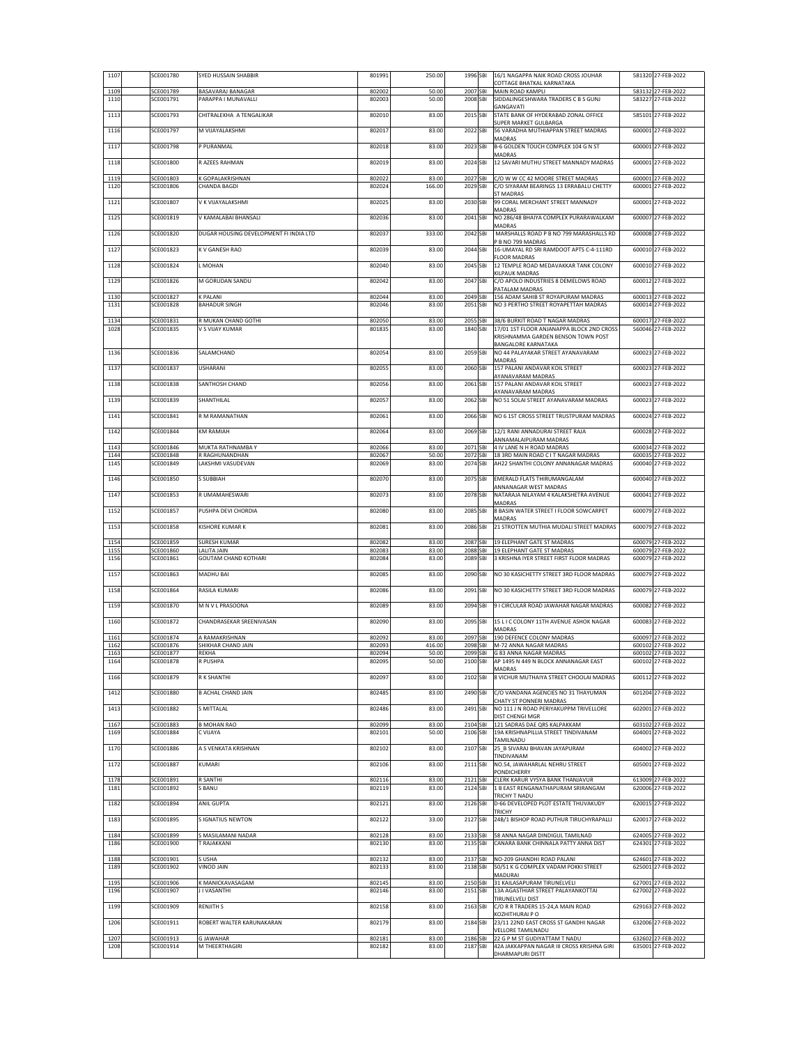| | | | | | | | | | |
|---|---|---|---|---|---|---|---|---|---|
| 1107 | SCE001780 | SYED HUSSAIN SHABBIR | 801991 | 250.00 | 1996 | SBI | 16/1 NAGAPPA NAIK ROAD CROSS JOUHAR COTTAGE BHATKAL KARNATAKA | 581320 | 27-FEB-2022 |
| 1109 | SCE001789 | BASAVARAJ BANAGAR | 802002 | 50.00 | 2007 | SBI | MAIN ROAD KAMPLI | 583132 | 27-FEB-2022 |
| 1110 | SCE001791 | PARAPPA I MUNAVALLI | 802003 | 50.00 | 2008 | SBI | SIDDALINGESHWARA TRADERS C B S GUNJ GANGAVATI | 583227 | 27-FEB-2022 |
| 1113 | SCE001793 | CHITRALEKHA A TENGALIKAR | 802010 | 83.00 | 2015 | SBI | STATE BANK OF HYDERABAD ZONAL OFFICE SUPER MARKET GULBARGA | 585101 | 27-FEB-2022 |
| 1116 | SCE001797 | M VIJAYALAKSHMI | 802017 | 83.00 | 2022 | SBI | 56 VARADHA MUTHIAPPAN STREET MADRAS MADRAS | 600001 | 27-FEB-2022 |
| 1117 | SCE001798 | P PURANMAL | 802018 | 83.00 | 2023 | SBI | B-6 GOLDEN TOUCH COMPLEX 104 G N ST MADRAS | 600001 | 27-FEB-2022 |
| 1118 | SCE001800 | R AZEES RAHMAN | 802019 | 83.00 | 2024 | SBI | 12 SAVARI MUTHU STREET MANNADY MADRAS | 600001 | 27-FEB-2022 |
| 1119 | SCE001803 | K GOPALAKRISHNAN | 802022 | 83.00 | 2027 | SBI | C/O W W CC 42 MOORE STREET MADRAS | 600001 | 27-FEB-2022 |
| 1120 | SCE001806 | CHANDA BAGDI | 802024 | 166.00 | 2029 | SBI | C/O SIYARAM BEARINGS 13 ERRABALU CHETTY ST MADRAS | 600001 | 27-FEB-2022 |
| 1121 | SCE001807 | V K VIJAYALAKSHMI | 802025 | 83.00 | 2030 | SBI | 99 CORAL MERCHANT STREET MANNADY MADRAS | 600001 | 27-FEB-2022 |
| 1125 | SCE001819 | V KAMALABAI BHANSALI | 802036 | 83.00 | 2041 | SBI | NO 286/48 BHAIYA COMPLEX PURARAWALKAM MADRAS | 600007 | 27-FEB-2022 |
| 1126 | SCE001820 | DUGAR HOUSING DEVELOPMENT FI INDIA LTD | 802037 | 333.00 | 2042 | SBI | MARSHALLS ROAD P B NO 799 MARASHALLS RD P B NO 799 MADRAS | 600008 | 27-FEB-2022 |
| 1127 | SCE001823 | K V GANESH RAO | 802039 | 83.00 | 2044 | SBI | 16-UMAYAL RD SRI RAMDOOT APTS C-4-111RD FLOOR MADRAS | 600010 | 27-FEB-2022 |
| 1128 | SCE001824 | L MOHAN | 802040 | 83.00 | 2045 | SBI | 12 TEMPLE ROAD MEDAVAKKAR TANK COLONY KILPAUK MADRAS | 600010 | 27-FEB-2022 |
| 1129 | SCE001826 | M GORUDAN SANDU | 802042 | 83.00 | 2047 | SBI | C/O APOLO INDUSTRIES 8 DEMELOWS ROAD PATALAM MADRAS | 600012 | 27-FEB-2022 |
| 1130 | SCE001827 | K PALANI | 802044 | 83.00 | 2049 | SBI | 156 ADAM SAHIB ST ROYAPURAM MADRAS | 600013 | 27-FEB-2022 |
| 1131 | SCE001828 | BAHADUR SINGH | 802046 | 83.00 | 2051 | SBI | NO 3 PERTHO STREET ROYAPETTAH MADRAS | 600014 | 27-FEB-2022 |
| 1134 | SCE001831 | R MUKAN CHAND GOTHI | 802050 | 83.00 | 2055 | SBI | 38/6 BURKIT ROAD T NAGAR MADRAS | 600017 | 27-FEB-2022 |
| 1028 | SCE001835 | V S VIJAY KUMAR | 801835 | 83.00 | 1840 | SBI | 17/01 1ST FLOOR ANJANAPPA BLOCK 2ND CROSS KRISHNAMMA GARDEN BENSON TOWN POST BANGALORE KARNATAKA | 560046 | 27-FEB-2022 |
| 1136 | SCE001836 | SALAMCHAND | 802054 | 83.00 | 2059 | SBI | NO 44 PALAYAKAR STREET AYANAVARAM MADRAS | 600023 | 27-FEB-2022 |
| 1137 | SCE001837 | USHARANI | 802055 | 83.00 | 2060 | SBI | 157 PALANI ANDAVAR KOIL STREET AYANAVARAM MADRAS | 600023 | 27-FEB-2022 |
| 1138 | SCE001838 | SANTHOSH CHAND | 802056 | 83.00 | 2061 | SBI | 157 PALANI ANDAVAR KOIL STREET AYANAVARAM MADRAS | 600023 | 27-FEB-2022 |
| 1139 | SCE001839 | SHANTHILAL | 802057 | 83.00 | 2062 | SBI | NO 51 SOLAI STREET AYANAVARAM MADRAS | 600023 | 27-FEB-2022 |
| 1141 | SCE001841 | R M RAMANATHAN | 802061 | 83.00 | 2066 | SBI | NO 6 1ST CROSS STREET TRUSTPURAM MADRAS | 600024 | 27-FEB-2022 |
| 1142 | SCE001844 | KM RAMIAH | 802064 | 83.00 | 2069 | SBI | 12/1 RANI ANNADURAI STREET RAJA ANNAMALAIPURAM MADRAS | 600028 | 27-FEB-2022 |
| 1143 | SCE001846 | MUKTA RATHNAMBA Y | 802066 | 83.00 | 2071 | SBI | 4 IV LANE N H ROAD MADRAS | 600034 | 27-FEB-2022 |
| 1144 | SCE001848 | R RAGHUNANDHAN | 802067 | 50.00 | 2072 | SBI | 18 3RD MAIN ROAD C I T NAGAR MADRAS | 600035 | 27-FEB-2022 |
| 1145 | SCE001849 | LAKSHMI VASUDEVAN | 802069 | 83.00 | 2074 | SBI | AH22 SHANTHI COLONY ANNANAGAR MADRAS | 600040 | 27-FEB-2022 |
| 1146 | SCE001850 | S SUBBIAH | 802070 | 83.00 | 2075 | SBI | EMERALD FLATS THIRUMANGALAM ANNANAGAR WEST MADRAS | 600040 | 27-FEB-2022 |
| 1147 | SCE001853 | R UMAMAHESWARI | 802073 | 83.00 | 2078 | SBI | NATARAJA NILAYAM 4 KALAKSHETRA AVENUE MADRAS | 600041 | 27-FEB-2022 |
| 1152 | SCE001857 | PUSHPA DEVI CHORDIA | 802080 | 83.00 | 2085 | SBI | 8 BASIN WATER STREET I FLOOR SOWCARPET MADRAS | 600079 | 27-FEB-2022 |
| 1153 | SCE001858 | KISHORE KUMAR K | 802081 | 83.00 | 2086 | SBI | 21 STROTTEN MUTHIA MUDALI STREET MADRAS | 600079 | 27-FEB-2022 |
| 1154 | SCE001859 | SURESH KUMAR | 802082 | 83.00 | 2087 | SBI | 19 ELEPHANT GATE ST MADRAS | 600079 | 27-FEB-2022 |
| 1155 | SCE001860 | LALITA JAIN | 802083 | 83.00 | 2088 | SBI | 19 ELEPHANT GATE ST MADRAS | 600079 | 27-FEB-2022 |
| 1156 | SCE001861 | GOUTAM CHAND KOTHARI | 802084 | 83.00 | 2089 | SBI | 3 KRISHNA IYER STREET FIRST FLOOR MADRAS | 600079 | 27-FEB-2022 |
| 1157 | SCE001863 | MADHU BAI | 802085 | 83.00 | 2090 | SBI | NO 30 KASICHETTY STREET 3RD FLOOR MADRAS | 600079 | 27-FEB-2022 |
| 1158 | SCE001864 | RASILA KUMARI | 802086 | 83.00 | 2091 | SBI | NO 30 KASICHETTY STREET 3RD FLOOR MADRAS | 600079 | 27-FEB-2022 |
| 1159 | SCE001870 | M N V L PRASOONA | 802089 | 83.00 | 2094 | SBI | 9 I CIRCULAR ROAD JAWAHAR NAGAR MADRAS | 600082 | 27-FEB-2022 |
| 1160 | SCE001872 | CHANDRASEKAR SREENIVASAN | 802090 | 83.00 | 2095 | SBI | 15 L I C COLONY 11TH AVENUE ASHOK NAGAR MADRAS | 600083 | 27-FEB-2022 |
| 1161 | SCE001874 | A RAMAKRISHNAN | 802092 | 83.00 | 2097 | SBI | 190 DEFENCE COLONY MADRAS | 600097 | 27-FEB-2022 |
| 1162 | SCE001876 | SHIKHAR CHAND JAIN | 802093 | 416.00 | 2098 | SBI | M-72 ANNA NAGAR MADRAS | 600102 | 27-FEB-2022 |
| 1163 | SCE001877 | REKHA | 802094 | 50.00 | 2099 | SBI | G 83 ANNA NAGAR MADRAS | 600102 | 27-FEB-2022 |
| 1164 | SCE001878 | R PUSHPA | 802095 | 50.00 | 2100 | SBI | AP 1495 N 449 N BLOCK ANNANAGAR EAST MADRAS | 600102 | 27-FEB-2022 |
| 1166 | SCE001879 | R K SHANTHI | 802097 | 83.00 | 2102 | SBI | 8 VICHUR MUTHAIYA STREET CHOOLAI MADRAS | 600112 | 27-FEB-2022 |
| 1412 | SCE001880 | B ACHAL CHAND JAIN | 802485 | 83.00 | 2490 | SBI | C/O VANDANA AGENCIES NO 31 THAYUMAN CHATY ST PONNERI MADRAS | 601204 | 27-FEB-2022 |
| 1413 | SCE001882 | S MITTALAL | 802486 | 83.00 | 2491 | SBI | NO 111 J N ROAD PERIYAKUPPM TRIVELLORE DIST CHENGI MGR | 602001 | 27-FEB-2022 |
| 1167 | SCE001883 | B MOHAN RAO | 802099 | 83.00 | 2104 | SBI | 121 SADRAS DAE QRS KALPAKKAM | 603102 | 27-FEB-2022 |
| 1169 | SCE001884 | C VIJAYA | 802101 | 50.00 | 2106 | SBI | 19A KRISHNAPILLIA STREET TINDIVANAM TAMILNADU | 604001 | 27-FEB-2022 |
| 1170 | SCE001886 | A S VENKATA KRISHNAN | 802102 | 83.00 | 2107 | SBI | 25_B SIVARAJ BHAVAN JAYAPURAM TINDIVANAM | 604002 | 27-FEB-2022 |
| 1172 | SCE001887 | KUMARI | 802106 | 83.00 | 2111 | SBI | NO.54, JAWAHARLAL NEHRU STREET PONDICHERRY | 605001 | 27-FEB-2022 |
| 1178 | SCE001891 | R SANTHI | 802116 | 83.00 | 2121 | SBI | CLERK KARUR VYSYA BANK THANJAVUR | 613009 | 27-FEB-2022 |
| 1181 | SCE001892 | S BANU | 802119 | 83.00 | 2124 | SBI | 1 B EAST RENGANATHAPURAM SRIRANGAM TRICHY T NADU | 620006 | 27-FEB-2022 |
| 1182 | SCE001894 | ANIL GUPTA | 802121 | 83.00 | 2126 | SBI | D-66 DEVELOPED PLOT ESTATE THUVAKUDY TRICHY | 620015 | 27-FEB-2022 |
| 1183 | SCE001895 | S IGNATIUS NEWTON | 802122 | 33.00 | 2127 | SBI | 24B/1 BISHOP ROAD PUTHUR TIRUCHYRAPALLI | 620017 | 27-FEB-2022 |
| 1184 | SCE001899 | S MASILAMANI NADAR | 802128 | 83.00 | 2133 | SBI | 58 ANNA NAGAR DINDIGUL TAMILNAD | 624005 | 27-FEB-2022 |
| 1186 | SCE001900 | T RAJAKKANI | 802130 | 83.00 | 2135 | SBI | CANARA BANK CHINNALA PATTY ANNA DIST | 624301 | 27-FEB-2022 |
| 1188 | SCE001901 | S USHA | 802132 | 83.00 | 2137 | SBI | NO-209 GHANDHI ROAD PALANI | 624601 | 27-FEB-2022 |
| 1189 | SCE001902 | VINOD JAIN | 802133 | 83.00 | 2138 | SBI | 50/51 K G COMPLEX VADAM POKKI STREET MADURAI | 625001 | 27-FEB-2022 |
| 1195 | SCE001906 | K MANICKAVASAGAM | 802145 | 83.00 | 2150 | SBI | 31 KAILASAPURAM TIRUNELVELI | 627001 | 27-FEB-2022 |
| 1196 | SCE001907 | J I VASANTHI | 802146 | 83.00 | 2151 | SBI | 13A AGASTHIAR STREET PALAYANKOTTAI TIRUNELVELI DIST | 627002 | 27-FEB-2022 |
| 1199 | SCE001909 | RENJITH S | 802158 | 83.00 | 2163 | SBI | C/O R R TRADERS 15-24,A MAIN ROAD KOZHITHURAI P O | 629163 | 27-FEB-2022 |
| 1206 | SCE001911 | ROBERT WALTER KARUNAKARAN | 802179 | 83.00 | 2184 | SBI | 23/11 22ND EAST CROSS ST GANDHI NAGAR VELLORE TAMILNADU | 632006 | 27-FEB-2022 |
| 1207 | SCE001913 | G JAWAHAR | 802181 | 83.00 | 2186 | SBI | 22 G P M ST GUDIYATTAM T NADU | 632602 | 27-FEB-2022 |
| 1208 | SCE001914 | M THEERTHAGIRI | 802182 | 83.00 | 2187 | SBI | 42A JAKKAPPAN NAGAR III CROSS KRISHNA GIRI DHARMAPURI DISTT | 635001 | 27-FEB-2022 |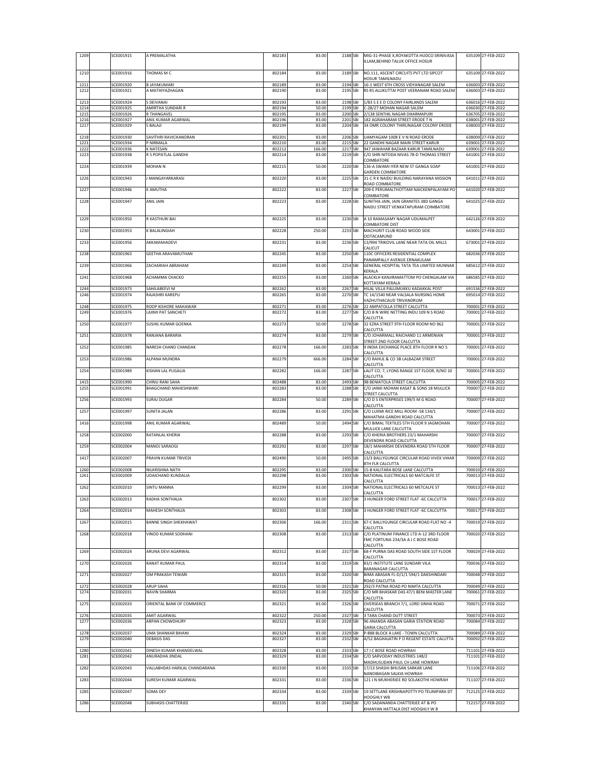| | | | | | | | | | |
|---|---|---|---|---|---|---|---|---|---|
| 1209 | | SCE001915 | A PREMALATHA | 802183 | 83.00 | 2188 | SBI | MIG-31-PHASE X,ROYAKOTTA HUDCO SRINIVASA ILLAM,BEHIND TALUK OFFICE HOSUR | 635109 | 27-FEB-2022 |
| 1210 | | SCE001916 | THOMAS M C | 802184 | 83.00 | 2189 | SBI | NO.111, ASCENT CIRCUITS PVT LTD SIPCOT HOSUR TAMILNADU | 635109 | 27-FEB-2022 |
| 1211 | | SCE001920 | B JAYAKUMARI | 802189 | 83.00 | 2194 | SBI | 16-1 WEST 6TH CROSS VIDYANAGAR SALEM | 636003 | 27-FEB-2022 |
| 1212 | | SCE001921 | A MATHIYAZHAGAN | 802190 | 83.00 | 2195 | SBI | RS RS ALLIKUTTAI POST VEERANAM ROAD SALEM | 636003 | 27-FEB-2022 |
| 1213 | | SCE001924 | S DEIVANAI | 802193 | 83.00 | 2198 | SBI | 1/83 S E E D COLONY FAIRLANDS SALEM | 636016 | 27-FEB-2022 |
| 1214 | | SCE001925 | AMIRTHA SUNDARI R | 802194 | 50.00 | 2199 | SBI | C-28/27 MOHAN NAGAR SALEM | 636030 | 27-FEB-2022 |
| 1215 | | SCE001926 | R THANGAVEL | 802195 | 83.00 | 2200 | SBI | 2/138 SENTHIL NAGAR DHARMAPURI | 636705 | 27-FEB-2022 |
| 1216 | | SCE001927 | ANIL KUMAR AGARWAL | 802196 | 83.00 | 2201 | SBI | 182 AGRAHARAM STREET ERODE T N | 638001 | 27-FEB-2022 |
| 1217 | | SCE001929 | S BALAJI | 802199 | 83.00 | 2204 | SBI | 34 OMR COLONY THIRUNAGAR COLONY ERODE | 638003 | 27-FEB-2022 |
| 1218 | | SCE001930 | SAVITHRI RAVICHANDRAN | 802201 | 83.00 | 2206 | SBI | UAMYAGAM 1008 E V N ROAD ERODE | 638009 | 27-FEB-2022 |
| 1221 | | SCE001934 | P NIRMALA | 802210 | 83.00 | 2215 | SBI | 22 GANDHI NAGAR MAIN STREET KARUR | 639001 | 27-FEB-2022 |
| 1222 | | SCE001936 | K NATESAN | 802212 | 166.00 | 2217 | SBI | 947 JAWAHAR BAZAAR KARUR TAMILNADU | 639001 | 27-FEB-2022 |
| 1223 | | SCE001938 | R S POPATLAL GANDHI | 802214 | 83.00 | 2219 | SBI | C/O SHRI NITODA NIVAS 78-D THOMAS STREET COIMBATORE | 641001 | 27-FEB-2022 |
| 1224 | | SCE001939 | MOHAN N | 802215 | 50.00 | 2220 | SBI | 136-A SWAMI IYER NEW ST GANGA SOAP GARDEN COIMBATORE | 641001 | 27-FEB-2022 |
| 1226 | | SCE001943 | J MANGAYARKARASI | 802220 | 83.00 | 2225 | SBI | 31-C R K NAIDU BUILDING NARAYANA MISSION ROAD COIMBATORE | 641011 | 27-FEB-2022 |
| 1227 | | SCE001946 | K AMUTHA | 802222 | 83.00 | 2227 | SBI | 209-E PERUMALTHOTTAM NAICKENPALAYAM PO COIMBATORE | 641020 | 27-FEB-2022 |
| 1228 | | SCE001947 | ANIL JAIN | 802223 | 83.00 | 2228 | SBI | SUNITHA JAIN, JAIN GRANITES 38D GANGA NAIDU STREET VENKATAPURAM COIMBATORE | 641025 | 27-FEB-2022 |
| 1229 | | SCE001950 | R KASTHURI BAI | 802225 | 83.00 | 2230 | SBI | A 10 RAMASAMY NAGAR UDUMALPET COIMBATORE DIST | 642126 | 27-FEB-2022 |
| 1230 | | SCE001953 | K BALALINGIAH | 802228 | 250.00 | 2233 | SBI | MACHURIT CLUB ROAD WOOD SIDE OOTACAMUND | 643001 | 27-FEB-2022 |
| 1233 | | SCE001956 | AKKAMAHADEVI | 802231 | 83.00 | 2236 | SBI | 13/994 TRIKOVIL LANE NEAR TATA OIL MILLS CALICUT | 673001 | 27-FEB-2022 |
| 1238 | | SCE001963 | GEETHA ARAVAMUTHAN | 802245 | 83.00 | 2250 | SBI | 110C OFFICERS RESIDENTIAL COMPLEX PANAMPALLY AVENUE ERNAKULAM | 682036 | 27-FEB-2022 |
| 1239 | | SCE001966 | ZACHARIAH ABRAHAM | 802249 | 83.00 | 2254 | SBI | GENERAL HOSPITAL TATA TEA LIMITED MUNNAR KERALA | 685612 | 27-FEB-2022 |
| 1241 | | SCE001968 | ACHAMMA CHACKO | 802255 | 83.00 | 2260 | SBI | ALACKLH KANJIRAMATTOM PO CHENGALAM VIA KOTTAYAM KERALA | 686585 | 27-FEB-2022 |
| 1244 | | SCE001973 | SAHILABEEVI M | 802262 | 83.00 | 2267 | SBI | HILAL VILLA PALLIMUKKU KADAKKAL POST | 691536 | 27-FEB-2022 |
| 1246 | | SCE001974 | RAJASHRI KAREPU | 802265 | 83.00 | 2270 | SBI | TC 14/1540 NEAR VALSALA NURSING HOME VAZHUTHACAUD TRIVANDRUM | 695014 | 27-FEB-2022 |
| 1248 | | SCE001975 | ROOP KISHORE MAHAWAR | 802271 | 83.00 | 2276 | SBI | 22 AMPATOLLA STREET CALCUTTA | 700001 | 27-FEB-2022 |
| 1249 | | SCE001976 | LAXMI PAT SANCHETI | 802272 | 83.00 | 2277 | SBI | C/O B N WIRE NETTING INDU 109 N S ROAD CALCUTTA | 700001 | 27-FEB-2022 |
| 1250 | | SCE001977 | SUSHIL KUMAR GOENKA | 802273 | 50.00 | 2278 | SBI | 32 EZRA STREET 9TH FLOOR ROOM NO 962 CALCUTTA | 700001 | 27-FEB-2022 |
| 1251 | | SCE001978 | RANJANA BARARIA | 802274 | 83.00 | 2279 | SBI | C/O JOHARMALL RAICHAND 11 ARMENIAN STREET 2ND FLOOR CALCUTTA | 700001 | 27-FEB-2022 |
| 1252 | | SCE001985 | NARESH CHAND CHANDAK | 802278 | 166.00 | 2283 | SBI | 9 INDIA EXCHANGE PLACE 8TH FLOOR R NO 5 CALCUTTA | 700001 | 27-FEB-2022 |
| 1253 | | SCE001986 | ALPANA MUNDRA | 802279 | 666.00 | 2284 | SBI | C/O RAHUL & CO 3B LALBAZAR STREET CALCUTTA | 700001 | 27-FEB-2022 |
| 1254 | | SCE001989 | KISHAN LAL PUGALIA | 802282 | 166.00 | 2287 | SBI | LALIT CO, 7, LYONS RANGE 1ST FLOOR, R/NO 10 CALCUTTA | 700001 | 27-FEB-2022 |
| 1415 | | SCE001990 | CHINU RANI SAHA | 802488 | 83.00 | 2493 | SBI | 9B BENIATOLA STREET CALCUTTA | 700005 | 27-FEB-2022 |
| 1255 | | SCE001991 | BHAGCHAND MAHESHWARI | 802283 | 83.00 | 2288 | SBI | C/O JANKI MOHAN KASAT & SONS 18 MULLICK STREET CALCUTTA | 700007 | 27-FEB-2022 |
| 1256 | | SCE001993 | SURAJ DUGAR | 802284 | 50.00 | 2289 | SBI | C/O D S ENTERPRISES 199/5 M G ROAD CALCUTTA | 700007 | 27-FEB-2022 |
| 1257 | | SCE001997 | SUNITA JALAN | 802286 | 83.00 | 2291 | SBI | C/O LUXMI RICE MILL ROOM -58 134/1 MAHATMA GANDHI ROAD CALCUTTA | 700007 | 27-FEB-2022 |
| 1416 | | SCE001998 | ANIL KUMAR AGARWAL | 802489 | 50.00 | 2494 | SBI | C/O BIMAL TEXTILES 5TH FLOOR 9 JAGMOHAN MULLICK LANE CALCUTTA | 700007 | 27-FEB-2022 |
| 1258 | | SCE002000 | RATANLAL KHERIA | 802288 | 83.00 | 2293 | SBI | C/O KHERIA BROTHERS 23/1 MAHARSHI DEVENDRA ROAD CALCUTTA | 700007 | 27-FEB-2022 |
| 1259 | | SCE002004 | MANOJ SARAOGI | 802292 | 83.00 | 2297 | SBI | 18/1 MAHARSHI DEVENDRA ROAD 5TH FLOOR CALCUTTA | 700007 | 27-FEB-2022 |
| 1417 | | SCE002007 | PRAVIN KUMAR TRIVEDI | 802490 | 50.00 | 2495 | SBI | 13/3 BALLYGUNGE CIRCULAR ROAD VIVEK VIHAR 8TH FLR CALCUTTA | 700009 | 27-FEB-2022 |
| 1260 | | SCE002008 | NILKRISHNA NATH | 802295 | 83.00 | 2300 | SBI | 15-B KALITARA BOSE LANE CALCUTTA | 700010 | 27-FEB-2022 |
| 1261 | | SCE002009 | UDAICHAND KUNDALIA | 802298 | 83.00 | 2303 | SBI | NATIONAL ELECTRICALS 60 MATCALFE ST CALCUTTA | 700013 | 27-FEB-2022 |
| 1262 | | SCE002010 | SINTU MANNA | 802299 | 83.00 | 2304 | SBI | NATIONAL ELECTRICALS 60 METCALFE ST CALCUTTA | 700013 | 27-FEB-2022 |
| 1263 | | SCE002013 | RADHA SONTHALIA | 802302 | 83.00 | 2307 | SBI | 3 HUNGER FORD STREET FLAT -6C CALCUTTA | 700017 | 27-FEB-2022 |
| 1264 | | SCE002014 | MAHESH SONTHALIA | 802303 | 83.00 | 2308 | SBI | 3 HUNGER FORD STREET FLAT -6C CALCUTTA | 700017 | 27-FEB-2022 |
| 1267 | | SCE002015 | BANNE SINGH SHEKHAWAT | 802306 | 166.00 | 2311 | SBI | 67-C BALLYGUNGE CIRCULAR ROAD FLAT NO -4 CALCUTTA | 700019 | 27-FEB-2022 |
| 1268 | | SCE002018 | VINOD KUMAR SODHANI | 802308 | 83.00 | 2313 | SBI | C/O PLATINUM FINANCE LTD A-12 3RD FLOOR FMC FORTUNA 234/3A A J C BOSE ROAD CALCUTTA | 700020 | 27-FEB-2022 |
| 1269 | | SCE002024 | ARUNA DEVI AGARWAL | 802312 | 83.00 | 2317 | SBI | 68-F PURNA DAS ROAD SOUTH SIDE 1ST FLOOR CALCUTTA | 700029 | 27-FEB-2022 |
| 1270 | | SCE002026 | RANJIT KUMAR PAUL | 802314 | 83.00 | 2319 | SBI | 83/1 INSTITUTE LANE SUNDARI VILA BARANAGAR CALCUTTA | 700036 | 27-FEB-2022 |
| 1271 | | SCE002027 | OM PRAKASH TEWARI | 802315 | 83.00 | 2320 | SBI | BIMA ABASAN FL-D/1/1 594/1 DAKSHINDARI ROAD CALCUTTA | 700048 | 27-FEB-2022 |
| 1272 | | SCE002028 | ARUP SAHA | 802316 | 50.00 | 2321 | SBI | 292/3 PATNA ROAD PO NIMTA CALCUTTA | 700049 | 27-FEB-2022 |
| 1274 | | SCE002031 | NAVIN SHARMA | 802320 | 83.00 | 2325 | SBI | C/O MR BHASKAR DAS 47/1 BENI MASTER LANE CALCUTTA | 700061 | 27-FEB-2022 |
| 1275 | | SCE002033 | ORIENTAL BANK OF COMMERCE | 802321 | 83.00 | 2326 | SBI | OVERSEAS BRANCH 7/1, LORD SINHA ROAD CALCUTTA | 700071 | 27-FEB-2022 |
| 1276 | | SCE002035 | AMIT AGARWAL | 802322 | 250.00 | 2327 | SBI | 3 TARA CHAND DUTT STREET | 700073 | 27-FEB-2022 |
| 1277 | | SCE002036 | ARPAN CHOWDHURY | 802323 | 83.00 | 2328 | SBI | 96 ANANDA ABASAN GARIA STATION ROAD GARIA CALCUTTA | 700084 | 27-FEB-2022 |
| 1278 | | SCE002037 | UMA SHANKAR BIHANI | 802324 | 83.00 | 2329 | SBI | P-888 BLOCK A LAKE - TOWN CALCUTTA | 700089 | 27-FEB-2022 |
| 1279 | | SCE002040 | DEBASIS DAS | 802327 | 83.00 | 2332 | SBI | A/52 BAGHAJATIN P O REGENT ESTATE CALUTTA | 700092 | 27-FEB-2022 |
| 1280 | | SCE002041 | DINESH KUMAR KHANDELWAL | 802328 | 83.00 | 2333 | SBI | 17 I C BOSE ROAD HOWRAH | 711101 | 27-FEB-2022 |
| 1281 | | SCE002042 | ANURADHA JINDAL | 802329 | 83.00 | 2334 | SBI | C/O SARVODAY INDUSTRIES 148/2 MADHUSUDAN PAUL CH LANE HOWRAH | 711101 | 27-FEB-2022 |
| 1282 | | SCE002043 | VALLABHDAS HARILAL CHANDARANA | 802330 | 83.00 | 2335 | SBI | 17/13 SHASHI BHUSAN SARKAR LANE NANDIBAGAN SALKIA HOWRAH | 711106 | 27-FEB-2022 |
| 1283 | | SCE002044 | SURESH KUMAR AGARWAL | 802331 | 83.00 | 2336 | SBI | 121 J N MUKHERJEE RD SOLAKOTHI HOWRAH | 711107 | 27-FEB-2022 |
| 1285 | | SCE002047 | SOMA DEY | 802334 | 83.00 | 2339 | SBI | 19 SETTLANE KRISHNAPOTTY PO TELINIPARA DT HOOGHLY WB | 712125 | 27-FEB-2022 |
| 1286 | | SCE002048 | SUBHASIS CHATTERJEE | 802335 | 83.00 | 2340 | SBI | C/O SADANANDA CHATTERJEE AT & PO KHANYAN HATTALA DIST HOOGHLY W B | 712157 | 27-FEB-2022 |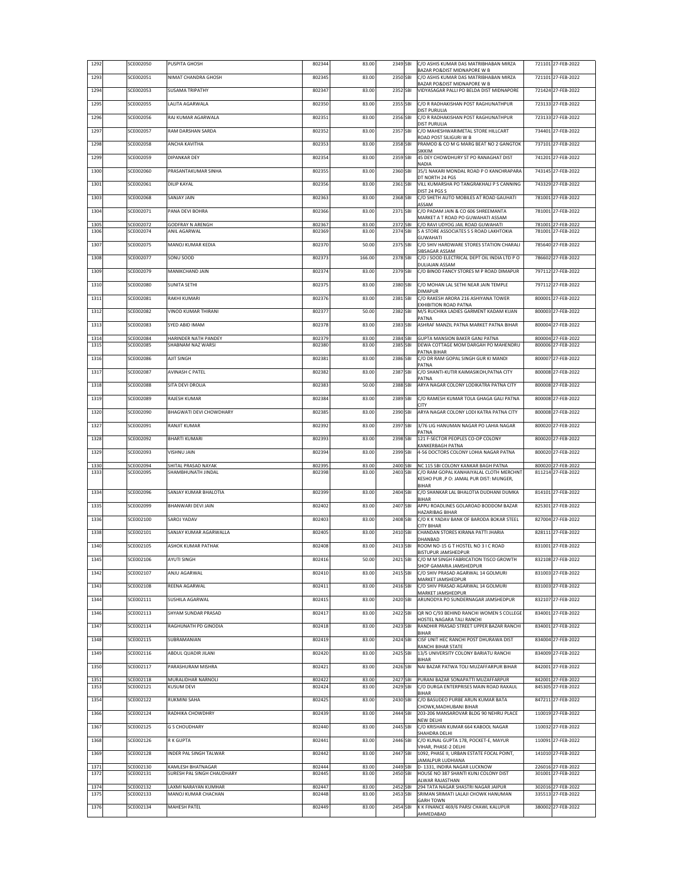| 1292 | | SCE002050 | PUSPITA GHOSH | 802344 | 83.00 | 2349 | SBI | C/O ASHIS KUMAR DAS MATRIBHABAN MIRZA BAZAR PO&DIST MIDNAPORE W B | 721101 | 27-FEB-2022 |
|---|---|---|---|---|---|---|---|---|---|---|
| 1293 | | SCE002051 | NIMAT CHANDRA GHOSH | 802345 | 83.00 | 2350 | SBI | C/O ASHIS KUMAR DAS MATRIBHABAN MIRZA BAZAR PO&DIST MIDNAPORE W B | 721101 | 27-FEB-2022 |
| 1294 | | SCE002053 | SUSAMA TRIPATHY | 802347 | 83.00 | 2352 | SBI | VIDYASAGAR PALLI PO BELDA DIST MIDNAPORE | 721424 | 27-FEB-2022 |
| 1295 | | SCE002055 | LALITA AGARWALA | 802350 | 83.00 | 2355 | SBI | C/O R RADHAKISHAN POST RAGHUNATHPUR DIST PURULIA | 723133 | 27-FEB-2022 |
| 1296 | | SCE002056 | RAJ KUMAR AGARWALA | 802351 | 83.00 | 2356 | SBI | C/O R RADHAKISHAN POST RAGHUNATHPUR DIST PURULIA | 723133 | 27-FEB-2022 |
| 1297 | | SCE002057 | RAM DARSHAN SARDA | 802352 | 83.00 | 2357 | SBI | C/O MAHESHWARIMETAL STORE HILLCART ROAD POST SILIGURI W B | 734401 | 27-FEB-2022 |
| 1298 | | SCE002058 | ANCHA KAVITHA | 802353 | 83.00 | 2358 | SBI | PRAMOD & CO M G MARG BEAT NO 2 GANGTOK SIKKIM | 737101 | 27-FEB-2022 |
| 1299 | | SCE002059 | DIPANKAR DEY | 802354 | 83.00 | 2359 | SBI | 45 DEY CHOWDHURY ST PO RANAGHAT DIST NADIA | 741201 | 27-FEB-2022 |
| 1300 | | SCE002060 | PRASANTAKUMAR SINHA | 802355 | 83.00 | 2360 | SBI | 35/1 NAKARI MONDAL ROAD P O KANCHRAPARA DT NORTH 24 PGS | 743145 | 27-FEB-2022 |
| 1301 | | SCE002061 | DILIP KAYAL | 802356 | 83.00 | 2361 | SBI | VILL KUMARSHA PO TANGRAKHALI P S CANNING DIST 24 PGS S | 743329 | 27-FEB-2022 |
| 1303 | | SCE002068 | SANJAY JAIN | 802363 | 83.00 | 2368 | SBI | C/O SHETH AUTO MOBILES AT ROAD GAUHATI ASSAM | 781001 | 27-FEB-2022 |
| 1304 | | SCE002071 | PANA DEVI BOHRA | 802366 | 83.00 | 2371 | SBI | C/O PADAM JAIN & CO 606 SHREEMANTA MARKET A T ROAD PO GUWAHATI ASSAM | 781001 | 27-FEB-2022 |
| 1305 | | SCE002072 | GODFRAY N ARENGH | 802367 | 83.00 | 2372 | SBI | C/O RAVI UDYOG JAIL ROAD GUWAHATI | 781001 | 27-FEB-2022 |
| 1306 | | SCE002074 | ANIL AGARWAL | 802369 | 83.00 | 2374 | SBI | S A STORE ASSOCIATES S S ROAD LAKHTOKIA GUWAHATI | 781001 | 27-FEB-2022 |
| 1307 | | SCE002075 | MANOJ KUMAR KEDIA | 802370 | 50.00 | 2375 | SBI | C/O SHIV HARDWARE STORES STATION CHARALI SIBSAGAR ASSAM | 785640 | 27-FEB-2022 |
| 1308 | | SCE002077 | SONU SOOD | 802373 | 166.00 | 2378 | SBI | C/O J SOOD ELECTRICAL DEPT OIL INDIA LTD P O DULIAJAN ASSAM | 786602 | 27-FEB-2022 |
| 1309 | | SCE002079 | MANIKCHAND JAIN | 802374 | 83.00 | 2379 | SBI | C/O BINOD FANCY STORES M P ROAD DIMAPUR | 797112 | 27-FEB-2022 |
| 1310 | | SCE002080 | SUNITA SETHI | 802375 | 83.00 | 2380 | SBI | C/O MOHAN LAL SETHI NEAR JAIN TEMPLE DIMAPUR | 797112 | 27-FEB-2022 |
| 1311 | | SCE002081 | RAKHI KUMARI | 802376 | 83.00 | 2381 | SBI | C/O RAKESH ARORA 216 ASHIYANA TOWER EXHIBITION ROAD PATNA | 800001 | 27-FEB-2022 |
| 1312 | | SCE002082 | VINOD KUMAR THIRANI | 802377 | 50.00 | 2382 | SBI | M/S RUCHIKA LADIES GARMENT KADAM KUAN PATNA | 800003 | 27-FEB-2022 |
| 1313 | | SCE002083 | SYED ABID IMAM | 802378 | 83.00 | 2383 | SBI | ASHRAF MANZIL PATNA MARKET PATNA BIHAR | 800004 | 27-FEB-2022 |
| 1314 | | SCE002084 | HARINDER NATH PANDEY | 802379 | 83.00 | 2384 | SBI | GUPTA MANSION BAKER GANJ PATNA | 800004 | 27-FEB-2022 |
| 1315 | | SCE002085 | SHABNAM NAZ WARSI | 802380 | 83.00 | 2385 | SBI | DEWA COTTAGE MOM DARGAH PO MAHENDRU PATNA BIHAR | 800006 | 27-FEB-2022 |
| 1316 | | SCE002086 | AJIT SINGH | 802381 | 83.00 | 2386 | SBI | C/O DR RAM GOPAL SINGH GUR KI MANDI PATNA | 800007 | 27-FEB-2022 |
| 1317 | | SCE002087 | AVINASH C PATEL | 802382 | 83.00 | 2387 | SBI | C/O SHANTI-KUTIR KAIMASIKOH,PATNA CITY PATNA | 800008 | 27-FEB-2022 |
| 1318 | | SCE002088 | SITA DEVI DROLIA | 802383 | 50.00 | 2388 | SBI | ARYA NAGAR COLONY LODIKATRA PATNA CITY | 800008 | 27-FEB-2022 |
| 1319 | | SCE002089 | RAJESH KUMAR | 802384 | 83.00 | 2389 | SBI | C/O RAMESH KUMAR TOLA GHAGA GALI PATNA CITY | 800008 | 27-FEB-2022 |
| 1320 | | SCE002090 | BHAGWATI DEVI CHOWDHARY | 802385 | 83.00 | 2390 | SBI | ARYA NAGAR COLONY LODI KATRA PATNA CITY | 800008 | 27-FEB-2022 |
| 1327 | | SCE002091 | RANJIT KUMAR | 802392 | 83.00 | 2397 | SBI | 3/76 LIG HANUMAN NAGAR PO LAHIA NAGAR PATNA | 800020 | 27-FEB-2022 |
| 1328 | | SCE002092 | BHARTI KUMARI | 802393 | 83.00 | 2398 | SBI | 121 F-SECTOR PEOPLES CO-OP COLONY KANKERBAGH PATNA | 800020 | 27-FEB-2022 |
| 1329 | | SCE002093 | VISHNU JAIN | 802394 | 83.00 | 2399 | SBI | 4-56 DOCTORS COLONY LOHIA NAGAR PATNA | 800020 | 27-FEB-2022 |
| 1330 | | SCE002094 | SHITAL PRASAD NAYAK | 802395 | 83.00 | 2400 | SBI | NC 115 SBI COLONY KANKAR BAGH PATNA | 800020 | 27-FEB-2022 |
| 1333 | | SCE002095 | SHAMBHUNATH JINDAL | 802398 | 83.00 | 2403 | SBI | C/O RAM GOPAL KANHAIYALAL CLOTH MERCHNT KESHO PUR ,P O: JAMAL PUR DIST: MUNGER, BIHAR | 811214 | 27-FEB-2022 |
| 1334 | | SCE002096 | SANJAY KUMAR BHALOTIA | 802399 | 83.00 | 2404 | SBI | C/O SHANKAR LAL BHALOTIA DUDHANI DUMKA BIHAR | 814101 | 27-FEB-2022 |
| 1335 | | SCE002099 | BHANWARI DEVI JAIN | 802402 | 83.00 | 2407 | SBI | APPU ROADLINES GOLAROAD BODDOM BAZAR HAZARIBAG BIHAR | 825301 | 27-FEB-2022 |
| 1336 | | SCE002100 | SAROJ YADAV | 802403 | 83.00 | 2408 | SBI | C/O K K YADAV BANK OF BARODA BOKAR STEEL CITY BIHAR | 827004 | 27-FEB-2022 |
| 1338 | | SCE002101 | SANJAY KUMAR AGARWALLA | 802405 | 83.00 | 2410 | SBI | CHANDAN STORES KIRANA PATTI JHARIA DHANBAD | 828111 | 27-FEB-2022 |
| 1340 | | SCE002105 | ASHOK KUMAR PATHAK | 802408 | 83.00 | 2413 | SBI | ROOM NO-15 G T HOSTEL NO 3 I C ROAD BISTUPUR JAMSHEDPUR | 831001 | 27-FEB-2022 |
| 1345 | | SCE002106 | AYUTI SINGH | 802416 | 50.00 | 2421 | SBI | C/O M M SINGH FABRICATION TISCO GROWTH SHOP GAMARIA JAMSHEDPUR | 832108 | 27-FEB-2022 |
| 1342 | | SCE002107 | ANJU AGARWAL | 802410 | 83.00 | 2415 | SBI | C/O SHIV PRASAD AGARWAL 14 GOLMURI MARKET JAMSHEDPUR | 831003 | 27-FEB-2022 |
| 1343 | | SCE002108 | REENA AGARWAL | 802411 | 83.00 | 2416 | SBI | C/O SHIV PRASAD AGARWAL 14 GOLMURI MARKET JAMSHEDPUR | 831003 | 27-FEB-2022 |
| 1344 | | SCE002111 | SUSHILA AGARWAL | 802415 | 83.00 | 2420 | SBI | ARUNODYA PO SUNDERNAGAR JAMSHEDPUR | 832107 | 27-FEB-2022 |
| 1346 | | SCE002113 | SHYAM SUNDAR PRASAD | 802417 | 83.00 | 2422 | SBI | QR NO C/93 BEHIND RANCHI WOMEN S COLLEGE HOSTEL NAGARA TALI RANCHI | 834001 | 27-FEB-2022 |
| 1347 | | SCE002114 | RAGHUNATH PD GINODIA | 802418 | 83.00 | 2423 | SBI | RANDHIR PRASAD STREET UPPER BAZAR RANCHI BIHAR | 834001 | 27-FEB-2022 |
| 1348 | | SCE002115 | SUBRAMANIAN | 802419 | 83.00 | 2424 | SBI | CISF UNIT HEC RANCHI POST DHURAWA DIST RANCHI BIHAR STATE | 834004 | 27-FEB-2022 |
| 1349 | | SCE002116 | ABDUL QUADIR JILANI | 802420 | 83.00 | 2425 | SBI | 13/5 UNIVERSITY COLONY BARIATU RANCHI BIHAR | 834009 | 27-FEB-2022 |
| 1350 | | SCE002117 | PARASHURAM MISHRA | 802421 | 83.00 | 2426 | SBI | NAI BAZAR PATWA TOLI MUZAFFARPUR BIHAR | 842001 | 27-FEB-2022 |
| 1351 | | SCE002118 | MURALIDHAR NARNOLI | 802422 | 83.00 | 2427 | SBI | PURANI BAZAR SONAPATTI MUZAFFARPUR | 842001 | 27-FEB-2022 |
| 1353 | | SCE002121 | KUSUM DEVI | 802424 | 83.00 | 2429 | SBI | C/O DURGA ENTERPRISES MAIN ROAD RAXAUL BIHAR | 845305 | 27-FEB-2022 |
| 1354 | | SCE002122 | RUKMINI SAHA | 802425 | 83.00 | 2430 | SBI | C/O BASUDEO PURBE ARUN KUMAR BATA CHOWK,MADHUBANI BIHAR | 847211 | 27-FEB-2022 |
| 1366 | | SCE002124 | RADHIKA CHOWDHRY | 802439 | 83.00 | 2444 | SBI | 203-206 MANSAROVAR BLDG 90 NEHRU PLACE NEW DELHI | 110019 | 27-FEB-2022 |
| 1367 | | SCE002125 | G S CHOUDHARY | 802440 | 83.00 | 2445 | SBI | C/O KRISHAN KUMAR 664 KABOOL NAGAR SHAHDRA DELHI | 110032 | 27-FEB-2022 |
| 1368 | | SCE002126 | R K GUPTA | 802441 | 83.00 | 2446 | SBI | C/O KUNAL GUPTA 178, POCKET-E, MAYUR VIHAR, PHASE-2 DELHI | 110091 | 27-FEB-2022 |
| 1369 | | SCE002128 | INDER PAL SINGH TALWAR | 802442 | 83.00 | 2447 | SBI | 1092, PHASE II, URBAN ESTATE FOCAL POINT, JAMALPUR LUDHIANA | 141010 | 27-FEB-2022 |
| 1371 | | SCE002130 | KAMLESH BHATNAGAR | 802444 | 83.00 | 2449 | SBI | D- 1331, INDIRA NAGAR LUCKNOW | 226016 | 27-FEB-2022 |
| 1372 | | SCE002131 | SURESH PAL SINGH CHAUDHARY | 802445 | 83.00 | 2450 | SBI | HOUSE NO 387 SHANTI KUNJ COLONY DIST ALWAR RAJASTHAN | 301001 | 27-FEB-2022 |
| 1374 | | SCE002132 | LAXMI NARAYAN KUMHAR | 802447 | 83.00 | 2452 | SBI | 294 TATA NAGAR SHASTRI NAGAR JAIPUR | 302016 | 27-FEB-2022 |
| 1375 | | SCE002133 | MANOJ KUMAR CHACHAN | 802448 | 83.00 | 2453 | SBI | SRIMAN SRIMATI LALAJI CHOWK HANUMAN GARH TOWN | 335513 | 27-FEB-2022 |
| 1376 | | SCE002134 | MAHESH PATEL | 802449 | 83.00 | 2454 | SBI | K K FINANCE 469/6 PARSI CHAWL KALUPUR AHMEDABAD | 380002 | 27-FEB-2022 |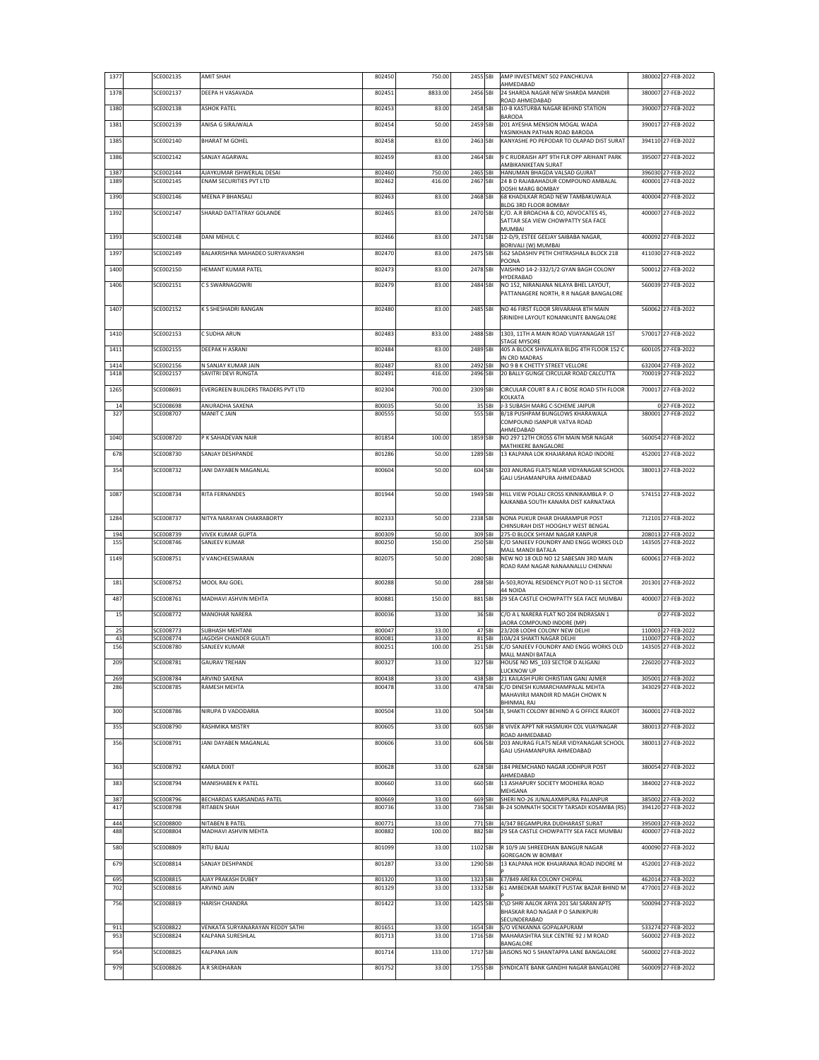| | | | | | | | | | |
|---|---|---|---|---|---|---|---|---|---|
| 1377 | | SCE002135 | AMIT SHAH | 802450 | 750.00 | 2455 | SBI | AMP INVESTMENT 502 PANCHKUVA AHMEDABAD | 380002 | 27-FEB-2022 |
| 1378 | | SCE002137 | DEEPA H VASAVADA | 802451 | 8833.00 | 2456 | SBI | 24 SHARDA NAGAR NEW SHARDA MANDIR ROAD AHMEDABAD | 380007 | 27-FEB-2022 |
| 1380 | | SCE002138 | ASHOK PATEL | 802453 | 83.00 | 2458 | SBI | 10-B KASTURBA NAGAR BEHIND STATION BARODA | 390007 | 27-FEB-2022 |
| 1381 | | SCE002139 | ANISA G SIRAJWALA | 802454 | 50.00 | 2459 | SBI | 201 AYESHA MENSION MOGAL WADA YASINKHAN PATHAN ROAD BARODA | 390017 | 27-FEB-2022 |
| 1385 | | SCE002140 | BHARAT M GOHEL | 802458 | 83.00 | 2463 | SBI | KANYASHE PO PEPODAR TO OLAPAD DIST SURAT | 394110 | 27-FEB-2022 |
| 1386 | | SCE002142 | SANJAY AGARWAL | 802459 | 83.00 | 2464 | SBI | 9 C RUDRAISH APT 9TH FLR OPP ARIHANT PARK AMBIKANIKETAN SURAT | 395007 | 27-FEB-2022 |
| 1387 | | SCE002144 | AJAYKUMAR ISHWERLAL DESAI | 802460 | 750.00 | 2465 | SBI | HANUMAN BHAGDA VALSAD GUJRAT | 396030 | 27-FEB-2022 |
| 1389 | | SCE002145 | ENAM SECURITIES PVT LTD | 802462 | 416.00 | 2467 | SBI | 24 B D RAJABAHADUR COMPOUND AMBALAL DOSHI MARG BOMBAY | 400001 | 27-FEB-2022 |
| 1390 | | SCE002146 | MEENA P BHANSALI | 802463 | 83.00 | 2468 | SBI | 68 KHADILKAR ROAD NEW TAMBAKUWALA BLDG 3RD FLOOR BOMBAY | 400004 | 27-FEB-2022 |
| 1392 | | SCE002147 | SHARAD DATTATRAY GOLANDE | 802465 | 83.00 | 2470 | SBI | C/O. A.R BROACHA & CO, ADVOCATES 45, SATTAR SEA VIEW CHOWPATTY SEA FACE MUMBAI | 400007 | 27-FEB-2022 |
| 1393 | | SCE002148 | DANI MEHUL C | 802466 | 83.00 | 2471 | SBI | 12-D/9, ESTEE GEEJAY SAIBABA NAGAR, BORIVALI (W) MUMBAI | 400092 | 27-FEB-2022 |
| 1397 | | SCE002149 | BALAKRISHNA MAHADEO SURYAVANSHI | 802470 | 83.00 | 2475 | SBI | 562 SADASHIV PETH CHITRASHALA BLOCK 218 POONA | 411030 | 27-FEB-2022 |
| 1400 | | SCE002150 | HEMANT KUMAR PATEL | 802473 | 83.00 | 2478 | SBI | VAISHNO 14-2-332/1/2 GYAN BAGH COLONY HYDERABAD | 500012 | 27-FEB-2022 |
| 1406 | | SCE002151 | C S SWARNAGOWRI | 802479 | 83.00 | 2484 | SBI | NO 152, NIRANJANA NILAYA BHEL LAYOUT, PATTANAGERE NORTH, R R NAGAR BANGALORE | 560039 | 27-FEB-2022 |
| 1407 | | SCE002152 | K S SHESHADRI RANGAN | 802480 | 83.00 | 2485 | SBI | NO 46 FIRST FLOOR SRIVARAHA 8TH MAIN SRINIDHI LAYOUT KONANKUNTE BANGALORE | 560062 | 27-FEB-2022 |
| 1410 | | SCE002153 | C SUDHA ARUN | 802483 | 833.00 | 2488 | SBI | 1303, 11TH A MAIN ROAD VIJAYANAGAR 1ST STAGE MYSORE | 570017 | 27-FEB-2022 |
| 1411 | | SCE002155 | DEEPAK H ASRANI | 802484 | 83.00 | 2489 | SBI | 405 A BLOCK SHIVALAYA BLDG 4TH FLOOR 152 C IN CRD MADRAS | 600105 | 27-FEB-2022 |
| 1414 | | SCE002156 | N SANJAY KUMAR JAIN | 802487 | 83.00 | 2492 | SBI | NO 9 B K CHETTY STREET VELLORE | 632004 | 27-FEB-2022 |
| 1418 | | SCE002157 | SAVITRI DEVI RUNGTA | 802491 | 416.00 | 2496 | SBI | 20 BALLY GUNGE CIRCULAR ROAD CALCUTTA | 700019 | 27-FEB-2022 |
| 1265 | | SCE008691 | EVERGREEN BUILDERS TRADERS PVT LTD | 802304 | 700.00 | 2309 | SBI | CIRCULAR COURT 8 A J C BOSE ROAD 5TH FLOOR KOLKATA | 700017 | 27-FEB-2022 |
| 14 | | SCE008698 | ANURADHA SAXENA | 800035 | 50.00 | 35 | SBI | J-3 SUBASH MARG C-SCHEME JAIPUR | 0 | 27-FEB-2022 |
| 327 | | SCE008707 | MANIT C JAIN | 800555 | 50.00 | 555 | SBI | B/18 PUSHPAM BUNGLOWS KHARAWALA COMPOUND ISANPUR VATVA ROAD AHMEDABAD | 380001 | 27-FEB-2022 |
| 1040 | | SCE008720 | P K SAHADEVAN NAIR | 801854 | 100.00 | 1859 | SBI | NO 297 12TH CROSS 6TH MAIN MSR NAGAR MATHIKERE BANGALORE | 560054 | 27-FEB-2022 |
| 678 | | SCE008730 | SANJAY DESHPANDE | 801286 | 50.00 | 1289 | SBI | 13 KALPANA LOK KHAJARANA ROAD INDORE | 452001 | 27-FEB-2022 |
| 354 | | SCE008732 | JANI DAYABEN MAGANLAL | 800604 | 50.00 | 604 | SBI | 203 ANURAG FLATS NEAR VIDYANAGAR SCHOOL GALI USHAMANPURA AHMEDABAD | 380013 | 27-FEB-2022 |
| 1087 | | SCE008734 | RITA FERNANDES | 801944 | 50.00 | 1949 | SBI | HILL VIEW POLALI CROSS KINNIKAMBLA P. O KAIKANBA SOUTH KANARA DIST KARNATAKA | 574151 | 27-FEB-2022 |
| 1284 | | SCE008737 | NITYA NARAYAN CHAKRABORTY | 802333 | 50.00 | 2338 | SBI | NONA PUKUR DHAR DHARAMPUR POST CHINSURAH DIST HOOGHLY WEST BENGAL | 712101 | 27-FEB-2022 |
| 194 | | SCE008739 | VIVEK KUMAR GUPTA | 800309 | 50.00 | 309 | SBI | 275-D BLOCK SHYAM NAGAR KANPUR | 208013 | 27-FEB-2022 |
| 155 | | SCE008746 | SANJEEV KUMAR | 800250 | 150.00 | 250 | SBI | C/O SANJEEV FOUNDRY AND ENGG WORKS OLD MALL MANDI BATALA | 143505 | 27-FEB-2022 |
| 1149 | | SCE008751 | V VANCHEESWARAN | 802075 | 50.00 | 2080 | SBI | NEW NO 18 OLD NO 12 SABESAN 3RD MAIN ROAD RAM NAGAR NANAANALLU CHENNAI | 600061 | 27-FEB-2022 |
| 181 | | SCE008752 | MOOL RAJ GOEL | 800288 | 50.00 | 288 | SBI | A-503,ROYAL RESIDENCY PLOT NO D-11 SECTOR 44 NOIDA | 201301 | 27-FEB-2022 |
| 487 | | SCE008761 | MADHAVI ASHVIN MEHTA | 800881 | 150.00 | 881 | SBI | 29 SEA CASTLE CHOWPATTY SEA FACE MUMBAI | 400007 | 27-FEB-2022 |
| 15 | | SCE008772 | MANOHAR NARERA | 800036 | 33.00 | 36 | SBI | C/O A L NARERA FLAT NO 204 INDRASAN 1 JAORA COMPOUND INDORE (MP) | 0 | 27-FEB-2022 |
| 25 | | SCE008773 | SUBHASH MEHTANI | 800047 | 33.00 | 47 | SBI | 23/208 LODHI COLONY NEW DELHI | 110003 | 27-FEB-2022 |
| 43 | | SCE008774 | JAGDISH CHANDER GULATI | 800081 | 33.00 | 81 | SBI | 10A/24 SHAKTI NAGAR DELHI | 110007 | 27-FEB-2022 |
| 156 | | SCE008780 | SANJEEV KUMAR | 800251 | 100.00 | 251 | SBI | C/O SANJEEV FOUNDRY AND ENGG WORKS OLD MALL MANDI BATALA | 143505 | 27-FEB-2022 |
| 209 | | SCE008781 | GAURAV TREHAN | 800327 | 33.00 | 327 | SBI | HOUSE NO MS_103 SECTOR D ALIGANJ LUCKNOW UP | 226020 | 27-FEB-2022 |
| 269 | | SCE008784 | ARVIND SAXENA | 800438 | 33.00 | 438 | SBI | 21 KAILASH PURI CHRISTIAN GANJ AJMER | 305001 | 27-FEB-2022 |
| 286 | | SCE008785 | RAMESH MEHTA | 800478 | 33.00 | 478 | SBI | C/O DINESH KUMARCHAMPALAL MEHTA MAHAVIRJI MANDIR RD MAGH CHOWK N BHINMAL RAJ | 343029 | 27-FEB-2022 |
| 300 | | SCE008786 | NIRUPA D VADODARIA | 800504 | 33.00 | 504 | SBI | 3, SHAKTI COLONY BEHIND A G OFFICE RAJKOT | 360001 | 27-FEB-2022 |
| 355 | | SCE008790 | RASHMIKA MISTRY | 800605 | 33.00 | 605 | SBI | 8 VIVEK APPT NR HASMUKH COL VIJAYNAGAR ROAD AHMEDABAD | 380013 | 27-FEB-2022 |
| 356 | | SCE008791 | JANI DAYABEN MAGANLAL | 800606 | 33.00 | 606 | SBI | 203 ANURAG FLATS NEAR VIDYANAGAR SCHOOL GALI USHAMANPURA AHMEDABAD | 380013 | 27-FEB-2022 |
| 363 | | SCE008792 | KAMLA DIXIT | 800628 | 33.00 | 628 | SBI | 184 PREMCHAND NAGAR JODHPUR POST AHMEDABAD | 380054 | 27-FEB-2022 |
| 383 | | SCE008794 | MANISHABEN K PATEL | 800660 | 33.00 | 660 | SBI | 13 ASHAPURY SOCIETY MODHERA ROAD MEHSANA | 384002 | 27-FEB-2022 |
| 387 | | SCE008796 | BECHARDAS KARSANDAS PATEL | 800669 | 33.00 | 669 | SBI | SHERI NO-26 JUNALAXMIPURA PALANPUR | 385002 | 27-FEB-2022 |
| 417 | | SCE008798 | RITABEN SHAH | 800736 | 33.00 | 736 | SBI | B-24 SOMNATH SOCIETY TARSADI KOSAMBA (RS) | 394120 | 27-FEB-2022 |
| 444 | | SCE008800 | NITABEN B PATEL | 800771 | 33.00 | 771 | SBI | 4/347 BEGAMPURA DUDHARAST SURAT | 395003 | 27-FEB-2022 |
| 488 | | SCE008804 | MADHAVI ASHVIN MEHTA | 800882 | 100.00 | 882 | SBI | 29 SEA CASTLE CHOWPATTY SEA FACE MUMBAI | 400007 | 27-FEB-2022 |
| 580 | | SCE008809 | RITU BAJAJ | 801099 | 33.00 | 1102 | SBI | R 10/9 JAI SHREEDHAN BANGUR NAGAR GOREGAON W BOMBAY | 400090 | 27-FEB-2022 |
| 679 | | SCE008814 | SANJAY DESHPANDE | 801287 | 33.00 | 1290 | SBI | 13 KALPANA HOK KHAJARANA ROAD INDORE M P | 452001 | 27-FEB-2022 |
| 695 | | SCE008815 | AJAY PRAKASH DUBEY | 801320 | 33.00 | 1323 | SBI | E7/849 ARERA COLONY CHOPAL | 462014 | 27-FEB-2022 |
| 702 | | SCE008816 | ARVIND JAIN | 801329 | 33.00 | 1332 | SBI | 61 AMBEDKAR MARKET PUSTAK BAZAR BHIND M P | 477001 | 27-FEB-2022 |
| 756 | | SCE008819 | HARISH CHANDRA | 801422 | 33.00 | 1425 | SBI | C\O SHRI AALOK ARYA 201 SAI SARAN APTS BHASKAR RAO NAGAR P O SAINIKPURI SECUNDERABAD | 500094 | 27-FEB-2022 |
| 911 | | SCE008822 | VENKATA SURYANARAYAN REDDY SATHI | 801651 | 33.00 | 1654 | SBI | S/O VENKANNA GOPALAPURAM | 533274 | 27-FEB-2022 |
| 953 | | SCE008824 | KALPANA SURESHLAL | 801713 | 33.00 | 1716 | SBI | MAHARASHTRA SILK CENTRE 92 J M ROAD BANGALORE | 560002 | 27-FEB-2022 |
| 954 | | SCE008825 | KALPANA JAIN | 801714 | 133.00 | 1717 | SBI | JAISONS NO 5 SHANTAPPA LANE BANGALORE | 560002 | 27-FEB-2022 |
| 979 | | SCE008826 | A R SRIDHARAN | 801752 | 33.00 | 1755 | SBI | SYNDICATE BANK GANDHI NAGAR BANGALORE | 560009 | 27-FEB-2022 |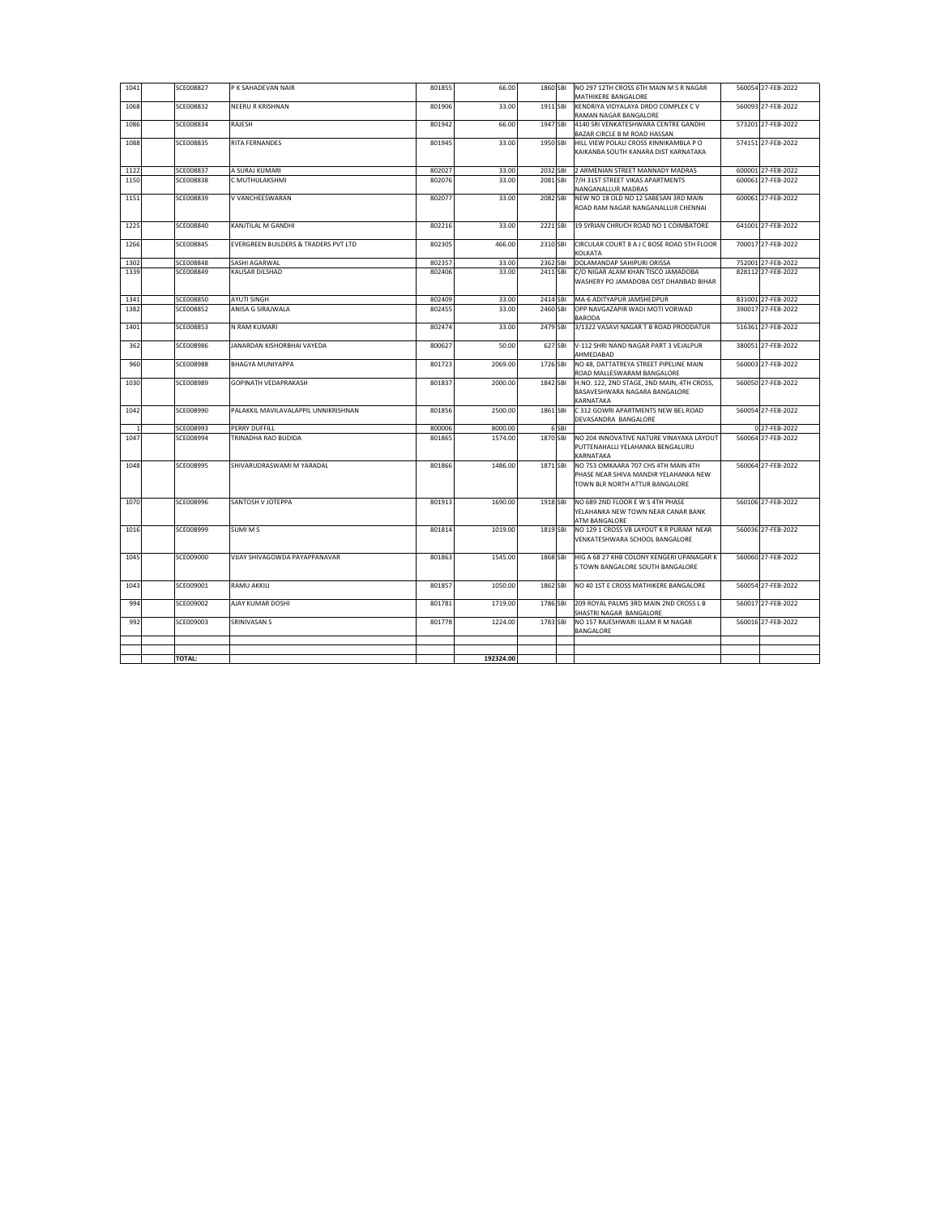| | | | | | | | | | |
|---|---|---|---|---|---|---|---|---|---|
| 1041 | SCE008827 | P K SAHADEVAN NAIR | 801855 | 66.00 | 1860 | SBI | NO 297 12TH CROSS 6TH MAIN M S R NAGAR MATHIKERE BANGALORE | 560054 | 27-FEB-2022 |
| 1068 | SCE008832 | NEERU R KRISHNAN | 801906 | 33.00 | 1911 | SBI | KENDRIYA VIDYALAYA DRDO COMPLEX C V RAMAN NAGAR BANGALORE | 560093 | 27-FEB-2022 |
| 1086 | SCE008834 | RAJESH | 801942 | 66.00 | 1947 | SBI | 4140 SRI VENKATESHWARA CENTRE GANDHI BAZAR CIRCLE B M ROAD HASSAN | 573201 | 27-FEB-2022 |
| 1088 | SCE008835 | RITA FERNANDES | 801945 | 33.00 | 1950 | SBI | HILL VIEW POLALI CROSS KINNIKAMBLA P O KAIKANBA SOUTH KANARA DIST KARNATAKA | 574151 | 27-FEB-2022 |
| 1122 | SCE008837 | A SURAJ KUMARI | 802027 | 33.00 | 2032 | SBI | 2 ARMENIAN STREET MANNADY MADRAS | 600001 | 27-FEB-2022 |
| 1150 | SCE008838 | C MUTHULAKSHMI | 802076 | 33.00 | 2081 | SBI | 7/H 31ST STREET VIKAS APARTMENTS NANGANALLUR MADRAS | 600061 | 27-FEB-2022 |
| 1151 | SCE008839 | V VANCHEESWARAN | 802077 | 33.00 | 2082 | SBI | NEW NO 18 OLD NO 12 SABESAN 3RD MAIN ROAD RAM NAGAR NANGANALLUR CHENNAI | 600061 | 27-FEB-2022 |
| 1225 | SCE008840 | KANJTILAL M GANDHI | 802216 | 33.00 | 2221 | SBI | 19 SYRIAN CHRUCH ROAD NO 1 COIMBATORE | 641001 | 27-FEB-2022 |
| 1266 | SCE008845 | EVERGREEN BUILDERS & TRADERS PVT LTD | 802305 | 466.00 | 2310 | SBI | CIRCULAR COURT 8 A J C BOSE ROAD 5TH FLOOR KOLKATA | 700017 | 27-FEB-2022 |
| 1302 | SCE008848 | SASHI AGARWAL | 802357 | 33.00 | 2362 | SBI | DOLAMANDAP SAHIPURI ORISSA | 752001 | 27-FEB-2022 |
| 1339 | SCE008849 | KAUSAR DILSHAD | 802406 | 33.00 | 2411 | SBI | C/O NIGAR ALAM KHAN TISCO JAMADOBA WASHERY PO JAMADOBA DIST DHANBAD BIHAR | 828112 | 27-FEB-2022 |
| 1341 | SCE008850 | AYUTI SINGH | 802409 | 33.00 | 2414 | SBI | MA-6 ADITYAPUR JAMSHEDPUR | 831001 | 27-FEB-2022 |
| 1382 | SCE008852 | ANISA G SIRAJWALA | 802455 | 33.00 | 2460 | SBI | OPP NAVGAZAPIR WADI MOTI VORWAD BARODA | 390017 | 27-FEB-2022 |
| 1401 | SCE008853 | N RAM KUMARI | 802474 | 33.00 | 2479 | SBI | 3/1322 VASAVI NAGAR T B ROAD PRODDATUR | 516361 | 27-FEB-2022 |
| 362 | SCE008986 | JANARDAN KISHORBHAI VAYEDA | 800627 | 50.00 | 627 | SBI | V-112 SHRI NAND NAGAR PART 3 VEJALPUR AHMEDABAD | 380051 | 27-FEB-2022 |
| 960 | SCE008988 | BHAGYA MUNIYAPPA | 801723 | 2069.00 | 1726 | SBI | NO 48, DATTATREYA STREET PIPELINE MAIN ROAD MALLESWARAM BANGALORE | 560003 | 27-FEB-2022 |
| 1030 | SCE008989 | GOPINATH VEDAPRAKASH | 801837 | 2000.00 | 1842 | SBI | H.NO. 122, 2ND STAGE, 2ND MAIN, 4TH CROSS, BASAVESHWARA NAGARA BANGALORE KARNATAKA | 560050 | 27-FEB-2022 |
| 1042 | SCE008990 | PALAKKIL MAVILAVALAPPIL UNNIKRISHNAN | 801856 | 2500.00 | 1861 | SBI | C 312 GOWRI APARTMENTS NEW BEL ROAD DEVASANDRA BANGALORE | 560054 | 27-FEB-2022 |
| 1 | SCE008993 | PERRY DUFFILL | 800006 | 8000.00 | 6 | SBI | | 0 | 27-FEB-2022 |
| 1047 | SCE008994 | TRINADHA RAO BUDIDA | 801865 | 1574.00 | 1870 | SBI | NO 204 INNOVATIVE NATURE VINAYAKA LAYOUT PUTTENAHALLI YELAHANKA BENGALURU KARNATAKA | 560064 | 27-FEB-2022 |
| 1048 | SCE008995 | SHIVARUDRASWAMI M YARADAL | 801866 | 1486.00 | 1871 | SBI | NO 753 OMKAARA 707 CHS 4TH MAIN 4TH PHASE NEAR SHIVA MANDIR YELAHANKA NEW TOWN BLR NORTH ATTUR BANGALORE | 560064 | 27-FEB-2022 |
| 1070 | SCE008996 | SANTOSH V JOTEPPA | 801913 | 1690.00 | 1918 | SBI | NO 689 2ND FLOOR E W S 4TH PHASE YELAHANKA NEW TOWN NEAR CANAR BANK ATM BANGALORE | 560106 | 27-FEB-2022 |
| 1016 | SCE008999 | SUMI M S | 801814 | 1019.00 | 1819 | SBI | NO 129 1 CROSS VB LAYOUT K R PURAM NEAR VENKATESHWARA SCHOOL BANGALORE | 560036 | 27-FEB-2022 |
| 1045 | SCE009000 | VIJAY SHIVAGOWDA PAYAPPANAVAR | 801863 | 1545.00 | 1868 | SBI | HIG A 68 27 KHB COLONY KENGERI UPANAGAR K S TOWN BANGALORE SOUTH BANGALORE | 560060 | 27-FEB-2022 |
| 1043 | SCE009001 | RAMU AKKILI | 801857 | 1050.00 | 1862 | SBI | NO 40 1ST E CROSS MATHIKERE BANGALORE | 560054 | 27-FEB-2022 |
| 994 | SCE009002 | AJAY KUMAR DOSHI | 801781 | 1719.00 | 1786 | SBI | 209 ROYAL PALMS 3RD MAIN 2ND CROSS L B SHASTRI NAGAR BANGALORE | 560017 | 27-FEB-2022 |
| 992 | SCE009003 | SRINIVASAN S | 801778 | 1224.00 | 1783 | SBI | NO 157 RAJESHWARI ILLAM R M NAGAR BANGALORE | 560016 | 27-FEB-2022 |
| | | | | | | | | | |
| | | | | | | | | | |
| | TOTAL: | | | 192324.00 | | | | | |